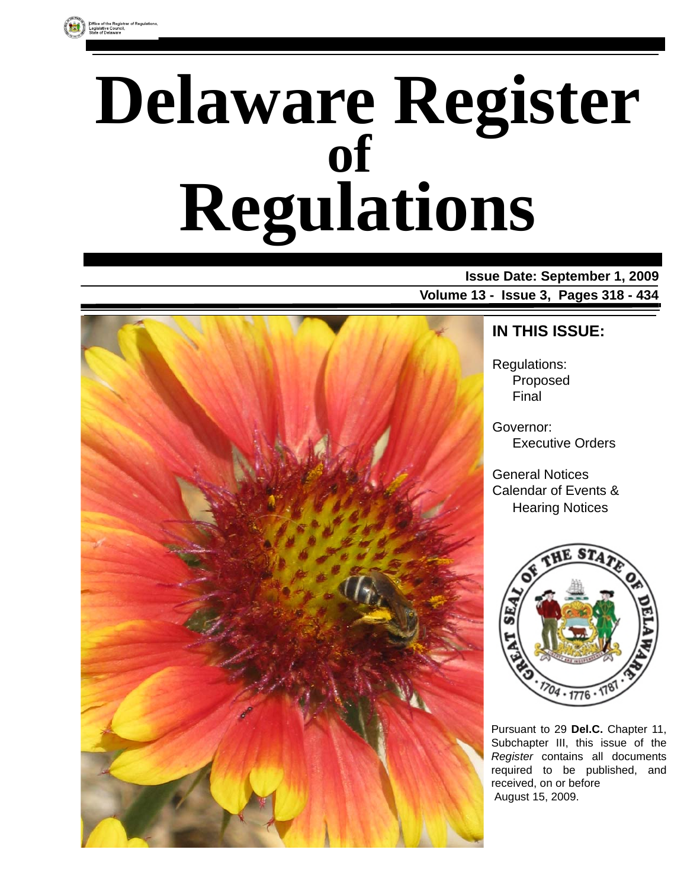Office of the Registrar of Regulations,
Legislative Council,
State of Delaware

# Delaware Register of Regulations

**Issue Date: September 1, 2009**

**Volume 13 - Issue 3, Pages 318 - 434**

## IN THIS ISSUE:

Regulations:
- Proposed
- Final

Governor:
- Executive Orders

General Notices

Calendar of Events & Hearing Notices

Pursuant to 29 **Del.C.** Chapter 11, Subchapter III, this issue of the *Register* contains all documents required to be published, and received, on or before August 15, 2009.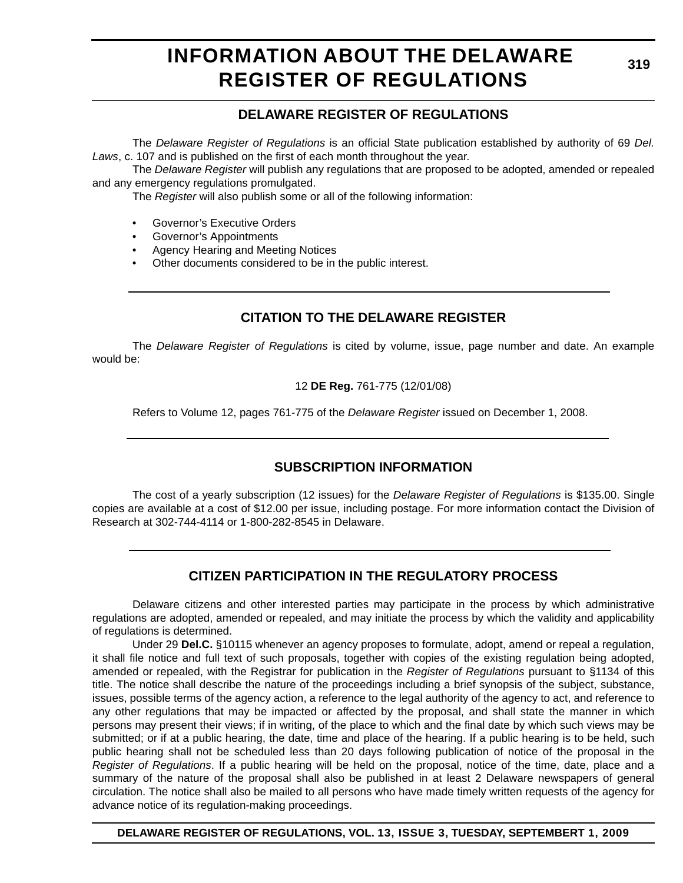# INFORMATION ABOUT THE DELAWARE REGISTER OF REGULATIONS

## DELAWARE REGISTER OF REGULATIONS

The *Delaware Register of Regulations* is an official State publication established by authority of 69 *Del. Laws*, c. 107 and is published on the first of each month throughout the year.

The *Delaware Register* will publish any regulations that are proposed to be adopted, amended or repealed and any emergency regulations promulgated.

The *Register* will also publish some or all of the following information:

- Governor's Executive Orders
- Governor's Appointments
- Agency Hearing and Meeting Notices
- Other documents considered to be in the public interest.

## CITATION TO THE DELAWARE REGISTER

The *Delaware Register of Regulations* is cited by volume, issue, page number and date. An example would be:

12 **DE Reg.** 761-775 (12/01/08)

Refers to Volume 12, pages 761-775 of the *Delaware Register* issued on December 1, 2008.

## SUBSCRIPTION INFORMATION

The cost of a yearly subscription (12 issues) for the *Delaware Register of Regulations* is $135.00. Single copies are available at a cost of $12.00 per issue, including postage. For more information contact the Division of Research at 302-744-4114 or 1-800-282-8545 in Delaware.

## CITIZEN PARTICIPATION IN THE REGULATORY PROCESS

Delaware citizens and other interested parties may participate in the process by which administrative regulations are adopted, amended or repealed, and may initiate the process by which the validity and applicability of regulations is determined.

Under 29 **Del.C.** §10115 whenever an agency proposes to formulate, adopt, amend or repeal a regulation, it shall file notice and full text of such proposals, together with copies of the existing regulation being adopted, amended or repealed, with the Registrar for publication in the *Register of Regulations* pursuant to §1134 of this title. The notice shall describe the nature of the proceedings including a brief synopsis of the subject, substance, issues, possible terms of the agency action, a reference to the legal authority of the agency to act, and reference to any other regulations that may be impacted or affected by the proposal, and shall state the manner in which persons may present their views; if in writing, of the place to which and the final date by which such views may be submitted; or if at a public hearing, the date, time and place of the hearing. If a public hearing is to be held, such public hearing shall not be scheduled less than 20 days following publication of notice of the proposal in the *Register of Regulations*. If a public hearing will be held on the proposal, notice of the time, date, place and a summary of the nature of the proposal shall also be published in at least 2 Delaware newspapers of general circulation. The notice shall also be mailed to all persons who have made timely written requests of the agency for advance notice of its regulation-making proceedings.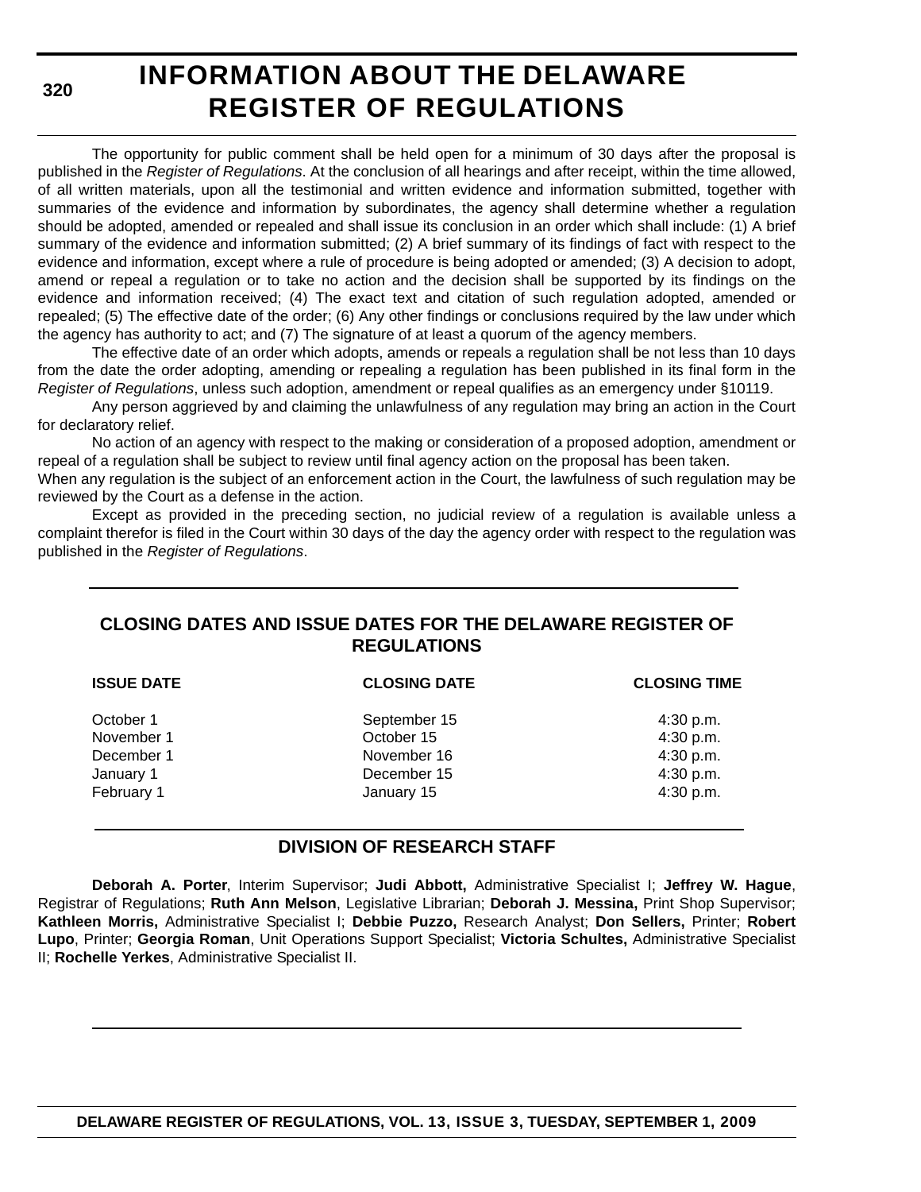# INFORMATION ABOUT THE DELAWARE REGISTER OF REGULATIONS

The opportunity for public comment shall be held open for a minimum of 30 days after the proposal is published in the *Register of Regulations*. At the conclusion of all hearings and after receipt, within the time allowed, of all written materials, upon all the testimonial and written evidence and information submitted, together with summaries of the evidence and information by subordinates, the agency shall determine whether a regulation should be adopted, amended or repealed and shall issue its conclusion in an order which shall include: (1) A brief summary of the evidence and information submitted; (2) A brief summary of its findings of fact with respect to the evidence and information, except where a rule of procedure is being adopted or amended; (3) A decision to adopt, amend or repeal a regulation or to take no action and the decision shall be supported by its findings on the evidence and information received; (4) The exact text and citation of such regulation adopted, amended or repealed; (5) The effective date of the order; (6) Any other findings or conclusions required by the law under which the agency has authority to act; and (7) The signature of at least a quorum of the agency members.

The effective date of an order which adopts, amends or repeals a regulation shall be not less than 10 days from the date the order adopting, amending or repealing a regulation has been published in its final form in the *Register of Regulations*, unless such adoption, amendment or repeal qualifies as an emergency under §10119.

Any person aggrieved by and claiming the unlawfulness of any regulation may bring an action in the Court for declaratory relief.

No action of an agency with respect to the making or consideration of a proposed adoption, amendment or repeal of a regulation shall be subject to review until final agency action on the proposal has been taken.

When any regulation is the subject of an enforcement action in the Court, the lawfulness of such regulation may be reviewed by the Court as a defense in the action.

Except as provided in the preceding section, no judicial review of a regulation is available unless a complaint therefor is filed in the Court within 30 days of the day the agency order with respect to the regulation was published in the *Register of Regulations*.

## CLOSING DATES AND ISSUE DATES FOR THE DELAWARE REGISTER OF REGULATIONS

| ISSUE DATE | CLOSING DATE | CLOSING TIME |
|---|---|---|
| October 1 | September 15 | 4:30 p.m. |
| November 1 | October 15 | 4:30 p.m. |
| December 1 | November 16 | 4:30 p.m. |
| January 1 | December 15 | 4:30 p.m. |
| February 1 | January 15 | 4:30 p.m. |

## DIVISION OF RESEARCH STAFF

**Deborah A. Porter**, Interim Supervisor; **Judi Abbott,** Administrative Specialist I; **Jeffrey W. Hague**, Registrar of Regulations; **Ruth Ann Melson**, Legislative Librarian; **Deborah J. Messina,** Print Shop Supervisor; **Kathleen Morris,** Administrative Specialist I; **Debbie Puzzo,** Research Analyst; **Don Sellers,** Printer; **Robert Lupo**, Printer; **Georgia Roman**, Unit Operations Support Specialist; **Victoria Schultes,** Administrative Specialist II; **Rochelle Yerkes**, Administrative Specialist II.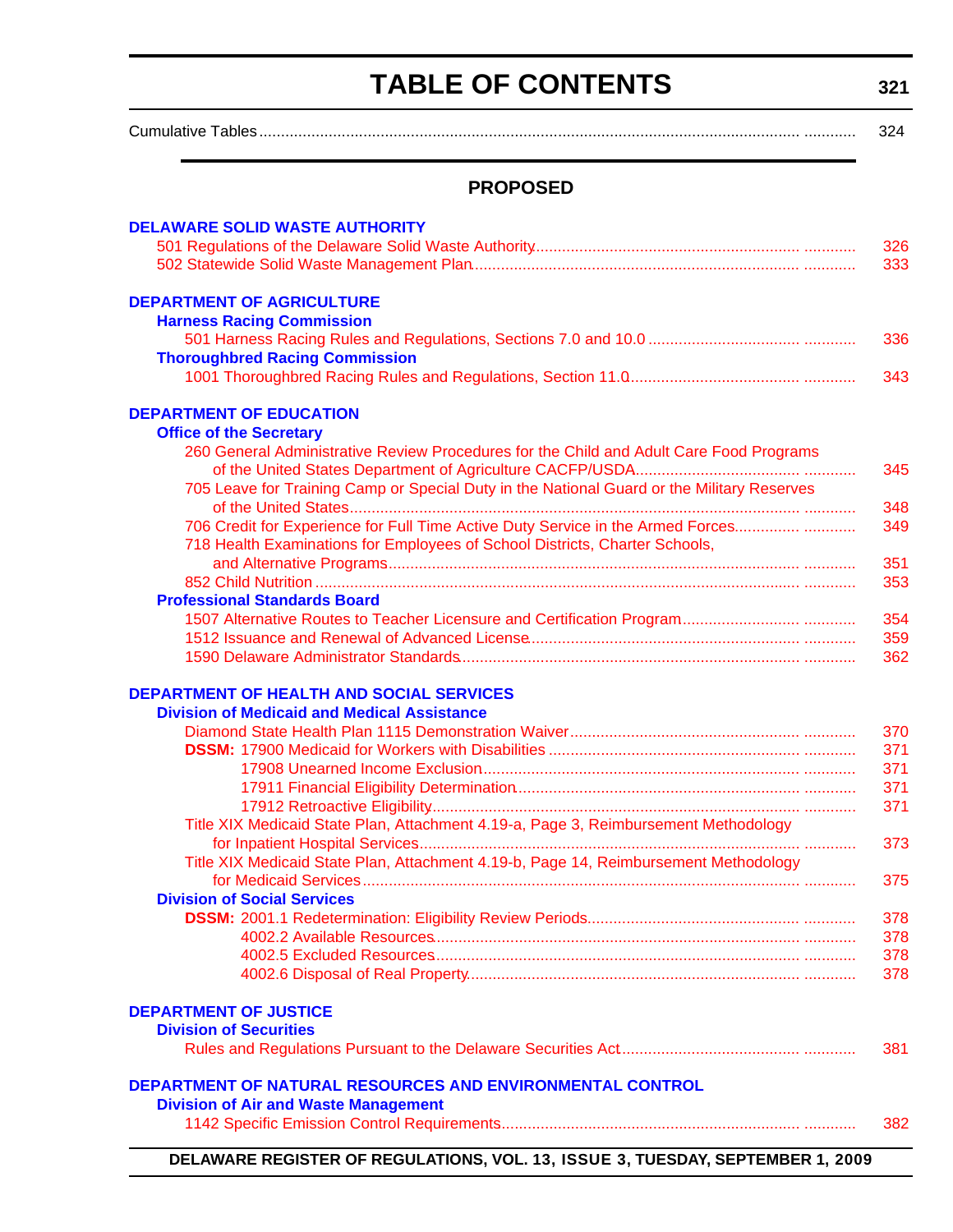# TABLE OF CONTENTS

Cumulative Tables ............ 324

## PROPOSED

**DELAWARE SOLID WASTE AUTHORITY**

501 Regulations of the Delaware Solid Waste Authority ............ 326
502 Statewide Solid Waste Management Plan ............ 333

**DEPARTMENT OF AGRICULTURE**

**Harness Racing Commission**

501 Harness Racing Rules and Regulations, Sections 7.0 and 10.0 ............ 336

**Thoroughbred Racing Commission**

1001 Thoroughbred Racing Rules and Regulations, Section 11.0 ............ 343

**DEPARTMENT OF EDUCATION**

**Office of the Secretary**

260 General Administrative Review Procedures for the Child and Adult Care Food Programs of the United States Department of Agriculture CACFP/USDA ............ 345
705 Leave for Training Camp or Special Duty in the National Guard or the Military Reserves of the United States ............ 348
706 Credit for Experience for Full Time Active Duty Service in the Armed Forces ............ 349
718 Health Examinations for Employees of School Districts, Charter Schools, and Alternative Programs ............ 351
852 Child Nutrition ............ 353

**Professional Standards Board**

1507 Alternative Routes to Teacher Licensure and Certification Program ............ 354
1512 Issuance and Renewal of Advanced License ............ 359
1590 Delaware Administrator Standards ............ 362

**DEPARTMENT OF HEALTH AND SOCIAL SERVICES**

**Division of Medicaid and Medical Assistance**

Diamond State Health Plan 1115 Demonstration Waiver ............ 370
**DSSM:** 17900 Medicaid for Workers with Disabilities ............ 371
17908 Unearned Income Exclusion ............ 371
17911 Financial Eligibility Determination ............ 371
17912 Retroactive Eligibility ............ 371
Title XIX Medicaid State Plan, Attachment 4.19-a, Page 3, Reimbursement Methodology for Inpatient Hospital Services ............ 373
Title XIX Medicaid State Plan, Attachment 4.19-b, Page 14, Reimbursement Methodology for Medicaid Services ............ 375

**Division of Social Services**

**DSSM:** 2001.1 Redetermination: Eligibility Review Periods ............ 378
4002.2 Available Resources ............ 378
4002.5 Excluded Resources ............ 378
4002.6 Disposal of Real Property ............ 378

**DEPARTMENT OF JUSTICE**

**Division of Securities**

Rules and Regulations Pursuant to the Delaware Securities Act ............ 381

**DEPARTMENT OF NATURAL RESOURCES AND ENVIRONMENTAL CONTROL**

**Division of Air and Waste Management**

1142 Specific Emission Control Requirements ............ 382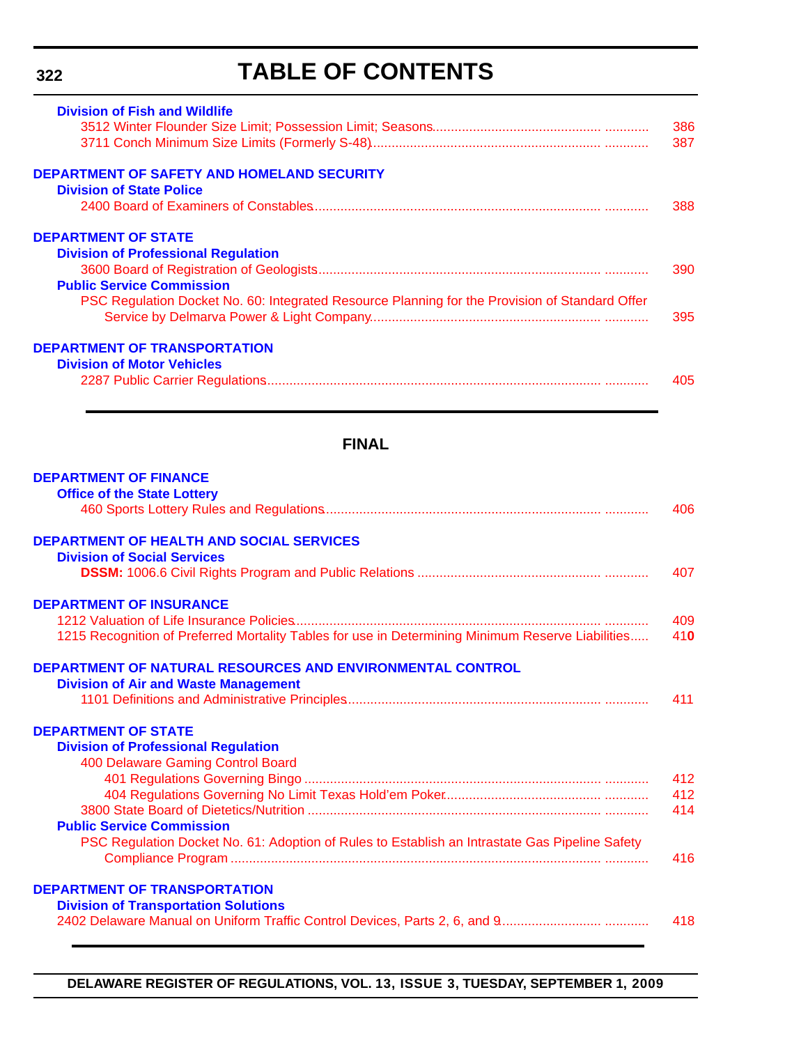# TABLE OF CONTENTS

**Division of Fish and Wildlife**

3512 Winter Flounder Size Limit; Possession Limit; Seasons ........................ 386
3711 Conch Minimum Size Limits (Formerly S-48) ........................ 387

**DEPARTMENT OF SAFETY AND HOMELAND SECURITY**

**Division of State Police**

2400 Board of Examiners of Constables ........................ 388

**DEPARTMENT OF STATE**

**Division of Professional Regulation**

3600 Board of Registration of Geologists ........................ 390

**Public Service Commission**

PSC Regulation Docket No. 60: Integrated Resource Planning for the Provision of Standard Offer Service by Delmarva Power & Light Company ........................ 395

**DEPARTMENT OF TRANSPORTATION**

**Division of Motor Vehicles**

2287 Public Carrier Regulations ........................ 405

## FINAL

**DEPARTMENT OF FINANCE**

**Office of the State Lottery**

460 Sports Lottery Rules and Regulations ........................ 406

**DEPARTMENT OF HEALTH AND SOCIAL SERVICES**

**Division of Social Services**

**DSSM:** 1006.6 Civil Rights Program and Public Relations ........................ 407

**DEPARTMENT OF INSURANCE**

1212 Valuation of Life Insurance Policies ........................ 409
1215 Recognition of Preferred Mortality Tables for use in Determining Minimum Reserve Liabilities ..... 410

**DEPARTMENT OF NATURAL RESOURCES AND ENVIRONMENTAL CONTROL**

**Division of Air and Waste Management**

1101 Definitions and Administrative Principles ........................ 411

**DEPARTMENT OF STATE**

**Division of Professional Regulation**

400 Delaware Gaming Control Board

401 Regulations Governing Bingo ........................ 412
404 Regulations Governing No Limit Texas Hold'em Poker ........................ 412

3800 State Board of Dietetics/Nutrition ........................ 414

**Public Service Commission**

PSC Regulation Docket No. 61: Adoption of Rules to Establish an Intrastate Gas Pipeline Safety Compliance Program ........................ 416

**DEPARTMENT OF TRANSPORTATION**

**Division of Transportation Solutions**

2402 Delaware Manual on Uniform Traffic Control Devices, Parts 2, 6, and 9 ........................ 418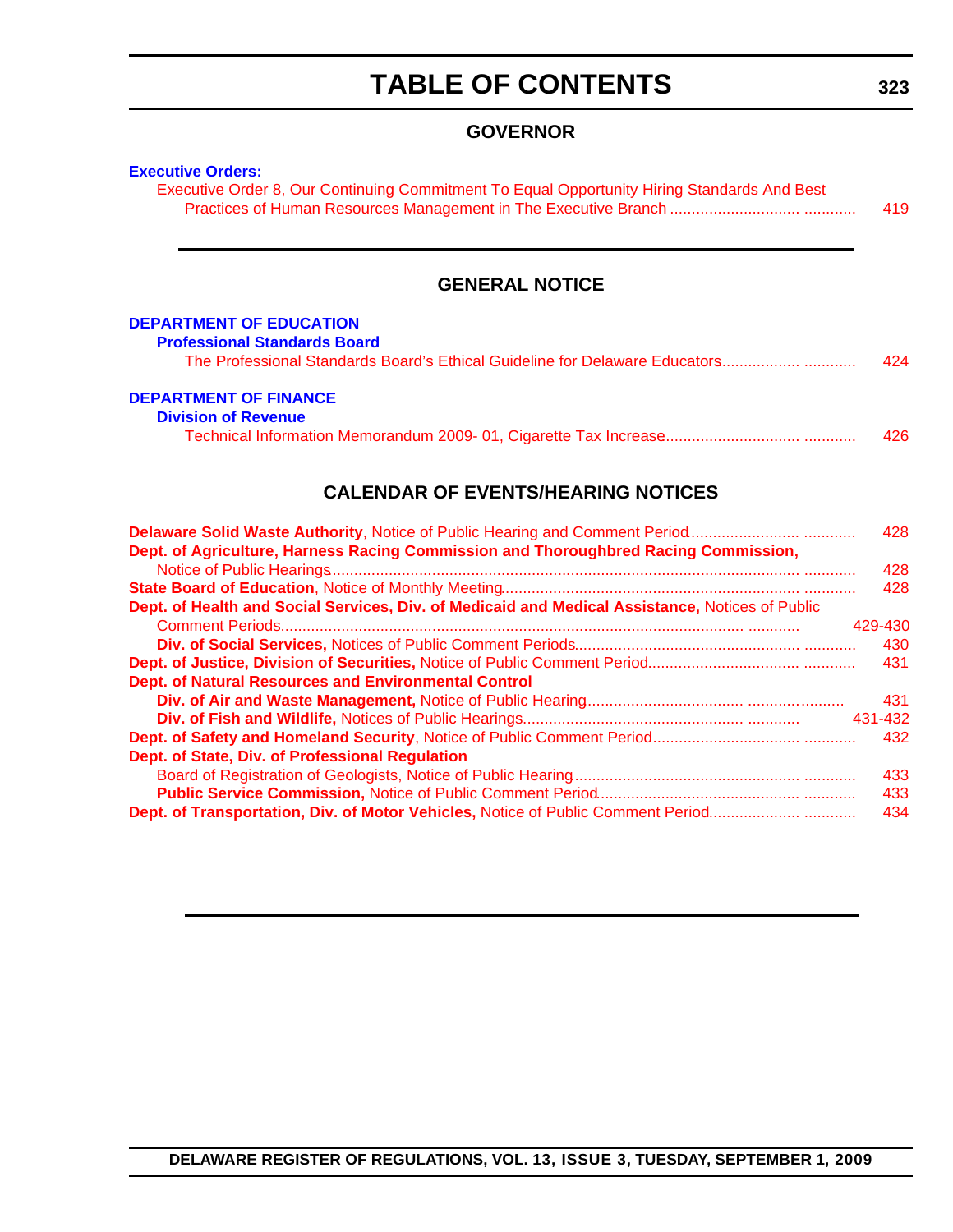# TABLE OF CONTENTS

## GOVERNOR

**Executive Orders:**

Executive Order 8, Our Continuing Commitment To Equal Opportunity Hiring Standards And Best Practices of Human Resources Management in The Executive Branch ............................ ............ 419

## GENERAL NOTICE

**DEPARTMENT OF EDUCATION**

**Professional Standards Board**

The Professional Standards Board's Ethical Guideline for Delaware Educators................. ............ 424

**DEPARTMENT OF FINANCE**

**Division of Revenue**

Technical Information Memorandum 2009- 01, Cigarette Tax Increase............................. ............ 426

## CALENDAR OF EVENTS/HEARING NOTICES

**Delaware Solid Waste Authority**, Notice of Public Hearing and Comment Period......................... ............ 428

**Dept. of Agriculture, Harness Racing Commission and Thoroughbred Racing Commission,** Notice of Public Hearings........................................................................................................ ............ 428

**State Board of Education**, Notice of Monthly Meeting.................................................................. ............ 428

**Dept. of Health and Social Services, Div. of Medicaid and Medical Assistance,** Notices of Public Comment Periods...................................................................................................... ............ 429-430

**Div. of Social Services,** Notices of Public Comment Periods.................................................. ............ 430

**Dept. of Justice, Division of Securities,** Notice of Public Comment Period................................ ............ 431

**Dept. of Natural Resources and Environmental Control**

**Div. of Air and Waste Management,** Notice of Public Hearing.................................... ......................... 431

**Div. of Fish and Wildlife,** Notices of Public Hearings................................................. ............ 431-432

**Dept. of Safety and Homeland Security**, Notice of Public Comment Period................................ ............ 432

**Dept. of State, Div. of Professional Regulation**

Board of Registration of Geologists, Notice of Public Hearing................................................... ............ 433

**Public Service Commission,** Notice of Public Comment Period............................................ ............ 433

**Dept. of Transportation, Div. of Motor Vehicles,** Notice of Public Comment Period.................... ............ 434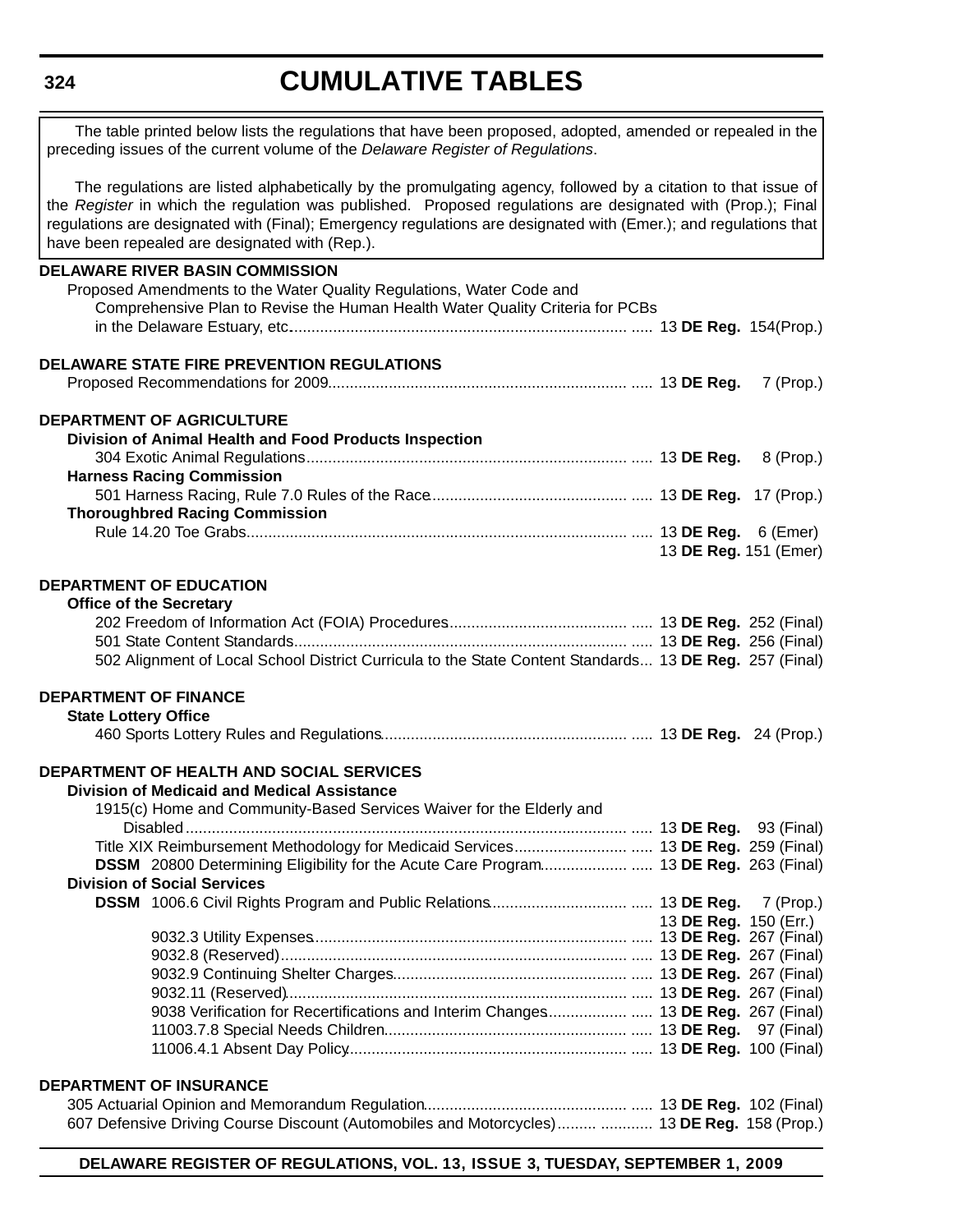# CUMULATIVE TABLES

The table printed below lists the regulations that have been proposed, adopted, amended or repealed in the preceding issues of the current volume of the *Delaware Register of Regulations*.

The regulations are listed alphabetically by the promulgating agency, followed by a citation to that issue of the *Register* in which the regulation was published. Proposed regulations are designated with (Prop.); Final regulations are designated with (Final); Emergency regulations are designated with (Emer.); and regulations that have been repealed are designated with (Rep.).

**DELAWARE RIVER BASIN COMMISSION**

Proposed Amendments to the Water Quality Regulations, Water Code and Comprehensive Plan to Revise the Human Health Water Quality Criteria for PCBs in the Delaware Estuary, etc. .......... 13 **DE Reg.** 154(Prop.)

**DELAWARE STATE FIRE PREVENTION REGULATIONS**

Proposed Recommendations for 2009.......... 13 **DE Reg.** 7 (Prop.)

**DEPARTMENT OF AGRICULTURE**

**Division of Animal Health and Food Products Inspection**

304 Exotic Animal Regulations.......... 13 **DE Reg.** 8 (Prop.)

**Harness Racing Commission**

501 Harness Racing, Rule 7.0 Rules of the Race.......... 13 **DE Reg.** 17 (Prop.)

**Thoroughbred Racing Commission**

Rule 14.20 Toe Grabs.......... 13 **DE Reg.** 6 (Emer)
13 **DE Reg.** 151 (Emer)

**DEPARTMENT OF EDUCATION**

**Office of the Secretary**

202 Freedom of Information Act (FOIA) Procedures.......... 13 **DE Reg.** 252 (Final)
501 State Content Standards.......... 13 **DE Reg.** 256 (Final)
502 Alignment of Local School District Curricula to the State Content Standards... 13 **DE Reg.** 257 (Final)

**DEPARTMENT OF FINANCE**

**State Lottery Office**

460 Sports Lottery Rules and Regulations.......... 13 **DE Reg.** 24 (Prop.)

**DEPARTMENT OF HEALTH AND SOCIAL SERVICES**

**Division of Medicaid and Medical Assistance**

1915(c) Home and Community-Based Services Waiver for the Elderly and Disabled.......... 13 **DE Reg.** 93 (Final)
Title XIX Reimbursement Methodology for Medicaid Services.......... 13 **DE Reg.** 259 (Final)
**DSSM** 20800 Determining Eligibility for the Acute Care Program.......... 13 **DE Reg.** 263 (Final)

**Division of Social Services**

**DSSM** 1006.6 Civil Rights Program and Public Relations.......... 13 **DE Reg.** 7 (Prop.)
13 **DE Reg.** 150 (Err.)
9032.3 Utility Expenses.......... 13 **DE Reg.** 267 (Final)
9032.8 (Reserved).......... 13 **DE Reg.** 267 (Final)
9032.9 Continuing Shelter Charges.......... 13 **DE Reg.** 267 (Final)
9032.11 (Reserved).......... 13 **DE Reg.** 267 (Final)
9038 Verification for Recertifications and Interim Changes.......... 13 **DE Reg.** 267 (Final)
11003.7.8 Special Needs Children.......... 13 **DE Reg.** 97 (Final)
11006.4.1 Absent Day Policy.......... 13 **DE Reg.** 100 (Final)

**DEPARTMENT OF INSURANCE**

305 Actuarial Opinion and Memorandum Regulation.......... 13 **DE Reg.** 102 (Final)
607 Defensive Driving Course Discount (Automobiles and Motorcycles).......... 13 **DE Reg.** 158 (Prop.)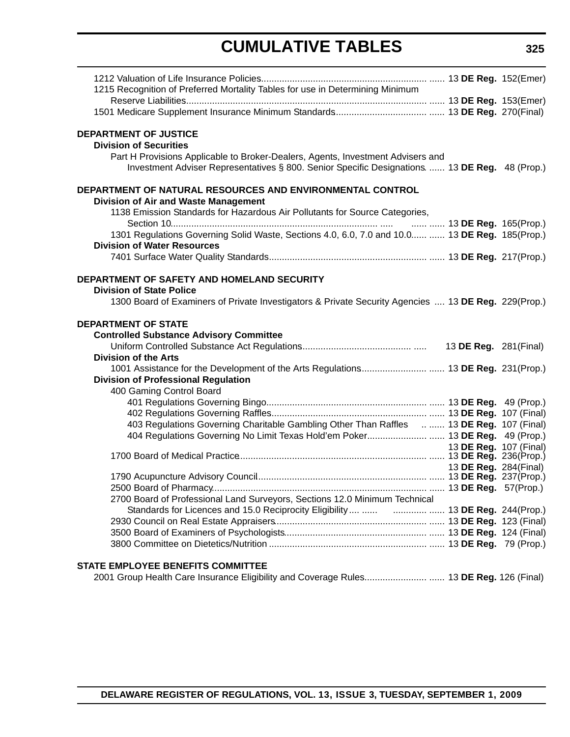# CUMULATIVE TABLES

1212 Valuation of Life Insurance Policies........................................................................ 13 **DE Reg.** 152(Emer)
1215 Recognition of Preferred Mortality Tables for use in Determining Minimum
Reserve Liabilities........................................................................................................ 13 **DE Reg.** 153(Emer)
1501 Medicare Supplement Insurance Minimum Standards.......................................... 13 **DE Reg.** 270(Final)

**DEPARTMENT OF JUSTICE**
**Division of Securities**
Part H Provisions Applicable to Broker-Dealers, Agents, Investment Advisers and
Investment Adviser Representatives § 800. Senior Specific Designations. ...... 13 **DE Reg.** 48 (Prop.)

**DEPARTMENT OF NATURAL RESOURCES AND ENVIRONMENTAL CONTROL**
**Division of Air and Waste Management**
1138 Emission Standards for Hazardous Air Pollutants for Source Categories,
Section 10................................................................................................ 13 **DE Reg.** 165(Prop.)
1301 Regulations Governing Solid Waste, Sections 4.0, 6.0, 7.0 and 10.0............ 13 **DE Reg.** 185(Prop.)
**Division of Water Resources**
7401 Surface Water Quality Standards.................................................................... 13 **DE Reg.** 217(Prop.)

**DEPARTMENT OF SAFETY AND HOMELAND SECURITY**
**Division of State Police**
1300 Board of Examiners of Private Investigators & Private Security Agencies .... 13 **DE Reg.** 229(Prop.)

**DEPARTMENT OF STATE**
**Controlled Substance Advisory Committee**
Uniform Controlled Substance Act Regulations................................................ 13 **DE Reg.** 281(Final)
**Division of the Arts**
1001 Assistance for the Development of the Arts Regulations.............................. 13 **DE Reg.** 231(Prop.)
**Division of Professional Regulation**
400 Gaming Control Board
401 Regulations Governing Bingo...................................................................... 13 **DE Reg.** 49 (Prop.)
402 Regulations Governing Raffles..................................................................... 13 **DE Reg.** 107 (Final)
403 Regulations Governing Charitable Gambling Other Than Raffles ........ 13 **DE Reg.** 107 (Final)
404 Regulations Governing No Limit Texas Hold'em Poker............................ 13 **DE Reg.** 49 (Prop.)
13 **DE Reg.** 107 (Final)
1700 Board of Medical Practice................................................................................ 13 **DE Reg.** 236(Prop.)
13 **DE Reg.** 284(Final)
1790 Acupuncture Advisory Council......................................................................... 13 **DE Reg.** 237(Prop.)
2500 Board of Pharmacy.......................................................................................... 13 **DE Reg.** 57(Prop.)
2700 Board of Professional Land Surveyors, Sections 12.0 Minimum Technical
Standards for Licences and 15.0 Reciprocity Eligibility .............................. 13 **DE Reg.** 244(Prop.)
2930 Council on Real Estate Appraisers................................................................ 13 **DE Reg.** 123 (Final)
3500 Board of Examiners of Psychologists............................................................ 13 **DE Reg.** 124 (Final)
3800 Committee on Dietetics/Nutrition .................................................................. 13 **DE Reg.** 79 (Prop.)

**STATE EMPLOYEE BENEFITS COMMITTEE**
2001 Group Health Care Insurance Eligibility and Coverage Rules.............................. 13 **DE Reg.** 126 (Final)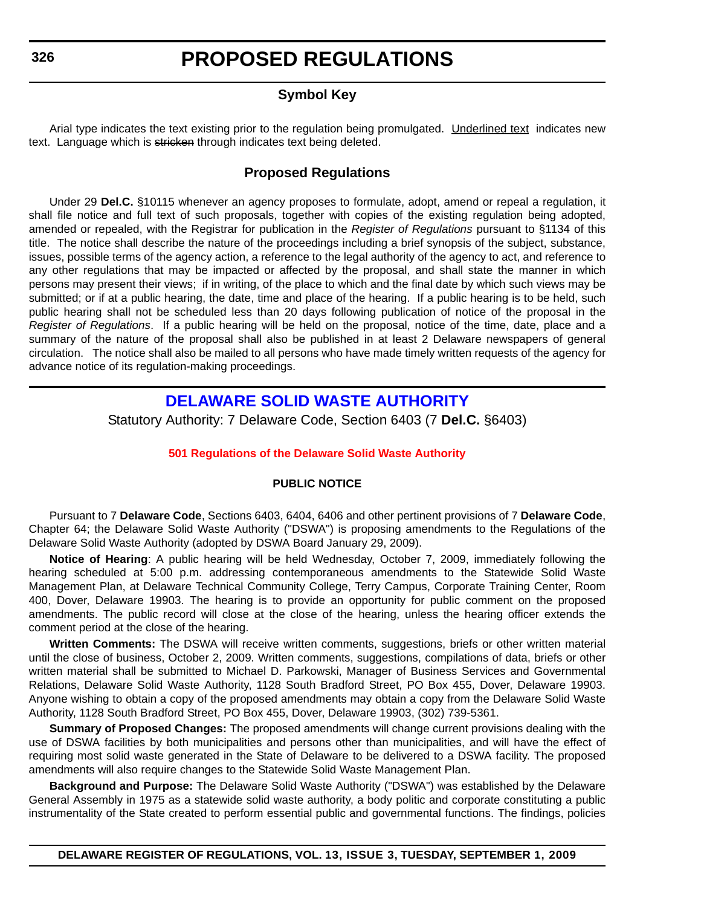# PROPOSED REGULATIONS

## Symbol Key

Arial type indicates the text existing prior to the regulation being promulgated. Underlined text indicates new text. Language which is ~~stricken~~ through indicates text being deleted.

## Proposed Regulations

Under 29 **Del.C.** §10115 whenever an agency proposes to formulate, adopt, amend or repeal a regulation, it shall file notice and full text of such proposals, together with copies of the existing regulation being adopted, amended or repealed, with the Registrar for publication in the *Register of Regulations* pursuant to §1134 of this title. The notice shall describe the nature of the proceedings including a brief synopsis of the subject, substance, issues, possible terms of the agency action, a reference to the legal authority of the agency to act, and reference to any other regulations that may be impacted or affected by the proposal, and shall state the manner in which persons may present their views; if in writing, of the place to which and the final date by which such views may be submitted; or if at a public hearing, the date, time and place of the hearing. If a public hearing is to be held, such public hearing shall not be scheduled less than 20 days following publication of notice of the proposal in the *Register of Regulations*. If a public hearing will be held on the proposal, notice of the time, date, place and a summary of the nature of the proposal shall also be published in at least 2 Delaware newspapers of general circulation. The notice shall also be mailed to all persons who have made timely written requests of the agency for advance notice of its regulation-making proceedings.

## DELAWARE SOLID WASTE AUTHORITY

Statutory Authority: 7 Delaware Code, Section 6403 (7 **Del.C.** §6403)

### 501 Regulations of the Delaware Solid Waste Authority

#### PUBLIC NOTICE

Pursuant to 7 **Delaware Code**, Sections 6403, 6404, 6406 and other pertinent provisions of 7 **Delaware Code**, Chapter 64; the Delaware Solid Waste Authority ("DSWA") is proposing amendments to the Regulations of the Delaware Solid Waste Authority (adopted by DSWA Board January 29, 2009).

**Notice of Hearing**: A public hearing will be held Wednesday, October 7, 2009, immediately following the hearing scheduled at 5:00 p.m. addressing contemporaneous amendments to the Statewide Solid Waste Management Plan, at Delaware Technical Community College, Terry Campus, Corporate Training Center, Room 400, Dover, Delaware 19903. The hearing is to provide an opportunity for public comment on the proposed amendments. The public record will close at the close of the hearing, unless the hearing officer extends the comment period at the close of the hearing.

**Written Comments:** The DSWA will receive written comments, suggestions, briefs or other written material until the close of business, October 2, 2009. Written comments, suggestions, compilations of data, briefs or other written material shall be submitted to Michael D. Parkowski, Manager of Business Services and Governmental Relations, Delaware Solid Waste Authority, 1128 South Bradford Street, PO Box 455, Dover, Delaware 19903. Anyone wishing to obtain a copy of the proposed amendments may obtain a copy from the Delaware Solid Waste Authority, 1128 South Bradford Street, PO Box 455, Dover, Delaware 19903, (302) 739-5361.

**Summary of Proposed Changes:** The proposed amendments will change current provisions dealing with the use of DSWA facilities by both municipalities and persons other than municipalities, and will have the effect of requiring most solid waste generated in the State of Delaware to be delivered to a DSWA facility. The proposed amendments will also require changes to the Statewide Solid Waste Management Plan.

**Background and Purpose:** The Delaware Solid Waste Authority ("DSWA") was established by the Delaware General Assembly in 1975 as a statewide solid waste authority, a body politic and corporate constituting a public instrumentality of the State created to perform essential public and governmental functions. The findings, policies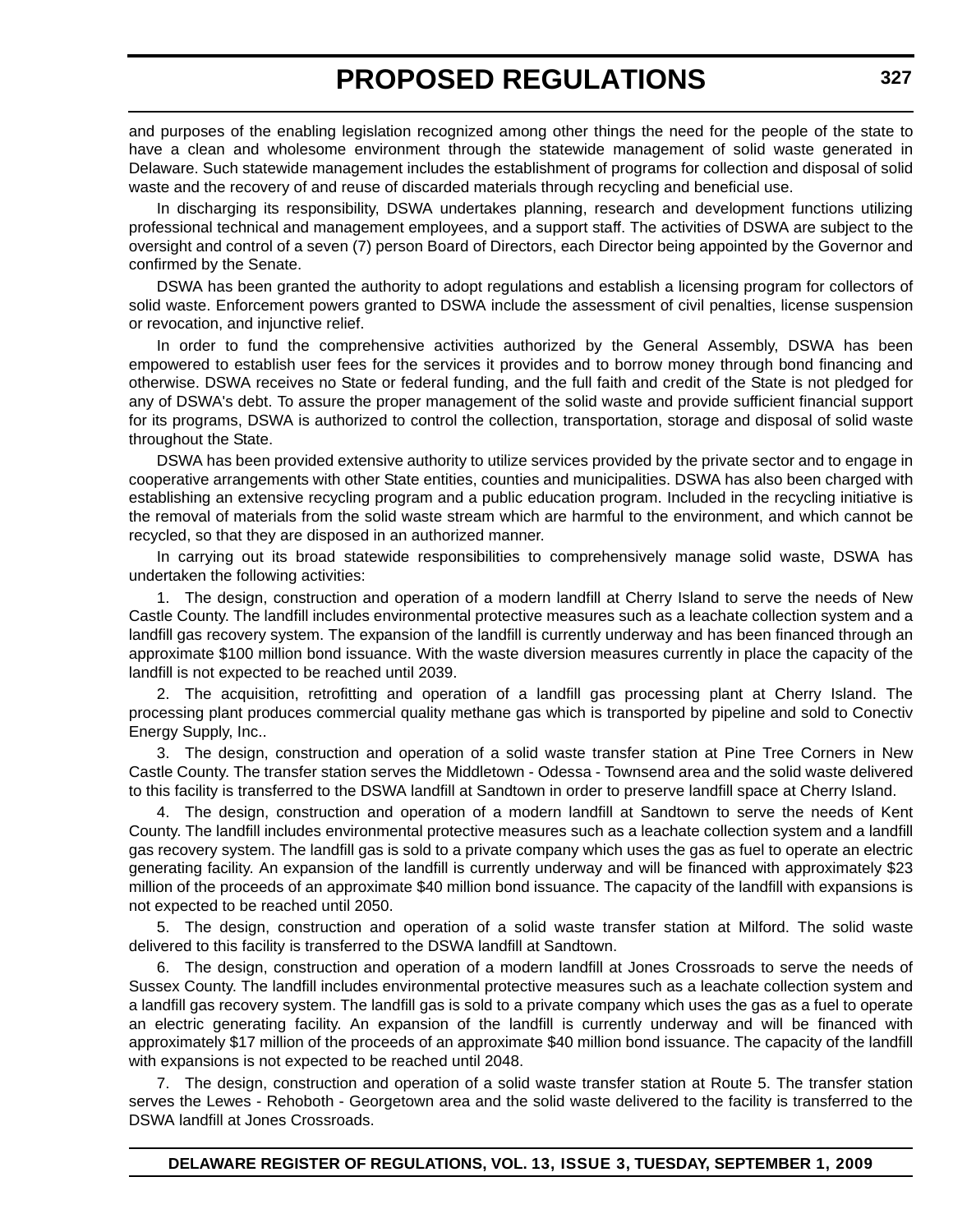and purposes of the enabling legislation recognized among other things the need for the people of the state to have a clean and wholesome environment through the statewide management of solid waste generated in Delaware. Such statewide management includes the establishment of programs for collection and disposal of solid waste and the recovery of and reuse of discarded materials through recycling and beneficial use.

In discharging its responsibility, DSWA undertakes planning, research and development functions utilizing professional technical and management employees, and a support staff. The activities of DSWA are subject to the oversight and control of a seven (7) person Board of Directors, each Director being appointed by the Governor and confirmed by the Senate.

DSWA has been granted the authority to adopt regulations and establish a licensing program for collectors of solid waste. Enforcement powers granted to DSWA include the assessment of civil penalties, license suspension or revocation, and injunctive relief.

In order to fund the comprehensive activities authorized by the General Assembly, DSWA has been empowered to establish user fees for the services it provides and to borrow money through bond financing and otherwise. DSWA receives no State or federal funding, and the full faith and credit of the State is not pledged for any of DSWA's debt. To assure the proper management of the solid waste and provide sufficient financial support for its programs, DSWA is authorized to control the collection, transportation, storage and disposal of solid waste throughout the State.

DSWA has been provided extensive authority to utilize services provided by the private sector and to engage in cooperative arrangements with other State entities, counties and municipalities. DSWA has also been charged with establishing an extensive recycling program and a public education program. Included in the recycling initiative is the removal of materials from the solid waste stream which are harmful to the environment, and which cannot be recycled, so that they are disposed in an authorized manner.

In carrying out its broad statewide responsibilities to comprehensively manage solid waste, DSWA has undertaken the following activities:

1. The design, construction and operation of a modern landfill at Cherry Island to serve the needs of New Castle County. The landfill includes environmental protective measures such as a leachate collection system and a landfill gas recovery system. The expansion of the landfill is currently underway and has been financed through an approximate $100 million bond issuance. With the waste diversion measures currently in place the capacity of the landfill is not expected to be reached until 2039.

2. The acquisition, retrofitting and operation of a landfill gas processing plant at Cherry Island. The processing plant produces commercial quality methane gas which is transported by pipeline and sold to Conectiv Energy Supply, Inc..

3. The design, construction and operation of a solid waste transfer station at Pine Tree Corners in New Castle County. The transfer station serves the Middletown - Odessa - Townsend area and the solid waste delivered to this facility is transferred to the DSWA landfill at Sandtown in order to preserve landfill space at Cherry Island.

4. The design, construction and operation of a modern landfill at Sandtown to serve the needs of Kent County. The landfill includes environmental protective measures such as a leachate collection system and a landfill gas recovery system. The landfill gas is sold to a private company which uses the gas as fuel to operate an electric generating facility. An expansion of the landfill is currently underway and will be financed with approximately $23 million of the proceeds of an approximate $40 million bond issuance. The capacity of the landfill with expansions is not expected to be reached until 2050.

5. The design, construction and operation of a solid waste transfer station at Milford. The solid waste delivered to this facility is transferred to the DSWA landfill at Sandtown.

6. The design, construction and operation of a modern landfill at Jones Crossroads to serve the needs of Sussex County. The landfill includes environmental protective measures such as a leachate collection system and a landfill gas recovery system. The landfill gas is sold to a private company which uses the gas as a fuel to operate an electric generating facility. An expansion of the landfill is currently underway and will be financed with approximately $17 million of the proceeds of an approximate $40 million bond issuance. The capacity of the landfill with expansions is not expected to be reached until 2048.

7. The design, construction and operation of a solid waste transfer station at Route 5. The transfer station serves the Lewes - Rehoboth - Georgetown area and the solid waste delivered to the facility is transferred to the DSWA landfill at Jones Crossroads.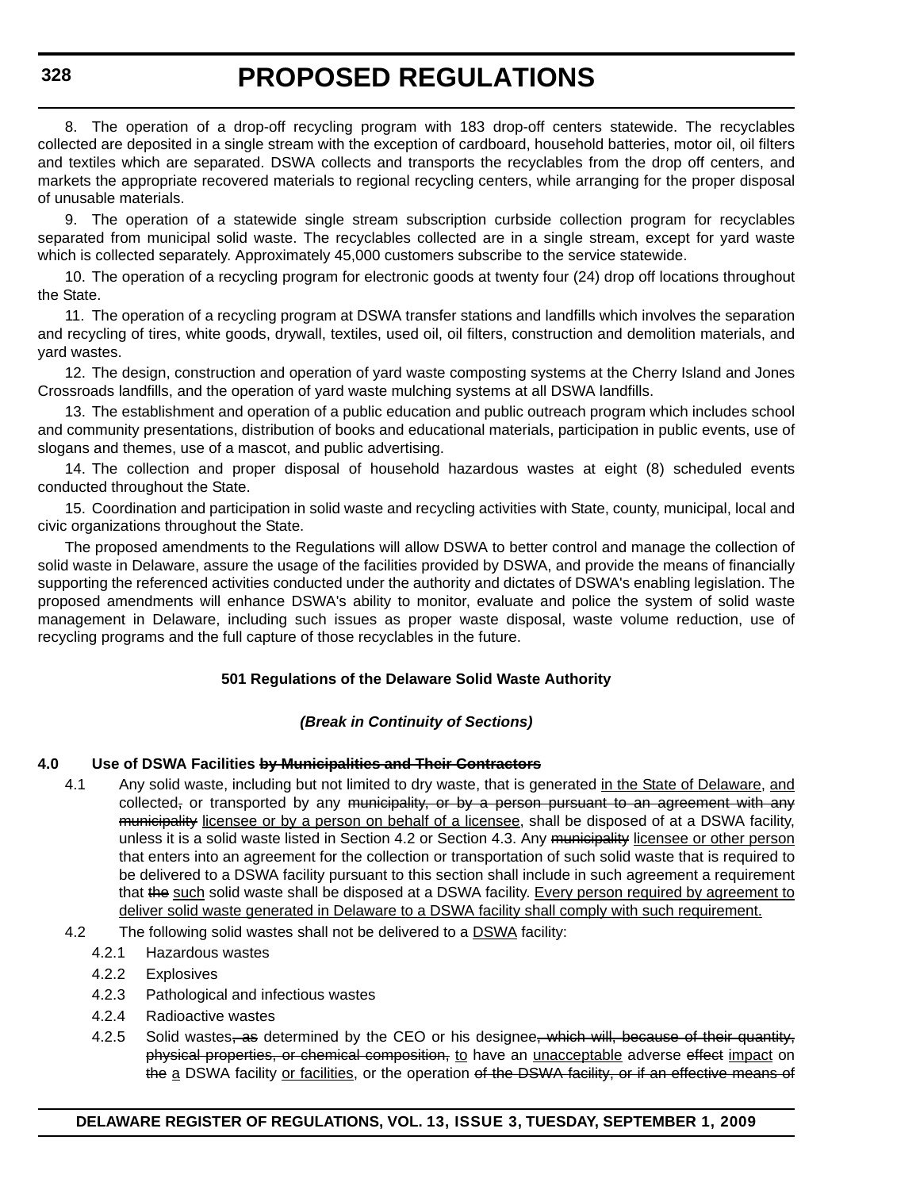8. The operation of a drop-off recycling program with 183 drop-off centers statewide. The recyclables collected are deposited in a single stream with the exception of cardboard, household batteries, motor oil, oil filters and textiles which are separated. DSWA collects and transports the recyclables from the drop off centers, and markets the appropriate recovered materials to regional recycling centers, while arranging for the proper disposal of unusable materials.

9. The operation of a statewide single stream subscription curbside collection program for recyclables separated from municipal solid waste. The recyclables collected are in a single stream, except for yard waste which is collected separately. Approximately 45,000 customers subscribe to the service statewide.

10. The operation of a recycling program for electronic goods at twenty four (24) drop off locations throughout the State.

11. The operation of a recycling program at DSWA transfer stations and landfills which involves the separation and recycling of tires, white goods, drywall, textiles, used oil, oil filters, construction and demolition materials, and yard wastes.

12. The design, construction and operation of yard waste composting systems at the Cherry Island and Jones Crossroads landfills, and the operation of yard waste mulching systems at all DSWA landfills.

13. The establishment and operation of a public education and public outreach program which includes school and community presentations, distribution of books and educational materials, participation in public events, use of slogans and themes, use of a mascot, and public advertising.

14. The collection and proper disposal of household hazardous wastes at eight (8) scheduled events conducted throughout the State.

15. Coordination and participation in solid waste and recycling activities with State, county, municipal, local and civic organizations throughout the State.

The proposed amendments to the Regulations will allow DSWA to better control and manage the collection of solid waste in Delaware, assure the usage of the facilities provided by DSWA, and provide the means of financially supporting the referenced activities conducted under the authority and dictates of DSWA's enabling legislation. The proposed amendments will enhance DSWA's ability to monitor, evaluate and police the system of solid waste management in Delaware, including such issues as proper waste disposal, waste volume reduction, use of recycling programs and the full capture of those recyclables in the future.

**501 Regulations of the Delaware Solid Waste Authority**

***(Break in Continuity of Sections)***

**4.0 Use of DSWA Facilities ~~by Municipalities and Their Contractors~~**

4.1 Any solid waste, including but not limited to dry waste, that is generated <u>in the State of Delaware</u>, <u>and</u> collected~~,~~ or transported by any ~~municipality, or by a person pursuant to an agreement with any municipality~~ <u>licensee or by a person on behalf of a licensee</u>, shall be disposed of at a DSWA facility, unless it is a solid waste listed in Section 4.2 or Section 4.3. Any ~~municipality~~ <u>licensee or other person</u> that enters into an agreement for the collection or transportation of such solid waste that is required to be delivered to a DSWA facility pursuant to this section shall include in such agreement a requirement that ~~the~~ <u>such</u> solid waste shall be disposed at a DSWA facility. <u>Every person required by agreement to deliver solid waste generated in Delaware to a DSWA facility shall comply with such requirement.</u>

4.2 The following solid wastes shall not be delivered to a <u>DSWA</u> facility:

4.2.1 Hazardous wastes

4.2.2 Explosives

4.2.3 Pathological and infectious wastes

4.2.4 Radioactive wastes

4.2.5 Solid wastes~~, as~~ determined by the CEO or his designee~~, which will, because of their quantity, physical properties, or chemical composition,~~ <u>to</u> have an <u>unacceptable</u> adverse ~~effect~~ <u>impact</u> on ~~the~~ <u>a</u> DSWA facility <u>or facilities</u>, or the operation ~~of the DSWA facility, or if an effective means of~~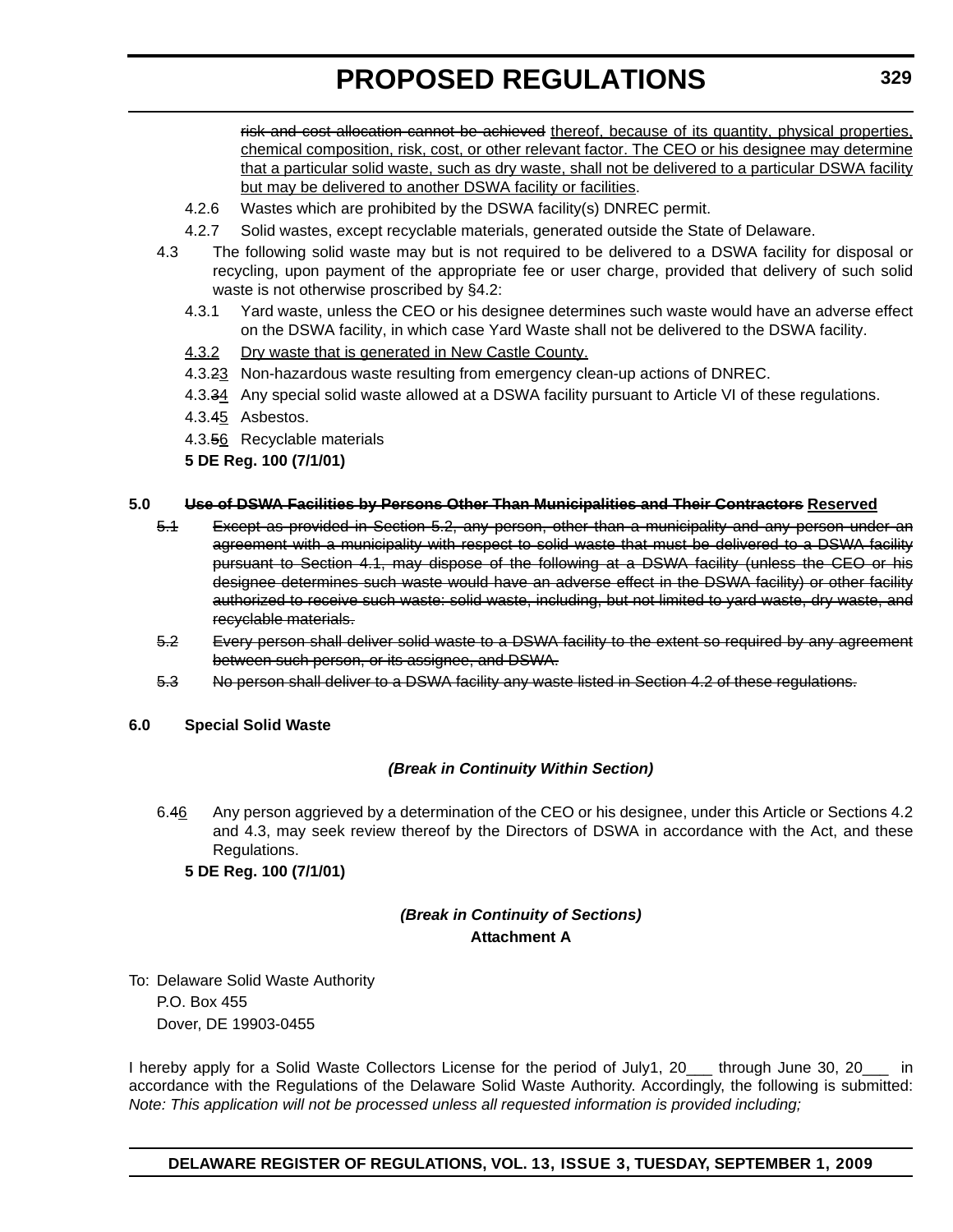~~risk and cost allocation cannot be achieved~~ <u>thereof, because of its quantity, physical properties, chemical composition, risk, cost, or other relevant factor. The CEO or his designee may determine that a particular solid waste, such as dry waste, shall not be delivered to a particular DSWA facility but may be delivered to another DSWA facility or facilities</u>.

4.2.6 Wastes which are prohibited by the DSWA facility(s) DNREC permit.

4.2.7 Solid wastes, except recyclable materials, generated outside the State of Delaware.

4.3 The following solid waste may but is not required to be delivered to a DSWA facility for disposal or recycling, upon payment of the appropriate fee or user charge, provided that delivery of such solid waste is not otherwise proscribed by §4.2:

4.3.1 Yard waste, unless the CEO or his designee determines such waste would have an adverse effect on the DSWA facility, in which case Yard Waste shall not be delivered to the DSWA facility.

<u>4.3.2</u> <u>Dry waste that is generated in New Castle County.</u>

4.3.~~2~~<u>3</u> Non-hazardous waste resulting from emergency clean-up actions of DNREC.

4.3.~~3~~<u>4</u> Any special solid waste allowed at a DSWA facility pursuant to Article VI of these regulations.

4.3.~~4~~<u>5</u> Asbestos.

4.3.~~5~~<u>6</u> Recyclable materials

**5 DE Reg. 100 (7/1/01)**

**5.0 ~~Use of DSWA Facilities by Persons Other Than Municipalities and Their Contractors~~ <u>Reserved</u>**

~~5.1 Except as provided in Section 5.2, any person, other than a municipality and any person under an agreement with a municipality with respect to solid waste that must be delivered to a DSWA facility pursuant to Section 4.1, may dispose of the following at a DSWA facility (unless the CEO or his designee determines such waste would have an adverse effect in the DSWA facility) or other facility authorized to receive such waste: solid waste, including, but not limited to yard waste, dry waste, and recyclable materials.~~

~~5.2 Every person shall deliver solid waste to a DSWA facility to the extent so required by any agreement between such person, or its assignee, and DSWA.~~

~~5.3 No person shall deliver to a DSWA facility any waste listed in Section 4.2 of these regulations.~~

**6.0 Special Solid Waste**

***(Break in Continuity Within Section)***

6.4<u>6</u> Any person aggrieved by a determination of the CEO or his designee, under this Article or Sections 4.2 and 4.3, may seek review thereof by the Directors of DSWA in accordance with the Act, and these Regulations.

**5 DE Reg. 100 (7/1/01)**

***(Break in Continuity of Sections)***

**Attachment A**

To: Delaware Solid Waste Authority
P.O. Box 455
Dover, DE 19903-0455

I hereby apply for a Solid Waste Collectors License for the period of July1, 20___ through June 30, 20___ in accordance with the Regulations of the Delaware Solid Waste Authority. Accordingly, the following is submitted: *Note: This application will not be processed unless all requested information is provided including;*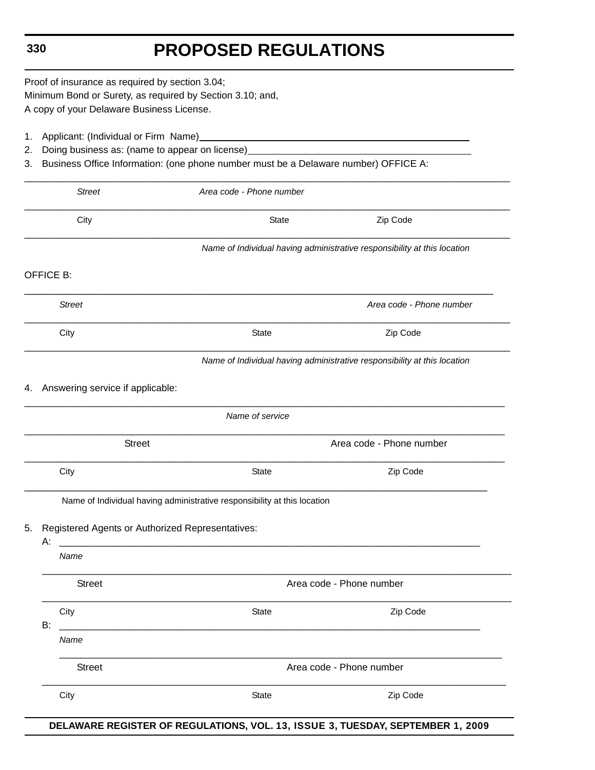Proof of insurance as required by section 3.04;
Minimum Bond or Surety, as required by Section 3.10; and,
A copy of your Delaware Business License.

1. Applicant: (Individual or Firm Name)\_\_\_\_\_\_\_\_\_\_\_\_\_\_\_\_\_\_\_\_\_\_\_\_\_\_\_\_\_\_\_\_\_\_\_\_\_\_\_\_
2. Doing business as: (name to appear on license)\_\_\_\_\_\_\_\_\_\_\_\_\_\_\_\_\_\_\_\_\_\_\_\_\_\_\_\_\_\_\_\_\_\_
3. Business Office Information: (one phone number must be a Delaware number) OFFICE A:

\_\_\_\_\_\_\_\_\_\_\_\_\_\_\_\_\_\_\_\_\_\_\_\_\_\_\_\_\_\_\_\_\_\_\_\_\_\_\_\_\_\_\_\_\_\_\_\_\_\_\_\_\_\_\_\_\_\_\_\_\_\_\_\_\_\_\_\_\_\_\_\_\_\_

*Street* *Area code - Phone number*

\_\_\_\_\_\_\_\_\_\_\_\_\_\_\_\_\_\_\_\_\_\_\_\_\_\_\_\_\_\_\_\_\_\_\_\_\_\_\_\_\_\_\_\_\_\_\_\_\_\_\_\_\_\_\_\_\_\_\_\_\_\_\_\_\_\_\_\_\_\_\_\_\_\_

City State Zip Code

\_\_\_\_\_\_\_\_\_\_\_\_\_\_\_\_\_\_\_\_\_\_\_\_\_\_\_\_\_\_\_\_\_\_\_\_\_\_\_\_\_\_\_\_\_\_\_\_\_\_\_\_\_\_\_\_\_\_\_\_\_\_\_\_\_\_\_\_\_\_\_\_\_\_

*Name of Individual having administrative responsibility at this location*

OFFICE B:

\_\_\_\_\_\_\_\_\_\_\_\_\_\_\_\_\_\_\_\_\_\_\_\_\_\_\_\_\_\_\_\_\_\_\_\_\_\_\_\_\_\_\_\_\_\_\_\_\_\_\_\_\_\_\_\_\_\_\_\_\_\_\_\_\_\_\_\_\_\_\_\_\_\_

*Street* *Area code - Phone number*

\_\_\_\_\_\_\_\_\_\_\_\_\_\_\_\_\_\_\_\_\_\_\_\_\_\_\_\_\_\_\_\_\_\_\_\_\_\_\_\_\_\_\_\_\_\_\_\_\_\_\_\_\_\_\_\_\_\_\_\_\_\_\_\_\_\_\_\_\_\_\_\_\_\_

City State Zip Code

\_\_\_\_\_\_\_\_\_\_\_\_\_\_\_\_\_\_\_\_\_\_\_\_\_\_\_\_\_\_\_\_\_\_\_\_\_\_\_\_\_\_\_\_\_\_\_\_\_\_\_\_\_\_\_\_\_\_\_\_\_\_\_\_\_\_\_\_\_\_\_\_\_\_

*Name of Individual having administrative responsibility at this location*

4. Answering service if applicable:

\_\_\_\_\_\_\_\_\_\_\_\_\_\_\_\_\_\_\_\_\_\_\_\_\_\_\_\_\_\_\_\_\_\_\_\_\_\_\_\_\_\_\_\_\_\_\_\_\_\_\_\_\_\_\_\_\_\_\_\_\_\_\_\_\_\_\_\_\_\_\_\_\_\_

*Name of service*

\_\_\_\_\_\_\_\_\_\_\_\_\_\_\_\_\_\_\_\_\_\_\_\_\_\_\_\_\_\_\_\_\_\_\_\_\_\_\_\_\_\_\_\_\_\_\_\_\_\_\_\_\_\_\_\_\_\_\_\_\_\_\_\_\_\_\_\_\_\_\_\_\_\_

Street Area code - Phone number

\_\_\_\_\_\_\_\_\_\_\_\_\_\_\_\_\_\_\_\_\_\_\_\_\_\_\_\_\_\_\_\_\_\_\_\_\_\_\_\_\_\_\_\_\_\_\_\_\_\_\_\_\_\_\_\_\_\_\_\_\_\_\_\_\_\_\_\_\_\_\_\_\_\_

City State Zip Code

\_\_\_\_\_\_\_\_\_\_\_\_\_\_\_\_\_\_\_\_\_\_\_\_\_\_\_\_\_\_\_\_\_\_\_\_\_\_\_\_\_\_\_\_\_\_\_\_\_\_\_\_\_\_\_\_\_\_\_\_\_\_\_\_\_\_\_\_\_\_\_\_\_\_

Name of Individual having administrative responsibility at this location

5. Registered Agents or Authorized Representatives:

A: \_\_\_\_\_\_\_\_\_\_\_\_\_\_\_\_\_\_\_\_\_\_\_\_\_\_\_\_\_\_\_\_\_\_\_\_\_\_\_\_\_\_\_\_\_\_\_\_\_\_\_\_\_\_\_\_\_\_\_\_\_\_\_\_\_\_\_\_\_\_

*Name*

\_\_\_\_\_\_\_\_\_\_\_\_\_\_\_\_\_\_\_\_\_\_\_\_\_\_\_\_\_\_\_\_\_\_\_\_\_\_\_\_\_\_\_\_\_\_\_\_\_\_\_\_\_\_\_\_\_\_\_\_\_\_\_\_\_\_\_\_\_\_\_\_\_\_

Street Area code - Phone number

\_\_\_\_\_\_\_\_\_\_\_\_\_\_\_\_\_\_\_\_\_\_\_\_\_\_\_\_\_\_\_\_\_\_\_\_\_\_\_\_\_\_\_\_\_\_\_\_\_\_\_\_\_\_\_\_\_\_\_\_\_\_\_\_\_\_\_\_\_\_\_\_\_\_

City State Zip Code

B: \_\_\_\_\_\_\_\_\_\_\_\_\_\_\_\_\_\_\_\_\_\_\_\_\_\_\_\_\_\_\_\_\_\_\_\_\_\_\_\_\_\_\_\_\_\_\_\_\_\_\_\_\_\_\_\_\_\_\_\_\_\_\_\_\_\_\_\_\_\_

*Name*

\_\_\_\_\_\_\_\_\_\_\_\_\_\_\_\_\_\_\_\_\_\_\_\_\_\_\_\_\_\_\_\_\_\_\_\_\_\_\_\_\_\_\_\_\_\_\_\_\_\_\_\_\_\_\_\_\_\_\_\_\_\_\_\_\_\_\_\_\_\_\_\_\_\_

Street Area code - Phone number

\_\_\_\_\_\_\_\_\_\_\_\_\_\_\_\_\_\_\_\_\_\_\_\_\_\_\_\_\_\_\_\_\_\_\_\_\_\_\_\_\_\_\_\_\_\_\_\_\_\_\_\_\_\_\_\_\_\_\_\_\_\_\_\_\_\_\_\_\_\_\_\_\_\_

City State Zip Code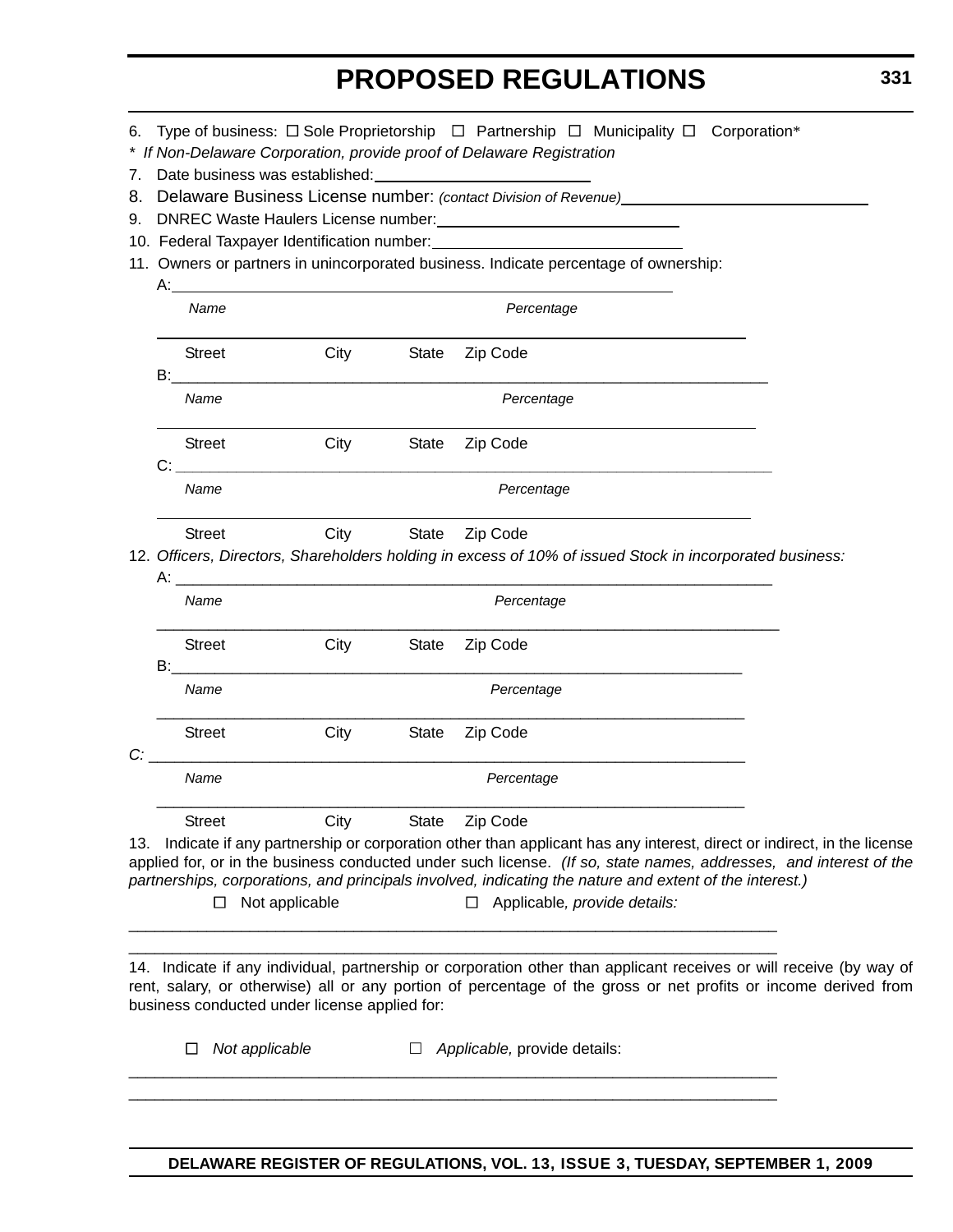6. Type of business: ☐ Sole Proprietorship ☐ Partnership ☐ Municipality ☐ Corporation*

* *If Non-Delaware Corporation, provide proof of Delaware Registration*

7. Date business was established:________________________

8. Delaware Business License number: *(contact Division of Revenue)*____________________________

9. DNREC Waste Haulers License number:__________________________

10. Federal Taxpayer Identification number:____________________________

11. Owners or partners in unincorporated business. Indicate percentage of ownership:

A:____________________________________________________________

*Name* *Percentage*

____________________________________________________________________

Street City State Zip Code

B:____________________________________________________________________

*Name* *Percentage*

____________________________________________________________________

Street City State Zip Code

C: ____________________________________________________________________

*Name* *Percentage*

____________________________________________________________________

Street City State Zip Code

12. *Officers, Directors, Shareholders holding in excess of 10% of issued Stock in incorporated business:*

A: ____________________________________________________________________

*Name* *Percentage*

____________________________________________________________________

Street City State Zip Code

B:__________________________________________________________________

*Name* *Percentage*

____________________________________________________________________

Street City State Zip Code

*C:* ____________________________________________________________________

*Name* *Percentage*

____________________________________________________________________

Street City State Zip Code

13. Indicate if any partnership or corporation other than applicant has any interest, direct or indirect, in the license applied for, or in the business conducted under such license. *(If so, state names, addresses, and interest of the partnerships, corporations, and principals involved, indicating the nature and extent of the interest.)*

☐ Not applicable ☐ Applicable*, provide details:*

____________________________________________________________________________

____________________________________________________________________________

14. Indicate if any individual, partnership or corporation other than applicant receives or will receive (by way of rent, salary, or otherwise) all or any portion of percentage of the gross or net profits or income derived from business conducted under license applied for:

☐ *Not applicable* ☐ *Applicable,* provide details:

____________________________________________________________________________

____________________________________________________________________________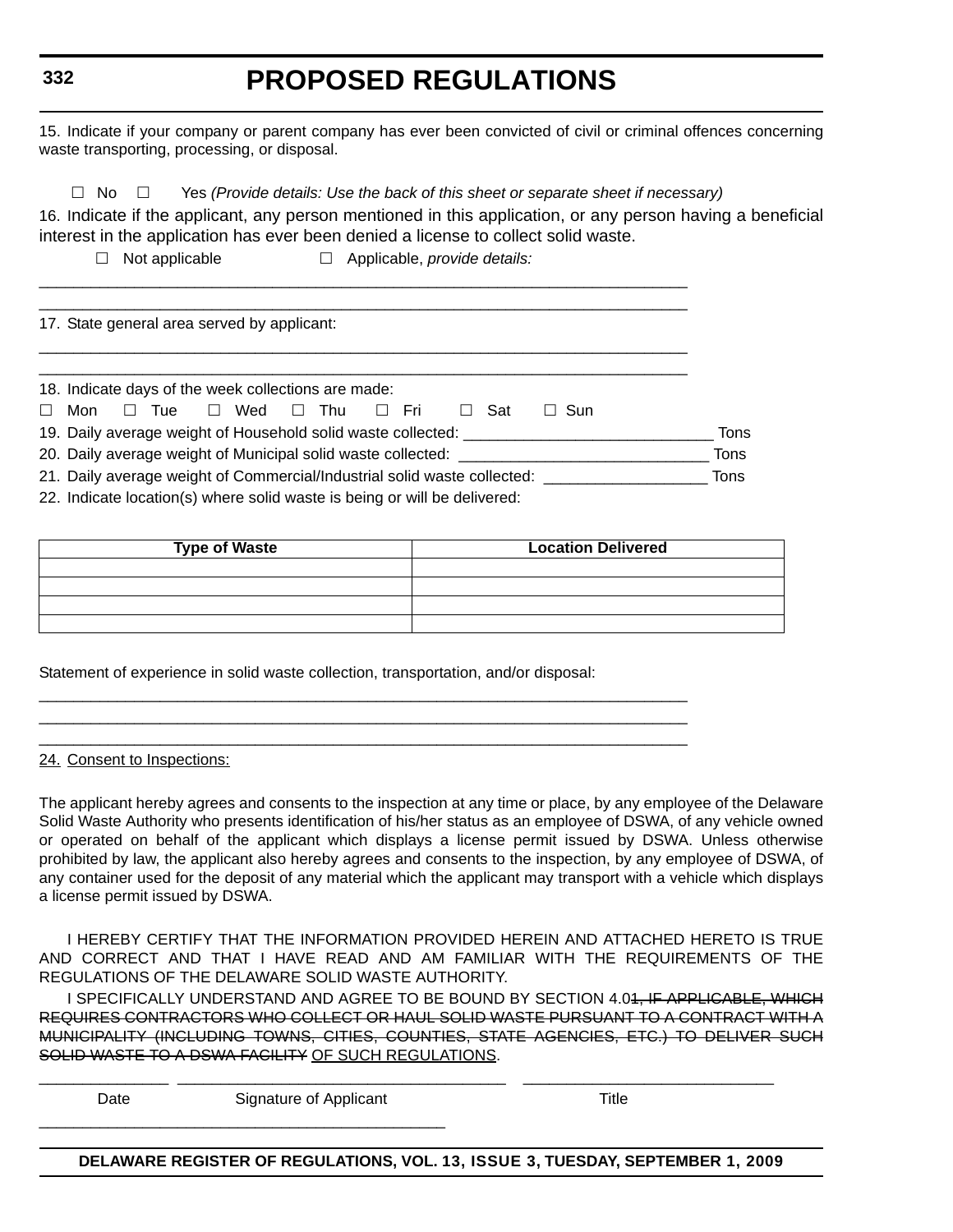15. Indicate if your company or parent company has ever been convicted of civil or criminal offences concerning waste transporting, processing, or disposal.

☐ No ☐ Yes *(Provide details: Use the back of this sheet or separate sheet if necessary)*

16. Indicate if the applicant, any person mentioned in this application, or any person having a beneficial interest in the application has ever been denied a license to collect solid waste.

☐ Not applicable ☐ Applicable, *provide details:*

______________________________________________________________________________

______________________________________________________________________________

17. State general area served by applicant:

______________________________________________________________________________

______________________________________________________________________________

18. Indicate days of the week collections are made:

☐ Mon ☐ Tue ☐ Wed ☐ Thu ☐ Fri ☐ Sat ☐ Sun

19. Daily average weight of Household solid waste collected: _____________________________ Tons

20. Daily average weight of Municipal solid waste collected: _____________________________ Tons

21. Daily average weight of Commercial/Industrial solid waste collected: ___________________ Tons

22. Indicate location(s) where solid waste is being or will be delivered:

| Type of Waste | Location Delivered |
|---|---|
| | |
| | |
| | |
| | |

Statement of experience in solid waste collection, transportation, and/or disposal:

______________________________________________________________________________

______________________________________________________________________________

______________________________________________________________________________

<u>24. Consent to Inspections:</u>

The applicant hereby agrees and consents to the inspection at any time or place, by any employee of the Delaware Solid Waste Authority who presents identification of his/her status as an employee of DSWA, of any vehicle owned or operated on behalf of the applicant which displays a license permit issued by DSWA. Unless otherwise prohibited by law, the applicant also hereby agrees and consents to the inspection, by any employee of DSWA, of any container used for the deposit of any material which the applicant may transport with a vehicle which displays a license permit issued by DSWA.

I HEREBY CERTIFY THAT THE INFORMATION PROVIDED HEREIN AND ATTACHED HERETO IS TRUE AND CORRECT AND THAT I HAVE READ AND AM FAMILIAR WITH THE REQUIREMENTS OF THE REGULATIONS OF THE DELAWARE SOLID WASTE AUTHORITY.

I SPECIFICALLY UNDERSTAND AND AGREE TO BE BOUND BY SECTION 4.0~~1, IF APPLICABLE, WHICH REQUIRES CONTRACTORS WHO COLLECT OR HAUL SOLID WASTE PURSUANT TO A CONTRACT WITH A MUNICIPALITY (INCLUDING TOWNS, CITIES, COUNTIES, STATE AGENCIES, ETC.) TO DELIVER SUCH SOLID WASTE TO A DSWA FACILITY~~ <u>OF SUCH REGULATIONS</u>.

_______________ _____________________________________ ____________________________

Date Signature of Applicant Title

_______________________________________________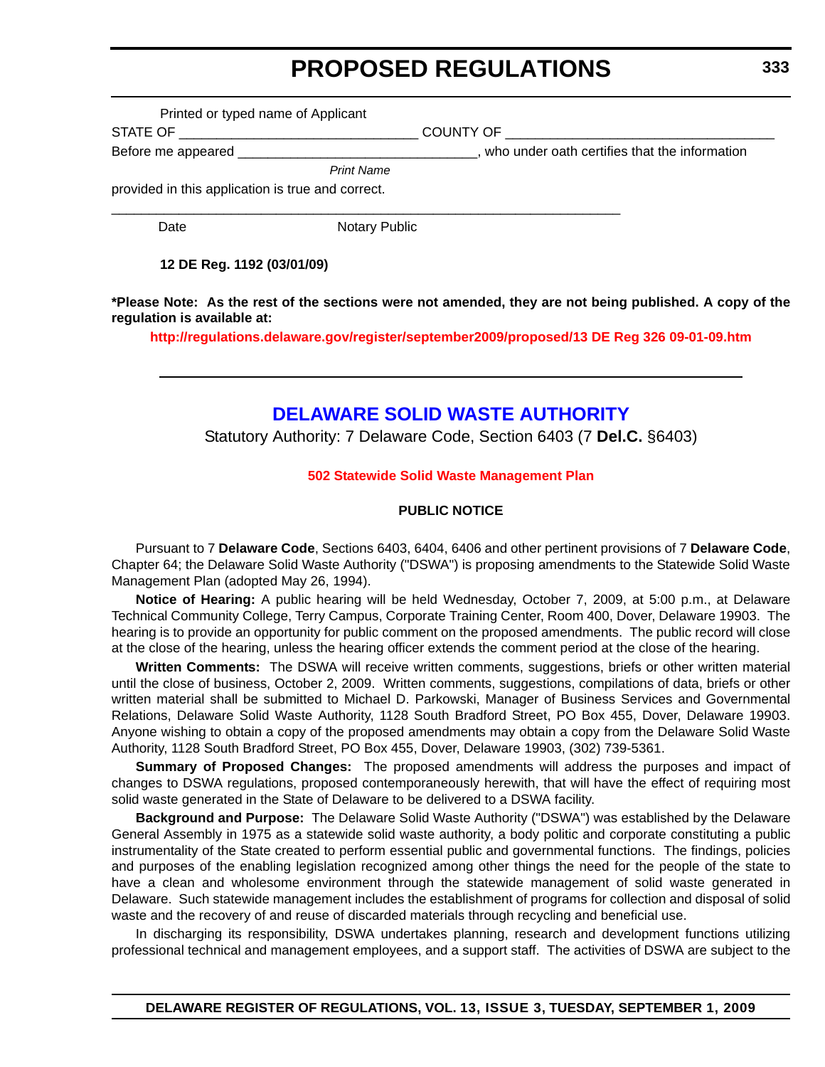Printed or typed name of Applicant

STATE OF _______________________________ COUNTY OF __________________________________

Before me appeared _______________________________, who under oath certifies that the information

*Print Name*

provided in this application is true and correct.

___________________________________________________________________

Date Notary Public

**12 DE Reg. 1192 (03/01/09)**

**\*Please Note: As the rest of the sections were not amended, they are not being published. A copy of the regulation is available at:**

**http://regulations.delaware.gov/register/september2009/proposed/13 DE Reg 326 09-01-09.htm**

## DELAWARE SOLID WASTE AUTHORITY

Statutory Authority: 7 Delaware Code, Section 6403 (7 **Del.C.** §6403)

**502 Statewide Solid Waste Management Plan**

**PUBLIC NOTICE**

Pursuant to 7 **Delaware Code**, Sections 6403, 6404, 6406 and other pertinent provisions of 7 **Delaware Code**, Chapter 64; the Delaware Solid Waste Authority ("DSWA") is proposing amendments to the Statewide Solid Waste Management Plan (adopted May 26, 1994).

**Notice of Hearing:** A public hearing will be held Wednesday, October 7, 2009, at 5:00 p.m., at Delaware Technical Community College, Terry Campus, Corporate Training Center, Room 400, Dover, Delaware 19903. The hearing is to provide an opportunity for public comment on the proposed amendments. The public record will close at the close of the hearing, unless the hearing officer extends the comment period at the close of the hearing.

**Written Comments:** The DSWA will receive written comments, suggestions, briefs or other written material until the close of business, October 2, 2009. Written comments, suggestions, compilations of data, briefs or other written material shall be submitted to Michael D. Parkowski, Manager of Business Services and Governmental Relations, Delaware Solid Waste Authority, 1128 South Bradford Street, PO Box 455, Dover, Delaware 19903. Anyone wishing to obtain a copy of the proposed amendments may obtain a copy from the Delaware Solid Waste Authority, 1128 South Bradford Street, PO Box 455, Dover, Delaware 19903, (302) 739-5361.

**Summary of Proposed Changes:** The proposed amendments will address the purposes and impact of changes to DSWA regulations, proposed contemporaneously herewith, that will have the effect of requiring most solid waste generated in the State of Delaware to be delivered to a DSWA facility.

**Background and Purpose:** The Delaware Solid Waste Authority ("DSWA") was established by the Delaware General Assembly in 1975 as a statewide solid waste authority, a body politic and corporate constituting a public instrumentality of the State created to perform essential public and governmental functions. The findings, policies and purposes of the enabling legislation recognized among other things the need for the people of the state to have a clean and wholesome environment through the statewide management of solid waste generated in Delaware. Such statewide management includes the establishment of programs for collection and disposal of solid waste and the recovery of and reuse of discarded materials through recycling and beneficial use.

In discharging its responsibility, DSWA undertakes planning, research and development functions utilizing professional technical and management employees, and a support staff. The activities of DSWA are subject to the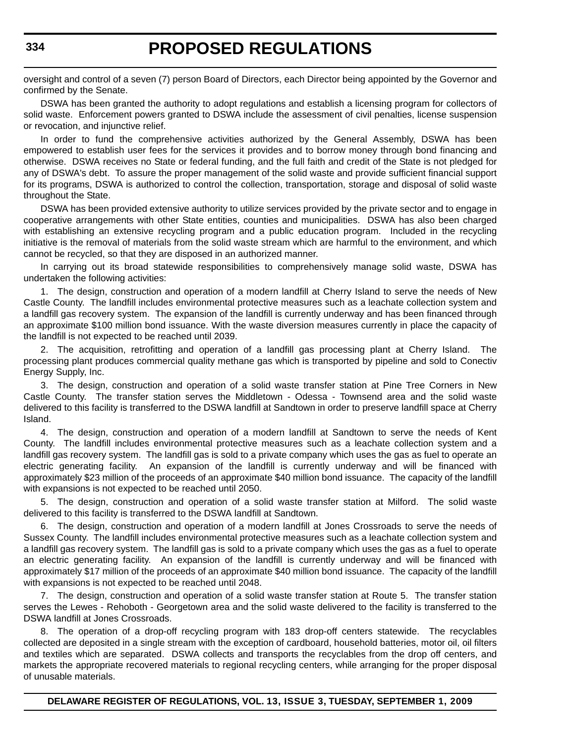oversight and control of a seven (7) person Board of Directors, each Director being appointed by the Governor and confirmed by the Senate.

DSWA has been granted the authority to adopt regulations and establish a licensing program for collectors of solid waste. Enforcement powers granted to DSWA include the assessment of civil penalties, license suspension or revocation, and injunctive relief.

In order to fund the comprehensive activities authorized by the General Assembly, DSWA has been empowered to establish user fees for the services it provides and to borrow money through bond financing and otherwise. DSWA receives no State or federal funding, and the full faith and credit of the State is not pledged for any of DSWA's debt. To assure the proper management of the solid waste and provide sufficient financial support for its programs, DSWA is authorized to control the collection, transportation, storage and disposal of solid waste throughout the State.

DSWA has been provided extensive authority to utilize services provided by the private sector and to engage in cooperative arrangements with other State entities, counties and municipalities. DSWA has also been charged with establishing an extensive recycling program and a public education program. Included in the recycling initiative is the removal of materials from the solid waste stream which are harmful to the environment, and which cannot be recycled, so that they are disposed in an authorized manner.

In carrying out its broad statewide responsibilities to comprehensively manage solid waste, DSWA has undertaken the following activities:

1. The design, construction and operation of a modern landfill at Cherry Island to serve the needs of New Castle County. The landfill includes environmental protective measures such as a leachate collection system and a landfill gas recovery system. The expansion of the landfill is currently underway and has been financed through an approximate $100 million bond issuance. With the waste diversion measures currently in place the capacity of the landfill is not expected to be reached until 2039.

2. The acquisition, retrofitting and operation of a landfill gas processing plant at Cherry Island. The processing plant produces commercial quality methane gas which is transported by pipeline and sold to Conectiv Energy Supply, Inc.

3. The design, construction and operation of a solid waste transfer station at Pine Tree Corners in New Castle County. The transfer station serves the Middletown - Odessa - Townsend area and the solid waste delivered to this facility is transferred to the DSWA landfill at Sandtown in order to preserve landfill space at Cherry Island.

4. The design, construction and operation of a modern landfill at Sandtown to serve the needs of Kent County. The landfill includes environmental protective measures such as a leachate collection system and a landfill gas recovery system. The landfill gas is sold to a private company which uses the gas as fuel to operate an electric generating facility. An expansion of the landfill is currently underway and will be financed with approximately $23 million of the proceeds of an approximate $40 million bond issuance. The capacity of the landfill with expansions is not expected to be reached until 2050.

5. The design, construction and operation of a solid waste transfer station at Milford. The solid waste delivered to this facility is transferred to the DSWA landfill at Sandtown.

6. The design, construction and operation of a modern landfill at Jones Crossroads to serve the needs of Sussex County. The landfill includes environmental protective measures such as a leachate collection system and a landfill gas recovery system. The landfill gas is sold to a private company which uses the gas as a fuel to operate an electric generating facility. An expansion of the landfill is currently underway and will be financed with approximately $17 million of the proceeds of an approximate $40 million bond issuance. The capacity of the landfill with expansions is not expected to be reached until 2048.

7. The design, construction and operation of a solid waste transfer station at Route 5. The transfer station serves the Lewes - Rehoboth - Georgetown area and the solid waste delivered to the facility is transferred to the DSWA landfill at Jones Crossroads.

8. The operation of a drop-off recycling program with 183 drop-off centers statewide. The recyclables collected are deposited in a single stream with the exception of cardboard, household batteries, motor oil, oil filters and textiles which are separated. DSWA collects and transports the recyclables from the drop off centers, and markets the appropriate recovered materials to regional recycling centers, while arranging for the proper disposal of unusable materials.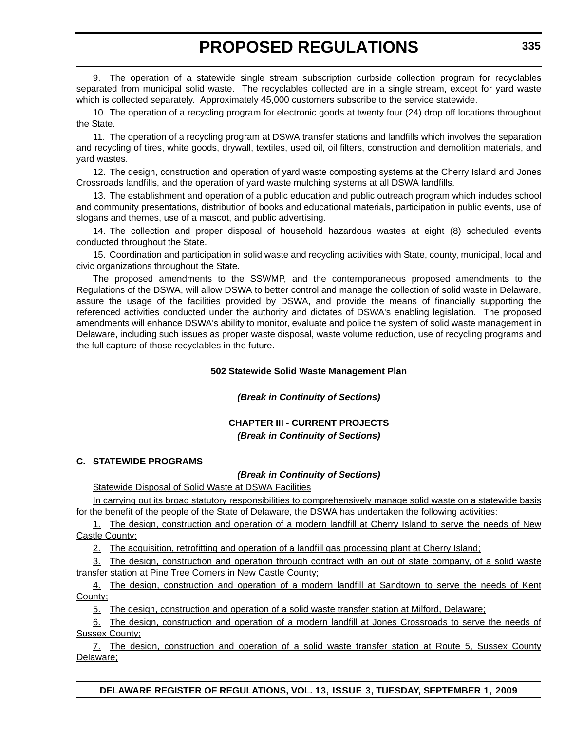9. The operation of a statewide single stream subscription curbside collection program for recyclables separated from municipal solid waste. The recyclables collected are in a single stream, except for yard waste which is collected separately. Approximately 45,000 customers subscribe to the service statewide.

10. The operation of a recycling program for electronic goods at twenty four (24) drop off locations throughout the State.

11. The operation of a recycling program at DSWA transfer stations and landfills which involves the separation and recycling of tires, white goods, drywall, textiles, used oil, oil filters, construction and demolition materials, and yard wastes.

12. The design, construction and operation of yard waste composting systems at the Cherry Island and Jones Crossroads landfills, and the operation of yard waste mulching systems at all DSWA landfills.

13. The establishment and operation of a public education and public outreach program which includes school and community presentations, distribution of books and educational materials, participation in public events, use of slogans and themes, use of a mascot, and public advertising.

14. The collection and proper disposal of household hazardous wastes at eight (8) scheduled events conducted throughout the State.

15. Coordination and participation in solid waste and recycling activities with State, county, municipal, local and civic organizations throughout the State.

The proposed amendments to the SSWMP, and the contemporaneous proposed amendments to the Regulations of the DSWA, will allow DSWA to better control and manage the collection of solid waste in Delaware, assure the usage of the facilities provided by DSWA, and provide the means of financially supporting the referenced activities conducted under the authority and dictates of DSWA's enabling legislation. The proposed amendments will enhance DSWA's ability to monitor, evaluate and police the system of solid waste management in Delaware, including such issues as proper waste disposal, waste volume reduction, use of recycling programs and the full capture of those recyclables in the future.

**502 Statewide Solid Waste Management Plan**

***(Break in Continuity of Sections)***

**CHAPTER III - CURRENT PROJECTS**

***(Break in Continuity of Sections)***

**C. STATEWIDE PROGRAMS**

***(Break in Continuity of Sections)***

Statewide Disposal of Solid Waste at DSWA Facilities

In carrying out its broad statutory responsibilities to comprehensively manage solid waste on a statewide basis for the benefit of the people of the State of Delaware, the DSWA has undertaken the following activities:

1. The design, construction and operation of a modern landfill at Cherry Island to serve the needs of New Castle County;

2. The acquisition, retrofitting and operation of a landfill gas processing plant at Cherry Island;

3. The design, construction and operation through contract with an out of state company, of a solid waste transfer station at Pine Tree Corners in New Castle County;

4. The design, construction and operation of a modern landfill at Sandtown to serve the needs of Kent County;

5. The design, construction and operation of a solid waste transfer station at Milford, Delaware;

6. The design, construction and operation of a modern landfill at Jones Crossroads to serve the needs of Sussex County;

7. The design, construction and operation of a solid waste transfer station at Route 5, Sussex County Delaware;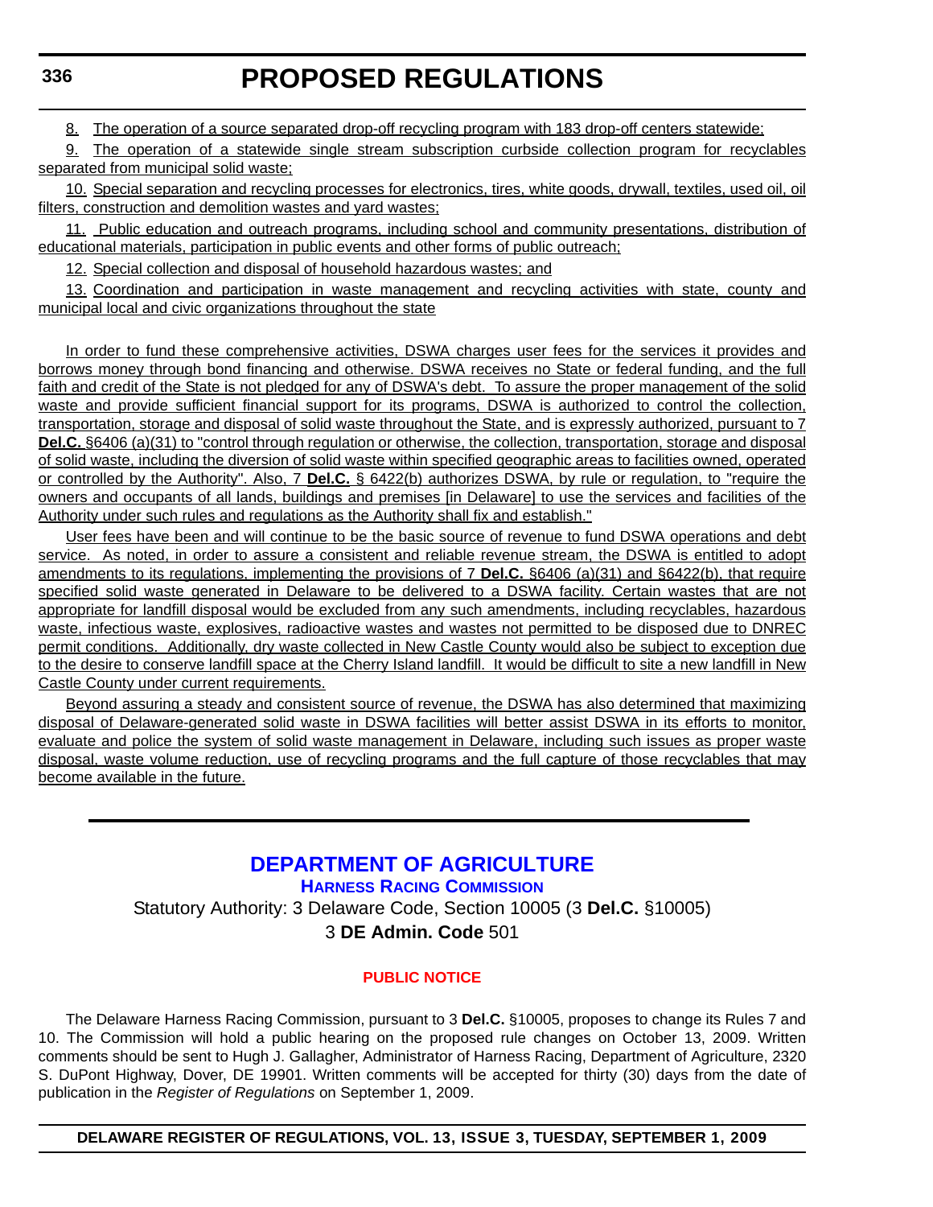8. The operation of a source separated drop-off recycling program with 183 drop-off centers statewide;

9. The operation of a statewide single stream subscription curbside collection program for recyclables separated from municipal solid waste;

10. Special separation and recycling processes for electronics, tires, white goods, drywall, textiles, used oil, oil filters, construction and demolition wastes and yard wastes;

11. Public education and outreach programs, including school and community presentations, distribution of educational materials, participation in public events and other forms of public outreach;

12. Special collection and disposal of household hazardous wastes; and

13. Coordination and participation in waste management and recycling activities with state, county and municipal local and civic organizations throughout the state

In order to fund these comprehensive activities, DSWA charges user fees for the services it provides and borrows money through bond financing and otherwise. DSWA receives no State or federal funding, and the full faith and credit of the State is not pledged for any of DSWA's debt. To assure the proper management of the solid waste and provide sufficient financial support for its programs, DSWA is authorized to control the collection, transportation, storage and disposal of solid waste throughout the State, and is expressly authorized, pursuant to 7 **Del.C.** §6406 (a)(31) to "control through regulation or otherwise, the collection, transportation, storage and disposal of solid waste, including the diversion of solid waste within specified geographic areas to facilities owned, operated or controlled by the Authority". Also, 7 **Del.C.** § 6422(b) authorizes DSWA, by rule or regulation, to "require the owners and occupants of all lands, buildings and premises [in Delaware] to use the services and facilities of the Authority under such rules and regulations as the Authority shall fix and establish."

User fees have been and will continue to be the basic source of revenue to fund DSWA operations and debt service. As noted, in order to assure a consistent and reliable revenue stream, the DSWA is entitled to adopt amendments to its regulations, implementing the provisions of 7 **Del.C.** §6406 (a)(31) and §6422(b), that require specified solid waste generated in Delaware to be delivered to a DSWA facility. Certain wastes that are not appropriate for landfill disposal would be excluded from any such amendments, including recyclables, hazardous waste, infectious waste, explosives, radioactive wastes and wastes not permitted to be disposed due to DNREC permit conditions. Additionally, dry waste collected in New Castle County would also be subject to exception due to the desire to conserve landfill space at the Cherry Island landfill. It would be difficult to site a new landfill in New Castle County under current requirements.

Beyond assuring a steady and consistent source of revenue, the DSWA has also determined that maximizing disposal of Delaware-generated solid waste in DSWA facilities will better assist DSWA in its efforts to monitor, evaluate and police the system of solid waste management in Delaware, including such issues as proper waste disposal, waste volume reduction, use of recycling programs and the full capture of those recyclables that may become available in the future.

---

# DEPARTMENT OF AGRICULTURE

## HARNESS RACING COMMISSION

Statutory Authority: 3 Delaware Code, Section 10005 (3 **Del.C.** §10005)

3 **DE Admin. Code** 501

### PUBLIC NOTICE

The Delaware Harness Racing Commission, pursuant to 3 **Del.C.** §10005, proposes to change its Rules 7 and 10. The Commission will hold a public hearing on the proposed rule changes on October 13, 2009. Written comments should be sent to Hugh J. Gallagher, Administrator of Harness Racing, Department of Agriculture, 2320 S. DuPont Highway, Dover, DE 19901. Written comments will be accepted for thirty (30) days from the date of publication in the *Register of Regulations* on September 1, 2009.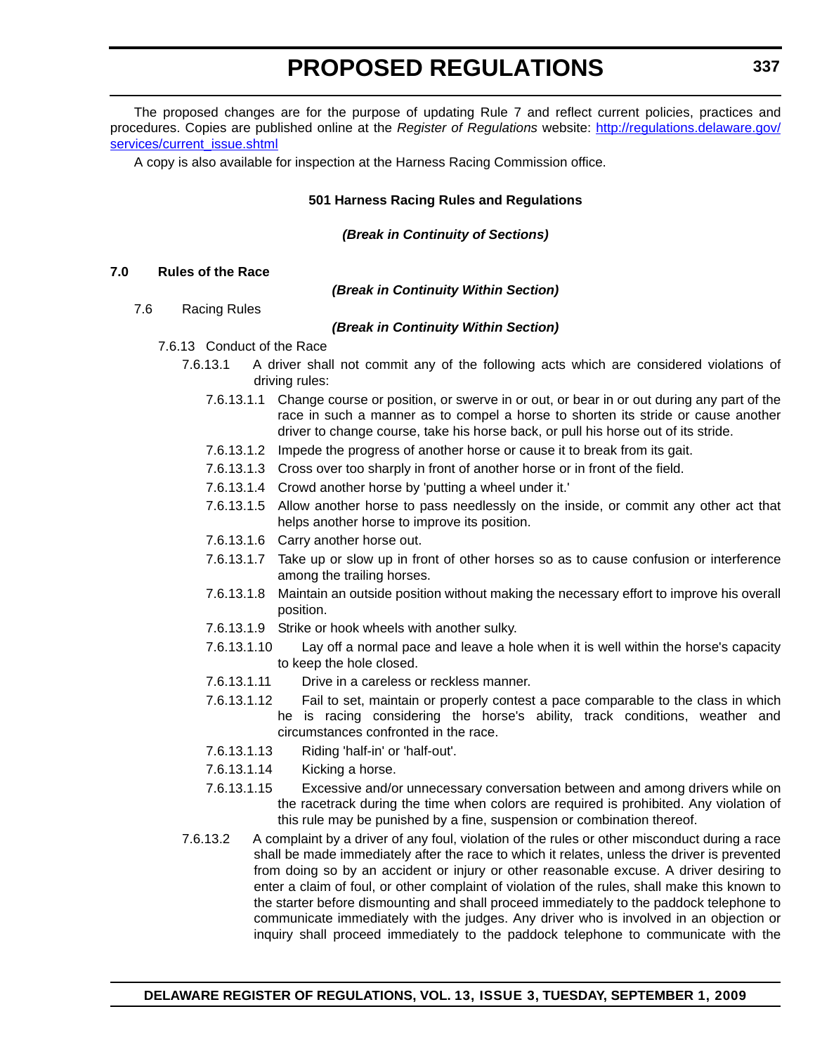The proposed changes are for the purpose of updating Rule 7 and reflect current policies, practices and procedures. Copies are published online at the *Register of Regulations* website: [http://regulations.delaware.gov/services/current_issue.shtml](http://regulations.delaware.gov/services/current_issue.shtml)

A copy is also available for inspection at the Harness Racing Commission office.

**501 Harness Racing Rules and Regulations**

***(Break in Continuity of Sections)***

**7.0 Rules of the Race**

***(Break in Continuity Within Section)***

7.6 Racing Rules

***(Break in Continuity Within Section)***

7.6.13 Conduct of the Race

7.6.13.1 A driver shall not commit any of the following acts which are considered violations of driving rules:

7.6.13.1.1 Change course or position, or swerve in or out, or bear in or out during any part of the race in such a manner as to compel a horse to shorten its stride or cause another driver to change course, take his horse back, or pull his horse out of its stride.

7.6.13.1.2 Impede the progress of another horse or cause it to break from its gait.

7.6.13.1.3 Cross over too sharply in front of another horse or in front of the field.

7.6.13.1.4 Crowd another horse by 'putting a wheel under it.'

7.6.13.1.5 Allow another horse to pass needlessly on the inside, or commit any other act that helps another horse to improve its position.

7.6.13.1.6 Carry another horse out.

7.6.13.1.7 Take up or slow up in front of other horses so as to cause confusion or interference among the trailing horses.

7.6.13.1.8 Maintain an outside position without making the necessary effort to improve his overall position.

7.6.13.1.9 Strike or hook wheels with another sulky.

7.6.13.1.10 Lay off a normal pace and leave a hole when it is well within the horse's capacity to keep the hole closed.

7.6.13.1.11 Drive in a careless or reckless manner.

7.6.13.1.12 Fail to set, maintain or properly contest a pace comparable to the class in which he is racing considering the horse's ability, track conditions, weather and circumstances confronted in the race.

7.6.13.1.13 Riding 'half-in' or 'half-out'.

7.6.13.1.14 Kicking a horse.

7.6.13.1.15 Excessive and/or unnecessary conversation between and among drivers while on the racetrack during the time when colors are required is prohibited. Any violation of this rule may be punished by a fine, suspension or combination thereof.

7.6.13.2 A complaint by a driver of any foul, violation of the rules or other misconduct during a race shall be made immediately after the race to which it relates, unless the driver is prevented from doing so by an accident or injury or other reasonable excuse. A driver desiring to enter a claim of foul, or other complaint of violation of the rules, shall make this known to the starter before dismounting and shall proceed immediately to the paddock telephone to communicate immediately with the judges. Any driver who is involved in an objection or inquiry shall proceed immediately to the paddock telephone to communicate with the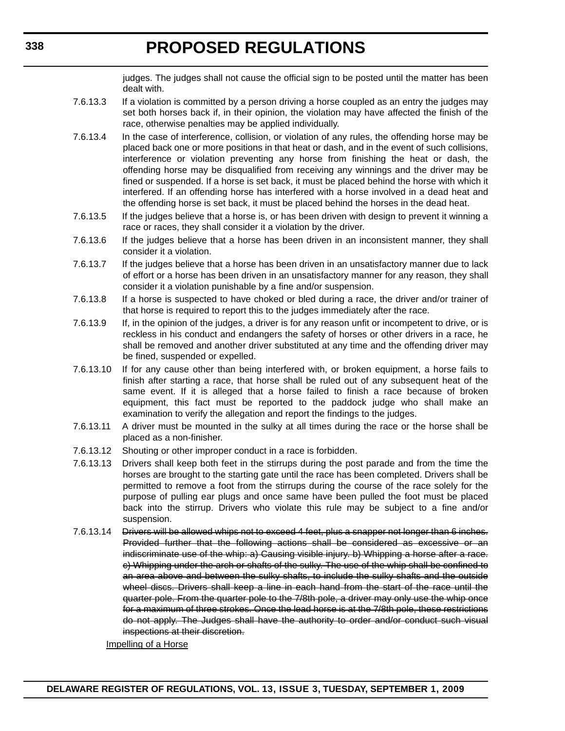judges. The judges shall not cause the official sign to be posted until the matter has been dealt with.

7.6.13.3 If a violation is committed by a person driving a horse coupled as an entry the judges may set both horses back if, in their opinion, the violation may have affected the finish of the race, otherwise penalties may be applied individually.

7.6.13.4 In the case of interference, collision, or violation of any rules, the offending horse may be placed back one or more positions in that heat or dash, and in the event of such collisions, interference or violation preventing any horse from finishing the heat or dash, the offending horse may be disqualified from receiving any winnings and the driver may be fined or suspended. If a horse is set back, it must be placed behind the horse with which it interfered. If an offending horse has interfered with a horse involved in a dead heat and the offending horse is set back, it must be placed behind the horses in the dead heat.

7.6.13.5 If the judges believe that a horse is, or has been driven with design to prevent it winning a race or races, they shall consider it a violation by the driver.

7.6.13.6 If the judges believe that a horse has been driven in an inconsistent manner, they shall consider it a violation.

7.6.13.7 If the judges believe that a horse has been driven in an unsatisfactory manner due to lack of effort or a horse has been driven in an unsatisfactory manner for any reason, they shall consider it a violation punishable by a fine and/or suspension.

7.6.13.8 If a horse is suspected to have choked or bled during a race, the driver and/or trainer of that horse is required to report this to the judges immediately after the race.

7.6.13.9 If, in the opinion of the judges, a driver is for any reason unfit or incompetent to drive, or is reckless in his conduct and endangers the safety of horses or other drivers in a race, he shall be removed and another driver substituted at any time and the offending driver may be fined, suspended or expelled.

7.6.13.10 If for any cause other than being interfered with, or broken equipment, a horse fails to finish after starting a race, that horse shall be ruled out of any subsequent heat of the same event. If it is alleged that a horse failed to finish a race because of broken equipment, this fact must be reported to the paddock judge who shall make an examination to verify the allegation and report the findings to the judges.

7.6.13.11 A driver must be mounted in the sulky at all times during the race or the horse shall be placed as a non-finisher.

7.6.13.12 Shouting or other improper conduct in a race is forbidden.

7.6.13.13 Drivers shall keep both feet in the stirrups during the post parade and from the time the horses are brought to the starting gate until the race has been completed. Drivers shall be permitted to remove a foot from the stirrups during the course of the race solely for the purpose of pulling ear plugs and once same have been pulled the foot must be placed back into the stirrup. Drivers who violate this rule may be subject to a fine and/or suspension.

7.6.13.14 ~~Drivers will be allowed whips not to exceed 4 feet, plus a snapper not longer than 6 inches. Provided further that the following actions shall be considered as excessive or an indiscriminate use of the whip: a) Causing visible injury. b) Whipping a horse after a race. c) Whipping under the arch or shafts of the sulky. The use of the whip shall be confined to an area above and between the sulky shafts, to include the sulky shafts and the outside wheel discs. Drivers shall keep a line in each hand from the start of the race until the quarter pole. From the quarter pole to the 7/8th pole, a driver may only use the whip once for a maximum of three strokes. Once the lead horse is at the 7/8th pole, these restrictions do not apply. The Judges shall have the authority to order and/or conduct such visual inspections at their discretion.~~

<u>Impelling of a Horse</u>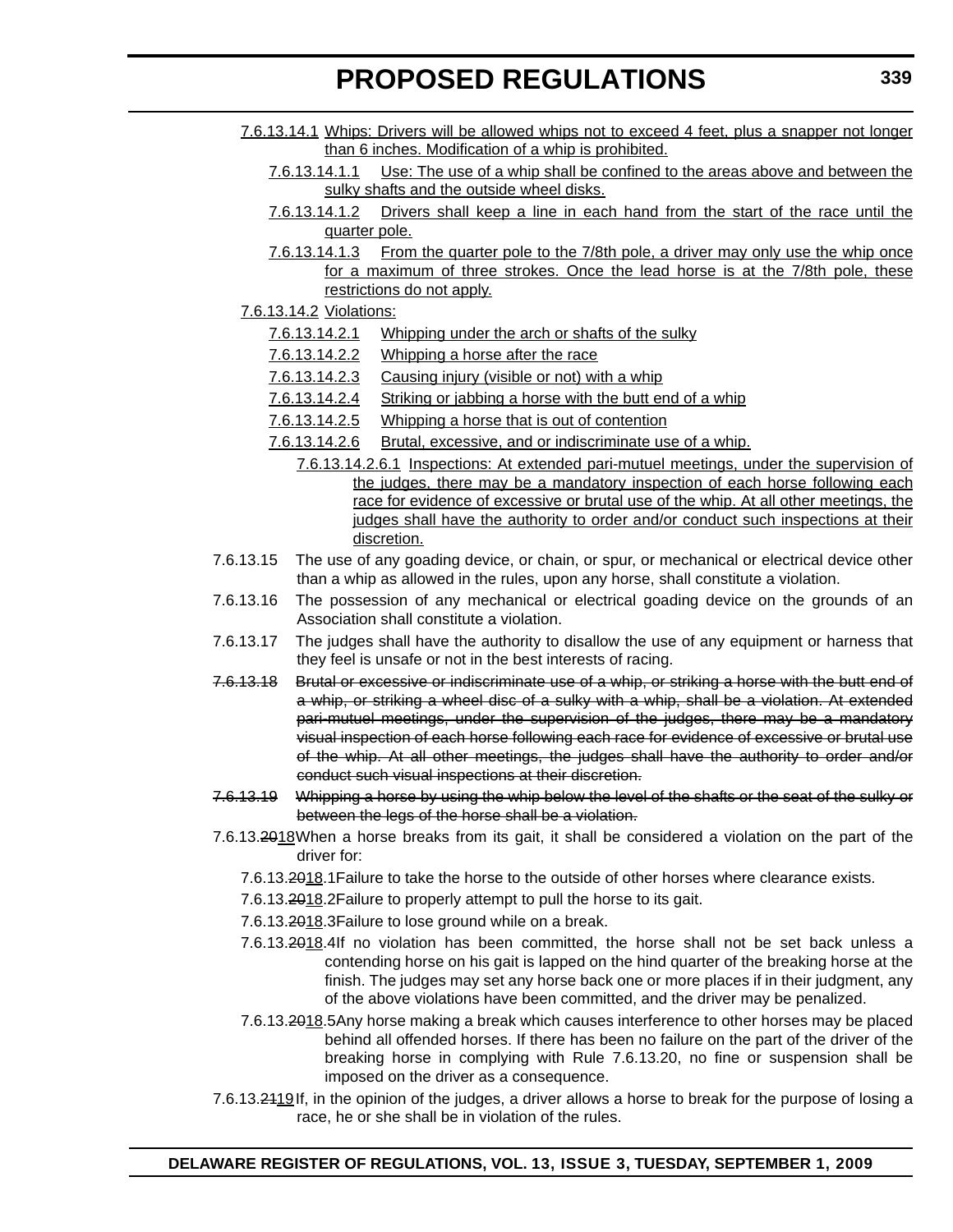<u>7.6.13.14.1 Whips: Drivers will be allowed whips not to exceed 4 feet, plus a snapper not longer than 6 inches. Modification of a whip is prohibited.</u>

<u>7.6.13.14.1.1 Use: The use of a whip shall be confined to the areas above and between the sulky shafts and the outside wheel disks.</u>

<u>7.6.13.14.1.2 Drivers shall keep a line in each hand from the start of the race until the quarter pole.</u>

<u>7.6.13.14.1.3 From the quarter pole to the 7/8th pole, a driver may only use the whip once for a maximum of three strokes. Once the lead horse is at the 7/8th pole, these restrictions do not apply.</u>

<u>7.6.13.14.2 Violations:</u>

<u>7.6.13.14.2.1 Whipping under the arch or shafts of the sulky</u>

<u>7.6.13.14.2.2 Whipping a horse after the race</u>

<u>7.6.13.14.2.3 Causing injury (visible or not) with a whip</u>

<u>7.6.13.14.2.4 Striking or jabbing a horse with the butt end of a whip</u>

<u>7.6.13.14.2.5 Whipping a horse that is out of contention</u>

<u>7.6.13.14.2.6 Brutal, excessive, and or indiscriminate use of a whip.</u>

<u>7.6.13.14.2.6.1 Inspections: At extended pari-mutuel meetings, under the supervision of the judges, there may be a mandatory inspection of each horse following each race for evidence of excessive or brutal use of the whip. At all other meetings, the judges shall have the authority to order and/or conduct such inspections at their discretion.</u>

7.6.13.15 The use of any goading device, or chain, or spur, or mechanical or electrical device other than a whip as allowed in the rules, upon any horse, shall constitute a violation.

7.6.13.16 The possession of any mechanical or electrical goading device on the grounds of an Association shall constitute a violation.

7.6.13.17 The judges shall have the authority to disallow the use of any equipment or harness that they feel is unsafe or not in the best interests of racing.

~~7.6.13.18 Brutal or excessive or indiscriminate use of a whip, or striking a horse with the butt end of a whip, or striking a wheel disc of a sulky with a whip, shall be a violation. At extended pari-mutuel meetings, under the supervision of the judges, there may be a mandatory visual inspection of each horse following each race for evidence of excessive or brutal use of the whip. At all other meetings, the judges shall have the authority to order and/or conduct such visual inspections at their discretion.~~

~~7.6.13.19 Whipping a horse by using the whip below the level of the shafts or the seat of the sulky or between the legs of the horse shall be a violation.~~

7.6.13.~~20~~<u>18</u> When a horse breaks from its gait, it shall be considered a violation on the part of the driver for:

7.6.13.~~20~~<u>18</u>.1 Failure to take the horse to the outside of other horses where clearance exists.

7.6.13.~~20~~<u>18</u>.2 Failure to properly attempt to pull the horse to its gait.

7.6.13.~~20~~<u>18</u>.3 Failure to lose ground while on a break.

7.6.13.~~20~~<u>18</u>.4 If no violation has been committed, the horse shall not be set back unless a contending horse on his gait is lapped on the hind quarter of the breaking horse at the finish. The judges may set any horse back one or more places if in their judgment, any of the above violations have been committed, and the driver may be penalized.

7.6.13.~~20~~<u>18</u>.5 Any horse making a break which causes interference to other horses may be placed behind all offended horses. If there has been no failure on the part of the driver of the breaking horse in complying with Rule 7.6.13.20, no fine or suspension shall be imposed on the driver as a consequence.

7.6.13.~~21~~<u>19</u> If, in the opinion of the judges, a driver allows a horse to break for the purpose of losing a race, he or she shall be in violation of the rules.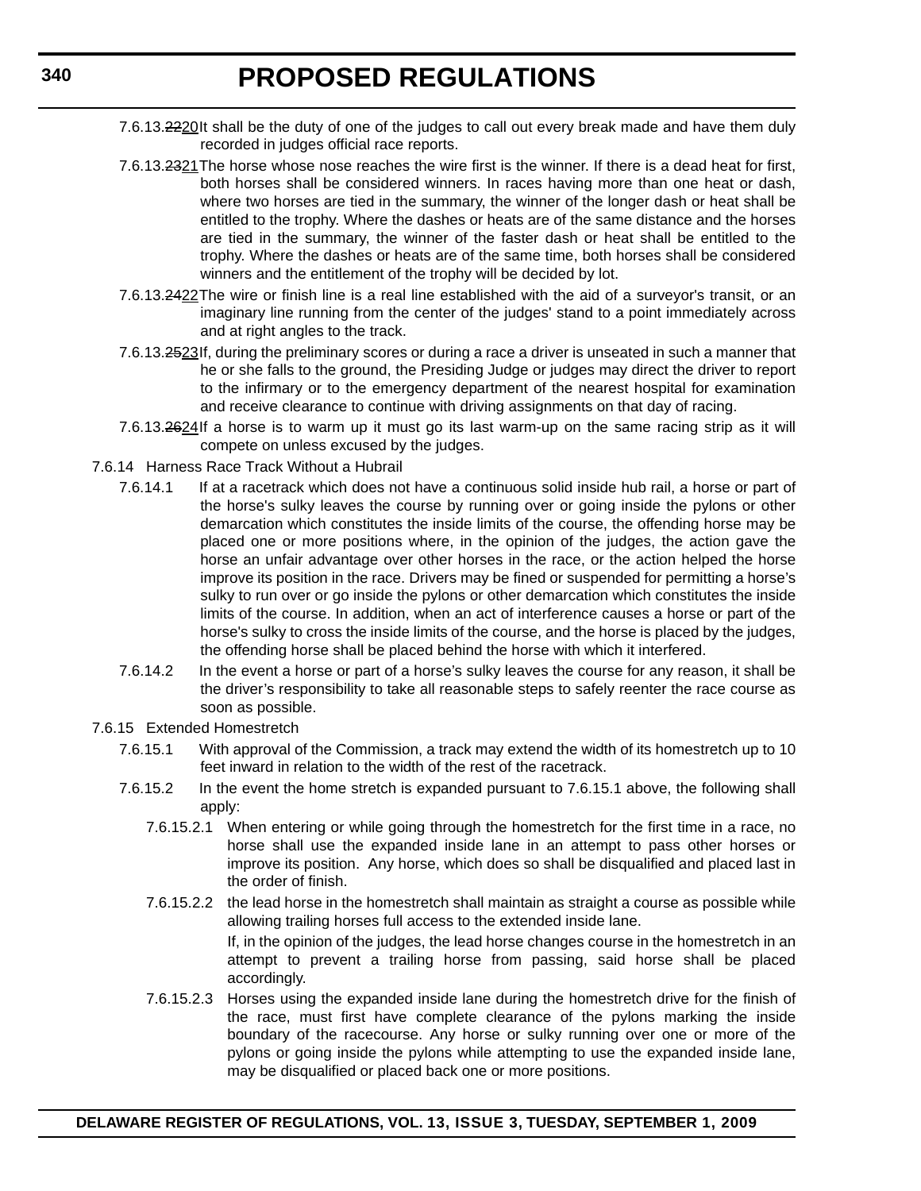7.6.13.~~22~~<u>20</u> It shall be the duty of one of the judges to call out every break made and have them duly recorded in judges official race reports.

7.6.13.~~23~~<u>21</u> The horse whose nose reaches the wire first is the winner. If there is a dead heat for first, both horses shall be considered winners. In races having more than one heat or dash, where two horses are tied in the summary, the winner of the longer dash or heat shall be entitled to the trophy. Where the dashes or heats are of the same distance and the horses are tied in the summary, the winner of the faster dash or heat shall be entitled to the trophy. Where the dashes or heats are of the same time, both horses shall be considered winners and the entitlement of the trophy will be decided by lot.

7.6.13.~~24~~<u>22</u> The wire or finish line is a real line established with the aid of a surveyor's transit, or an imaginary line running from the center of the judges' stand to a point immediately across and at right angles to the track.

7.6.13.~~25~~<u>23</u> If, during the preliminary scores or during a race a driver is unseated in such a manner that he or she falls to the ground, the Presiding Judge or judges may direct the driver to report to the infirmary or to the emergency department of the nearest hospital for examination and receive clearance to continue with driving assignments on that day of racing.

7.6.13.~~26~~<u>24</u> If a horse is to warm up it must go its last warm-up on the same racing strip as it will compete on unless excused by the judges.

7.6.14 Harness Race Track Without a Hubrail

7.6.14.1 If at a racetrack which does not have a continuous solid inside hub rail, a horse or part of the horse's sulky leaves the course by running over or going inside the pylons or other demarcation which constitutes the inside limits of the course, the offending horse may be placed one or more positions where, in the opinion of the judges, the action gave the horse an unfair advantage over other horses in the race, or the action helped the horse improve its position in the race. Drivers may be fined or suspended for permitting a horse's sulky to run over or go inside the pylons or other demarcation which constitutes the inside limits of the course. In addition, when an act of interference causes a horse or part of the horse's sulky to cross the inside limits of the course, and the horse is placed by the judges, the offending horse shall be placed behind the horse with which it interfered.

7.6.14.2 In the event a horse or part of a horse's sulky leaves the course for any reason, it shall be the driver's responsibility to take all reasonable steps to safely reenter the race course as soon as possible.

7.6.15 Extended Homestretch

7.6.15.1 With approval of the Commission, a track may extend the width of its homestretch up to 10 feet inward in relation to the width of the rest of the racetrack.

7.6.15.2 In the event the home stretch is expanded pursuant to 7.6.15.1 above, the following shall apply:

7.6.15.2.1 When entering or while going through the homestretch for the first time in a race, no horse shall use the expanded inside lane in an attempt to pass other horses or improve its position. Any horse, which does so shall be disqualified and placed last in the order of finish.

7.6.15.2.2 the lead horse in the homestretch shall maintain as straight a course as possible while allowing trailing horses full access to the extended inside lane.

If, in the opinion of the judges, the lead horse changes course in the homestretch in an attempt to prevent a trailing horse from passing, said horse shall be placed accordingly.

7.6.15.2.3 Horses using the expanded inside lane during the homestretch drive for the finish of the race, must first have complete clearance of the pylons marking the inside boundary of the racecourse. Any horse or sulky running over one or more of the pylons or going inside the pylons while attempting to use the expanded inside lane, may be disqualified or placed back one or more positions.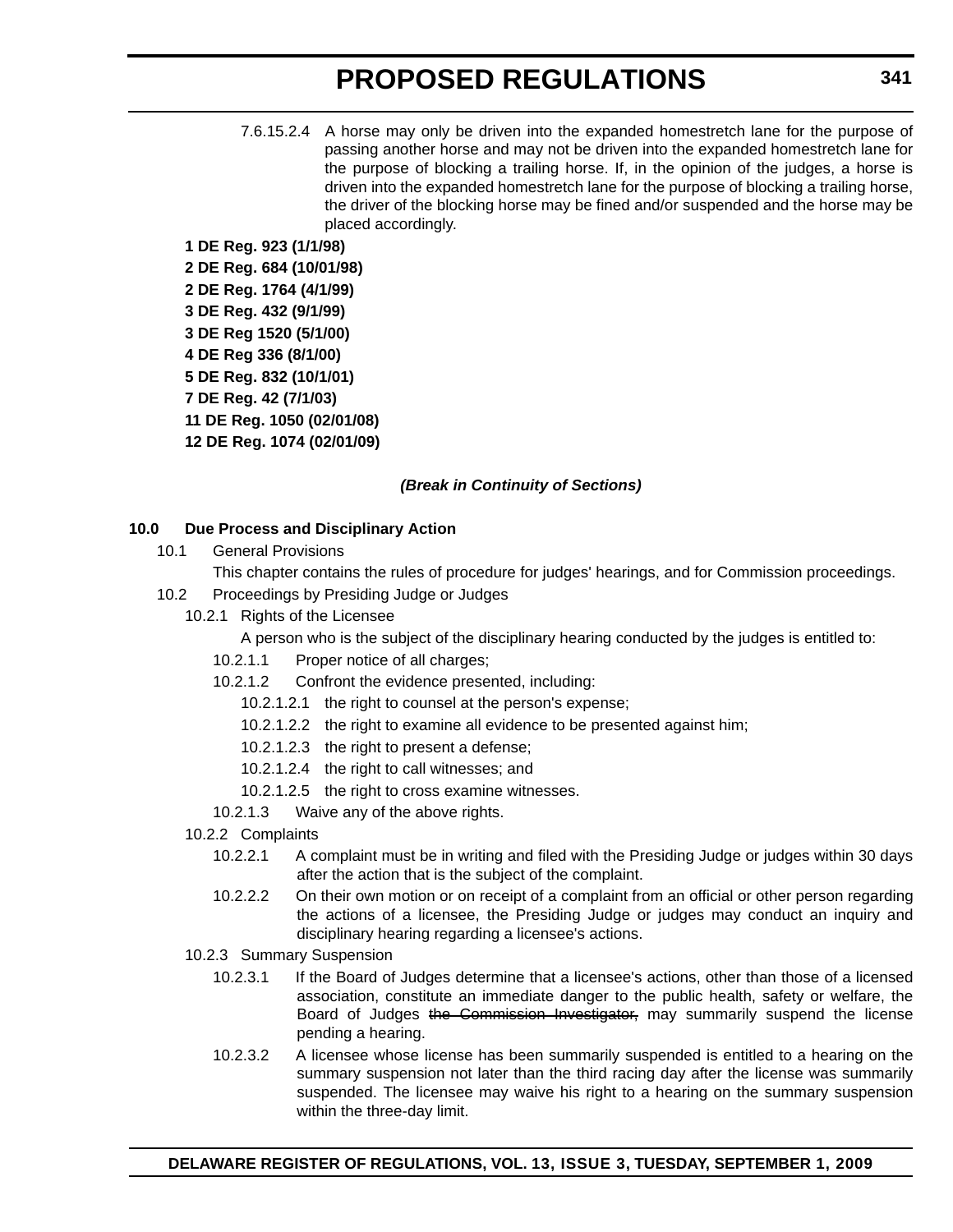7.6.15.2.4 A horse may only be driven into the expanded homestretch lane for the purpose of passing another horse and may not be driven into the expanded homestretch lane for the purpose of blocking a trailing horse. If, in the opinion of the judges, a horse is driven into the expanded homestretch lane for the purpose of blocking a trailing horse, the driver of the blocking horse may be fined and/or suspended and the horse may be placed accordingly.

**1 DE Reg. 923 (1/1/98)**
**2 DE Reg. 684 (10/01/98)**
**2 DE Reg. 1764 (4/1/99)**
**3 DE Reg. 432 (9/1/99)**
**3 DE Reg 1520 (5/1/00)**
**4 DE Reg 336 (8/1/00)**
**5 DE Reg. 832 (10/1/01)**
**7 DE Reg. 42 (7/1/03)**
**11 DE Reg. 1050 (02/01/08)**
**12 DE Reg. 1074 (02/01/09)**

***(Break in Continuity of Sections)***

**10.0 Due Process and Disciplinary Action**

10.1 General Provisions

This chapter contains the rules of procedure for judges' hearings, and for Commission proceedings.

10.2 Proceedings by Presiding Judge or Judges

10.2.1 Rights of the Licensee

A person who is the subject of the disciplinary hearing conducted by the judges is entitled to:

10.2.1.1 Proper notice of all charges;

10.2.1.2 Confront the evidence presented, including:

10.2.1.2.1 the right to counsel at the person's expense;

10.2.1.2.2 the right to examine all evidence to be presented against him;

10.2.1.2.3 the right to present a defense;

10.2.1.2.4 the right to call witnesses; and

10.2.1.2.5 the right to cross examine witnesses.

10.2.1.3 Waive any of the above rights.

10.2.2 Complaints

10.2.2.1 A complaint must be in writing and filed with the Presiding Judge or judges within 30 days after the action that is the subject of the complaint.

10.2.2.2 On their own motion or on receipt of a complaint from an official or other person regarding the actions of a licensee, the Presiding Judge or judges may conduct an inquiry and disciplinary hearing regarding a licensee's actions.

10.2.3 Summary Suspension

10.2.3.1 If the Board of Judges determine that a licensee's actions, other than those of a licensed association, constitute an immediate danger to the public health, safety or welfare, the Board of Judges ~~the Commission Investigator,~~ may summarily suspend the license pending a hearing.

10.2.3.2 A licensee whose license has been summarily suspended is entitled to a hearing on the summary suspension not later than the third racing day after the license was summarily suspended. The licensee may waive his right to a hearing on the summary suspension within the three-day limit.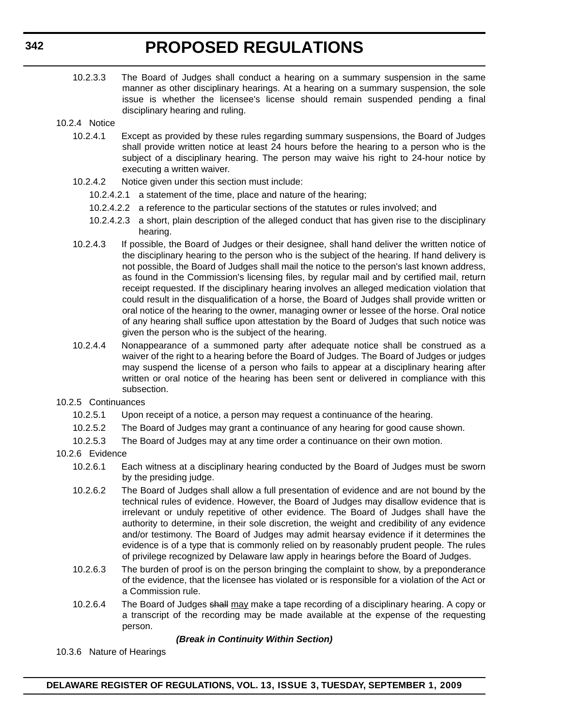10.2.3.3 The Board of Judges shall conduct a hearing on a summary suspension in the same manner as other disciplinary hearings. At a hearing on a summary suspension, the sole issue is whether the licensee's license should remain suspended pending a final disciplinary hearing and ruling.

10.2.4 Notice

10.2.4.1 Except as provided by these rules regarding summary suspensions, the Board of Judges shall provide written notice at least 24 hours before the hearing to a person who is the subject of a disciplinary hearing. The person may waive his right to 24-hour notice by executing a written waiver.

10.2.4.2 Notice given under this section must include:

10.2.4.2.1 a statement of the time, place and nature of the hearing;

10.2.4.2.2 a reference to the particular sections of the statutes or rules involved; and

10.2.4.2.3 a short, plain description of the alleged conduct that has given rise to the disciplinary hearing.

10.2.4.3 If possible, the Board of Judges or their designee, shall hand deliver the written notice of the disciplinary hearing to the person who is the subject of the hearing. If hand delivery is not possible, the Board of Judges shall mail the notice to the person's last known address, as found in the Commission's licensing files, by regular mail and by certified mail, return receipt requested. If the disciplinary hearing involves an alleged medication violation that could result in the disqualification of a horse, the Board of Judges shall provide written or oral notice of the hearing to the owner, managing owner or lessee of the horse. Oral notice of any hearing shall suffice upon attestation by the Board of Judges that such notice was given the person who is the subject of the hearing.

10.2.4.4 Nonappearance of a summoned party after adequate notice shall be construed as a waiver of the right to a hearing before the Board of Judges. The Board of Judges or judges may suspend the license of a person who fails to appear at a disciplinary hearing after written or oral notice of the hearing has been sent or delivered in compliance with this subsection.

10.2.5 Continuances

10.2.5.1 Upon receipt of a notice, a person may request a continuance of the hearing.

10.2.5.2 The Board of Judges may grant a continuance of any hearing for good cause shown.

10.2.5.3 The Board of Judges may at any time order a continuance on their own motion.

10.2.6 Evidence

10.2.6.1 Each witness at a disciplinary hearing conducted by the Board of Judges must be sworn by the presiding judge.

10.2.6.2 The Board of Judges shall allow a full presentation of evidence and are not bound by the technical rules of evidence. However, the Board of Judges may disallow evidence that is irrelevant or unduly repetitive of other evidence. The Board of Judges shall have the authority to determine, in their sole discretion, the weight and credibility of any evidence and/or testimony. The Board of Judges may admit hearsay evidence if it determines the evidence is of a type that is commonly relied on by reasonably prudent people. The rules of privilege recognized by Delaware law apply in hearings before the Board of Judges.

10.2.6.3 The burden of proof is on the person bringing the complaint to show, by a preponderance of the evidence, that the licensee has violated or is responsible for a violation of the Act or a Commission rule.

10.2.6.4 The Board of Judges ~~shall~~ <u>may</u> make a tape recording of a disciplinary hearing. A copy or a transcript of the recording may be made available at the expense of the requesting person.

***(Break in Continuity Within Section)***

10.3.6 Nature of Hearings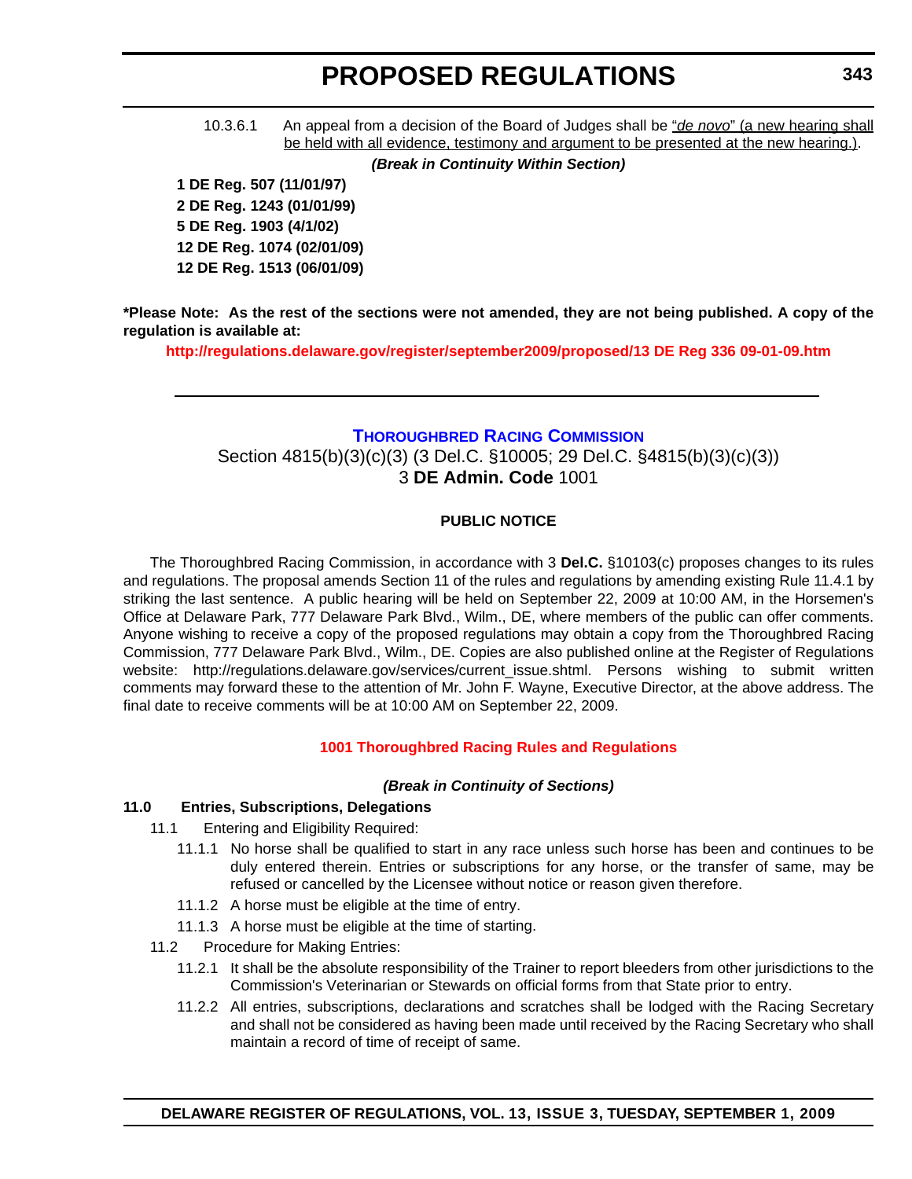10.3.6.1 An appeal from a decision of the Board of Judges shall be <u>"*de novo*" (a new hearing shall be held with all evidence, testimony and argument to be presented at the new hearing.)</u>.

***(Break in Continuity Within Section)***

**1 DE Reg. 507 (11/01/97)**
**2 DE Reg. 1243 (01/01/99)**
**5 DE Reg. 1903 (4/1/02)**
**12 DE Reg. 1074 (02/01/09)**
**12 DE Reg. 1513 (06/01/09)**

**\*Please Note: As the rest of the sections were not amended, they are not being published. A copy of the regulation is available at:**

**http://regulations.delaware.gov/register/september2009/proposed/13 DE Reg 336 09-01-09.htm**

---

## THOROUGHBRED RACING COMMISSION

Section 4815(b)(3)(c)(3) (3 Del.C. §10005; 29 Del.C. §4815(b)(3)(c)(3))
3 **DE Admin. Code** 1001

### PUBLIC NOTICE

The Thoroughbred Racing Commission, in accordance with 3 **Del.C.** §10103(c) proposes changes to its rules and regulations. The proposal amends Section 11 of the rules and regulations by amending existing Rule 11.4.1 by striking the last sentence. A public hearing will be held on September 22, 2009 at 10:00 AM, in the Horsemen's Office at Delaware Park, 777 Delaware Park Blvd., Wilm., DE, where members of the public can offer comments. Anyone wishing to receive a copy of the proposed regulations may obtain a copy from the Thoroughbred Racing Commission, 777 Delaware Park Blvd., Wilm., DE. Copies are also published online at the Register of Regulations website: http://regulations.delaware.gov/services/current_issue.shtml. Persons wishing to submit written comments may forward these to the attention of Mr. John F. Wayne, Executive Director, at the above address. The final date to receive comments will be at 10:00 AM on September 22, 2009.

**1001 Thoroughbred Racing Rules and Regulations**

***(Break in Continuity of Sections)***

**11.0 Entries, Subscriptions, Delegations**

11.1 Entering and Eligibility Required:

11.1.1 No horse shall be qualified to start in any race unless such horse has been and continues to be duly entered therein. Entries or subscriptions for any horse, or the transfer of same, may be refused or cancelled by the Licensee without notice or reason given therefore.

11.1.2 A horse must be eligible at the time of entry.

11.1.3 A horse must be eligible at the time of starting.

11.2 Procedure for Making Entries:

11.2.1 It shall be the absolute responsibility of the Trainer to report bleeders from other jurisdictions to the Commission's Veterinarian or Stewards on official forms from that State prior to entry.

11.2.2 All entries, subscriptions, declarations and scratches shall be lodged with the Racing Secretary and shall not be considered as having been made until received by the Racing Secretary who shall maintain a record of time of receipt of same.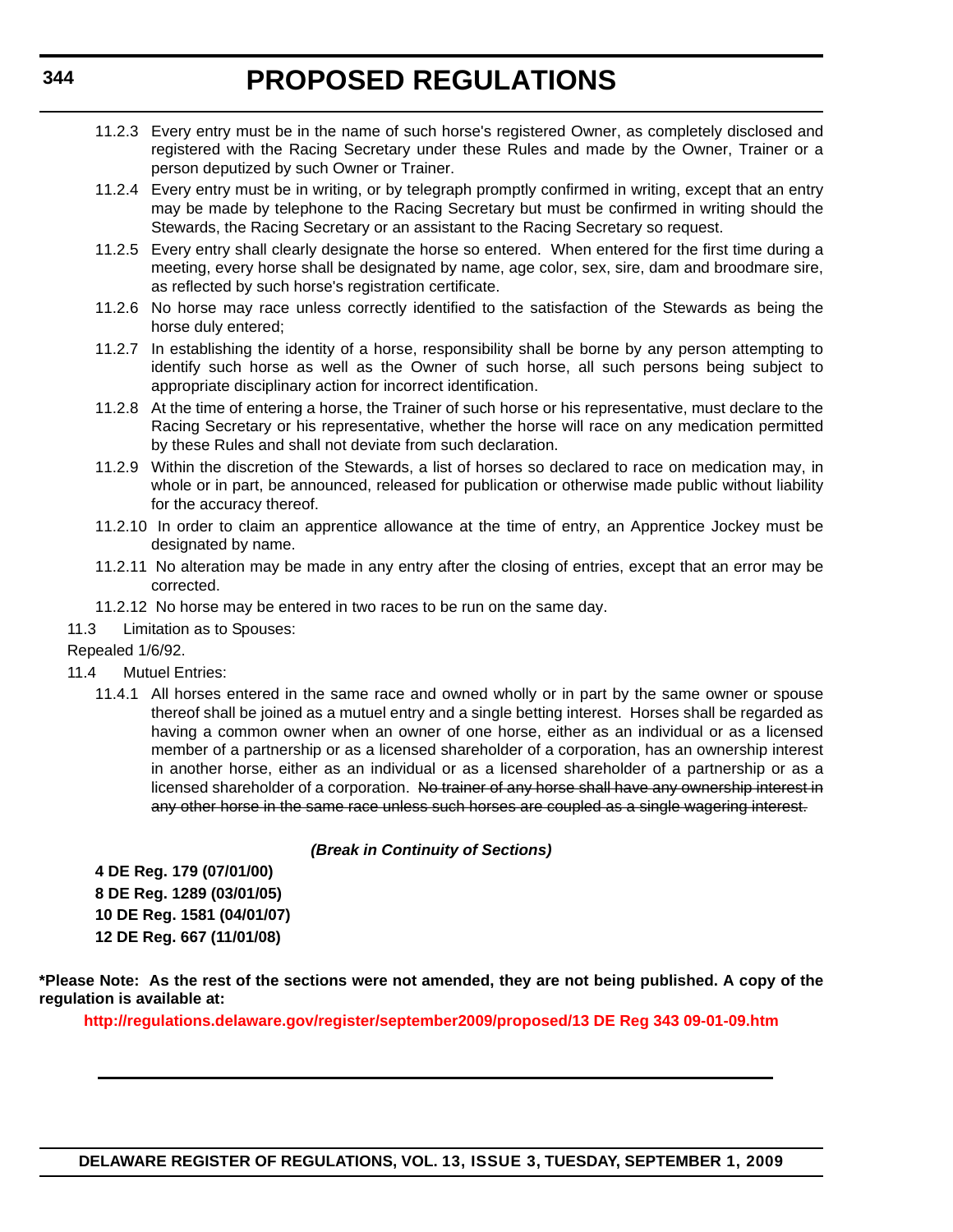11.2.3 Every entry must be in the name of such horse's registered Owner, as completely disclosed and registered with the Racing Secretary under these Rules and made by the Owner, Trainer or a person deputized by such Owner or Trainer.

11.2.4 Every entry must be in writing, or by telegraph promptly confirmed in writing, except that an entry may be made by telephone to the Racing Secretary but must be confirmed in writing should the Stewards, the Racing Secretary or an assistant to the Racing Secretary so request.

11.2.5 Every entry shall clearly designate the horse so entered. When entered for the first time during a meeting, every horse shall be designated by name, age color, sex, sire, dam and broodmare sire, as reflected by such horse's registration certificate.

11.2.6 No horse may race unless correctly identified to the satisfaction of the Stewards as being the horse duly entered;

11.2.7 In establishing the identity of a horse, responsibility shall be borne by any person attempting to identify such horse as well as the Owner of such horse, all such persons being subject to appropriate disciplinary action for incorrect identification.

11.2.8 At the time of entering a horse, the Trainer of such horse or his representative, must declare to the Racing Secretary or his representative, whether the horse will race on any medication permitted by these Rules and shall not deviate from such declaration.

11.2.9 Within the discretion of the Stewards, a list of horses so declared to race on medication may, in whole or in part, be announced, released for publication or otherwise made public without liability for the accuracy thereof.

11.2.10 In order to claim an apprentice allowance at the time of entry, an Apprentice Jockey must be designated by name.

11.2.11 No alteration may be made in any entry after the closing of entries, except that an error may be corrected.

11.2.12 No horse may be entered in two races to be run on the same day.

11.3 Limitation as to Spouses:

Repealed 1/6/92.

11.4 Mutuel Entries:

11.4.1 All horses entered in the same race and owned wholly or in part by the same owner or spouse thereof shall be joined as a mutuel entry and a single betting interest. Horses shall be regarded as having a common owner when an owner of one horse, either as an individual or as a licensed member of a partnership or as a licensed shareholder of a corporation, has an ownership interest in another horse, either as an individual or as a licensed shareholder of a partnership or as a licensed shareholder of a corporation. ~~No trainer of any horse shall have any ownership interest in any other horse in the same race unless such horses are coupled as a single wagering interest.~~

***(Break in Continuity of Sections)***

**4 DE Reg. 179 (07/01/00)**
**8 DE Reg. 1289 (03/01/05)**
**10 DE Reg. 1581 (04/01/07)**
**12 DE Reg. 667 (11/01/08)**

**\*Please Note: As the rest of the sections were not amended, they are not being published. A copy of the regulation is available at:**

**http://regulations.delaware.gov/register/september2009/proposed/13 DE Reg 343 09-01-09.htm**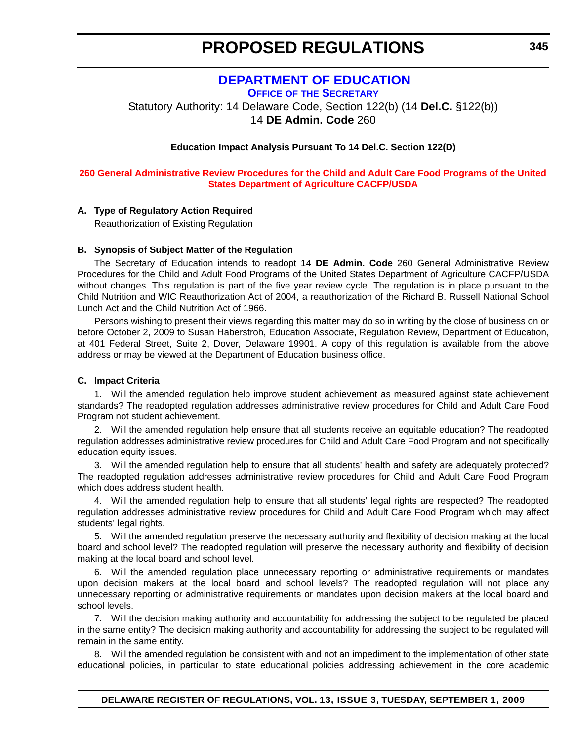# PROPOSED REGULATIONS

## DEPARTMENT OF EDUCATION

### OFFICE OF THE SECRETARY

Statutory Authority: 14 Delaware Code, Section 122(b) (14 **Del.C.** §122(b))
14 **DE Admin. Code** 260

**Education Impact Analysis Pursuant To 14 Del.C. Section 122(D)**

**260 General Administrative Review Procedures for the Child and Adult Care Food Programs of the United States Department of Agriculture CACFP/USDA**

**A. Type of Regulatory Action Required**

Reauthorization of Existing Regulation

**B. Synopsis of Subject Matter of the Regulation**

The Secretary of Education intends to readopt 14 **DE Admin. Code** 260 General Administrative Review Procedures for the Child and Adult Food Programs of the United States Department of Agriculture CACFP/USDA without changes. This regulation is part of the five year review cycle. The regulation is in place pursuant to the Child Nutrition and WIC Reauthorization Act of 2004, a reauthorization of the Richard B. Russell National School Lunch Act and the Child Nutrition Act of 1966.

Persons wishing to present their views regarding this matter may do so in writing by the close of business on or before October 2, 2009 to Susan Haberstroh, Education Associate, Regulation Review, Department of Education, at 401 Federal Street, Suite 2, Dover, Delaware 19901. A copy of this regulation is available from the above address or may be viewed at the Department of Education business office.

**C. Impact Criteria**

1. Will the amended regulation help improve student achievement as measured against state achievement standards? The readopted regulation addresses administrative review procedures for Child and Adult Care Food Program not student achievement.

2. Will the amended regulation help ensure that all students receive an equitable education? The readopted regulation addresses administrative review procedures for Child and Adult Care Food Program and not specifically education equity issues.

3. Will the amended regulation help to ensure that all students' health and safety are adequately protected? The readopted regulation addresses administrative review procedures for Child and Adult Care Food Program which does address student health.

4. Will the amended regulation help to ensure that all students' legal rights are respected? The readopted regulation addresses administrative review procedures for Child and Adult Care Food Program which may affect students' legal rights.

5. Will the amended regulation preserve the necessary authority and flexibility of decision making at the local board and school level? The readopted regulation will preserve the necessary authority and flexibility of decision making at the local board and school level.

6. Will the amended regulation place unnecessary reporting or administrative requirements or mandates upon decision makers at the local board and school levels? The readopted regulation will not place any unnecessary reporting or administrative requirements or mandates upon decision makers at the local board and school levels.

7. Will the decision making authority and accountability for addressing the subject to be regulated be placed in the same entity? The decision making authority and accountability for addressing the subject to be regulated will remain in the same entity.

8. Will the amended regulation be consistent with and not an impediment to the implementation of other state educational policies, in particular to state educational policies addressing achievement in the core academic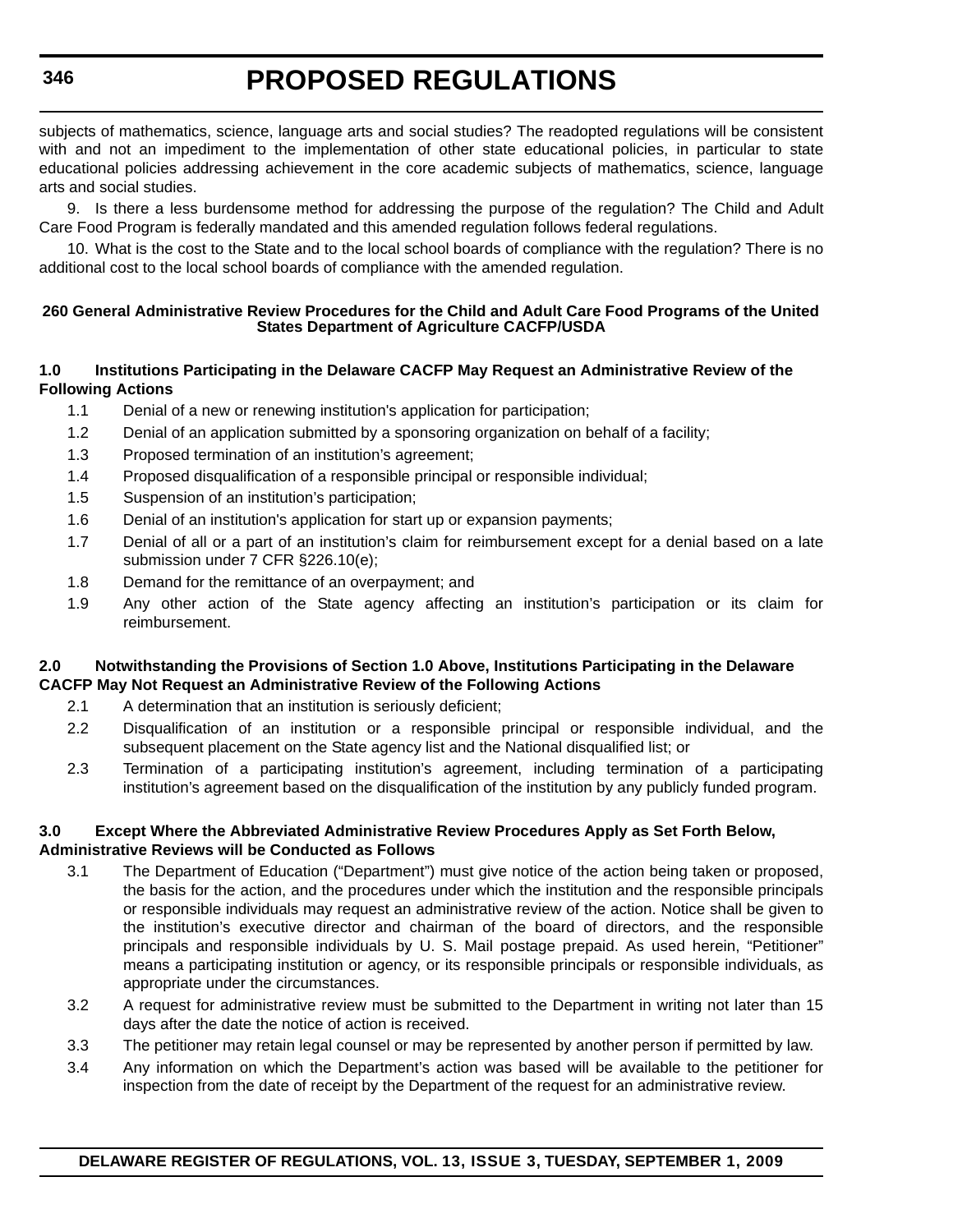subjects of mathematics, science, language arts and social studies? The readopted regulations will be consistent with and not an impediment to the implementation of other state educational policies, in particular to state educational policies addressing achievement in the core academic subjects of mathematics, science, language arts and social studies.

9. Is there a less burdensome method for addressing the purpose of the regulation? The Child and Adult Care Food Program is federally mandated and this amended regulation follows federal regulations.

10. What is the cost to the State and to the local school boards of compliance with the regulation? There is no additional cost to the local school boards of compliance with the amended regulation.

**260 General Administrative Review Procedures for the Child and Adult Care Food Programs of the United States Department of Agriculture CACFP/USDA**

**1.0 Institutions Participating in the Delaware CACFP May Request an Administrative Review of the Following Actions**

1.1 Denial of a new or renewing institution's application for participation;

1.2 Denial of an application submitted by a sponsoring organization on behalf of a facility;

1.3 Proposed termination of an institution's agreement;

1.4 Proposed disqualification of a responsible principal or responsible individual;

1.5 Suspension of an institution's participation;

1.6 Denial of an institution's application for start up or expansion payments;

1.7 Denial of all or a part of an institution's claim for reimbursement except for a denial based on a late submission under 7 CFR §226.10(e);

1.8 Demand for the remittance of an overpayment; and

1.9 Any other action of the State agency affecting an institution's participation or its claim for reimbursement.

**2.0 Notwithstanding the Provisions of Section 1.0 Above, Institutions Participating in the Delaware CACFP May Not Request an Administrative Review of the Following Actions**

2.1 A determination that an institution is seriously deficient;

2.2 Disqualification of an institution or a responsible principal or responsible individual, and the subsequent placement on the State agency list and the National disqualified list; or

2.3 Termination of a participating institution's agreement, including termination of a participating institution's agreement based on the disqualification of the institution by any publicly funded program.

**3.0 Except Where the Abbreviated Administrative Review Procedures Apply as Set Forth Below, Administrative Reviews will be Conducted as Follows**

3.1 The Department of Education ("Department") must give notice of the action being taken or proposed, the basis for the action, and the procedures under which the institution and the responsible principals or responsible individuals may request an administrative review of the action. Notice shall be given to the institution's executive director and chairman of the board of directors, and the responsible principals and responsible individuals by U. S. Mail postage prepaid. As used herein, "Petitioner" means a participating institution or agency, or its responsible principals or responsible individuals, as appropriate under the circumstances.

3.2 A request for administrative review must be submitted to the Department in writing not later than 15 days after the date the notice of action is received.

3.3 The petitioner may retain legal counsel or may be represented by another person if permitted by law.

3.4 Any information on which the Department's action was based will be available to the petitioner for inspection from the date of receipt by the Department of the request for an administrative review.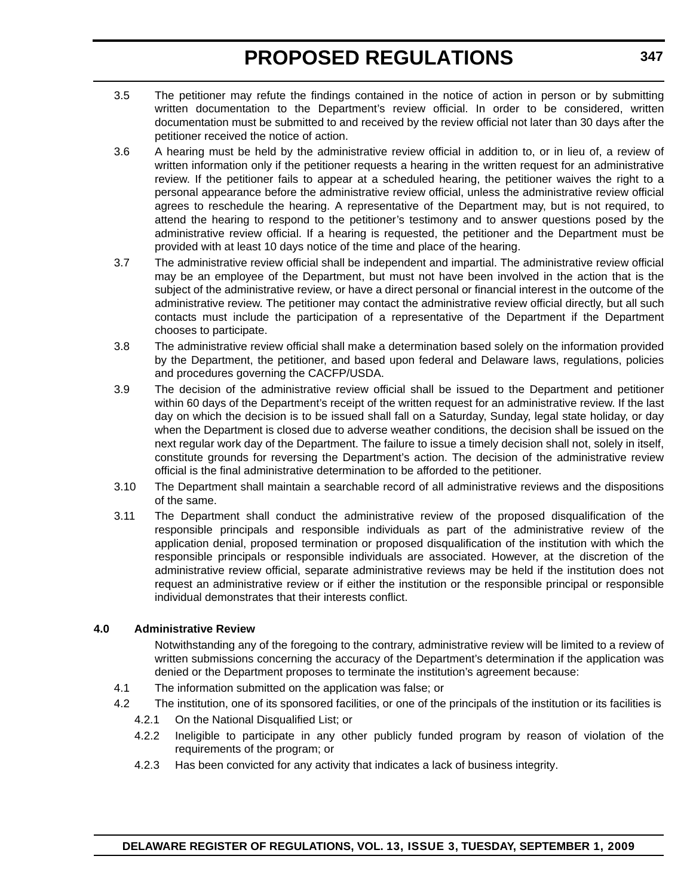3.5 The petitioner may refute the findings contained in the notice of action in person or by submitting written documentation to the Department's review official. In order to be considered, written documentation must be submitted to and received by the review official not later than 30 days after the petitioner received the notice of action.

3.6 A hearing must be held by the administrative review official in addition to, or in lieu of, a review of written information only if the petitioner requests a hearing in the written request for an administrative review. If the petitioner fails to appear at a scheduled hearing, the petitioner waives the right to a personal appearance before the administrative review official, unless the administrative review official agrees to reschedule the hearing. A representative of the Department may, but is not required, to attend the hearing to respond to the petitioner's testimony and to answer questions posed by the administrative review official. If a hearing is requested, the petitioner and the Department must be provided with at least 10 days notice of the time and place of the hearing.

3.7 The administrative review official shall be independent and impartial. The administrative review official may be an employee of the Department, but must not have been involved in the action that is the subject of the administrative review, or have a direct personal or financial interest in the outcome of the administrative review. The petitioner may contact the administrative review official directly, but all such contacts must include the participation of a representative of the Department if the Department chooses to participate.

3.8 The administrative review official shall make a determination based solely on the information provided by the Department, the petitioner, and based upon federal and Delaware laws, regulations, policies and procedures governing the CACFP/USDA.

3.9 The decision of the administrative review official shall be issued to the Department and petitioner within 60 days of the Department's receipt of the written request for an administrative review. If the last day on which the decision is to be issued shall fall on a Saturday, Sunday, legal state holiday, or day when the Department is closed due to adverse weather conditions, the decision shall be issued on the next regular work day of the Department. The failure to issue a timely decision shall not, solely in itself, constitute grounds for reversing the Department's action. The decision of the administrative review official is the final administrative determination to be afforded to the petitioner.

3.10 The Department shall maintain a searchable record of all administrative reviews and the dispositions of the same.

3.11 The Department shall conduct the administrative review of the proposed disqualification of the responsible principals and responsible individuals as part of the administrative review of the application denial, proposed termination or proposed disqualification of the institution with which the responsible principals or responsible individuals are associated. However, at the discretion of the administrative review official, separate administrative reviews may be held if the institution does not request an administrative review or if either the institution or the responsible principal or responsible individual demonstrates that their interests conflict.

**4.0 Administrative Review**

Notwithstanding any of the foregoing to the contrary, administrative review will be limited to a review of written submissions concerning the accuracy of the Department's determination if the application was denied or the Department proposes to terminate the institution's agreement because:

4.1 The information submitted on the application was false; or

4.2 The institution, one of its sponsored facilities, or one of the principals of the institution or its facilities is

4.2.1 On the National Disqualified List; or

4.2.2 Ineligible to participate in any other publicly funded program by reason of violation of the requirements of the program; or

4.2.3 Has been convicted for any activity that indicates a lack of business integrity.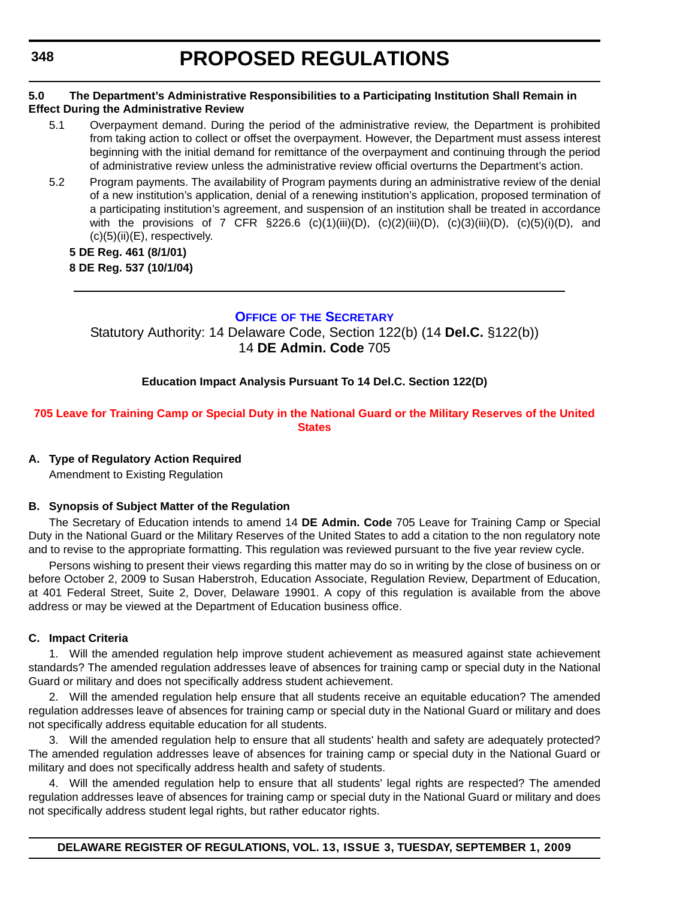**5.0 The Department's Administrative Responsibilities to a Participating Institution Shall Remain in Effect During the Administrative Review**

5.1 Overpayment demand. During the period of the administrative review, the Department is prohibited from taking action to collect or offset the overpayment. However, the Department must assess interest beginning with the initial demand for remittance of the overpayment and continuing through the period of administrative review unless the administrative review official overturns the Department's action.

5.2 Program payments. The availability of Program payments during an administrative review of the denial of a new institution's application, denial of a renewing institution's application, proposed termination of a participating institution's agreement, and suspension of an institution shall be treated in accordance with the provisions of 7 CFR §226.6 (c)(1)(iii)(D), (c)(2)(iii)(D), (c)(3)(iii)(D), (c)(5)(i)(D), and (c)(5)(ii)(E), respectively.

**5 DE Reg. 461 (8/1/01)**
**8 DE Reg. 537 (10/1/04)**

---

## OFFICE OF THE SECRETARY

Statutory Authority: 14 Delaware Code, Section 122(b) (14 **Del.C.** §122(b))
14 **DE Admin. Code** 705

**Education Impact Analysis Pursuant To 14 Del.C. Section 122(D)**

### 705 Leave for Training Camp or Special Duty in the National Guard or the Military Reserves of the United States

**A. Type of Regulatory Action Required**

Amendment to Existing Regulation

**B. Synopsis of Subject Matter of the Regulation**

The Secretary of Education intends to amend 14 **DE Admin. Code** 705 Leave for Training Camp or Special Duty in the National Guard or the Military Reserves of the United States to add a citation to the non regulatory note and to revise to the appropriate formatting. This regulation was reviewed pursuant to the five year review cycle.

Persons wishing to present their views regarding this matter may do so in writing by the close of business on or before October 2, 2009 to Susan Haberstroh, Education Associate, Regulation Review, Department of Education, at 401 Federal Street, Suite 2, Dover, Delaware 19901. A copy of this regulation is available from the above address or may be viewed at the Department of Education business office.

**C. Impact Criteria**

1. Will the amended regulation help improve student achievement as measured against state achievement standards? The amended regulation addresses leave of absences for training camp or special duty in the National Guard or military and does not specifically address student achievement.

2. Will the amended regulation help ensure that all students receive an equitable education? The amended regulation addresses leave of absences for training camp or special duty in the National Guard or military and does not specifically address equitable education for all students.

3. Will the amended regulation help to ensure that all students' health and safety are adequately protected? The amended regulation addresses leave of absences for training camp or special duty in the National Guard or military and does not specifically address health and safety of students.

4. Will the amended regulation help to ensure that all students' legal rights are respected? The amended regulation addresses leave of absences for training camp or special duty in the National Guard or military and does not specifically address student legal rights, but rather educator rights.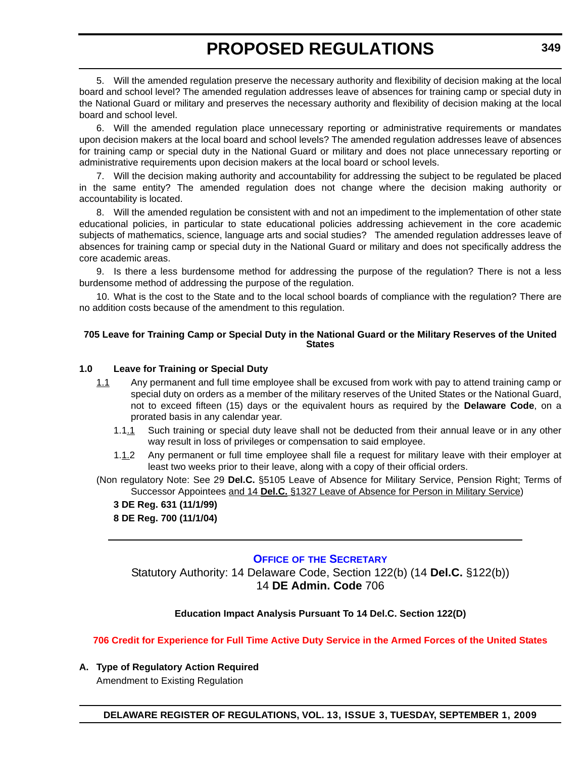5. Will the amended regulation preserve the necessary authority and flexibility of decision making at the local board and school level? The amended regulation addresses leave of absences for training camp or special duty in the National Guard or military and preserves the necessary authority and flexibility of decision making at the local board and school level.

6. Will the amended regulation place unnecessary reporting or administrative requirements or mandates upon decision makers at the local board and school levels? The amended regulation addresses leave of absences for training camp or special duty in the National Guard or military and does not place unnecessary reporting or administrative requirements upon decision makers at the local board or school levels.

7. Will the decision making authority and accountability for addressing the subject to be regulated be placed in the same entity? The amended regulation does not change where the decision making authority or accountability is located.

8. Will the amended regulation be consistent with and not an impediment to the implementation of other state educational policies, in particular to state educational policies addressing achievement in the core academic subjects of mathematics, science, language arts and social studies? The amended regulation addresses leave of absences for training camp or special duty in the National Guard or military and does not specifically address the core academic areas.

9. Is there a less burdensome method for addressing the purpose of the regulation? There is not a less burdensome method of addressing the purpose of the regulation.

10. What is the cost to the State and to the local school boards of compliance with the regulation? There are no addition costs because of the amendment to this regulation.

#### 705 Leave for Training Camp or Special Duty in the National Guard or the Military Reserves of the United States

**1.0 Leave for Training or Special Duty**

1.1 Any permanent and full time employee shall be excused from work with pay to attend training camp or special duty on orders as a member of the military reserves of the United States or the National Guard, not to exceed fifteen (15) days or the equivalent hours as required by the **Delaware Code**, on a prorated basis in any calendar year.

1.1.1 Such training or special duty leave shall not be deducted from their annual leave or in any other way result in loss of privileges or compensation to said employee.

1.1.2 Any permanent or full time employee shall file a request for military leave with their employer at least two weeks prior to their leave, along with a copy of their official orders.

(Non regulatory Note: See 29 **Del.C.** §5105 Leave of Absence for Military Service, Pension Right; Terms of Successor Appointees and 14 **Del.C.** §1327 Leave of Absence for Person in Military Service)

**3 DE Reg. 631 (11/1/99)**

**8 DE Reg. 700 (11/1/04)**

---

### Office of the Secretary

Statutory Authority: 14 Delaware Code, Section 122(b) (14 **Del.C.** §122(b))
14 **DE Admin. Code** 706

**Education Impact Analysis Pursuant To 14 Del.C. Section 122(D)**

#### 706 Credit for Experience for Full Time Active Duty Service in the Armed Forces of the United States

**A. Type of Regulatory Action Required**

Amendment to Existing Regulation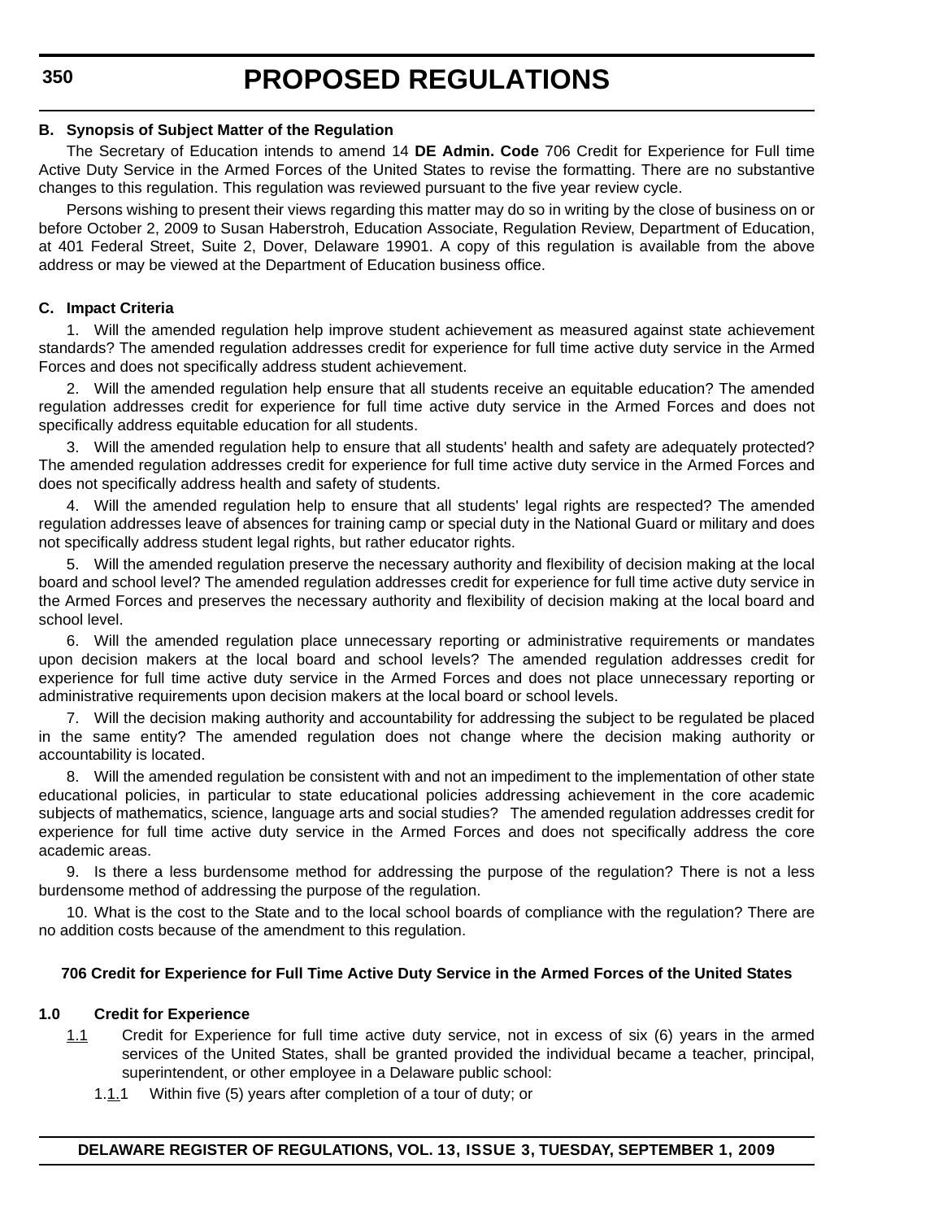**B. Synopsis of Subject Matter of the Regulation**

The Secretary of Education intends to amend 14 **DE Admin. Code** 706 Credit for Experience for Full time Active Duty Service in the Armed Forces of the United States to revise the formatting. There are no substantive changes to this regulation. This regulation was reviewed pursuant to the five year review cycle.

Persons wishing to present their views regarding this matter may do so in writing by the close of business on or before October 2, 2009 to Susan Haberstroh, Education Associate, Regulation Review, Department of Education, at 401 Federal Street, Suite 2, Dover, Delaware 19901. A copy of this regulation is available from the above address or may be viewed at the Department of Education business office.

**C. Impact Criteria**

1. Will the amended regulation help improve student achievement as measured against state achievement standards? The amended regulation addresses credit for experience for full time active duty service in the Armed Forces and does not specifically address student achievement.

2. Will the amended regulation help ensure that all students receive an equitable education? The amended regulation addresses credit for experience for full time active duty service in the Armed Forces and does not specifically address equitable education for all students.

3. Will the amended regulation help to ensure that all students' health and safety are adequately protected? The amended regulation addresses credit for experience for full time active duty service in the Armed Forces and does not specifically address health and safety of students.

4. Will the amended regulation help to ensure that all students' legal rights are respected? The amended regulation addresses leave of absences for training camp or special duty in the National Guard or military and does not specifically address student legal rights, but rather educator rights.

5. Will the amended regulation preserve the necessary authority and flexibility of decision making at the local board and school level? The amended regulation addresses credit for experience for full time active duty service in the Armed Forces and preserves the necessary authority and flexibility of decision making at the local board and school level.

6. Will the amended regulation place unnecessary reporting or administrative requirements or mandates upon decision makers at the local board and school levels? The amended regulation addresses credit for experience for full time active duty service in the Armed Forces and does not place unnecessary reporting or administrative requirements upon decision makers at the local board or school levels.

7. Will the decision making authority and accountability for addressing the subject to be regulated be placed in the same entity? The amended regulation does not change where the decision making authority or accountability is located.

8. Will the amended regulation be consistent with and not an impediment to the implementation of other state educational policies, in particular to state educational policies addressing achievement in the core academic subjects of mathematics, science, language arts and social studies? The amended regulation addresses credit for experience for full time active duty service in the Armed Forces and does not specifically address the core academic areas.

9. Is there a less burdensome method for addressing the purpose of the regulation? There is not a less burdensome method of addressing the purpose of the regulation.

10. What is the cost to the State and to the local school boards of compliance with the regulation? There are no addition costs because of the amendment to this regulation.

**706 Credit for Experience for Full Time Active Duty Service in the Armed Forces of the United States**

**1.0 Credit for Experience**

1.1 Credit for Experience for full time active duty service, not in excess of six (6) years in the armed services of the United States, shall be granted provided the individual became a teacher, principal, superintendent, or other employee in a Delaware public school:

1.1.1 Within five (5) years after completion of a tour of duty; or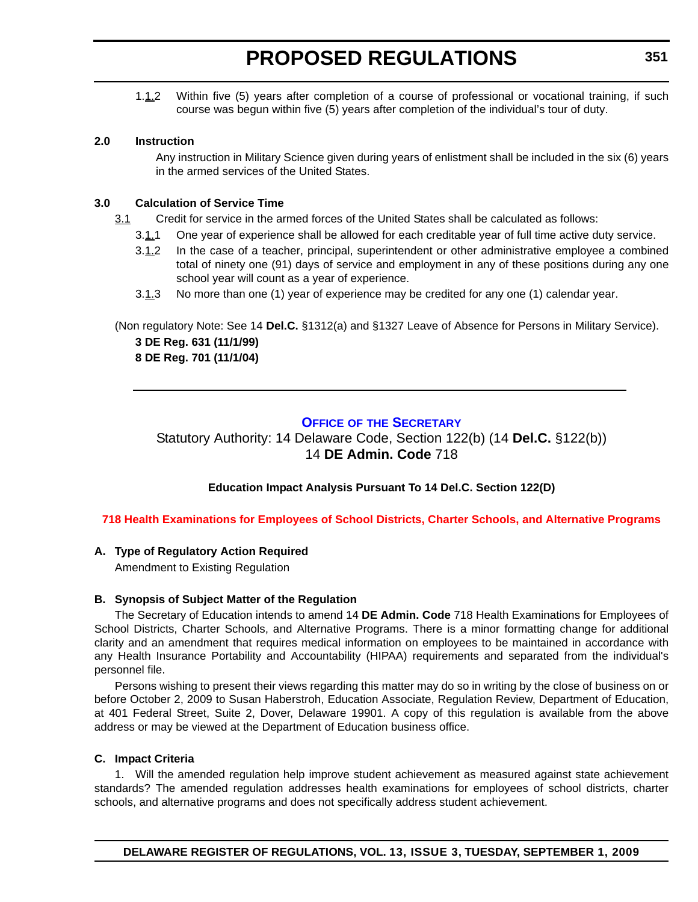1.1.2 Within five (5) years after completion of a course of professional or vocational training, if such course was begun within five (5) years after completion of the individual's tour of duty.

**2.0 Instruction**

Any instruction in Military Science given during years of enlistment shall be included in the six (6) years in the armed services of the United States.

**3.0 Calculation of Service Time**

3.1 Credit for service in the armed forces of the United States shall be calculated as follows:

3.1.1 One year of experience shall be allowed for each creditable year of full time active duty service.

3.1.2 In the case of a teacher, principal, superintendent or other administrative employee a combined total of ninety one (91) days of service and employment in any of these positions during any one school year will count as a year of experience.

3.1.3 No more than one (1) year of experience may be credited for any one (1) calendar year.

(Non regulatory Note: See 14 **Del.C.** §1312(a) and §1327 Leave of Absence for Persons in Military Service).

**3 DE Reg. 631 (11/1/99)**

**8 DE Reg. 701 (11/1/04)**

---

## OFFICE OF THE SECRETARY

Statutory Authority: 14 Delaware Code, Section 122(b) (14 **Del.C.** §122(b))

14 **DE Admin. Code** 718

**Education Impact Analysis Pursuant To 14 Del.C. Section 122(D)**

**718 Health Examinations for Employees of School Districts, Charter Schools, and Alternative Programs**

**A. Type of Regulatory Action Required**

Amendment to Existing Regulation

**B. Synopsis of Subject Matter of the Regulation**

The Secretary of Education intends to amend 14 **DE Admin. Code** 718 Health Examinations for Employees of School Districts, Charter Schools, and Alternative Programs. There is a minor formatting change for additional clarity and an amendment that requires medical information on employees to be maintained in accordance with any Health Insurance Portability and Accountability (HIPAA) requirements and separated from the individual's personnel file.

Persons wishing to present their views regarding this matter may do so in writing by the close of business on or before October 2, 2009 to Susan Haberstroh, Education Associate, Regulation Review, Department of Education, at 401 Federal Street, Suite 2, Dover, Delaware 19901. A copy of this regulation is available from the above address or may be viewed at the Department of Education business office.

**C. Impact Criteria**

1. Will the amended regulation help improve student achievement as measured against state achievement standards? The amended regulation addresses health examinations for employees of school districts, charter schools, and alternative programs and does not specifically address student achievement.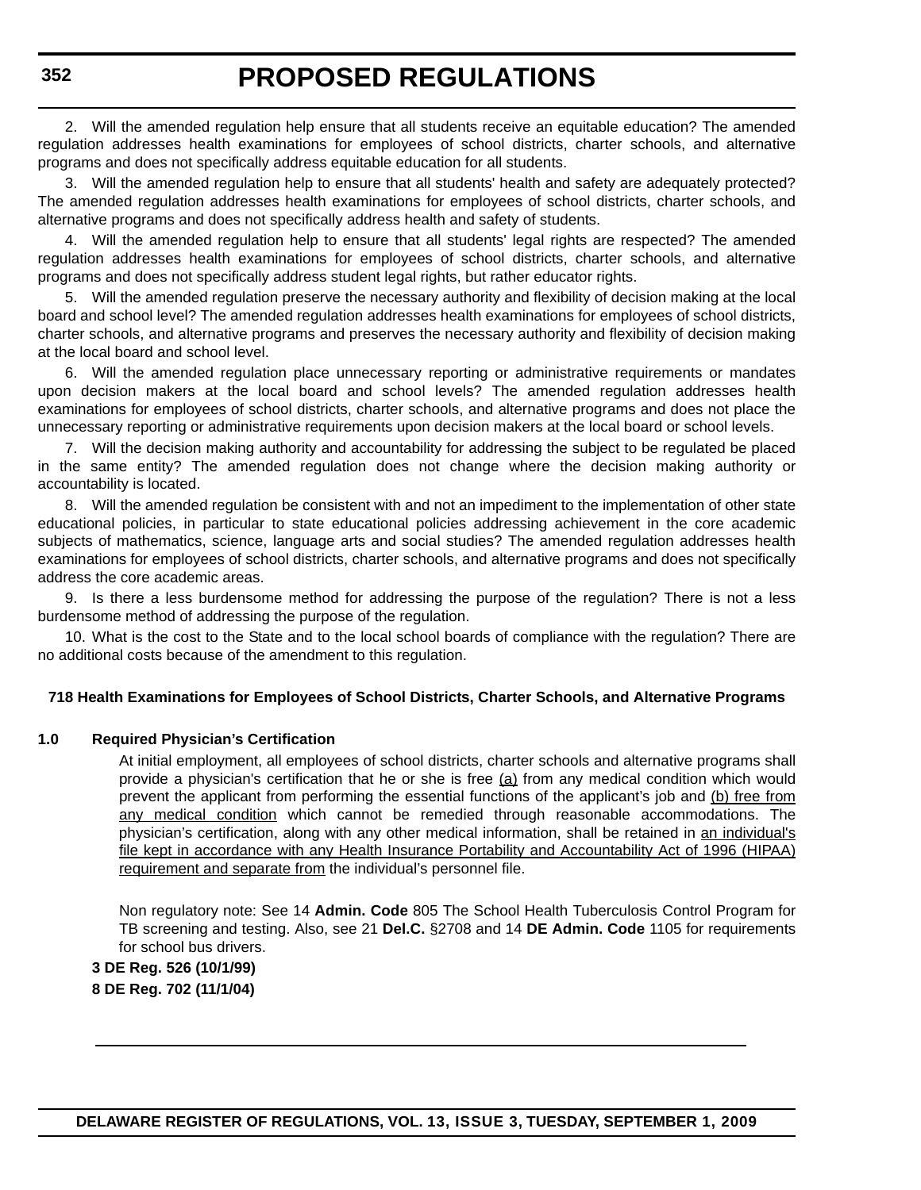2. Will the amended regulation help ensure that all students receive an equitable education? The amended regulation addresses health examinations for employees of school districts, charter schools, and alternative programs and does not specifically address equitable education for all students.

3. Will the amended regulation help to ensure that all students' health and safety are adequately protected? The amended regulation addresses health examinations for employees of school districts, charter schools, and alternative programs and does not specifically address health and safety of students.

4. Will the amended regulation help to ensure that all students' legal rights are respected? The amended regulation addresses health examinations for employees of school districts, charter schools, and alternative programs and does not specifically address student legal rights, but rather educator rights.

5. Will the amended regulation preserve the necessary authority and flexibility of decision making at the local board and school level? The amended regulation addresses health examinations for employees of school districts, charter schools, and alternative programs and preserves the necessary authority and flexibility of decision making at the local board and school level.

6. Will the amended regulation place unnecessary reporting or administrative requirements or mandates upon decision makers at the local board and school levels? The amended regulation addresses health examinations for employees of school districts, charter schools, and alternative programs and does not place the unnecessary reporting or administrative requirements upon decision makers at the local board or school levels.

7. Will the decision making authority and accountability for addressing the subject to be regulated be placed in the same entity? The amended regulation does not change where the decision making authority or accountability is located.

8. Will the amended regulation be consistent with and not an impediment to the implementation of other state educational policies, in particular to state educational policies addressing achievement in the core academic subjects of mathematics, science, language arts and social studies? The amended regulation addresses health examinations for employees of school districts, charter schools, and alternative programs and does not specifically address the core academic areas.

9. Is there a less burdensome method for addressing the purpose of the regulation? There is not a less burdensome method of addressing the purpose of the regulation.

10. What is the cost to the State and to the local school boards of compliance with the regulation? There are no additional costs because of the amendment to this regulation.

**718 Health Examinations for Employees of School Districts, Charter Schools, and Alternative Programs**

**1.0 Required Physician's Certification**

At initial employment, all employees of school districts, charter schools and alternative programs shall provide a physician's certification that he or she is free (a) from any medical condition which would prevent the applicant from performing the essential functions of the applicant's job and (b) free from any medical condition which cannot be remedied through reasonable accommodations. The physician's certification, along with any other medical information, shall be retained in an individual's file kept in accordance with any Health Insurance Portability and Accountability Act of 1996 (HIPAA) requirement and separate from the individual's personnel file.

Non regulatory note: See 14 **Admin. Code** 805 The School Health Tuberculosis Control Program for TB screening and testing. Also, see 21 **Del.C.** §2708 and 14 **DE Admin. Code** 1105 for requirements for school bus drivers.

**3 DE Reg. 526 (10/1/99)**

**8 DE Reg. 702 (11/1/04)**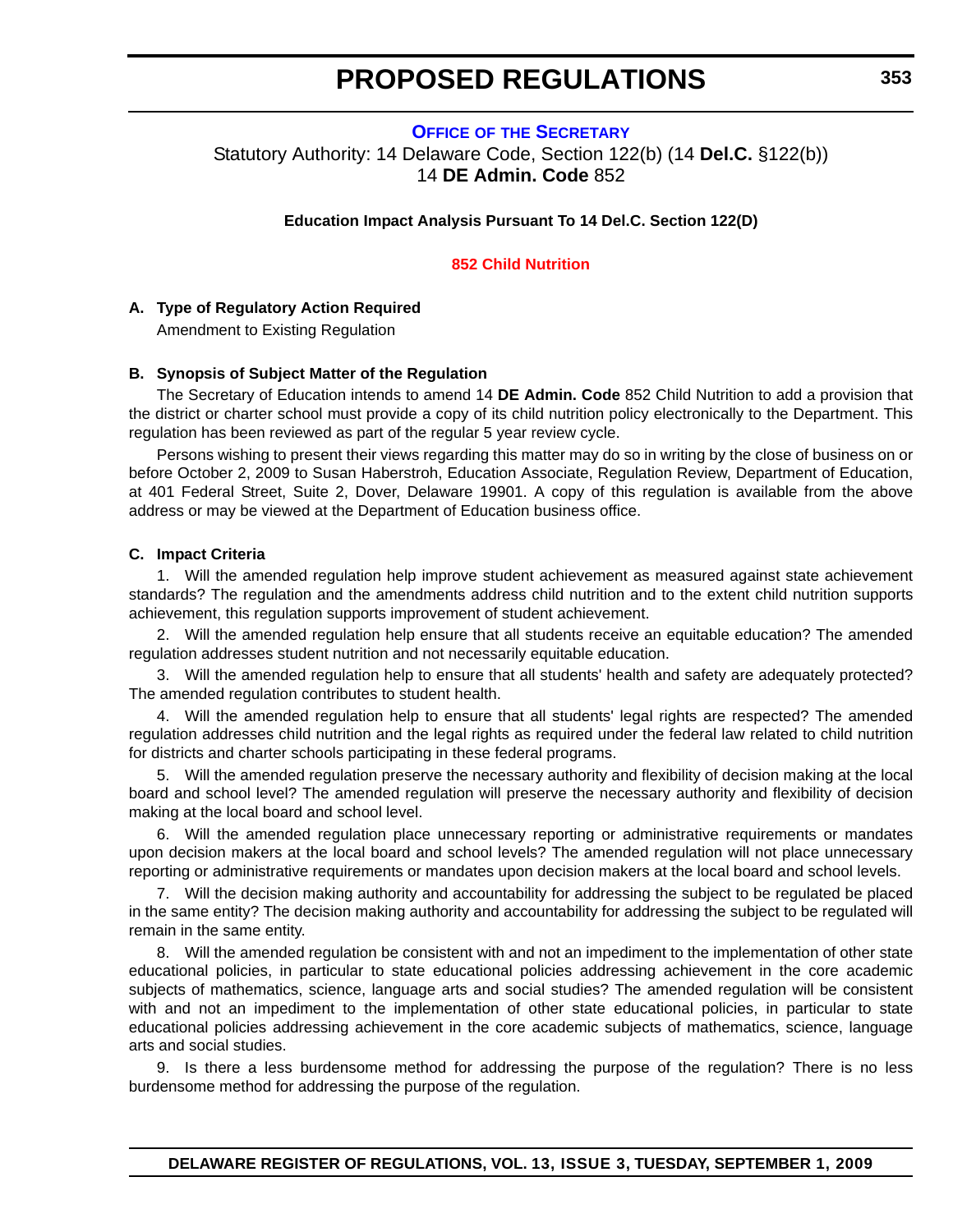# PROPOSED REGULATIONS

**OFFICE OF THE SECRETARY**

Statutory Authority: 14 Delaware Code, Section 122(b) (14 **Del.C.** §122(b))
14 **DE Admin. Code** 852

**Education Impact Analysis Pursuant To 14 Del.C. Section 122(D)**

**852 Child Nutrition**

**A. Type of Regulatory Action Required**

Amendment to Existing Regulation

**B. Synopsis of Subject Matter of the Regulation**

The Secretary of Education intends to amend 14 **DE Admin. Code** 852 Child Nutrition to add a provision that the district or charter school must provide a copy of its child nutrition policy electronically to the Department. This regulation has been reviewed as part of the regular 5 year review cycle.

Persons wishing to present their views regarding this matter may do so in writing by the close of business on or before October 2, 2009 to Susan Haberstroh, Education Associate, Regulation Review, Department of Education, at 401 Federal Street, Suite 2, Dover, Delaware 19901. A copy of this regulation is available from the above address or may be viewed at the Department of Education business office.

**C. Impact Criteria**

1. Will the amended regulation help improve student achievement as measured against state achievement standards? The regulation and the amendments address child nutrition and to the extent child nutrition supports achievement, this regulation supports improvement of student achievement.

2. Will the amended regulation help ensure that all students receive an equitable education? The amended regulation addresses student nutrition and not necessarily equitable education.

3. Will the amended regulation help to ensure that all students' health and safety are adequately protected? The amended regulation contributes to student health.

4. Will the amended regulation help to ensure that all students' legal rights are respected? The amended regulation addresses child nutrition and the legal rights as required under the federal law related to child nutrition for districts and charter schools participating in these federal programs.

5. Will the amended regulation preserve the necessary authority and flexibility of decision making at the local board and school level? The amended regulation will preserve the necessary authority and flexibility of decision making at the local board and school level.

6. Will the amended regulation place unnecessary reporting or administrative requirements or mandates upon decision makers at the local board and school levels? The amended regulation will not place unnecessary reporting or administrative requirements or mandates upon decision makers at the local board and school levels.

7. Will the decision making authority and accountability for addressing the subject to be regulated be placed in the same entity? The decision making authority and accountability for addressing the subject to be regulated will remain in the same entity.

8. Will the amended regulation be consistent with and not an impediment to the implementation of other state educational policies, in particular to state educational policies addressing achievement in the core academic subjects of mathematics, science, language arts and social studies? The amended regulation will be consistent with and not an impediment to the implementation of other state educational policies, in particular to state educational policies addressing achievement in the core academic subjects of mathematics, science, language arts and social studies.

9. Is there a less burdensome method for addressing the purpose of the regulation? There is no less burdensome method for addressing the purpose of the regulation.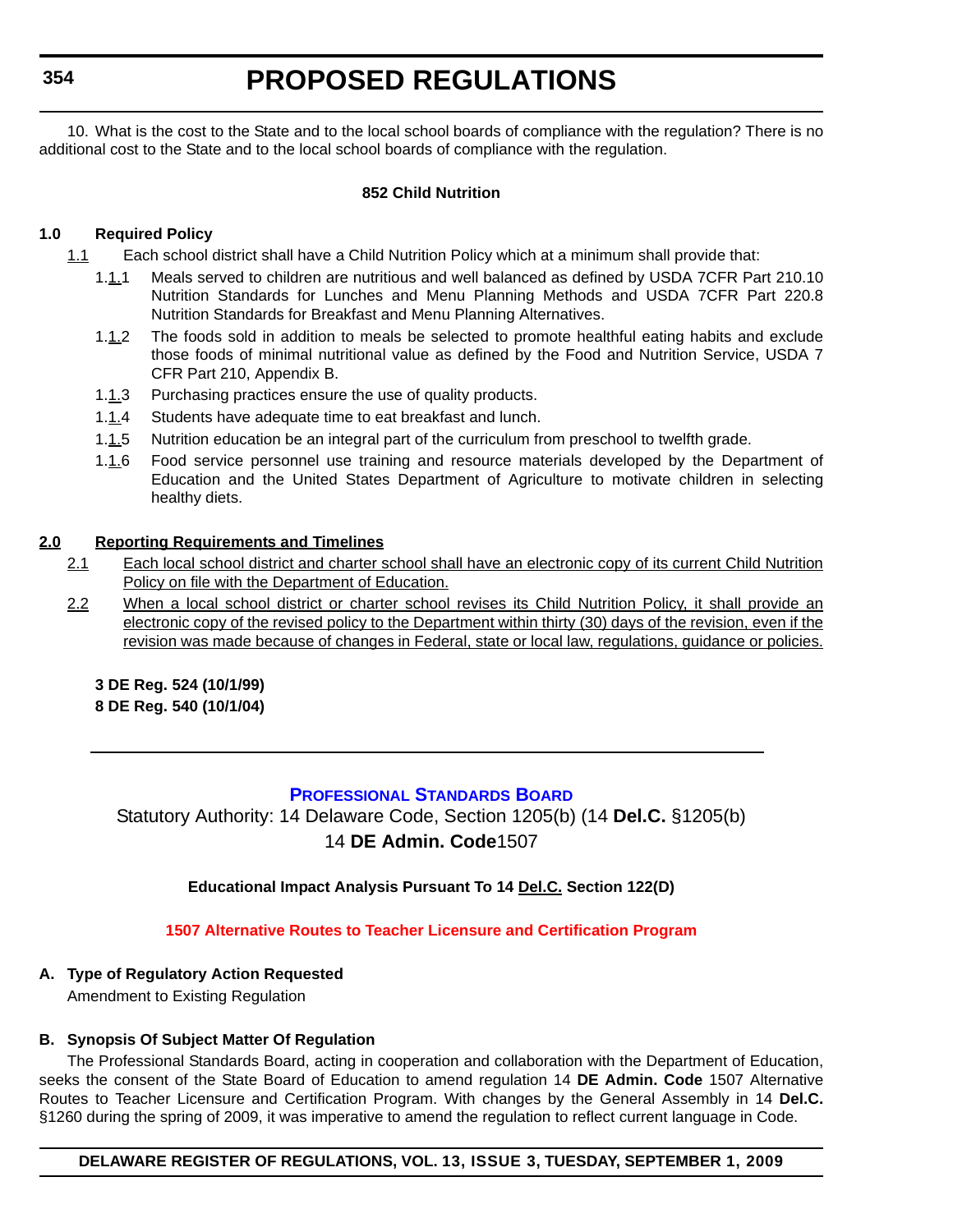10. What is the cost to the State and to the local school boards of compliance with the regulation? There is no additional cost to the State and to the local school boards of compliance with the regulation.

**852 Child Nutrition**

**1.0 Required Policy**

1.1 Each school district shall have a Child Nutrition Policy which at a minimum shall provide that:

1.1.1 Meals served to children are nutritious and well balanced as defined by USDA 7CFR Part 210.10 Nutrition Standards for Lunches and Menu Planning Methods and USDA 7CFR Part 220.8 Nutrition Standards for Breakfast and Menu Planning Alternatives.

1.1.2 The foods sold in addition to meals be selected to promote healthful eating habits and exclude those foods of minimal nutritional value as defined by the Food and Nutrition Service, USDA 7 CFR Part 210, Appendix B.

1.1.3 Purchasing practices ensure the use of quality products.

1.1.4 Students have adequate time to eat breakfast and lunch.

1.1.5 Nutrition education be an integral part of the curriculum from preschool to twelfth grade.

1.1.6 Food service personnel use training and resource materials developed by the Department of Education and the United States Department of Agriculture to motivate children in selecting healthy diets.

**2.0 Reporting Requirements and Timelines**

2.1 Each local school district and charter school shall have an electronic copy of its current Child Nutrition Policy on file with the Department of Education.

2.2 When a local school district or charter school revises its Child Nutrition Policy, it shall provide an electronic copy of the revised policy to the Department within thirty (30) days of the revision, even if the revision was made because of changes in Federal, state or local law, regulations, guidance or policies.

**3 DE Reg. 524 (10/1/99)**
**8 DE Reg. 540 (10/1/04)**

---

## Professional Standards Board

Statutory Authority: 14 Delaware Code, Section 1205(b) (14 **Del.C.** §1205(b)
14 **DE Admin. Code**1507

**Educational Impact Analysis Pursuant To 14 Del.C. Section 122(D)**

**1507 Alternative Routes to Teacher Licensure and Certification Program**

**A. Type of Regulatory Action Requested**

Amendment to Existing Regulation

**B. Synopsis Of Subject Matter Of Regulation**

The Professional Standards Board, acting in cooperation and collaboration with the Department of Education, seeks the consent of the State Board of Education to amend regulation 14 **DE Admin. Code** 1507 Alternative Routes to Teacher Licensure and Certification Program. With changes by the General Assembly in 14 **Del.C.** §1260 during the spring of 2009, it was imperative to amend the regulation to reflect current language in Code.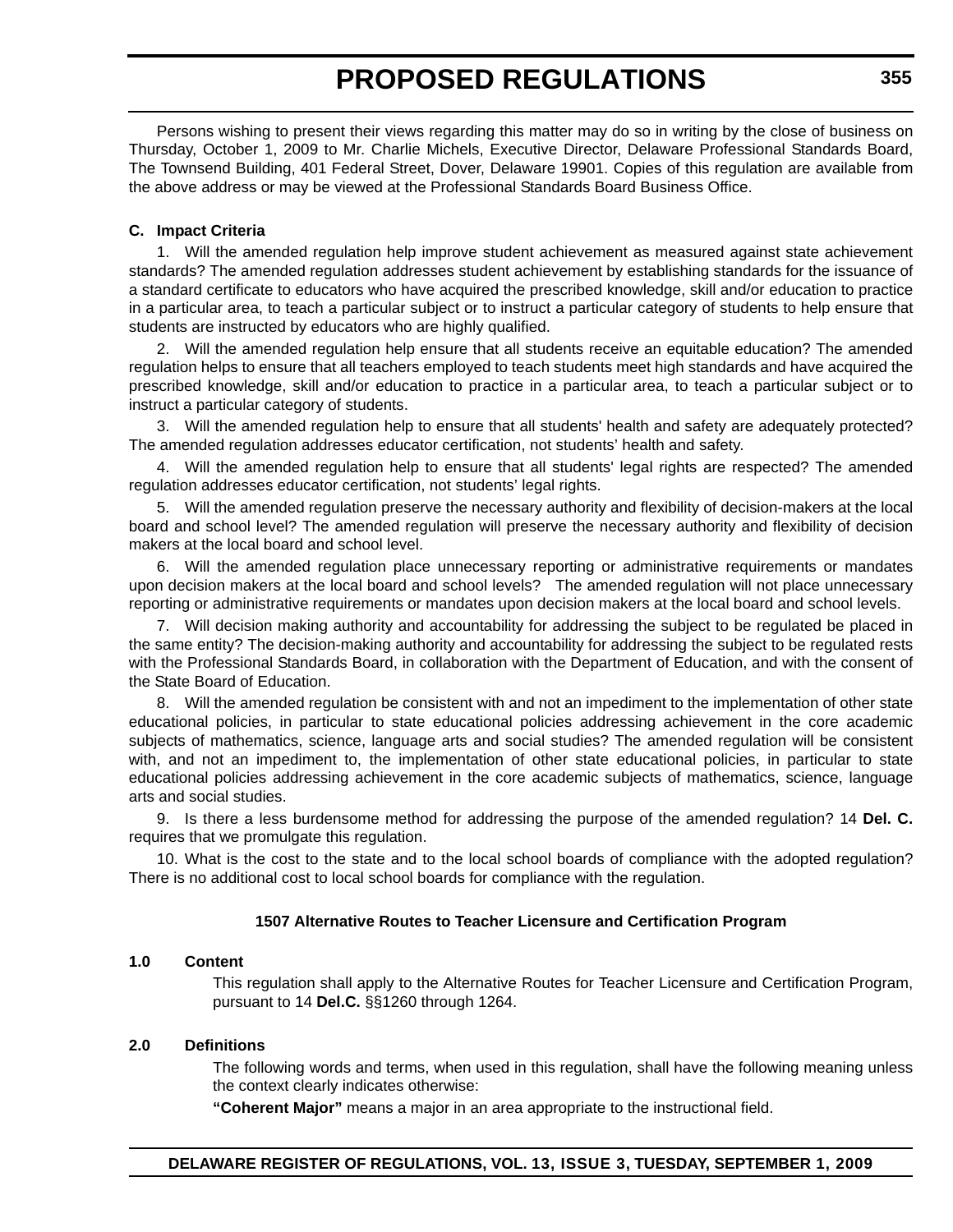Persons wishing to present their views regarding this matter may do so in writing by the close of business on Thursday, October 1, 2009 to Mr. Charlie Michels, Executive Director, Delaware Professional Standards Board, The Townsend Building, 401 Federal Street, Dover, Delaware 19901. Copies of this regulation are available from the above address or may be viewed at the Professional Standards Board Business Office.

**C. Impact Criteria**

1. Will the amended regulation help improve student achievement as measured against state achievement standards? The amended regulation addresses student achievement by establishing standards for the issuance of a standard certificate to educators who have acquired the prescribed knowledge, skill and/or education to practice in a particular area, to teach a particular subject or to instruct a particular category of students to help ensure that students are instructed by educators who are highly qualified.

2. Will the amended regulation help ensure that all students receive an equitable education? The amended regulation helps to ensure that all teachers employed to teach students meet high standards and have acquired the prescribed knowledge, skill and/or education to practice in a particular area, to teach a particular subject or to instruct a particular category of students.

3. Will the amended regulation help to ensure that all students' health and safety are adequately protected? The amended regulation addresses educator certification, not students' health and safety.

4. Will the amended regulation help to ensure that all students' legal rights are respected? The amended regulation addresses educator certification, not students' legal rights.

5. Will the amended regulation preserve the necessary authority and flexibility of decision-makers at the local board and school level? The amended regulation will preserve the necessary authority and flexibility of decision makers at the local board and school level.

6. Will the amended regulation place unnecessary reporting or administrative requirements or mandates upon decision makers at the local board and school levels? The amended regulation will not place unnecessary reporting or administrative requirements or mandates upon decision makers at the local board and school levels.

7. Will decision making authority and accountability for addressing the subject to be regulated be placed in the same entity? The decision-making authority and accountability for addressing the subject to be regulated rests with the Professional Standards Board, in collaboration with the Department of Education, and with the consent of the State Board of Education.

8. Will the amended regulation be consistent with and not an impediment to the implementation of other state educational policies, in particular to state educational policies addressing achievement in the core academic subjects of mathematics, science, language arts and social studies? The amended regulation will be consistent with, and not an impediment to, the implementation of other state educational policies, in particular to state educational policies addressing achievement in the core academic subjects of mathematics, science, language arts and social studies.

9. Is there a less burdensome method for addressing the purpose of the amended regulation? 14 **Del. C.** requires that we promulgate this regulation.

10. What is the cost to the state and to the local school boards of compliance with the adopted regulation? There is no additional cost to local school boards for compliance with the regulation.

**1507 Alternative Routes to Teacher Licensure and Certification Program**

**1.0 Content**

This regulation shall apply to the Alternative Routes for Teacher Licensure and Certification Program, pursuant to 14 **Del.C.** §§1260 through 1264.

**2.0 Definitions**

The following words and terms, when used in this regulation, shall have the following meaning unless the context clearly indicates otherwise:

**"Coherent Major"** means a major in an area appropriate to the instructional field.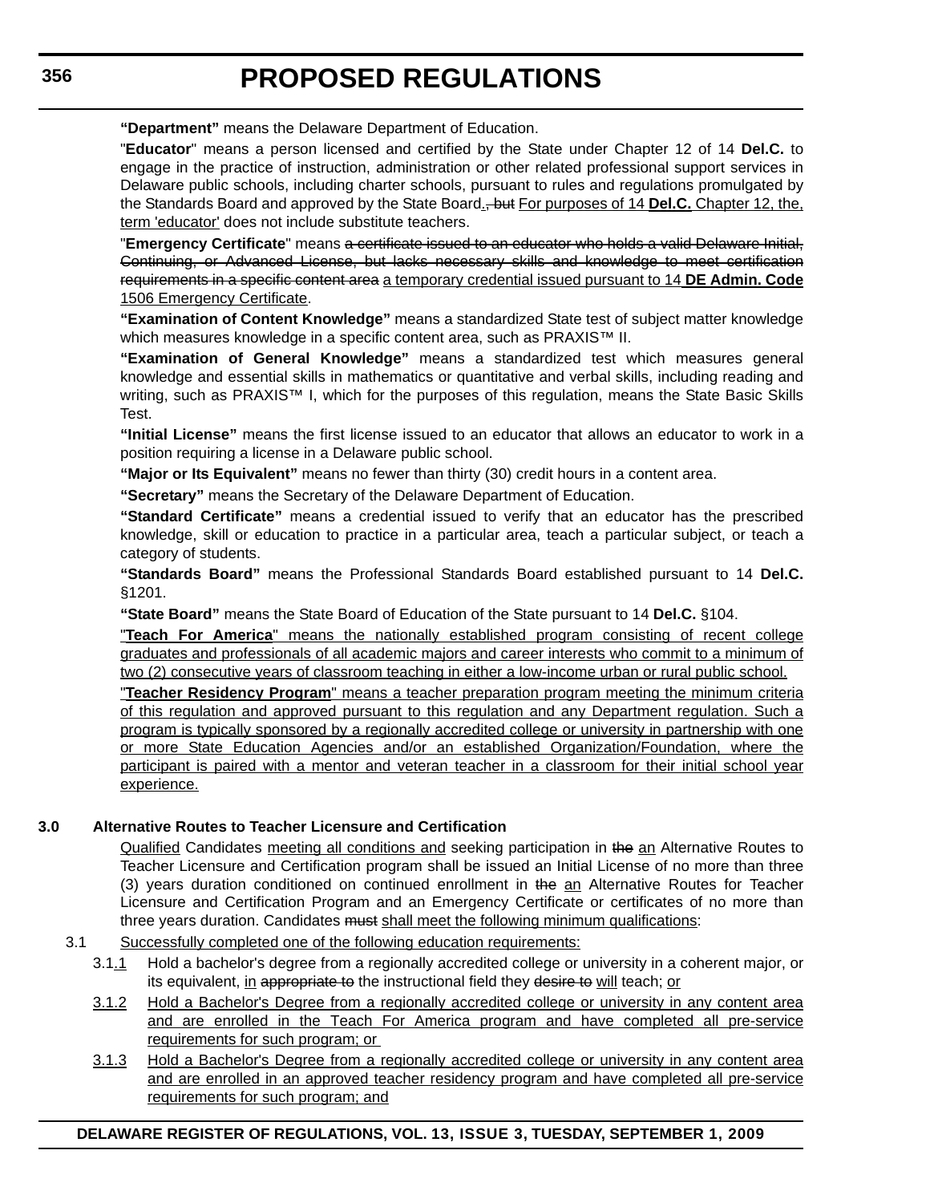**"Department"** means the Delaware Department of Education.

"**Educator**" means a person licensed and certified by the State under Chapter 12 of 14 **Del.C.** to engage in the practice of instruction, administration or other related professional support services in Delaware public schools, including charter schools, pursuant to rules and regulations promulgated by the Standards Board and approved by the State Board., but For purposes of 14 **Del.C.** Chapter 12, the, term 'educator' does not include substitute teachers.

"**Emergency Certificate**" means a certificate issued to an educator who holds a valid Delaware Initial, Continuing, or Advanced License, but lacks necessary skills and knowledge to meet certification requirements in a specific content area a temporary credential issued pursuant to 14 **DE Admin. Code** 1506 Emergency Certificate.

**"Examination of Content Knowledge"** means a standardized State test of subject matter knowledge which measures knowledge in a specific content area, such as PRAXIS™ II.

**"Examination of General Knowledge"** means a standardized test which measures general knowledge and essential skills in mathematics or quantitative and verbal skills, including reading and writing, such as PRAXIS™ I, which for the purposes of this regulation, means the State Basic Skills Test.

**"Initial License"** means the first license issued to an educator that allows an educator to work in a position requiring a license in a Delaware public school.

**"Major or Its Equivalent"** means no fewer than thirty (30) credit hours in a content area.

**"Secretary"** means the Secretary of the Delaware Department of Education.

**"Standard Certificate"** means a credential issued to verify that an educator has the prescribed knowledge, skill or education to practice in a particular area, teach a particular subject, or teach a category of students.

**"Standards Board"** means the Professional Standards Board established pursuant to 14 **Del.C.** §1201.

**"State Board"** means the State Board of Education of the State pursuant to 14 **Del.C.** §104.

"**Teach For America**" means the nationally established program consisting of recent college graduates and professionals of all academic majors and career interests who commit to a minimum of two (2) consecutive years of classroom teaching in either a low-income urban or rural public school.

"**Teacher Residency Program**" means a teacher preparation program meeting the minimum criteria of this regulation and approved pursuant to this regulation and any Department regulation. Such a program is typically sponsored by a regionally accredited college or university in partnership with one or more State Education Agencies and/or an established Organization/Foundation, where the participant is paired with a mentor and veteran teacher in a classroom for their initial school year experience.

## 3.0 Alternative Routes to Teacher Licensure and Certification

Qualified Candidates meeting all conditions and seeking participation in the an Alternative Routes to Teacher Licensure and Certification program shall be issued an Initial License of no more than three (3) years duration conditioned on continued enrollment in the an Alternative Routes for Teacher Licensure and Certification Program and an Emergency Certificate or certificates of no more than three years duration. Candidates must shall meet the following minimum qualifications:

3.1 Successfully completed one of the following education requirements:

3.1.1 Hold a bachelor's degree from a regionally accredited college or university in a coherent major, or its equivalent, in appropriate to the instructional field they desire to will teach; or

3.1.2 Hold a Bachelor's Degree from a regionally accredited college or university in any content area and are enrolled in the Teach For America program and have completed all pre-service requirements for such program; or

3.1.3 Hold a Bachelor's Degree from a regionally accredited college or university in any content area and are enrolled in an approved teacher residency program and have completed all pre-service requirements for such program; and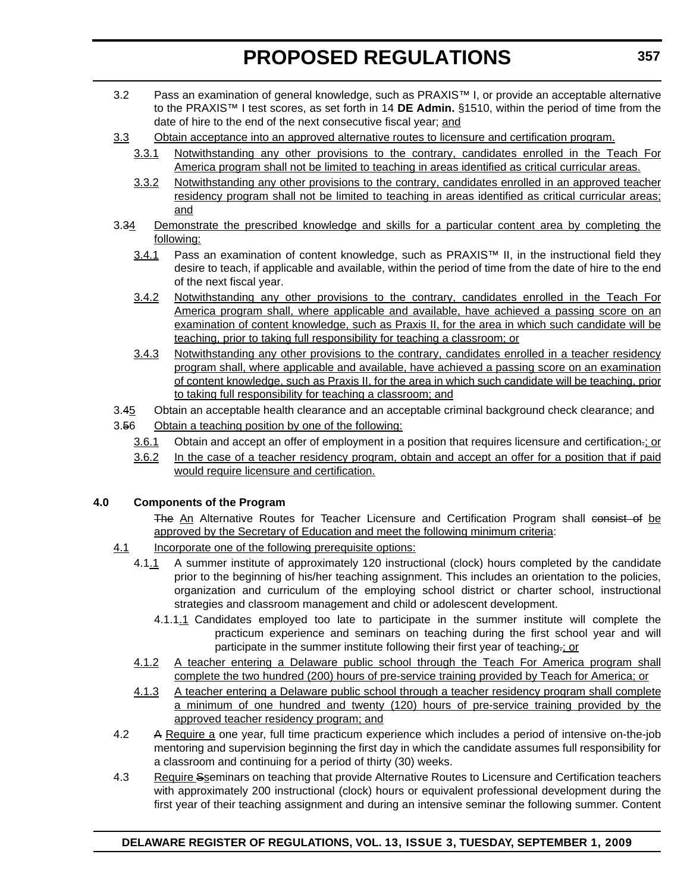3.2 Pass an examination of general knowledge, such as PRAXIS™ I, or provide an acceptable alternative to the PRAXIS™ I test scores, as set forth in 14 **DE Admin.** §1510, within the period of time from the date of hire to the end of the next consecutive fiscal year; and

3.3 Obtain acceptance into an approved alternative routes to licensure and certification program.

3.3.1 Notwithstanding any other provisions to the contrary, candidates enrolled in the Teach For America program shall not be limited to teaching in areas identified as critical curricular areas.

3.3.2 Notwithstanding any other provisions to the contrary, candidates enrolled in an approved teacher residency program shall not be limited to teaching in areas identified as critical curricular areas; and

3.34 Demonstrate the prescribed knowledge and skills for a particular content area by completing the following:

3.4.1 Pass an examination of content knowledge, such as PRAXIS™ II, in the instructional field they desire to teach, if applicable and available, within the period of time from the date of hire to the end of the next fiscal year.

3.4.2 Notwithstanding any other provisions to the contrary, candidates enrolled in the Teach For America program shall, where applicable and available, have achieved a passing score on an examination of content knowledge, such as Praxis II, for the area in which such candidate will be teaching, prior to taking full responsibility for teaching a classroom; or

3.4.3 Notwithstanding any other provisions to the contrary, candidates enrolled in a teacher residency program shall, where applicable and available, have achieved a passing score on an examination of content knowledge, such as Praxis II, for the area in which such candidate will be teaching, prior to taking full responsibility for teaching a classroom; and

3.45 Obtain an acceptable health clearance and an acceptable criminal background check clearance; and

3.56 Obtain a teaching position by one of the following:

3.6.1 Obtain and accept an offer of employment in a position that requires licensure and certification.; or

3.6.2 In the case of a teacher residency program, obtain and accept an offer for a position that if paid would require licensure and certification.

**4.0 Components of the Program**

The An Alternative Routes for Teacher Licensure and Certification Program shall consist of be approved by the Secretary of Education and meet the following minimum criteria:

4.1 Incorporate one of the following prerequisite options:

4.1.1 A summer institute of approximately 120 instructional (clock) hours completed by the candidate prior to the beginning of his/her teaching assignment. This includes an orientation to the policies, organization and curriculum of the employing school district or charter school, instructional strategies and classroom management and child or adolescent development.

4.1.1.1 Candidates employed too late to participate in the summer institute will complete the practicum experience and seminars on teaching during the first school year and will participate in the summer institute following their first year of teaching.; or

4.1.2 A teacher entering a Delaware public school through the Teach For America program shall complete the two hundred (200) hours of pre-service training provided by Teach for America; or

4.1.3 A teacher entering a Delaware public school through a teacher residency program shall complete a minimum of one hundred and twenty (120) hours of pre-service training provided by the approved teacher residency program; and

4.2 A Require a one year, full time practicum experience which includes a period of intensive on-the-job mentoring and supervision beginning the first day in which the candidate assumes full responsibility for a classroom and continuing for a period of thirty (30) weeks.

4.3 Require Sseminars on teaching that provide Alternative Routes to Licensure and Certification teachers with approximately 200 instructional (clock) hours or equivalent professional development during the first year of their teaching assignment and during an intensive seminar the following summer. Content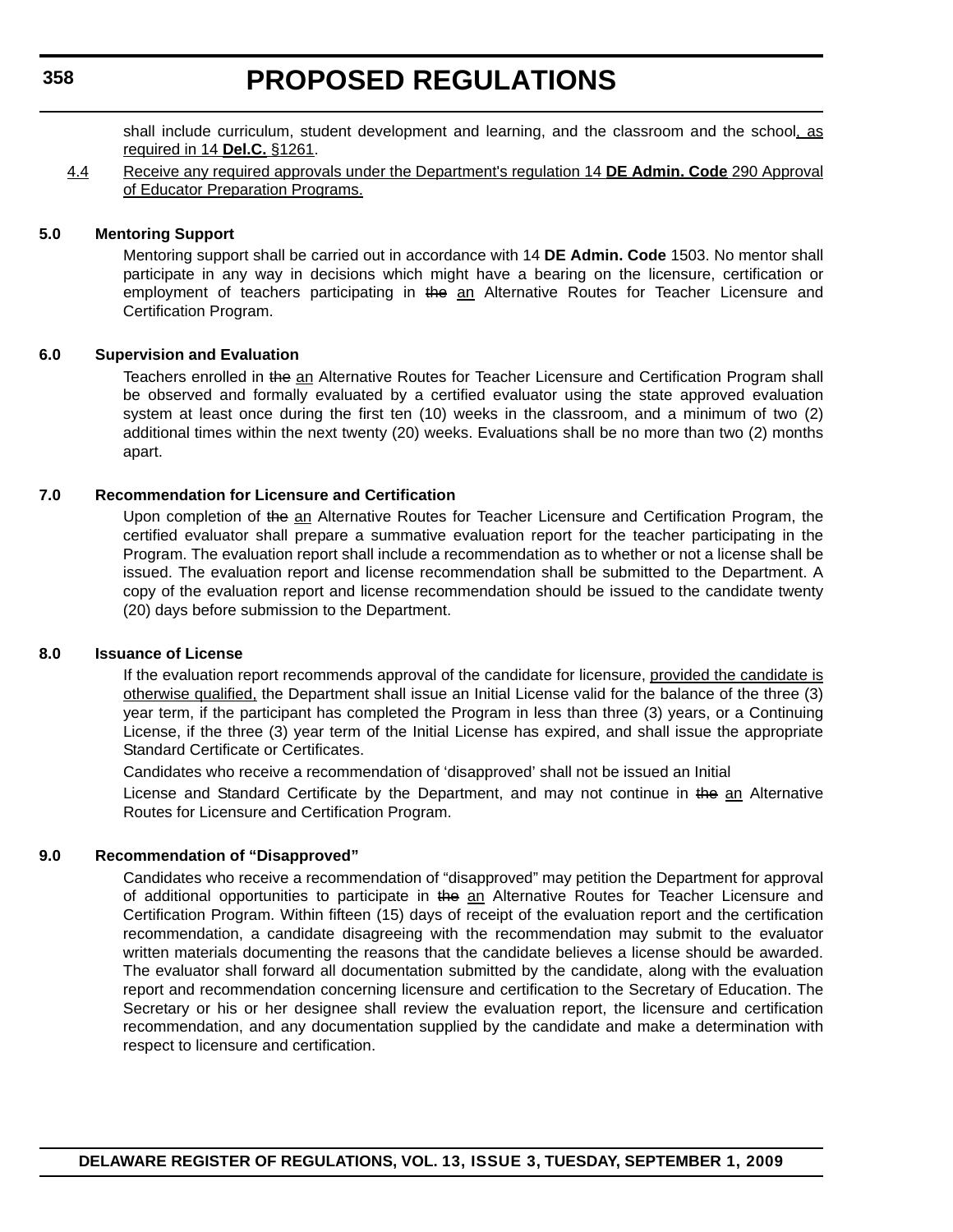shall include curriculum, student development and learning, and the classroom and the school<u>, as required in 14 **Del.C.** §1261</u>.

<u>4.4 Receive any required approvals under the Department's regulation 14 **DE Admin. Code** 290 Approval of Educator Preparation Programs.</u>

**5.0 Mentoring Support**

Mentoring support shall be carried out in accordance with 14 **DE Admin. Code** 1503. No mentor shall participate in any way in decisions which might have a bearing on the licensure, certification or employment of teachers participating in ~~the~~ <u>an</u> Alternative Routes for Teacher Licensure and Certification Program.

**6.0 Supervision and Evaluation**

Teachers enrolled in ~~the~~ <u>an</u> Alternative Routes for Teacher Licensure and Certification Program shall be observed and formally evaluated by a certified evaluator using the state approved evaluation system at least once during the first ten (10) weeks in the classroom, and a minimum of two (2) additional times within the next twenty (20) weeks. Evaluations shall be no more than two (2) months apart.

**7.0 Recommendation for Licensure and Certification**

Upon completion of ~~the~~ <u>an</u> Alternative Routes for Teacher Licensure and Certification Program, the certified evaluator shall prepare a summative evaluation report for the teacher participating in the Program. The evaluation report shall include a recommendation as to whether or not a license shall be issued. The evaluation report and license recommendation shall be submitted to the Department. A copy of the evaluation report and license recommendation should be issued to the candidate twenty (20) days before submission to the Department.

**8.0 Issuance of License**

If the evaluation report recommends approval of the candidate for licensure, <u>provided the candidate is otherwise qualified,</u> the Department shall issue an Initial License valid for the balance of the three (3) year term, if the participant has completed the Program in less than three (3) years, or a Continuing License, if the three (3) year term of the Initial License has expired, and shall issue the appropriate Standard Certificate or Certificates.

Candidates who receive a recommendation of 'disapproved' shall not be issued an Initial

License and Standard Certificate by the Department, and may not continue in ~~the~~ <u>an</u> Alternative Routes for Licensure and Certification Program.

**9.0 Recommendation of "Disapproved"**

Candidates who receive a recommendation of "disapproved" may petition the Department for approval of additional opportunities to participate in ~~the~~ <u>an</u> Alternative Routes for Teacher Licensure and Certification Program. Within fifteen (15) days of receipt of the evaluation report and the certification recommendation, a candidate disagreeing with the recommendation may submit to the evaluator written materials documenting the reasons that the candidate believes a license should be awarded. The evaluator shall forward all documentation submitted by the candidate, along with the evaluation report and recommendation concerning licensure and certification to the Secretary of Education. The Secretary or his or her designee shall review the evaluation report, the licensure and certification recommendation, and any documentation supplied by the candidate and make a determination with respect to licensure and certification.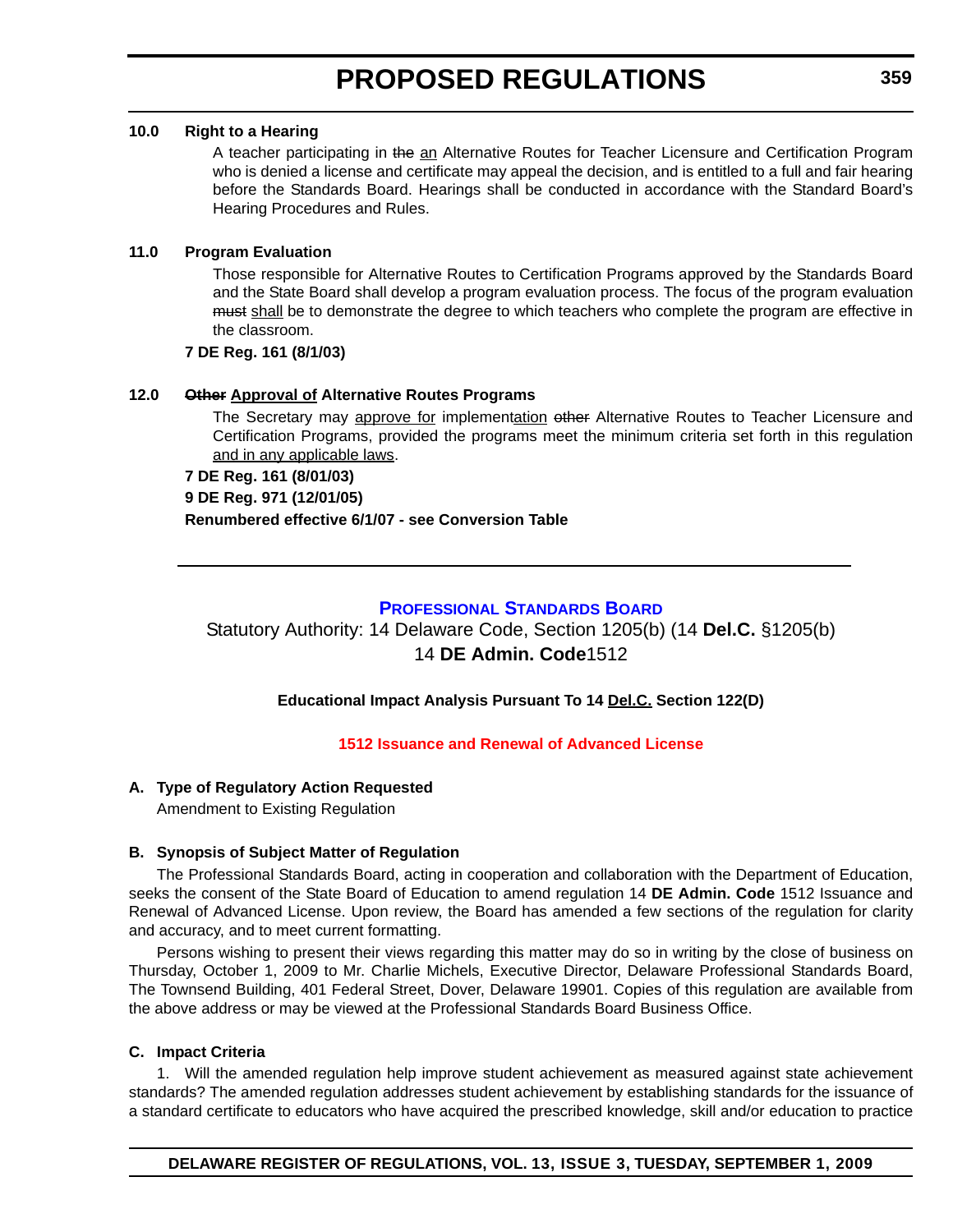**10.0 Right to a Hearing**

A teacher participating in ~~the~~ an Alternative Routes for Teacher Licensure and Certification Program who is denied a license and certificate may appeal the decision, and is entitled to a full and fair hearing before the Standards Board. Hearings shall be conducted in accordance with the Standard Board's Hearing Procedures and Rules.

**11.0 Program Evaluation**

Those responsible for Alternative Routes to Certification Programs approved by the Standards Board and the State Board shall develop a program evaluation process. The focus of the program evaluation ~~must~~ shall be to demonstrate the degree to which teachers who complete the program are effective in the classroom.

**7 DE Reg. 161 (8/1/03)**

**12.0 ~~Other~~ Approval of Alternative Routes Programs**

The Secretary may approve for implementation ~~other~~ Alternative Routes to Teacher Licensure and Certification Programs, provided the programs meet the minimum criteria set forth in this regulation and in any applicable laws.

**7 DE Reg. 161 (8/01/03)**

**9 DE Reg. 971 (12/01/05)**

**Renumbered effective 6/1/07 - see Conversion Table**

---

## PROFESSIONAL STANDARDS BOARD

Statutory Authority: 14 Delaware Code, Section 1205(b) (14 **Del.C.** §1205(b)
14 **DE Admin. Code**1512

**Educational Impact Analysis Pursuant To 14 Del.C. Section 122(D)**

**1512 Issuance and Renewal of Advanced License**

**A. Type of Regulatory Action Requested**

Amendment to Existing Regulation

**B. Synopsis of Subject Matter of Regulation**

The Professional Standards Board, acting in cooperation and collaboration with the Department of Education, seeks the consent of the State Board of Education to amend regulation 14 **DE Admin. Code** 1512 Issuance and Renewal of Advanced License. Upon review, the Board has amended a few sections of the regulation for clarity and accuracy, and to meet current formatting.

Persons wishing to present their views regarding this matter may do so in writing by the close of business on Thursday, October 1, 2009 to Mr. Charlie Michels, Executive Director, Delaware Professional Standards Board, The Townsend Building, 401 Federal Street, Dover, Delaware 19901. Copies of this regulation are available from the above address or may be viewed at the Professional Standards Board Business Office.

**C. Impact Criteria**

1. Will the amended regulation help improve student achievement as measured against state achievement standards? The amended regulation addresses student achievement by establishing standards for the issuance of a standard certificate to educators who have acquired the prescribed knowledge, skill and/or education to practice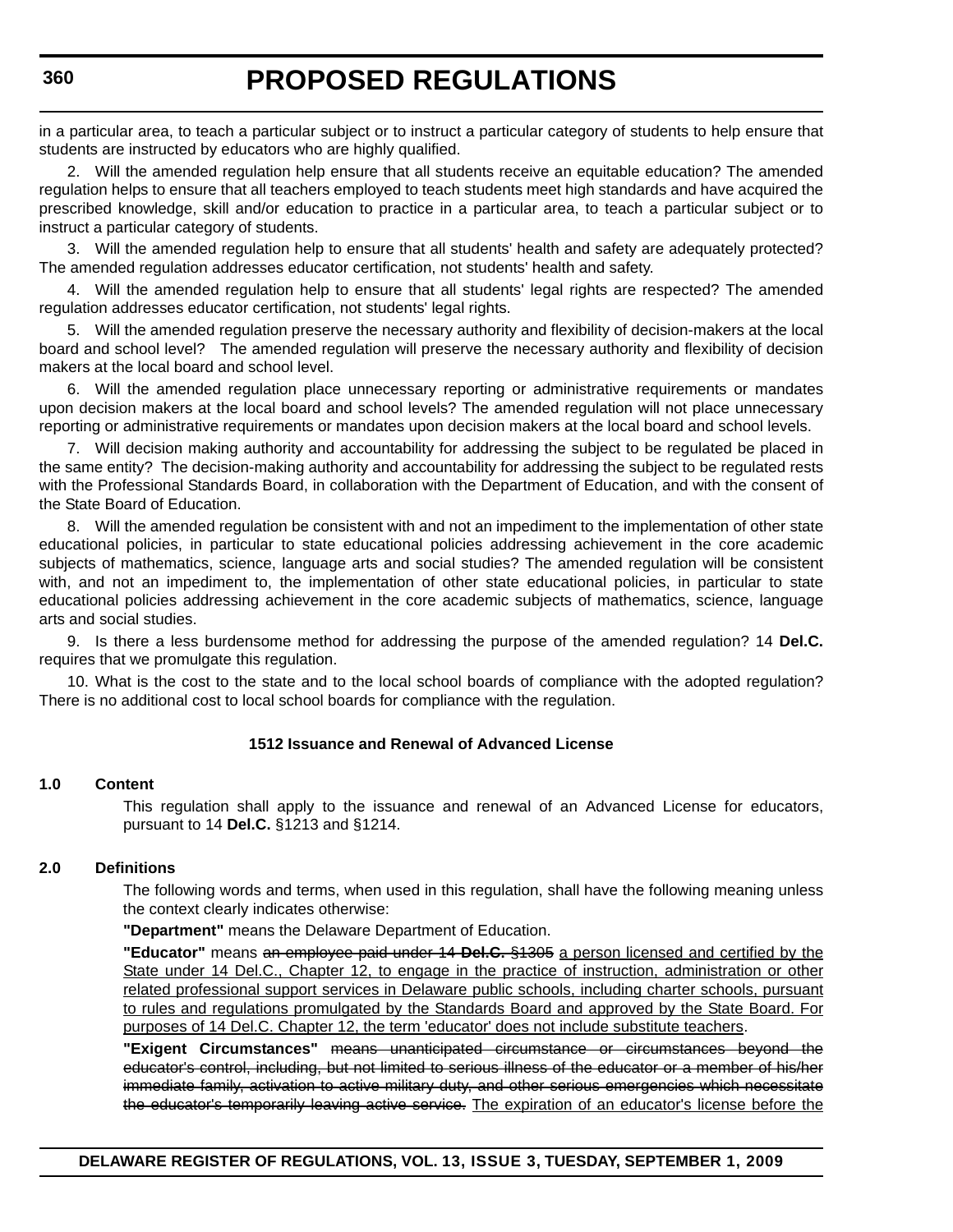in a particular area, to teach a particular subject or to instruct a particular category of students to help ensure that students are instructed by educators who are highly qualified.

2. Will the amended regulation help ensure that all students receive an equitable education? The amended regulation helps to ensure that all teachers employed to teach students meet high standards and have acquired the prescribed knowledge, skill and/or education to practice in a particular area, to teach a particular subject or to instruct a particular category of students.

3. Will the amended regulation help to ensure that all students' health and safety are adequately protected? The amended regulation addresses educator certification, not students' health and safety.

4. Will the amended regulation help to ensure that all students' legal rights are respected? The amended regulation addresses educator certification, not students' legal rights.

5. Will the amended regulation preserve the necessary authority and flexibility of decision-makers at the local board and school level? The amended regulation will preserve the necessary authority and flexibility of decision makers at the local board and school level.

6. Will the amended regulation place unnecessary reporting or administrative requirements or mandates upon decision makers at the local board and school levels? The amended regulation will not place unnecessary reporting or administrative requirements or mandates upon decision makers at the local board and school levels.

7. Will decision making authority and accountability for addressing the subject to be regulated be placed in the same entity? The decision-making authority and accountability for addressing the subject to be regulated rests with the Professional Standards Board, in collaboration with the Department of Education, and with the consent of the State Board of Education.

8. Will the amended regulation be consistent with and not an impediment to the implementation of other state educational policies, in particular to state educational policies addressing achievement in the core academic subjects of mathematics, science, language arts and social studies? The amended regulation will be consistent with, and not an impediment to, the implementation of other state educational policies, in particular to state educational policies addressing achievement in the core academic subjects of mathematics, science, language arts and social studies.

9. Is there a less burdensome method for addressing the purpose of the amended regulation? 14 **Del.C.** requires that we promulgate this regulation.

10. What is the cost to the state and to the local school boards of compliance with the adopted regulation? There is no additional cost to local school boards for compliance with the regulation.

**1512 Issuance and Renewal of Advanced License**

**1.0 Content**

This regulation shall apply to the issuance and renewal of an Advanced License for educators, pursuant to 14 **Del.C.** §1213 and §1214.

**2.0 Definitions**

The following words and terms, when used in this regulation, shall have the following meaning unless the context clearly indicates otherwise:

**"Department"** means the Delaware Department of Education.

**"Educator"** means ~~an employee paid under 14 **Del.C.** §1305~~ a person licensed and certified by the State under 14 Del.C., Chapter 12, to engage in the practice of instruction, administration or other related professional support services in Delaware public schools, including charter schools, pursuant to rules and regulations promulgated by the Standards Board and approved by the State Board. For purposes of 14 Del.C. Chapter 12, the term 'educator' does not include substitute teachers.

**"Exigent Circumstances"** ~~means unanticipated circumstance or circumstances beyond the educator's control, including, but not limited to serious illness of the educator or a member of his/her immediate family, activation to active military duty, and other serious emergencies which necessitate the educator's temporarily leaving active service.~~ The expiration of an educator's license before the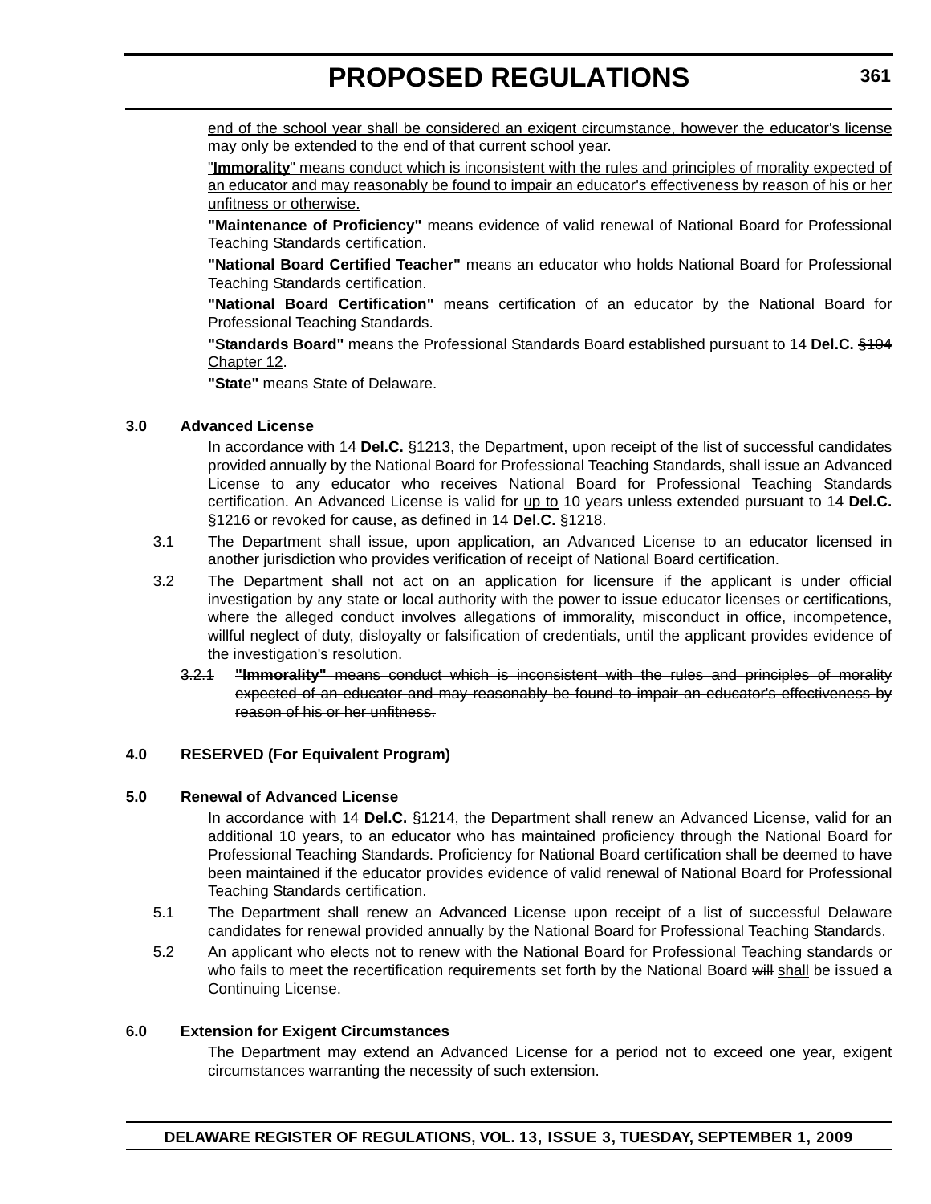end of the school year shall be considered an exigent circumstance, however the educator's license may only be extended to the end of that current school year.

"**Immorality**" means conduct which is inconsistent with the rules and principles of morality expected of an educator and may reasonably be found to impair an educator's effectiveness by reason of his or her unfitness or otherwise.

**"Maintenance of Proficiency"** means evidence of valid renewal of National Board for Professional Teaching Standards certification.

**"National Board Certified Teacher"** means an educator who holds National Board for Professional Teaching Standards certification.

**"National Board Certification"** means certification of an educator by the National Board for Professional Teaching Standards.

**"Standards Board"** means the Professional Standards Board established pursuant to 14 **Del.C.** ~~§104~~ Chapter 12.

**"State"** means State of Delaware.

**3.0 Advanced License**

In accordance with 14 **Del.C.** §1213, the Department, upon receipt of the list of successful candidates provided annually by the National Board for Professional Teaching Standards, shall issue an Advanced License to any educator who receives National Board for Professional Teaching Standards certification. An Advanced License is valid for up to 10 years unless extended pursuant to 14 **Del.C.** §1216 or revoked for cause, as defined in 14 **Del.C.** §1218.

3.1 The Department shall issue, upon application, an Advanced License to an educator licensed in another jurisdiction who provides verification of receipt of National Board certification.

3.2 The Department shall not act on an application for licensure if the applicant is under official investigation by any state or local authority with the power to issue educator licenses or certifications, where the alleged conduct involves allegations of immorality, misconduct in office, incompetence, willful neglect of duty, disloyalty or falsification of credentials, until the applicant provides evidence of the investigation's resolution.

~~3.2.1 **"Immorality"** means conduct which is inconsistent with the rules and principles of morality expected of an educator and may reasonably be found to impair an educator's effectiveness by reason of his or her unfitness.~~

**4.0 RESERVED (For Equivalent Program)**

**5.0 Renewal of Advanced License**

In accordance with 14 **Del.C.** §1214, the Department shall renew an Advanced License, valid for an additional 10 years, to an educator who has maintained proficiency through the National Board for Professional Teaching Standards. Proficiency for National Board certification shall be deemed to have been maintained if the educator provides evidence of valid renewal of National Board for Professional Teaching Standards certification.

5.1 The Department shall renew an Advanced License upon receipt of a list of successful Delaware candidates for renewal provided annually by the National Board for Professional Teaching Standards.

5.2 An applicant who elects not to renew with the National Board for Professional Teaching standards or who fails to meet the recertification requirements set forth by the National Board ~~will~~ shall be issued a Continuing License.

**6.0 Extension for Exigent Circumstances**

The Department may extend an Advanced License for a period not to exceed one year, exigent circumstances warranting the necessity of such extension.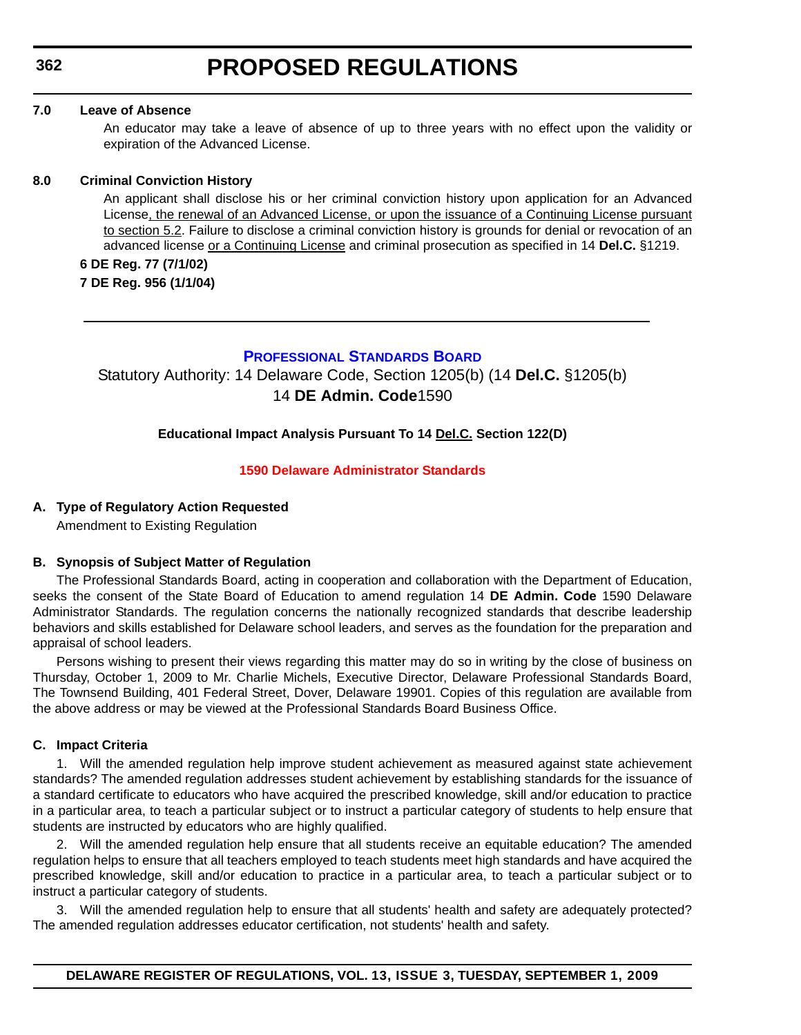**7.0 Leave of Absence**

An educator may take a leave of absence of up to three years with no effect upon the validity or expiration of the Advanced License.

**8.0 Criminal Conviction History**

An applicant shall disclose his or her criminal conviction history upon application for an Advanced License<u>, the renewal of an Advanced License, or upon the issuance of a Continuing License pursuant to section 5.2</u>. Failure to disclose a criminal conviction history is grounds for denial or revocation of an advanced license <u>or a Continuing License</u> and criminal prosecution as specified in 14 **Del.C.** §1219.

**6 DE Reg. 77 (7/1/02)**

**7 DE Reg. 956 (1/1/04)**

---

## PROFESSIONAL STANDARDS BOARD

Statutory Authority: 14 Delaware Code, Section 1205(b) (14 **Del.C.** §1205(b)
14 **DE Admin. Code**1590

**Educational Impact Analysis Pursuant To 14 <u>Del.C.</u> Section 122(D)**

### 1590 Delaware Administrator Standards

**A. Type of Regulatory Action Requested**

Amendment to Existing Regulation

**B. Synopsis of Subject Matter of Regulation**

The Professional Standards Board, acting in cooperation and collaboration with the Department of Education, seeks the consent of the State Board of Education to amend regulation 14 **DE Admin. Code** 1590 Delaware Administrator Standards. The regulation concerns the nationally recognized standards that describe leadership behaviors and skills established for Delaware school leaders, and serves as the foundation for the preparation and appraisal of school leaders.

Persons wishing to present their views regarding this matter may do so in writing by the close of business on Thursday, October 1, 2009 to Mr. Charlie Michels, Executive Director, Delaware Professional Standards Board, The Townsend Building, 401 Federal Street, Dover, Delaware 19901. Copies of this regulation are available from the above address or may be viewed at the Professional Standards Board Business Office.

**C. Impact Criteria**

1. Will the amended regulation help improve student achievement as measured against state achievement standards? The amended regulation addresses student achievement by establishing standards for the issuance of a standard certificate to educators who have acquired the prescribed knowledge, skill and/or education to practice in a particular area, to teach a particular subject or to instruct a particular category of students to help ensure that students are instructed by educators who are highly qualified.

2. Will the amended regulation help ensure that all students receive an equitable education? The amended regulation helps to ensure that all teachers employed to teach students meet high standards and have acquired the prescribed knowledge, skill and/or education to practice in a particular area, to teach a particular subject or to instruct a particular category of students.

3. Will the amended regulation help to ensure that all students' health and safety are adequately protected? The amended regulation addresses educator certification, not students' health and safety.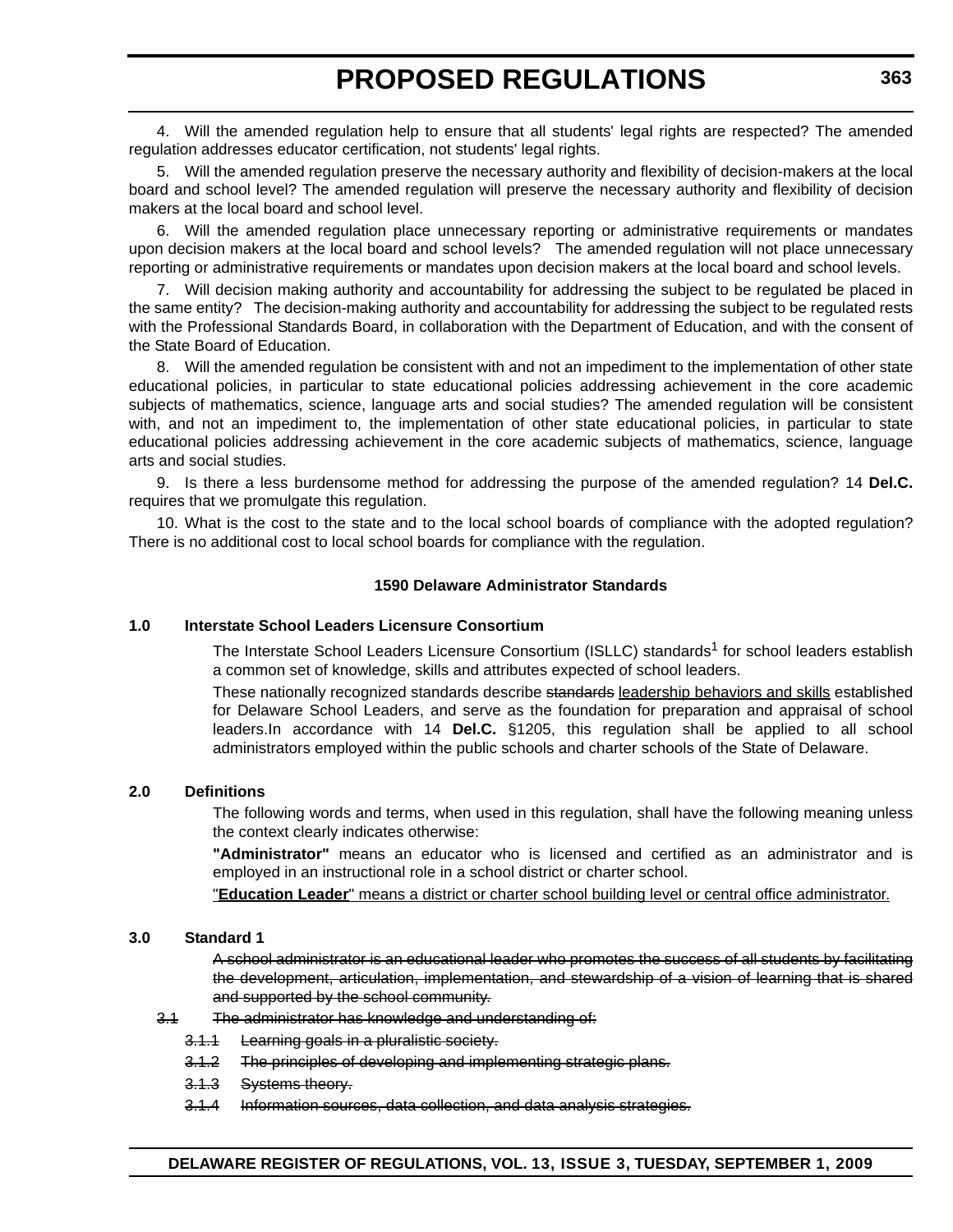4. Will the amended regulation help to ensure that all students' legal rights are respected? The amended regulation addresses educator certification, not students' legal rights.

5. Will the amended regulation preserve the necessary authority and flexibility of decision-makers at the local board and school level? The amended regulation will preserve the necessary authority and flexibility of decision makers at the local board and school level.

6. Will the amended regulation place unnecessary reporting or administrative requirements or mandates upon decision makers at the local board and school levels? The amended regulation will not place unnecessary reporting or administrative requirements or mandates upon decision makers at the local board and school levels.

7. Will decision making authority and accountability for addressing the subject to be regulated be placed in the same entity? The decision-making authority and accountability for addressing the subject to be regulated rests with the Professional Standards Board, in collaboration with the Department of Education, and with the consent of the State Board of Education.

8. Will the amended regulation be consistent with and not an impediment to the implementation of other state educational policies, in particular to state educational policies addressing achievement in the core academic subjects of mathematics, science, language arts and social studies? The amended regulation will be consistent with, and not an impediment to, the implementation of other state educational policies, in particular to state educational policies addressing achievement in the core academic subjects of mathematics, science, language arts and social studies.

9. Is there a less burdensome method for addressing the purpose of the amended regulation? 14 **Del.C.** requires that we promulgate this regulation.

10. What is the cost to the state and to the local school boards of compliance with the adopted regulation? There is no additional cost to local school boards for compliance with the regulation.

**1590 Delaware Administrator Standards**

**1.0 Interstate School Leaders Licensure Consortium**

The Interstate School Leaders Licensure Consortium (ISLLC) standards[1] for school leaders establish a common set of knowledge, skills and attributes expected of school leaders.

These nationally recognized standards describe ~~standards~~ <u>leadership behaviors and skills</u> established for Delaware School Leaders, and serve as the foundation for preparation and appraisal of school leaders.In accordance with 14 **Del.C.** §1205, this regulation shall be applied to all school administrators employed within the public schools and charter schools of the State of Delaware.

**2.0 Definitions**

The following words and terms, when used in this regulation, shall have the following meaning unless the context clearly indicates otherwise:

**"Administrator"** means an educator who is licensed and certified as an administrator and is employed in an instructional role in a school district or charter school.

<u>"**Education Leader**" means a district or charter school building level or central office administrator.</u>

**3.0 Standard 1**

~~A school administrator is an educational leader who promotes the success of all students by facilitating the development, articulation, implementation, and stewardship of a vision of learning that is shared and supported by the school community.~~

~~3.1 The administrator has knowledge and understanding of:~~

~~3.1.1 Learning goals in a pluralistic society.~~

~~3.1.2 The principles of developing and implementing strategic plans.~~

~~3.1.3 Systems theory.~~

~~3.1.4 Information sources, data collection, and data analysis strategies.~~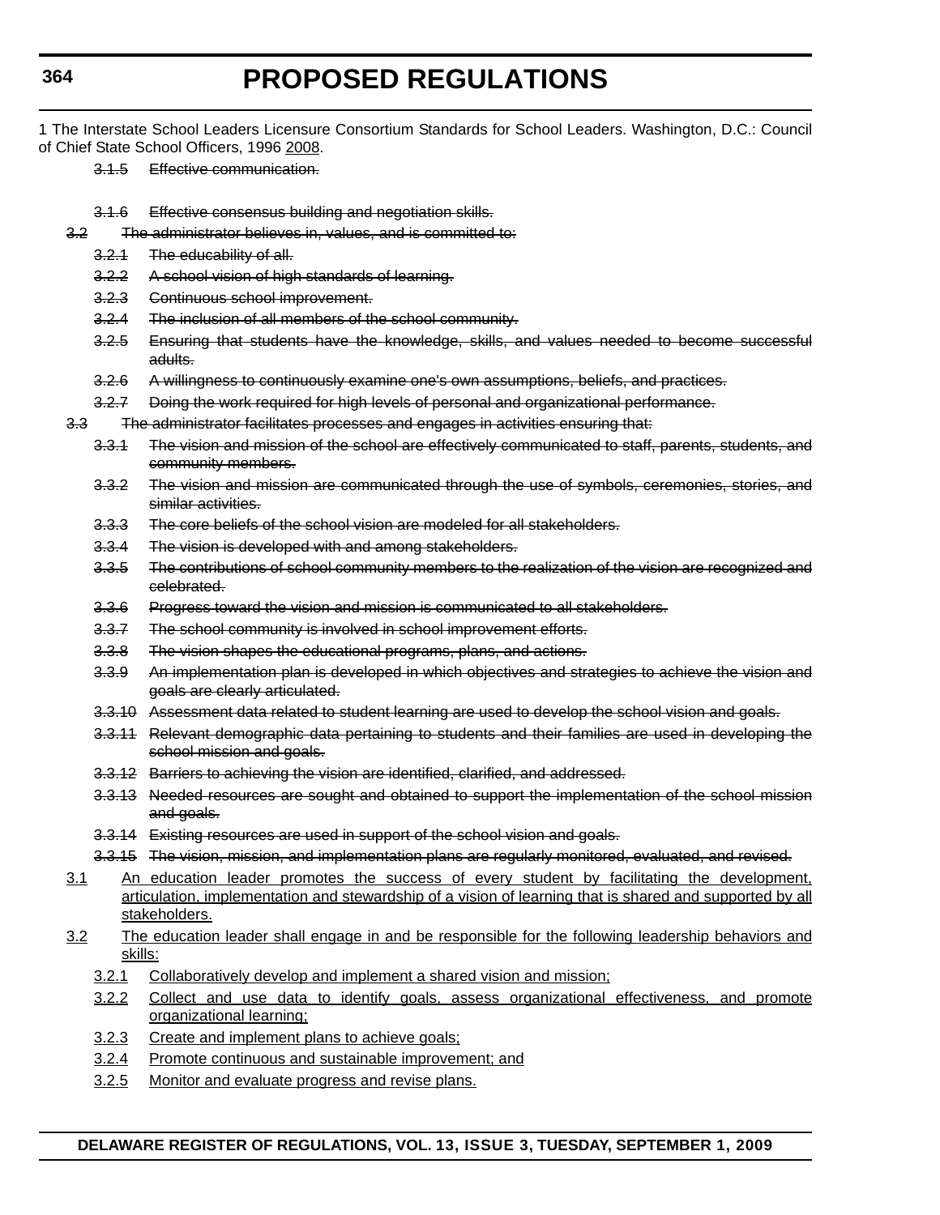1 The Interstate School Leaders Licensure Consortium Standards for School Leaders. Washington, D.C.: Council of Chief State School Officers, ~~1996~~ <u>2008</u>.

~~3.1.5 Effective communication.~~

~~3.1.6 Effective consensus building and negotiation skills.~~

~~3.2 The administrator believes in, values, and is committed to:~~

~~3.2.1 The educability of all.~~

~~3.2.2 A school vision of high standards of learning.~~

~~3.2.3 Continuous school improvement.~~

~~3.2.4 The inclusion of all members of the school community.~~

~~3.2.5 Ensuring that students have the knowledge, skills, and values needed to become successful adults.~~

~~3.2.6 A willingness to continuously examine one's own assumptions, beliefs, and practices.~~

~~3.2.7 Doing the work required for high levels of personal and organizational performance.~~

~~3.3 The administrator facilitates processes and engages in activities ensuring that:~~

~~3.3.1 The vision and mission of the school are effectively communicated to staff, parents, students, and community members.~~

~~3.3.2 The vision and mission are communicated through the use of symbols, ceremonies, stories, and similar activities.~~

~~3.3.3 The core beliefs of the school vision are modeled for all stakeholders.~~

~~3.3.4 The vision is developed with and among stakeholders.~~

~~3.3.5 The contributions of school community members to the realization of the vision are recognized and celebrated.~~

~~3.3.6 Progress toward the vision and mission is communicated to all stakeholders.~~

~~3.3.7 The school community is involved in school improvement efforts.~~

~~3.3.8 The vision shapes the educational programs, plans, and actions.~~

~~3.3.9 An implementation plan is developed in which objectives and strategies to achieve the vision and goals are clearly articulated.~~

~~3.3.10 Assessment data related to student learning are used to develop the school vision and goals.~~

~~3.3.11 Relevant demographic data pertaining to students and their families are used in developing the school mission and goals.~~

~~3.3.12 Barriers to achieving the vision are identified, clarified, and addressed.~~

~~3.3.13 Needed resources are sought and obtained to support the implementation of the school mission and goals.~~

~~3.3.14 Existing resources are used in support of the school vision and goals.~~

~~3.3.15 The vision, mission, and implementation plans are regularly monitored, evaluated, and revised.~~

<u>3.1 An education leader promotes the success of every student by facilitating the development, articulation, implementation and stewardship of a vision of learning that is shared and supported by all stakeholders.</u>

<u>3.2 The education leader shall engage in and be responsible for the following leadership behaviors and skills:</u>

<u>3.2.1 Collaboratively develop and implement a shared vision and mission;</u>

<u>3.2.2 Collect and use data to identify goals, assess organizational effectiveness, and promote organizational learning;</u>

<u>3.2.3 Create and implement plans to achieve goals;</u>

<u>3.2.4 Promote continuous and sustainable improvement; and</u>

<u>3.2.5 Monitor and evaluate progress and revise plans.</u>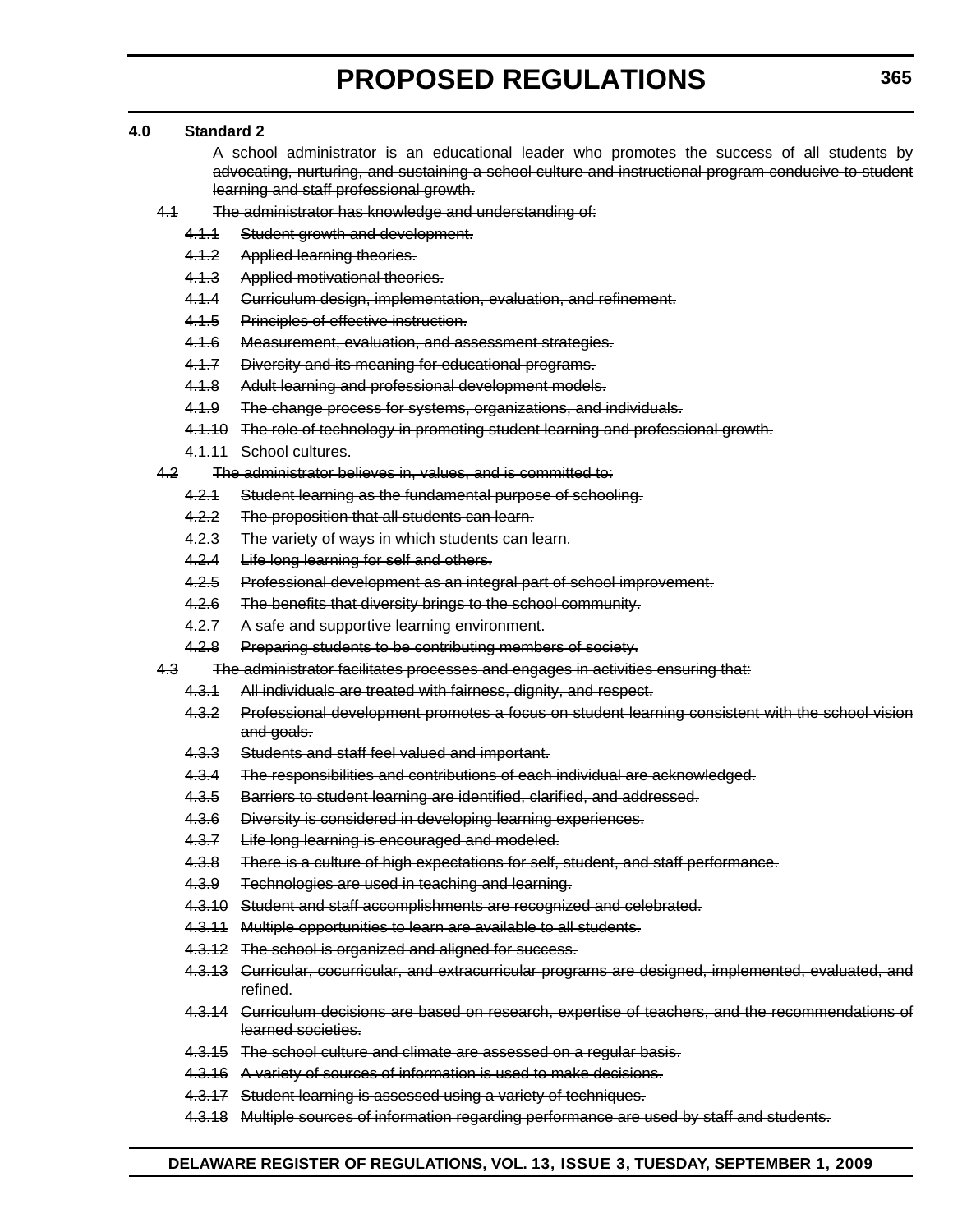**4.0 Standard 2**

~~A school administrator is an educational leader who promotes the success of all students by advocating, nurturing, and sustaining a school culture and instructional program conducive to student learning and staff professional growth.~~

~~4.1 The administrator has knowledge and understanding of:~~

~~4.1.1 Student growth and development.~~

~~4.1.2 Applied learning theories.~~

~~4.1.3 Applied motivational theories.~~

~~4.1.4 Curriculum design, implementation, evaluation, and refinement.~~

~~4.1.5 Principles of effective instruction.~~

~~4.1.6 Measurement, evaluation, and assessment strategies.~~

~~4.1.7 Diversity and its meaning for educational programs.~~

~~4.1.8 Adult learning and professional development models.~~

~~4.1.9 The change process for systems, organizations, and individuals.~~

~~4.1.10 The role of technology in promoting student learning and professional growth.~~

~~4.1.11 School cultures.~~

~~4.2 The administrator believes in, values, and is committed to:~~

~~4.2.1 Student learning as the fundamental purpose of schooling.~~

~~4.2.2 The proposition that all students can learn.~~

~~4.2.3 The variety of ways in which students can learn.~~

~~4.2.4 Life long learning for self and others.~~

~~4.2.5 Professional development as an integral part of school improvement.~~

~~4.2.6 The benefits that diversity brings to the school community.~~

~~4.2.7 A safe and supportive learning environment.~~

~~4.2.8 Preparing students to be contributing members of society.~~

~~4.3 The administrator facilitates processes and engages in activities ensuring that:~~

~~4.3.1 All individuals are treated with fairness, dignity, and respect.~~

~~4.3.2 Professional development promotes a focus on student learning consistent with the school vision and goals.~~

~~4.3.3 Students and staff feel valued and important.~~

~~4.3.4 The responsibilities and contributions of each individual are acknowledged.~~

~~4.3.5 Barriers to student learning are identified, clarified, and addressed.~~

~~4.3.6 Diversity is considered in developing learning experiences.~~

~~4.3.7 Life long learning is encouraged and modeled.~~

~~4.3.8 There is a culture of high expectations for self, student, and staff performance.~~

~~4.3.9 Technologies are used in teaching and learning.~~

~~4.3.10 Student and staff accomplishments are recognized and celebrated.~~

~~4.3.11 Multiple opportunities to learn are available to all students.~~

~~4.3.12 The school is organized and aligned for success.~~

~~4.3.13 Curricular, cocurricular, and extracurricular programs are designed, implemented, evaluated, and refined.~~

~~4.3.14 Curriculum decisions are based on research, expertise of teachers, and the recommendations of learned societies.~~

~~4.3.15 The school culture and climate are assessed on a regular basis.~~

~~4.3.16 A variety of sources of information is used to make decisions.~~

~~4.3.17 Student learning is assessed using a variety of techniques.~~

~~4.3.18 Multiple sources of information regarding performance are used by staff and students.~~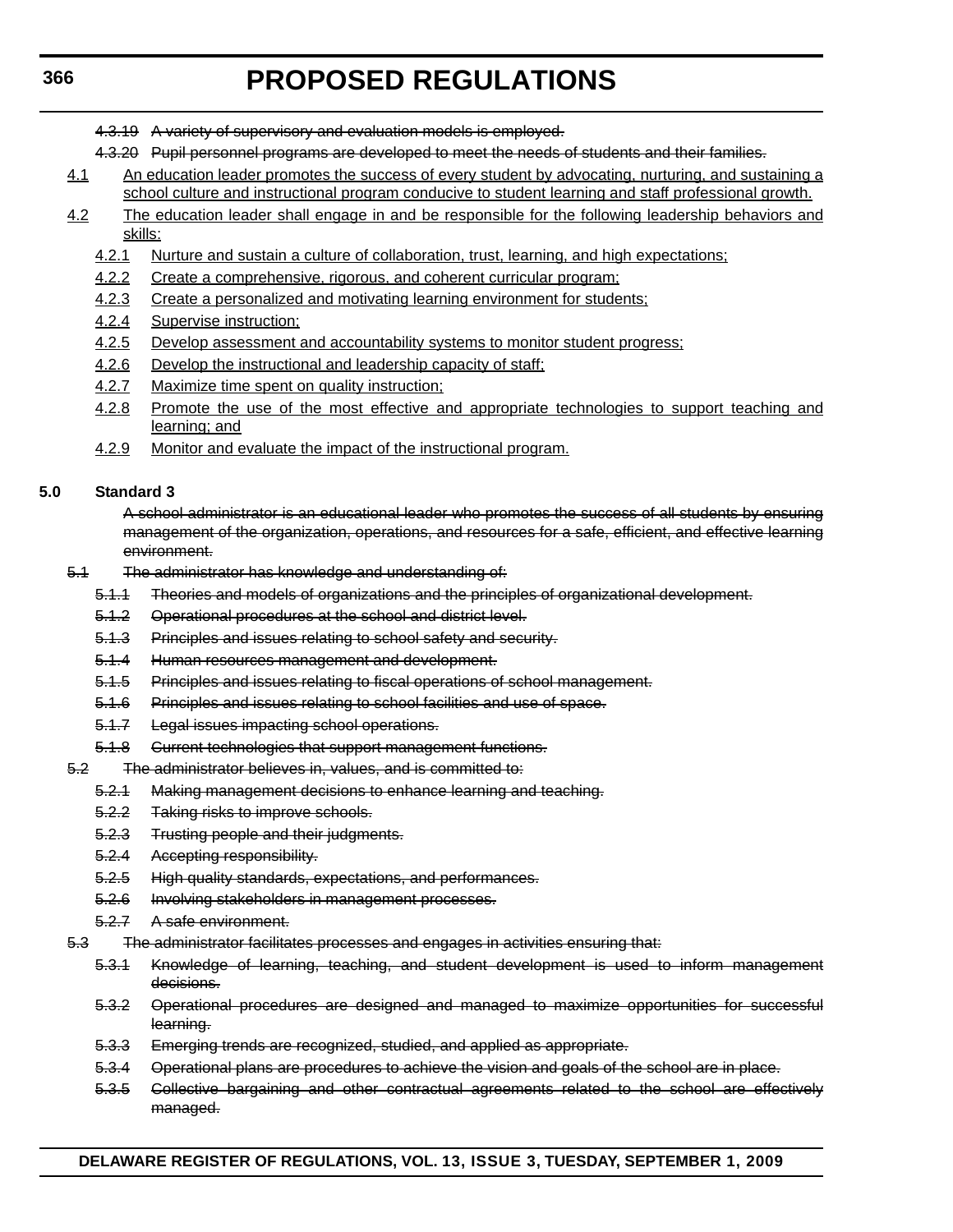~~4.3.19 A variety of supervisory and evaluation models is employed.~~

~~4.3.20 Pupil personnel programs are developed to meet the needs of students and their families.~~

<u>4.1 An education leader promotes the success of every student by advocating, nurturing, and sustaining a school culture and instructional program conducive to student learning and staff professional growth.</u>

<u>4.2 The education leader shall engage in and be responsible for the following leadership behaviors and skills:</u>

<u>4.2.1 Nurture and sustain a culture of collaboration, trust, learning, and high expectations;</u>

<u>4.2.2 Create a comprehensive, rigorous, and coherent curricular program;</u>

<u>4.2.3 Create a personalized and motivating learning environment for students;</u>

<u>4.2.4 Supervise instruction;</u>

<u>4.2.5 Develop assessment and accountability systems to monitor student progress;</u>

<u>4.2.6 Develop the instructional and leadership capacity of staff;</u>

<u>4.2.7 Maximize time spent on quality instruction;</u>

<u>4.2.8 Promote the use of the most effective and appropriate technologies to support teaching and learning; and</u>

<u>4.2.9 Monitor and evaluate the impact of the instructional program.</u>

**5.0 Standard 3**

~~A school administrator is an educational leader who promotes the success of all students by ensuring management of the organization, operations, and resources for a safe, efficient, and effective learning environment.~~

~~5.1 The administrator has knowledge and understanding of:~~

~~5.1.1 Theories and models of organizations and the principles of organizational development.~~

~~5.1.2 Operational procedures at the school and district level.~~

~~5.1.3 Principles and issues relating to school safety and security.~~

~~5.1.4 Human resources management and development.~~

~~5.1.5 Principles and issues relating to fiscal operations of school management.~~

~~5.1.6 Principles and issues relating to school facilities and use of space.~~

~~5.1.7 Legal issues impacting school operations.~~

~~5.1.8 Current technologies that support management functions.~~

~~5.2 The administrator believes in, values, and is committed to:~~

~~5.2.1 Making management decisions to enhance learning and teaching.~~

~~5.2.2 Taking risks to improve schools.~~

~~5.2.3 Trusting people and their judgments.~~

~~5.2.4 Accepting responsibility.~~

~~5.2.5 High quality standards, expectations, and performances.~~

~~5.2.6 Involving stakeholders in management processes.~~

~~5.2.7 A safe environment.~~

~~5.3 The administrator facilitates processes and engages in activities ensuring that:~~

~~5.3.1 Knowledge of learning, teaching, and student development is used to inform management decisions.~~

~~5.3.2 Operational procedures are designed and managed to maximize opportunities for successful learning.~~

~~5.3.3 Emerging trends are recognized, studied, and applied as appropriate.~~

~~5.3.4 Operational plans are procedures to achieve the vision and goals of the school are in place.~~

~~5.3.5 Collective bargaining and other contractual agreements related to the school are effectively managed.~~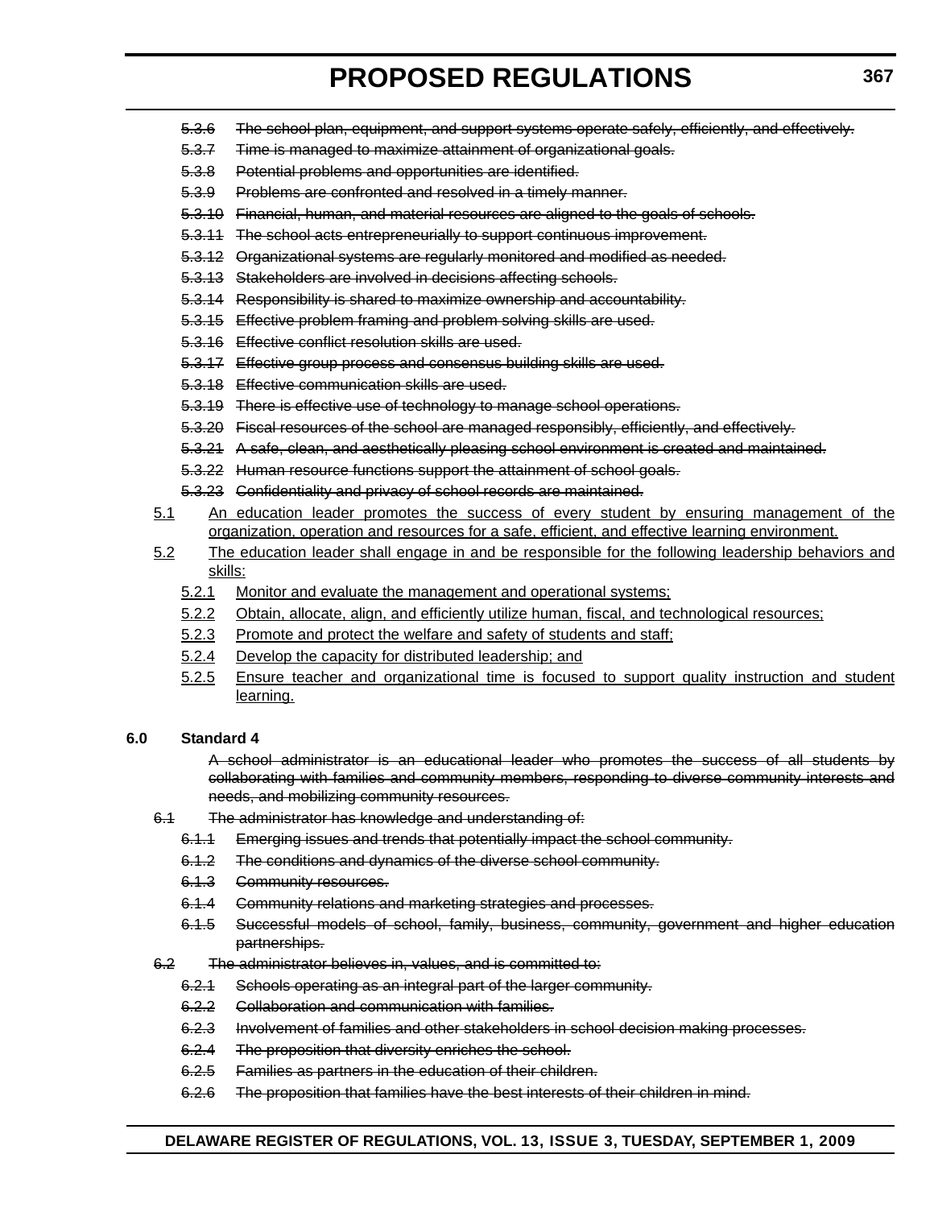~~5.3.6 The school plan, equipment, and support systems operate safely, efficiently, and effectively.~~

~~5.3.7 Time is managed to maximize attainment of organizational goals.~~

~~5.3.8 Potential problems and opportunities are identified.~~

~~5.3.9 Problems are confronted and resolved in a timely manner.~~

~~5.3.10 Financial, human, and material resources are aligned to the goals of schools.~~

~~5.3.11 The school acts entrepreneurially to support continuous improvement.~~

~~5.3.12 Organizational systems are regularly monitored and modified as needed.~~

~~5.3.13 Stakeholders are involved in decisions affecting schools.~~

~~5.3.14 Responsibility is shared to maximize ownership and accountability.~~

~~5.3.15 Effective problem framing and problem solving skills are used.~~

~~5.3.16 Effective conflict resolution skills are used.~~

~~5.3.17 Effective group process and consensus building skills are used.~~

~~5.3.18 Effective communication skills are used.~~

~~5.3.19 There is effective use of technology to manage school operations.~~

~~5.3.20 Fiscal resources of the school are managed responsibly, efficiently, and effectively.~~

~~5.3.21 A safe, clean, and aesthetically pleasing school environment is created and maintained.~~

~~5.3.22 Human resource functions support the attainment of school goals.~~

~~5.3.23 Confidentiality and privacy of school records are maintained.~~

<u>5.1 An education leader promotes the success of every student by ensuring management of the organization, operation and resources for a safe, efficient, and effective learning environment.</u>

<u>5.2 The education leader shall engage in and be responsible for the following leadership behaviors and skills:</u>

<u>5.2.1 Monitor and evaluate the management and operational systems;</u>

<u>5.2.2 Obtain, allocate, align, and efficiently utilize human, fiscal, and technological resources;</u>

<u>5.2.3 Promote and protect the welfare and safety of students and staff;</u>

<u>5.2.4 Develop the capacity for distributed leadership; and</u>

<u>5.2.5 Ensure teacher and organizational time is focused to support quality instruction and student learning.</u>

**6.0 Standard 4**

~~A school administrator is an educational leader who promotes the success of all students by collaborating with families and community members, responding to diverse community interests and needs, and mobilizing community resources.~~

~~6.1 The administrator has knowledge and understanding of:~~

~~6.1.1 Emerging issues and trends that potentially impact the school community.~~

~~6.1.2 The conditions and dynamics of the diverse school community.~~

~~6.1.3 Community resources.~~

~~6.1.4 Community relations and marketing strategies and processes.~~

~~6.1.5 Successful models of school, family, business, community, government and higher education partnerships.~~

~~6.2 The administrator believes in, values, and is committed to:~~

~~6.2.1 Schools operating as an integral part of the larger community.~~

~~6.2.2 Collaboration and communication with families.~~

~~6.2.3 Involvement of families and other stakeholders in school decision making processes.~~

~~6.2.4 The proposition that diversity enriches the school.~~

~~6.2.5 Families as partners in the education of their children.~~

~~6.2.6 The proposition that families have the best interests of their children in mind.~~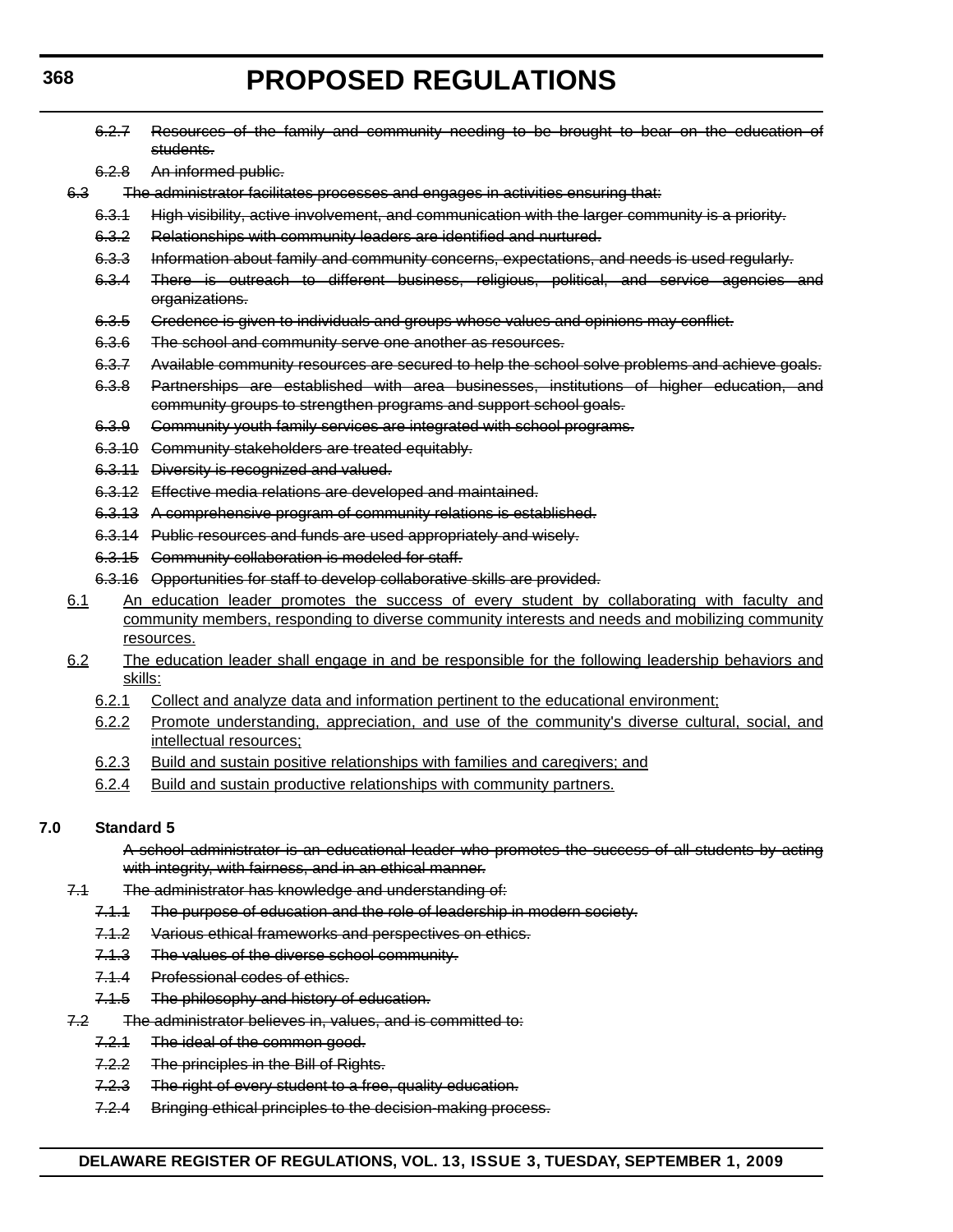~~6.2.7 Resources of the family and community needing to be brought to bear on the education of students.~~

~~6.2.8 An informed public.~~

~~6.3 The administrator facilitates processes and engages in activities ensuring that:~~

~~6.3.1 High visibility, active involvement, and communication with the larger community is a priority.~~

~~6.3.2 Relationships with community leaders are identified and nurtured.~~

~~6.3.3 Information about family and community concerns, expectations, and needs is used regularly.~~

~~6.3.4 There is outreach to different business, religious, political, and service agencies and organizations.~~

~~6.3.5 Credence is given to individuals and groups whose values and opinions may conflict.~~

~~6.3.6 The school and community serve one another as resources.~~

~~6.3.7 Available community resources are secured to help the school solve problems and achieve goals.~~

~~6.3.8 Partnerships are established with area businesses, institutions of higher education, and community groups to strengthen programs and support school goals.~~

~~6.3.9 Community youth family services are integrated with school programs.~~

~~6.3.10 Community stakeholders are treated equitably.~~

~~6.3.11 Diversity is recognized and valued.~~

~~6.3.12 Effective media relations are developed and maintained.~~

~~6.3.13 A comprehensive program of community relations is established.~~

~~6.3.14 Public resources and funds are used appropriately and wisely.~~

~~6.3.15 Community collaboration is modeled for staff.~~

~~6.3.16 Opportunities for staff to develop collaborative skills are provided.~~

<u>6.1 An education leader promotes the success of every student by collaborating with faculty and community members, responding to diverse community interests and needs and mobilizing community resources.</u>

<u>6.2 The education leader shall engage in and be responsible for the following leadership behaviors and skills:</u>

<u>6.2.1 Collect and analyze data and information pertinent to the educational environment;</u>

<u>6.2.2 Promote understanding, appreciation, and use of the community's diverse cultural, social, and intellectual resources;</u>

<u>6.2.3 Build and sustain positive relationships with families and caregivers; and</u>

<u>6.2.4 Build and sustain productive relationships with community partners.</u>

**7.0 Standard 5**

~~A school administrator is an educational leader who promotes the success of all students by acting with integrity, with fairness, and in an ethical manner.~~

~~7.1 The administrator has knowledge and understanding of:~~

~~7.1.1 The purpose of education and the role of leadership in modern society.~~

~~7.1.2 Various ethical frameworks and perspectives on ethics.~~

~~7.1.3 The values of the diverse school community.~~

~~7.1.4 Professional codes of ethics.~~

~~7.1.5 The philosophy and history of education.~~

~~7.2 The administrator believes in, values, and is committed to:~~

~~7.2.1 The ideal of the common good.~~

~~7.2.2 The principles in the Bill of Rights.~~

~~7.2.3 The right of every student to a free, quality education.~~

~~7.2.4 Bringing ethical principles to the decision-making process.~~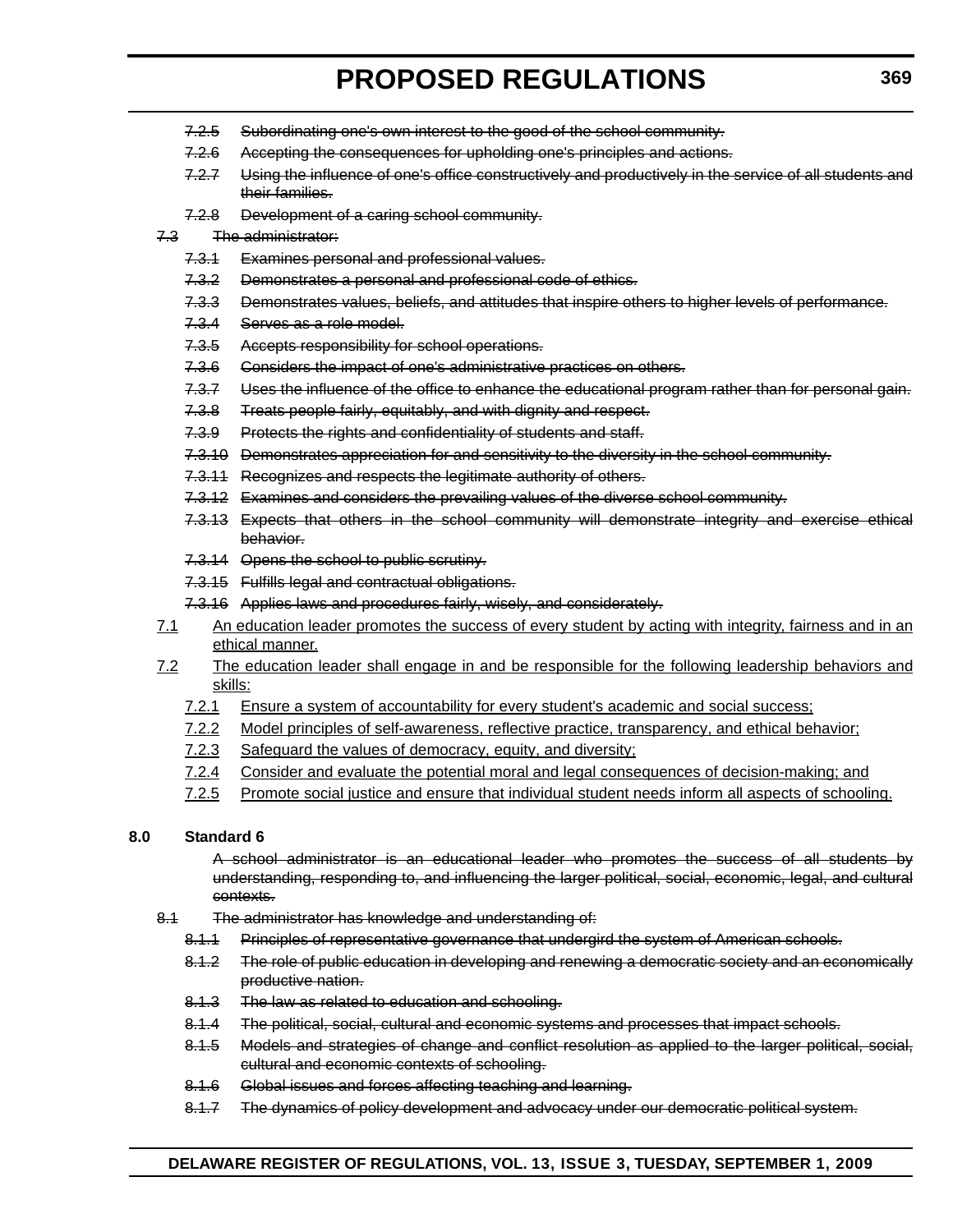~~7.2.5 Subordinating one's own interest to the good of the school community.~~

~~7.2.6 Accepting the consequences for upholding one's principles and actions.~~

~~7.2.7 Using the influence of one's office constructively and productively in the service of all students and their families.~~

~~7.2.8 Development of a caring school community.~~

~~7.3 The administrator:~~

~~7.3.1 Examines personal and professional values.~~

~~7.3.2 Demonstrates a personal and professional code of ethics.~~

~~7.3.3 Demonstrates values, beliefs, and attitudes that inspire others to higher levels of performance.~~

~~7.3.4 Serves as a role model.~~

~~7.3.5 Accepts responsibility for school operations.~~

~~7.3.6 Considers the impact of one's administrative practices on others.~~

~~7.3.7 Uses the influence of the office to enhance the educational program rather than for personal gain.~~

~~7.3.8 Treats people fairly, equitably, and with dignity and respect.~~

~~7.3.9 Protects the rights and confidentiality of students and staff.~~

~~7.3.10 Demonstrates appreciation for and sensitivity to the diversity in the school community.~~

~~7.3.11 Recognizes and respects the legitimate authority of others.~~

~~7.3.12 Examines and considers the prevailing values of the diverse school community.~~

~~7.3.13 Expects that others in the school community will demonstrate integrity and exercise ethical behavior.~~

~~7.3.14 Opens the school to public scrutiny.~~

~~7.3.15 Fulfills legal and contractual obligations.~~

~~7.3.16 Applies laws and procedures fairly, wisely, and considerately.~~

<u>7.1 An education leader promotes the success of every student by acting with integrity, fairness and in an ethical manner.</u>

<u>7.2 The education leader shall engage in and be responsible for the following leadership behaviors and skills:</u>

<u>7.2.1 Ensure a system of accountability for every student's academic and social success;</u>

<u>7.2.2 Model principles of self-awareness, reflective practice, transparency, and ethical behavior;</u>

<u>7.2.3 Safeguard the values of democracy, equity, and diversity;</u>

<u>7.2.4 Consider and evaluate the potential moral and legal consequences of decision-making; and</u>

<u>7.2.5 Promote social justice and ensure that individual student needs inform all aspects of schooling.</u>

**8.0 Standard 6**

~~A school administrator is an educational leader who promotes the success of all students by understanding, responding to, and influencing the larger political, social, economic, legal, and cultural contexts.~~

~~8.1 The administrator has knowledge and understanding of:~~

~~8.1.1 Principles of representative governance that undergird the system of American schools.~~

~~8.1.2 The role of public education in developing and renewing a democratic society and an economically productive nation.~~

~~8.1.3 The law as related to education and schooling.~~

~~8.1.4 The political, social, cultural and economic systems and processes that impact schools.~~

~~8.1.5 Models and strategies of change and conflict resolution as applied to the larger political, social, cultural and economic contexts of schooling.~~

~~8.1.6 Global issues and forces affecting teaching and learning.~~

~~8.1.7 The dynamics of policy development and advocacy under our democratic political system.~~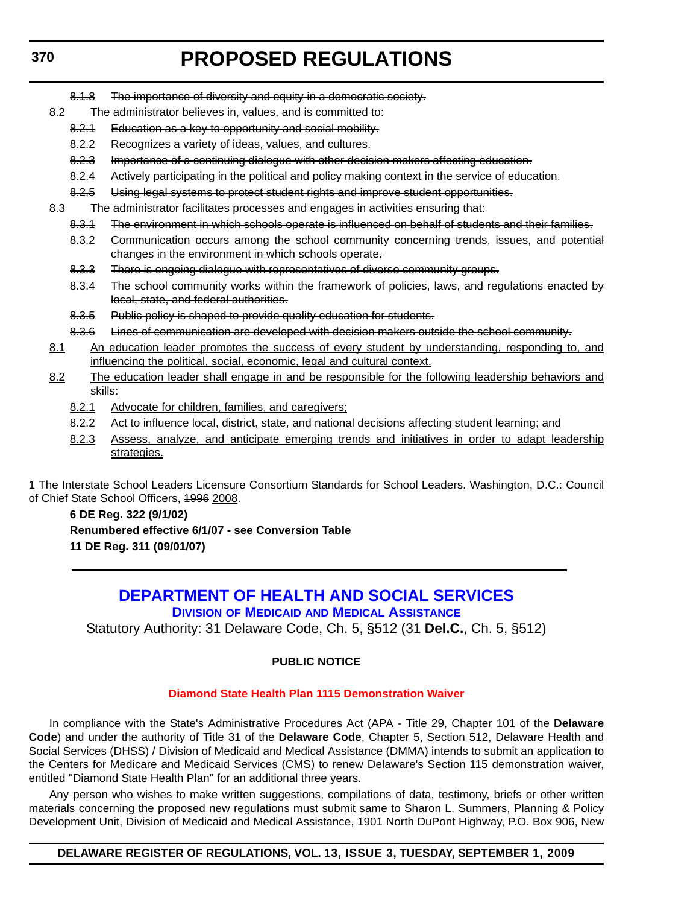~~8.1.8 The importance of diversity and equity in a democratic society.~~

~~8.2 The administrator believes in, values, and is committed to:~~

~~8.2.1 Education as a key to opportunity and social mobility.~~

~~8.2.2 Recognizes a variety of ideas, values, and cultures.~~

~~8.2.3 Importance of a continuing dialogue with other decision makers affecting education.~~

~~8.2.4 Actively participating in the political and policy making context in the service of education.~~

~~8.2.5 Using legal systems to protect student rights and improve student opportunities.~~

~~8.3 The administrator facilitates processes and engages in activities ensuring that:~~

~~8.3.1 The environment in which schools operate is influenced on behalf of students and their families.~~

~~8.3.2 Communication occurs among the school community concerning trends, issues, and potential changes in the environment in which schools operate.~~

~~8.3.3 There is ongoing dialogue with representatives of diverse community groups.~~

~~8.3.4 The school community works within the framework of policies, laws, and regulations enacted by local, state, and federal authorities.~~

~~8.3.5 Public policy is shaped to provide quality education for students.~~

~~8.3.6 Lines of communication are developed with decision makers outside the school community.~~

<u>8.1 An education leader promotes the success of every student by understanding, responding to, and influencing the political, social, economic, legal and cultural context.</u>

<u>8.2 The education leader shall engage in and be responsible for the following leadership behaviors and skills:</u>

<u>8.2.1 Advocate for children, families, and caregivers;</u>

<u>8.2.2 Act to influence local, district, state, and national decisions affecting student learning; and</u>

<u>8.2.3 Assess, analyze, and anticipate emerging trends and initiatives in order to adapt leadership strategies.</u>

1 The Interstate School Leaders Licensure Consortium Standards for School Leaders. Washington, D.C.: Council of Chief State School Officers, ~~1996~~ <u>2008</u>.

**6 DE Reg. 322 (9/1/02)**

**Renumbered effective 6/1/07 - see Conversion Table**

**11 DE Reg. 311 (09/01/07)**

---

## DEPARTMENT OF HEALTH AND SOCIAL SERVICES

### Division of Medicaid and Medical Assistance

Statutory Authority: 31 Delaware Code, Ch. 5, §512 (31 **Del.C.**, Ch. 5, §512)

**PUBLIC NOTICE**

**Diamond State Health Plan 1115 Demonstration Waiver**

In compliance with the State's Administrative Procedures Act (APA - Title 29, Chapter 101 of the **Delaware Code**) and under the authority of Title 31 of the **Delaware Code**, Chapter 5, Section 512, Delaware Health and Social Services (DHSS) / Division of Medicaid and Medical Assistance (DMMA) intends to submit an application to the Centers for Medicare and Medicaid Services (CMS) to renew Delaware's Section 115 demonstration waiver, entitled "Diamond State Health Plan" for an additional three years.

Any person who wishes to make written suggestions, compilations of data, testimony, briefs or other written materials concerning the proposed new regulations must submit same to Sharon L. Summers, Planning & Policy Development Unit, Division of Medicaid and Medical Assistance, 1901 North DuPont Highway, P.O. Box 906, New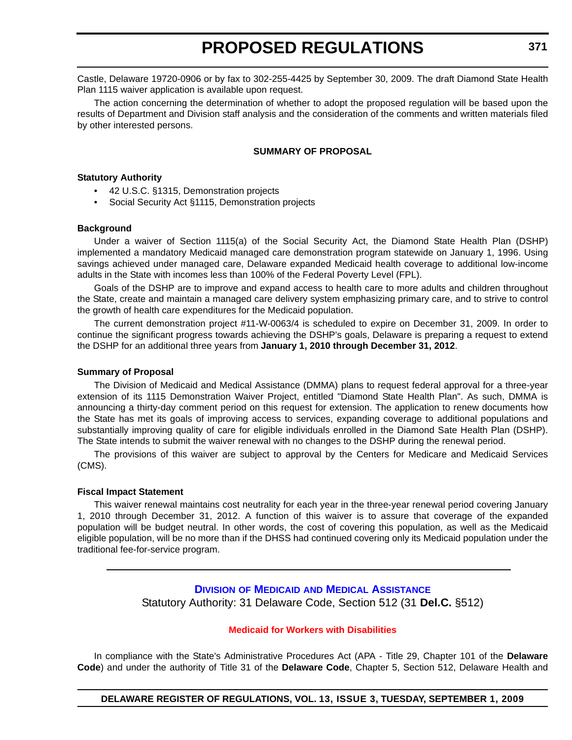Castle, Delaware 19720-0906 or by fax to 302-255-4425 by September 30, 2009. The draft Diamond State Health Plan 1115 waiver application is available upon request.

The action concerning the determination of whether to adopt the proposed regulation will be based upon the results of Department and Division staff analysis and the consideration of the comments and written materials filed by other interested persons.

**SUMMARY OF PROPOSAL**

**Statutory Authority**

- 42 U.S.C. §1315, Demonstration projects
- Social Security Act §1115, Demonstration projects

**Background**

Under a waiver of Section 1115(a) of the Social Security Act, the Diamond State Health Plan (DSHP) implemented a mandatory Medicaid managed care demonstration program statewide on January 1, 1996. Using savings achieved under managed care, Delaware expanded Medicaid health coverage to additional low-income adults in the State with incomes less than 100% of the Federal Poverty Level (FPL).

Goals of the DSHP are to improve and expand access to health care to more adults and children throughout the State, create and maintain a managed care delivery system emphasizing primary care, and to strive to control the growth of health care expenditures for the Medicaid population.

The current demonstration project #11-W-0063/4 is scheduled to expire on December 31, 2009. In order to continue the significant progress towards achieving the DSHP's goals, Delaware is preparing a request to extend the DSHP for an additional three years from **January 1, 2010 through December 31, 2012**.

**Summary of Proposal**

The Division of Medicaid and Medical Assistance (DMMA) plans to request federal approval for a three-year extension of its 1115 Demonstration Waiver Project, entitled "Diamond State Health Plan". As such, DMMA is announcing a thirty-day comment period on this request for extension. The application to renew documents how the State has met its goals of improving access to services, expanding coverage to additional populations and substantially improving quality of care for eligible individuals enrolled in the Diamond Sate Health Plan (DSHP). The State intends to submit the waiver renewal with no changes to the DSHP during the renewal period.

The provisions of this waiver are subject to approval by the Centers for Medicare and Medicaid Services (CMS).

**Fiscal Impact Statement**

This waiver renewal maintains cost neutrality for each year in the three-year renewal period covering January 1, 2010 through December 31, 2012. A function of this waiver is to assure that coverage of the expanded population will be budget neutral. In other words, the cost of covering this population, as well as the Medicaid eligible population, will be no more than if the DHSS had continued covering only its Medicaid population under the traditional fee-for-service program.

---

## DIVISION OF MEDICAID AND MEDICAL ASSISTANCE

Statutory Authority: 31 Delaware Code, Section 512 (31 **Del.C.** §512)

### Medicaid for Workers with Disabilities

In compliance with the State's Administrative Procedures Act (APA - Title 29, Chapter 101 of the **Delaware Code**) and under the authority of Title 31 of the **Delaware Code**, Chapter 5, Section 512, Delaware Health and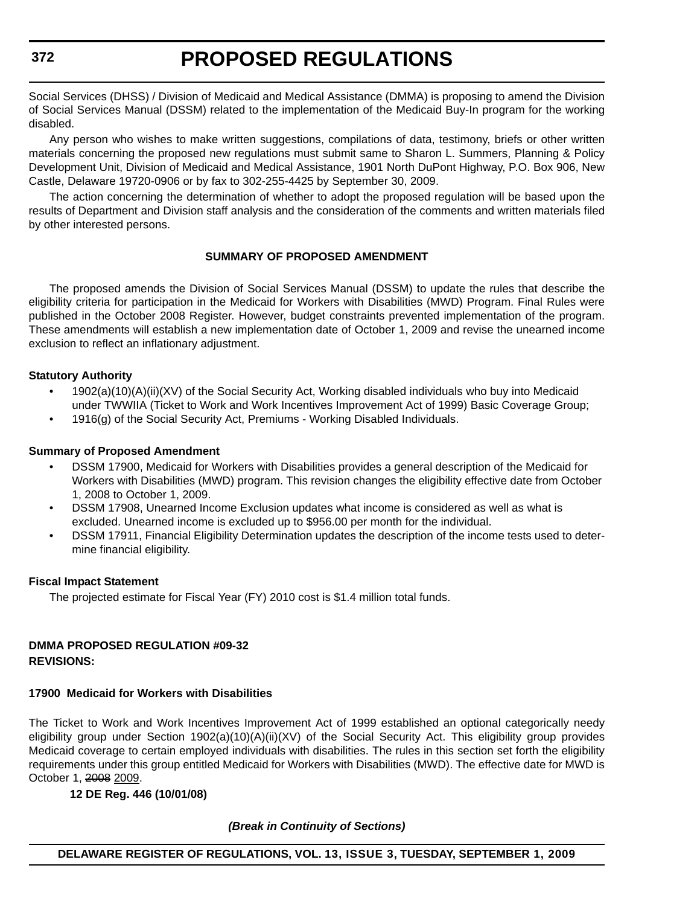Social Services (DHSS) / Division of Medicaid and Medical Assistance (DMMA) is proposing to amend the Division of Social Services Manual (DSSM) related to the implementation of the Medicaid Buy-In program for the working disabled.

Any person who wishes to make written suggestions, compilations of data, testimony, briefs or other written materials concerning the proposed new regulations must submit same to Sharon L. Summers, Planning & Policy Development Unit, Division of Medicaid and Medical Assistance, 1901 North DuPont Highway, P.O. Box 906, New Castle, Delaware 19720-0906 or by fax to 302-255-4425 by September 30, 2009.

The action concerning the determination of whether to adopt the proposed regulation will be based upon the results of Department and Division staff analysis and the consideration of the comments and written materials filed by other interested persons.

**SUMMARY OF PROPOSED AMENDMENT**

The proposed amends the Division of Social Services Manual (DSSM) to update the rules that describe the eligibility criteria for participation in the Medicaid for Workers with Disabilities (MWD) Program. Final Rules were published in the October 2008 Register. However, budget constraints prevented implementation of the program. These amendments will establish a new implementation date of October 1, 2009 and revise the unearned income exclusion to reflect an inflationary adjustment.

**Statutory Authority**

- 1902(a)(10)(A)(ii)(XV) of the Social Security Act, Working disabled individuals who buy into Medicaid under TWWIIA (Ticket to Work and Work Incentives Improvement Act of 1999) Basic Coverage Group;
- 1916(g) of the Social Security Act, Premiums - Working Disabled Individuals.

**Summary of Proposed Amendment**

- DSSM 17900, Medicaid for Workers with Disabilities provides a general description of the Medicaid for Workers with Disabilities (MWD) program. This revision changes the eligibility effective date from October 1, 2008 to October 1, 2009.
- DSSM 17908, Unearned Income Exclusion updates what income is considered as well as what is excluded. Unearned income is excluded up to $956.00 per month for the individual.
- DSSM 17911, Financial Eligibility Determination updates the description of the income tests used to determine financial eligibility.

**Fiscal Impact Statement**

The projected estimate for Fiscal Year (FY) 2010 cost is $1.4 million total funds.

**DMMA PROPOSED REGULATION #09-32**
**REVISIONS:**

**17900 Medicaid for Workers with Disabilities**

The Ticket to Work and Work Incentives Improvement Act of 1999 established an optional categorically needy eligibility group under Section 1902(a)(10)(A)(ii)(XV) of the Social Security Act. This eligibility group provides Medicaid coverage to certain employed individuals with disabilities. The rules in this section set forth the eligibility requirements under this group entitled Medicaid for Workers with Disabilities (MWD). The effective date for MWD is October 1, ~~2008~~ 2009.

**12 DE Reg. 446 (10/01/08)**

***(Break in Continuity of Sections)***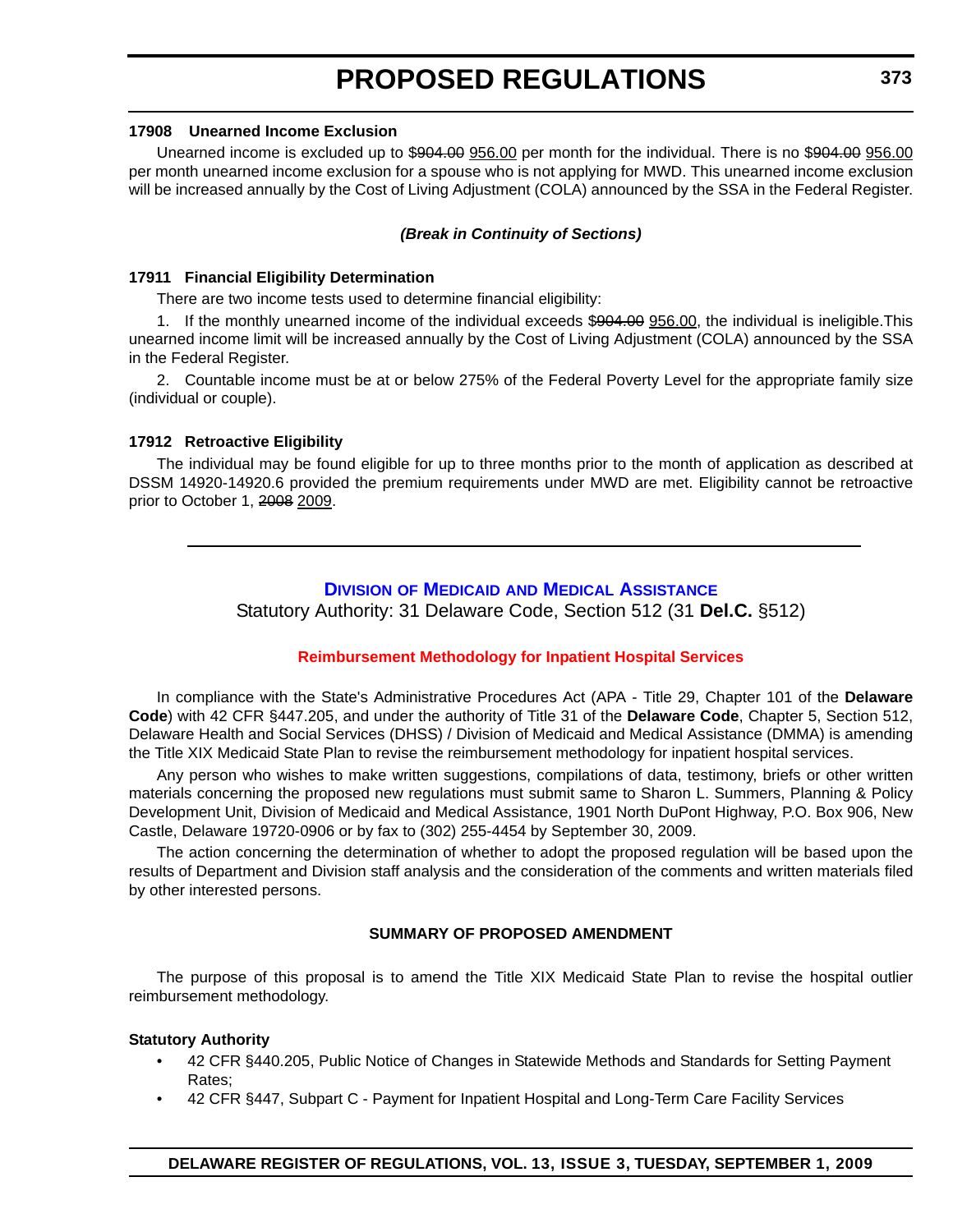**17908 Unearned Income Exclusion**

Unearned income is excluded up to $~~904.00~~ 956.00 per month for the individual. There is no $~~904.00~~ 956.00 per month unearned income exclusion for a spouse who is not applying for MWD. This unearned income exclusion will be increased annually by the Cost of Living Adjustment (COLA) announced by the SSA in the Federal Register.

***(Break in Continuity of Sections)***

**17911 Financial Eligibility Determination**

There are two income tests used to determine financial eligibility:

1. If the monthly unearned income of the individual exceeds $~~904.00~~ 956.00, the individual is ineligible.This unearned income limit will be increased annually by the Cost of Living Adjustment (COLA) announced by the SSA in the Federal Register.

2. Countable income must be at or below 275% of the Federal Poverty Level for the appropriate family size (individual or couple).

**17912 Retroactive Eligibility**

The individual may be found eligible for up to three months prior to the month of application as described at DSSM 14920-14920.6 provided the premium requirements under MWD are met. Eligibility cannot be retroactive prior to October 1, ~~2008~~ 2009.

---

## Division of Medicaid and Medical Assistance

Statutory Authority: 31 Delaware Code, Section 512 (31 **Del.C.** §512)

### Reimbursement Methodology for Inpatient Hospital Services

In compliance with the State's Administrative Procedures Act (APA - Title 29, Chapter 101 of the **Delaware Code**) with 42 CFR §447.205, and under the authority of Title 31 of the **Delaware Code**, Chapter 5, Section 512, Delaware Health and Social Services (DHSS) / Division of Medicaid and Medical Assistance (DMMA) is amending the Title XIX Medicaid State Plan to revise the reimbursement methodology for inpatient hospital services.

Any person who wishes to make written suggestions, compilations of data, testimony, briefs or other written materials concerning the proposed new regulations must submit same to Sharon L. Summers, Planning & Policy Development Unit, Division of Medicaid and Medical Assistance, 1901 North DuPont Highway, P.O. Box 906, New Castle, Delaware 19720-0906 or by fax to (302) 255-4454 by September 30, 2009.

The action concerning the determination of whether to adopt the proposed regulation will be based upon the results of Department and Division staff analysis and the consideration of the comments and written materials filed by other interested persons.

**SUMMARY OF PROPOSED AMENDMENT**

The purpose of this proposal is to amend the Title XIX Medicaid State Plan to revise the hospital outlier reimbursement methodology.

**Statutory Authority**

- 42 CFR §440.205, Public Notice of Changes in Statewide Methods and Standards for Setting Payment Rates;
- 42 CFR §447, Subpart C - Payment for Inpatient Hospital and Long-Term Care Facility Services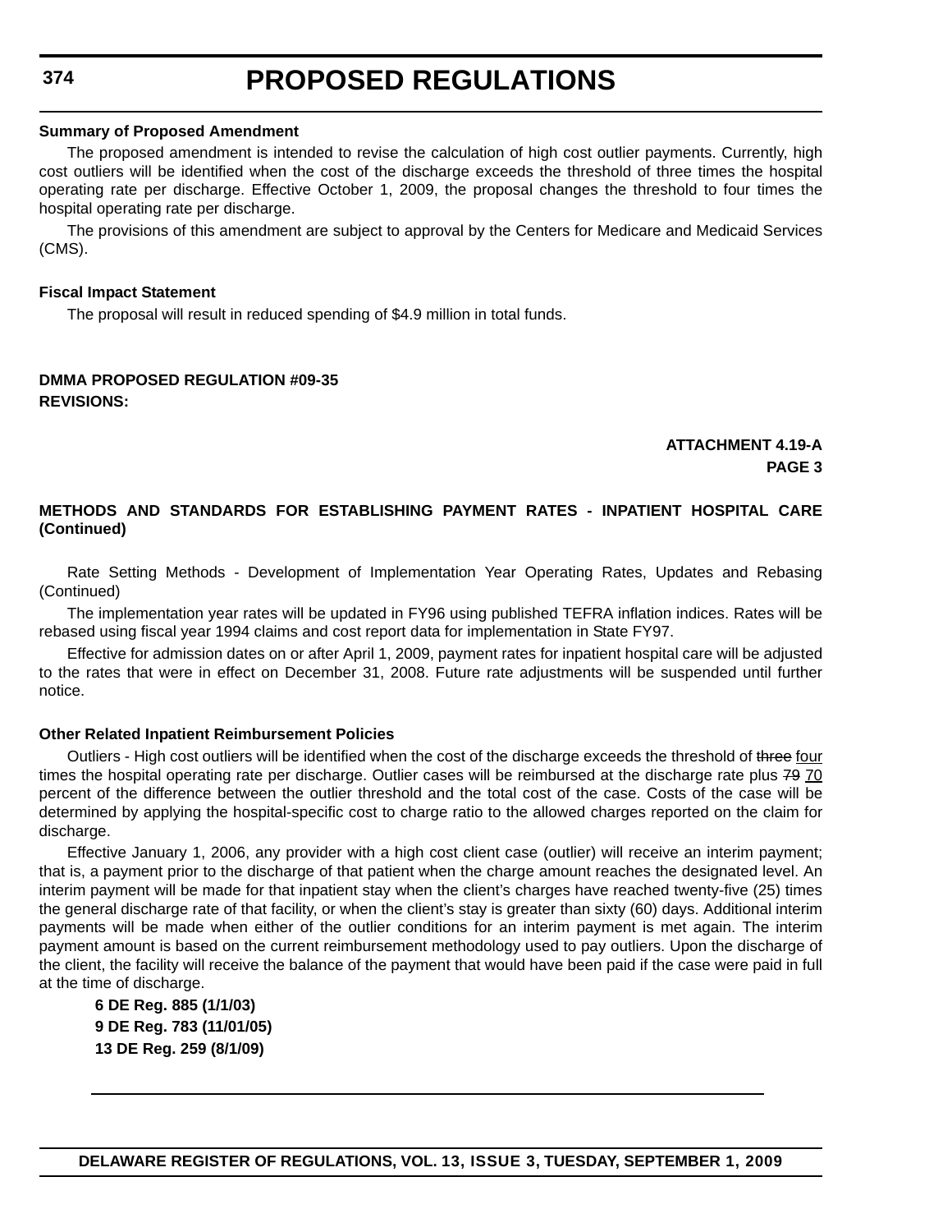**Summary of Proposed Amendment**

The proposed amendment is intended to revise the calculation of high cost outlier payments. Currently, high cost outliers will be identified when the cost of the discharge exceeds the threshold of three times the hospital operating rate per discharge. Effective October 1, 2009, the proposal changes the threshold to four times the hospital operating rate per discharge.

The provisions of this amendment are subject to approval by the Centers for Medicare and Medicaid Services (CMS).

**Fiscal Impact Statement**

The proposal will result in reduced spending of $4.9 million in total funds.

**DMMA PROPOSED REGULATION #09-35**
**REVISIONS:**

**ATTACHMENT 4.19-A**
**PAGE 3**

**METHODS AND STANDARDS FOR ESTABLISHING PAYMENT RATES - INPATIENT HOSPITAL CARE (Continued)**

Rate Setting Methods - Development of Implementation Year Operating Rates, Updates and Rebasing (Continued)

The implementation year rates will be updated in FY96 using published TEFRA inflation indices. Rates will be rebased using fiscal year 1994 claims and cost report data for implementation in State FY97.

Effective for admission dates on or after April 1, 2009, payment rates for inpatient hospital care will be adjusted to the rates that were in effect on December 31, 2008. Future rate adjustments will be suspended until further notice.

**Other Related Inpatient Reimbursement Policies**

Outliers - High cost outliers will be identified when the cost of the discharge exceeds the threshold of ~~three~~ four times the hospital operating rate per discharge. Outlier cases will be reimbursed at the discharge rate plus ~~79~~ 70 percent of the difference between the outlier threshold and the total cost of the case. Costs of the case will be determined by applying the hospital-specific cost to charge ratio to the allowed charges reported on the claim for discharge.

Effective January 1, 2006, any provider with a high cost client case (outlier) will receive an interim payment; that is, a payment prior to the discharge of that patient when the charge amount reaches the designated level. An interim payment will be made for that inpatient stay when the client's charges have reached twenty-five (25) times the general discharge rate of that facility, or when the client's stay is greater than sixty (60) days. Additional interim payments will be made when either of the outlier conditions for an interim payment is met again. The interim payment amount is based on the current reimbursement methodology used to pay outliers. Upon the discharge of the client, the facility will receive the balance of the payment that would have been paid if the case were paid in full at the time of discharge.

**6 DE Reg. 885 (1/1/03)**
**9 DE Reg. 783 (11/01/05)**
**13 DE Reg. 259 (8/1/09)**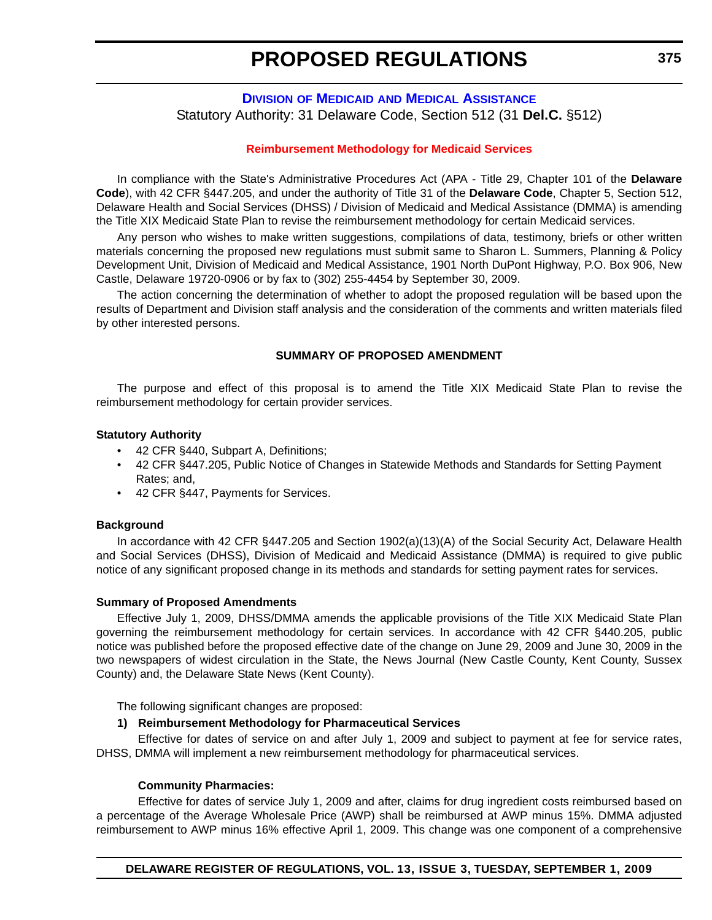# PROPOSED REGULATIONS

## DIVISION OF MEDICAID AND MEDICAL ASSISTANCE

Statutory Authority: 31 Delaware Code, Section 512 (31 **Del.C.** §512)

### Reimbursement Methodology for Medicaid Services

In compliance with the State's Administrative Procedures Act (APA - Title 29, Chapter 101 of the **Delaware Code**), with 42 CFR §447.205, and under the authority of Title 31 of the **Delaware Code**, Chapter 5, Section 512, Delaware Health and Social Services (DHSS) / Division of Medicaid and Medical Assistance (DMMA) is amending the Title XIX Medicaid State Plan to revise the reimbursement methodology for certain Medicaid services.

Any person who wishes to make written suggestions, compilations of data, testimony, briefs or other written materials concerning the proposed new regulations must submit same to Sharon L. Summers, Planning & Policy Development Unit, Division of Medicaid and Medical Assistance, 1901 North DuPont Highway, P.O. Box 906, New Castle, Delaware 19720-0906 or by fax to (302) 255-4454 by September 30, 2009.

The action concerning the determination of whether to adopt the proposed regulation will be based upon the results of Department and Division staff analysis and the consideration of the comments and written materials filed by other interested persons.

#### SUMMARY OF PROPOSED AMENDMENT

The purpose and effect of this proposal is to amend the Title XIX Medicaid State Plan to revise the reimbursement methodology for certain provider services.

**Statutory Authority**

- 42 CFR §440, Subpart A, Definitions;
- 42 CFR §447.205, Public Notice of Changes in Statewide Methods and Standards for Setting Payment Rates; and,
- 42 CFR §447, Payments for Services.

**Background**

In accordance with 42 CFR §447.205 and Section 1902(a)(13)(A) of the Social Security Act, Delaware Health and Social Services (DHSS), Division of Medicaid and Medicaid Assistance (DMMA) is required to give public notice of any significant proposed change in its methods and standards for setting payment rates for services.

**Summary of Proposed Amendments**

Effective July 1, 2009, DHSS/DMMA amends the applicable provisions of the Title XIX Medicaid State Plan governing the reimbursement methodology for certain services. In accordance with 42 CFR §440.205, public notice was published before the proposed effective date of the change on June 29, 2009 and June 30, 2009 in the two newspapers of widest circulation in the State, the News Journal (New Castle County, Kent County, Sussex County) and, the Delaware State News (Kent County).

The following significant changes are proposed:

**1) Reimbursement Methodology for Pharmaceutical Services**

Effective for dates of service on and after July 1, 2009 and subject to payment at fee for service rates, DHSS, DMMA will implement a new reimbursement methodology for pharmaceutical services.

**Community Pharmacies:**

Effective for dates of service July 1, 2009 and after, claims for drug ingredient costs reimbursed based on a percentage of the Average Wholesale Price (AWP) shall be reimbursed at AWP minus 15%. DMMA adjusted reimbursement to AWP minus 16% effective April 1, 2009. This change was one component of a comprehensive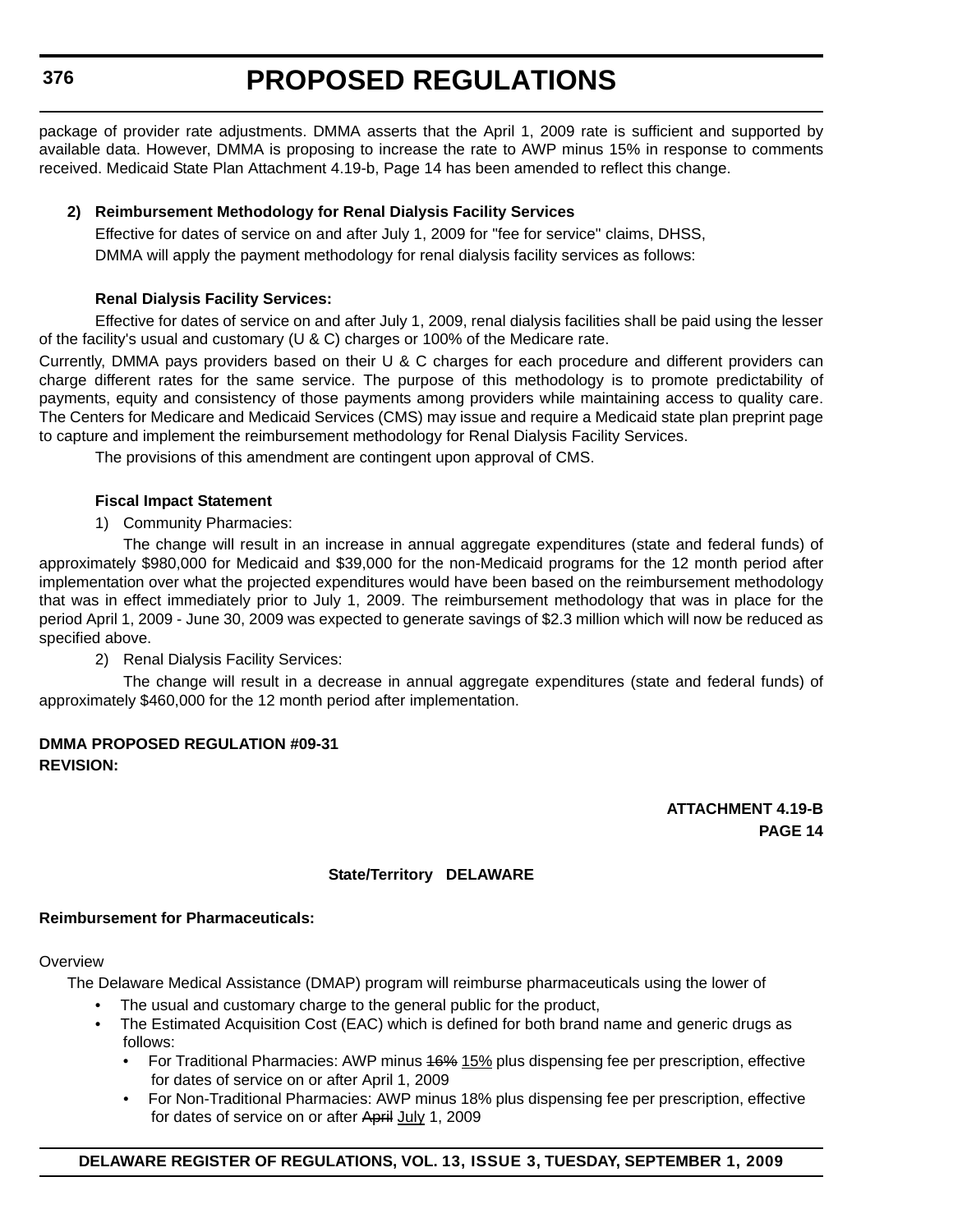package of provider rate adjustments. DMMA asserts that the April 1, 2009 rate is sufficient and supported by available data. However, DMMA is proposing to increase the rate to AWP minus 15% in response to comments received. Medicaid State Plan Attachment 4.19-b, Page 14 has been amended to reflect this change.

**2) Reimbursement Methodology for Renal Dialysis Facility Services**

Effective for dates of service on and after July 1, 2009 for "fee for service" claims, DHSS, DMMA will apply the payment methodology for renal dialysis facility services as follows:

**Renal Dialysis Facility Services:**

Effective for dates of service on and after July 1, 2009, renal dialysis facilities shall be paid using the lesser of the facility's usual and customary (U & C) charges or 100% of the Medicare rate.

Currently, DMMA pays providers based on their U & C charges for each procedure and different providers can charge different rates for the same service. The purpose of this methodology is to promote predictability of payments, equity and consistency of those payments among providers while maintaining access to quality care. The Centers for Medicare and Medicaid Services (CMS) may issue and require a Medicaid state plan preprint page to capture and implement the reimbursement methodology for Renal Dialysis Facility Services.

The provisions of this amendment are contingent upon approval of CMS.

**Fiscal Impact Statement**

1) Community Pharmacies:

The change will result in an increase in annual aggregate expenditures (state and federal funds) of approximately $980,000 for Medicaid and $39,000 for the non-Medicaid programs for the 12 month period after implementation over what the projected expenditures would have been based on the reimbursement methodology that was in effect immediately prior to July 1, 2009. The reimbursement methodology that was in place for the period April 1, 2009 - June 30, 2009 was expected to generate savings of $2.3 million which will now be reduced as specified above.

2) Renal Dialysis Facility Services:

The change will result in a decrease in annual aggregate expenditures (state and federal funds) of approximately $460,000 for the 12 month period after implementation.

**DMMA PROPOSED REGULATION #09-31**
**REVISION:**

**ATTACHMENT 4.19-B**
**PAGE 14**

**State/Territory DELAWARE**

**Reimbursement for Pharmaceuticals:**

Overview

The Delaware Medical Assistance (DMAP) program will reimburse pharmaceuticals using the lower of

- The usual and customary charge to the general public for the product,
- The Estimated Acquisition Cost (EAC) which is defined for both brand name and generic drugs as follows:
  - For Traditional Pharmacies: AWP minus ~~16%~~ 15% plus dispensing fee per prescription, effective for dates of service on or after April 1, 2009
  - For Non-Traditional Pharmacies: AWP minus 18% plus dispensing fee per prescription, effective for dates of service on or after ~~April~~ July 1, 2009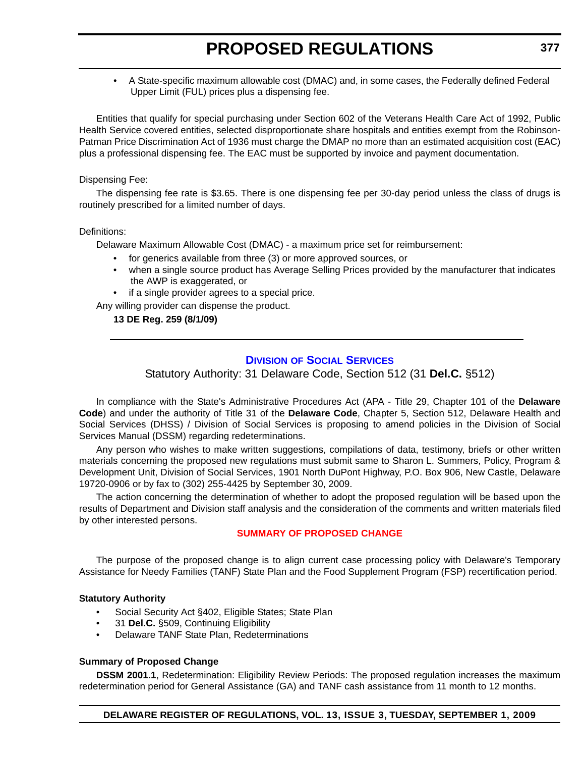- A State-specific maximum allowable cost (DMAC) and, in some cases, the Federally defined Federal Upper Limit (FUL) prices plus a dispensing fee.

Entities that qualify for special purchasing under Section 602 of the Veterans Health Care Act of 1992, Public Health Service covered entities, selected disproportionate share hospitals and entities exempt from the Robinson-Patman Price Discrimination Act of 1936 must charge the DMAP no more than an estimated acquisition cost (EAC) plus a professional dispensing fee. The EAC must be supported by invoice and payment documentation.

Dispensing Fee:

The dispensing fee rate is $3.65. There is one dispensing fee per 30-day period unless the class of drugs is routinely prescribed for a limited number of days.

Definitions:

Delaware Maximum Allowable Cost (DMAC) - a maximum price set for reimbursement:

- for generics available from three (3) or more approved sources, or
- when a single source product has Average Selling Prices provided by the manufacturer that indicates the AWP is exaggerated, or
- if a single provider agrees to a special price.

Any willing provider can dispense the product.

**13 DE Reg. 259 (8/1/09)**

---

## Division of Social Services

Statutory Authority: 31 Delaware Code, Section 512 (31 **Del.C.** §512)

In compliance with the State's Administrative Procedures Act (APA - Title 29, Chapter 101 of the **Delaware Code**) and under the authority of Title 31 of the **Delaware Code**, Chapter 5, Section 512, Delaware Health and Social Services (DHSS) / Division of Social Services is proposing to amend policies in the Division of Social Services Manual (DSSM) regarding redeterminations.

Any person who wishes to make written suggestions, compilations of data, testimony, briefs or other written materials concerning the proposed new regulations must submit same to Sharon L. Summers, Policy, Program & Development Unit, Division of Social Services, 1901 North DuPont Highway, P.O. Box 906, New Castle, Delaware 19720-0906 or by fax to (302) 255-4425 by September 30, 2009.

The action concerning the determination of whether to adopt the proposed regulation will be based upon the results of Department and Division staff analysis and the consideration of the comments and written materials filed by other interested persons.

### SUMMARY OF PROPOSED CHANGE

The purpose of the proposed change is to align current case processing policy with Delaware's Temporary Assistance for Needy Families (TANF) State Plan and the Food Supplement Program (FSP) recertification period.

**Statutory Authority**

- Social Security Act §402, Eligible States; State Plan
- 31 **Del.C.** §509, Continuing Eligibility
- Delaware TANF State Plan, Redeterminations

**Summary of Proposed Change**

**DSSM 2001.1**, Redetermination: Eligibility Review Periods: The proposed regulation increases the maximum redetermination period for General Assistance (GA) and TANF cash assistance from 11 month to 12 months.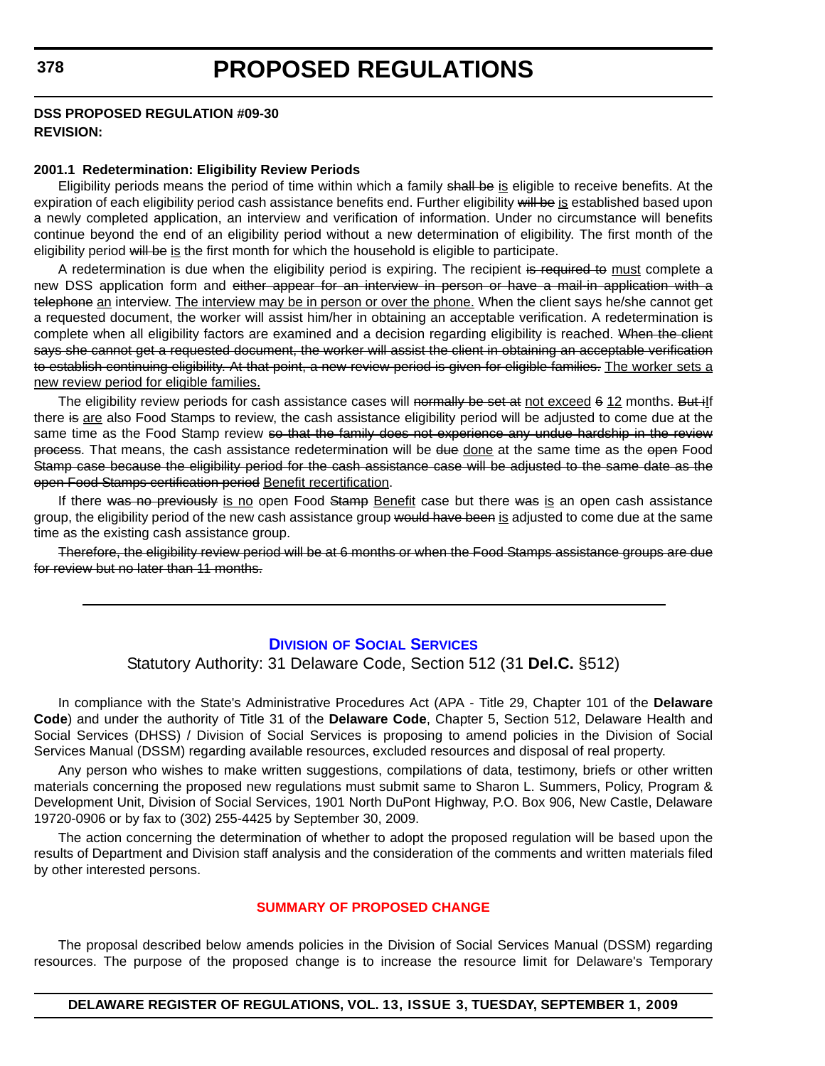**DSS PROPOSED REGULATION #09-30**
**REVISION:**

**2001.1 Redetermination: Eligibility Review Periods**

Eligibility periods means the period of time within which a family ~~shall be~~ is eligible to receive benefits. At the expiration of each eligibility period cash assistance benefits end. Further eligibility ~~will be~~ is established based upon a newly completed application, an interview and verification of information. Under no circumstance will benefits continue beyond the end of an eligibility period without a new determination of eligibility. The first month of the eligibility period ~~will be~~ is the first month for which the household is eligible to participate.

A redetermination is due when the eligibility period is expiring. The recipient ~~is required to~~ must complete a new DSS application form and ~~either appear for an interview in person or have a mail-in application with a telephone~~ an interview. The interview may be in person or over the phone. When the client says he/she cannot get a requested document, the worker will assist him/her in obtaining an acceptable verification. A redetermination is complete when all eligibility factors are examined and a decision regarding eligibility is reached. ~~When the client says she cannot get a requested document, the worker will assist the client in obtaining an acceptable verification to establish continuing eligibility. At that point, a new review period is given for eligible families.~~ The worker sets a new review period for eligible families.

The eligibility review periods for cash assistance cases will ~~normally be set at~~ not exceed ~~6~~ 12 months. ~~But i~~If there ~~is~~ are also Food Stamps to review, the cash assistance eligibility period will be adjusted to come due at the same time as the Food Stamp review ~~so that the family does not experience any undue hardship in the review process~~. That means, the cash assistance redetermination will be ~~due~~ done at the same time as the ~~open~~ Food ~~Stamp case because the eligibility period for the cash assistance case will be adjusted to the same date as the open Food Stamps certification period~~ Benefit recertification.

If there ~~was no previously~~ is no open Food ~~Stamp~~ Benefit case but there ~~was~~ is an open cash assistance group, the eligibility period of the new cash assistance group ~~would have been~~ is adjusted to come due at the same time as the existing cash assistance group.

~~Therefore, the eligibility review period will be at 6 months or when the Food Stamps assistance groups are due for review but no later than 11 months.~~

---

## Division of Social Services

Statutory Authority: 31 Delaware Code, Section 512 (31 **Del.C.** §512)

In compliance with the State's Administrative Procedures Act (APA - Title 29, Chapter 101 of the **Delaware Code**) and under the authority of Title 31 of the **Delaware Code**, Chapter 5, Section 512, Delaware Health and Social Services (DHSS) / Division of Social Services is proposing to amend policies in the Division of Social Services Manual (DSSM) regarding available resources, excluded resources and disposal of real property.

Any person who wishes to make written suggestions, compilations of data, testimony, briefs or other written materials concerning the proposed new regulations must submit same to Sharon L. Summers, Policy, Program & Development Unit, Division of Social Services, 1901 North DuPont Highway, P.O. Box 906, New Castle, Delaware 19720-0906 or by fax to (302) 255-4425 by September 30, 2009.

The action concerning the determination of whether to adopt the proposed regulation will be based upon the results of Department and Division staff analysis and the consideration of the comments and written materials filed by other interested persons.

### SUMMARY OF PROPOSED CHANGE

The proposal described below amends policies in the Division of Social Services Manual (DSSM) regarding resources. The purpose of the proposed change is to increase the resource limit for Delaware's Temporary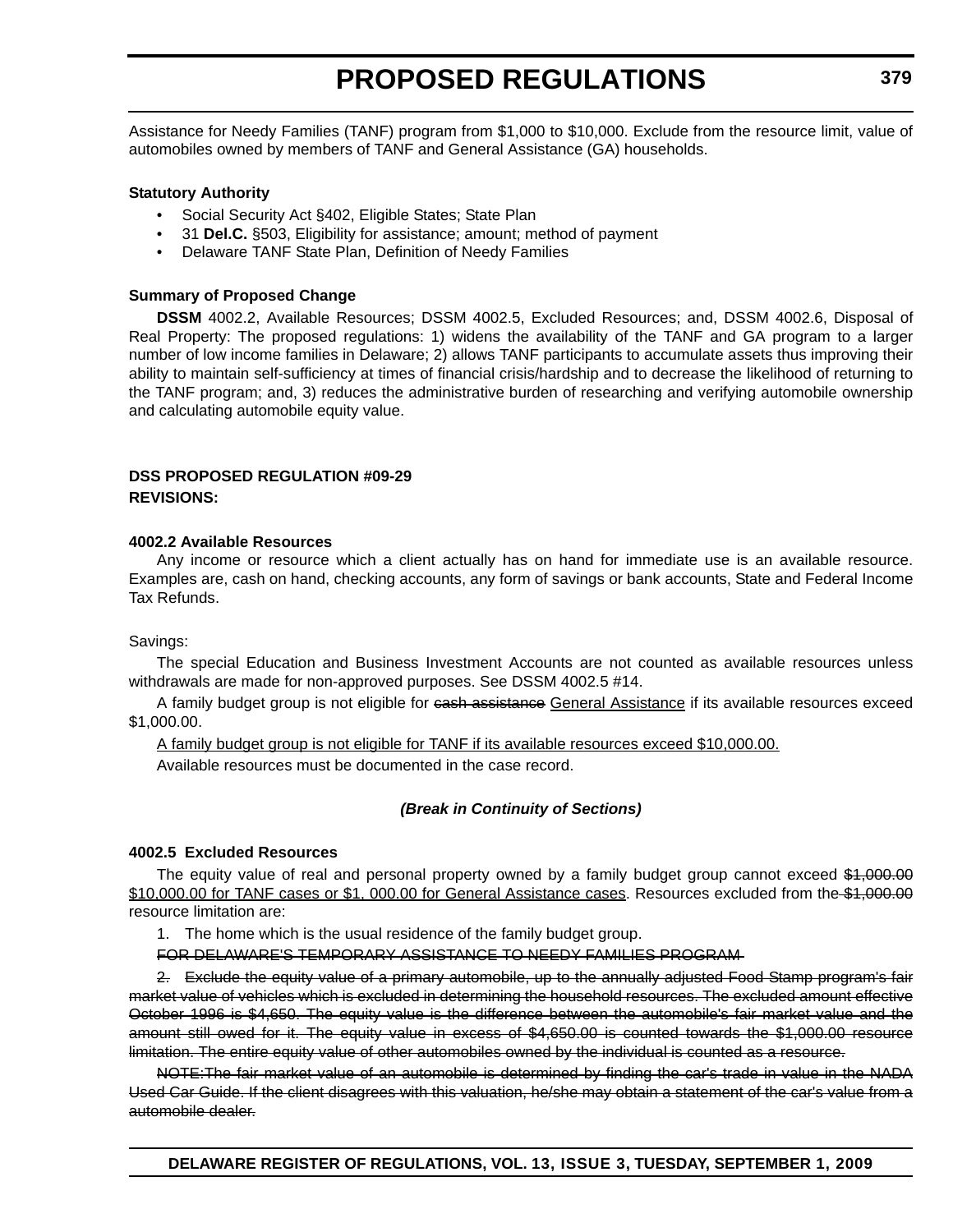Assistance for Needy Families (TANF) program from $1,000 to $10,000. Exclude from the resource limit, value of automobiles owned by members of TANF and General Assistance (GA) households.

**Statutory Authority**

- Social Security Act §402, Eligible States; State Plan
- 31 **Del.C.** §503, Eligibility for assistance; amount; method of payment
- Delaware TANF State Plan, Definition of Needy Families

**Summary of Proposed Change**

**DSSM** 4002.2, Available Resources; DSSM 4002.5, Excluded Resources; and, DSSM 4002.6, Disposal of Real Property: The proposed regulations: 1) widens the availability of the TANF and GA program to a larger number of low income families in Delaware; 2) allows TANF participants to accumulate assets thus improving their ability to maintain self-sufficiency at times of financial crisis/hardship and to decrease the likelihood of returning to the TANF program; and, 3) reduces the administrative burden of researching and verifying automobile ownership and calculating automobile equity value.

**DSS PROPOSED REGULATION #09-29**
**REVISIONS:**

**4002.2 Available Resources**

Any income or resource which a client actually has on hand for immediate use is an available resource. Examples are, cash on hand, checking accounts, any form of savings or bank accounts, State and Federal Income Tax Refunds.

Savings:

The special Education and Business Investment Accounts are not counted as available resources unless withdrawals are made for non-approved purposes. See DSSM 4002.5 #14.

A family budget group is not eligible for ~~cash assistance~~ General Assistance if its available resources exceed $1,000.00.

A family budget group is not eligible for TANF if its available resources exceed $10,000.00.

Available resources must be documented in the case record.

***(Break in Continuity of Sections)***

**4002.5 Excluded Resources**

The equity value of real and personal property owned by a family budget group cannot exceed ~~$1,000.00~~ $10,000.00 for TANF cases or $1, 000.00 for General Assistance cases. Resources excluded from the ~~$1,000.00~~ resource limitation are:

1. The home which is the usual residence of the family budget group.

~~FOR DELAWARE'S TEMPORARY ASSISTANCE TO NEEDY FAMILIES PROGRAM~~

~~2. Exclude the equity value of a primary automobile, up to the annually adjusted Food Stamp program's fair market value of vehicles which is excluded in determining the household resources. The excluded amount effective October 1996 is $4,650. The equity value is the difference between the automobile's fair market value and the amount still owed for it. The equity value in excess of $4,650.00 is counted towards the $1,000.00 resource limitation. The entire equity value of other automobiles owned by the individual is counted as a resource.~~

~~NOTE:The fair market value of an automobile is determined by finding the car's trade-in value in the NADA Used Car Guide. If the client disagrees with this valuation, he/she may obtain a statement of the car's value from a automobile dealer.~~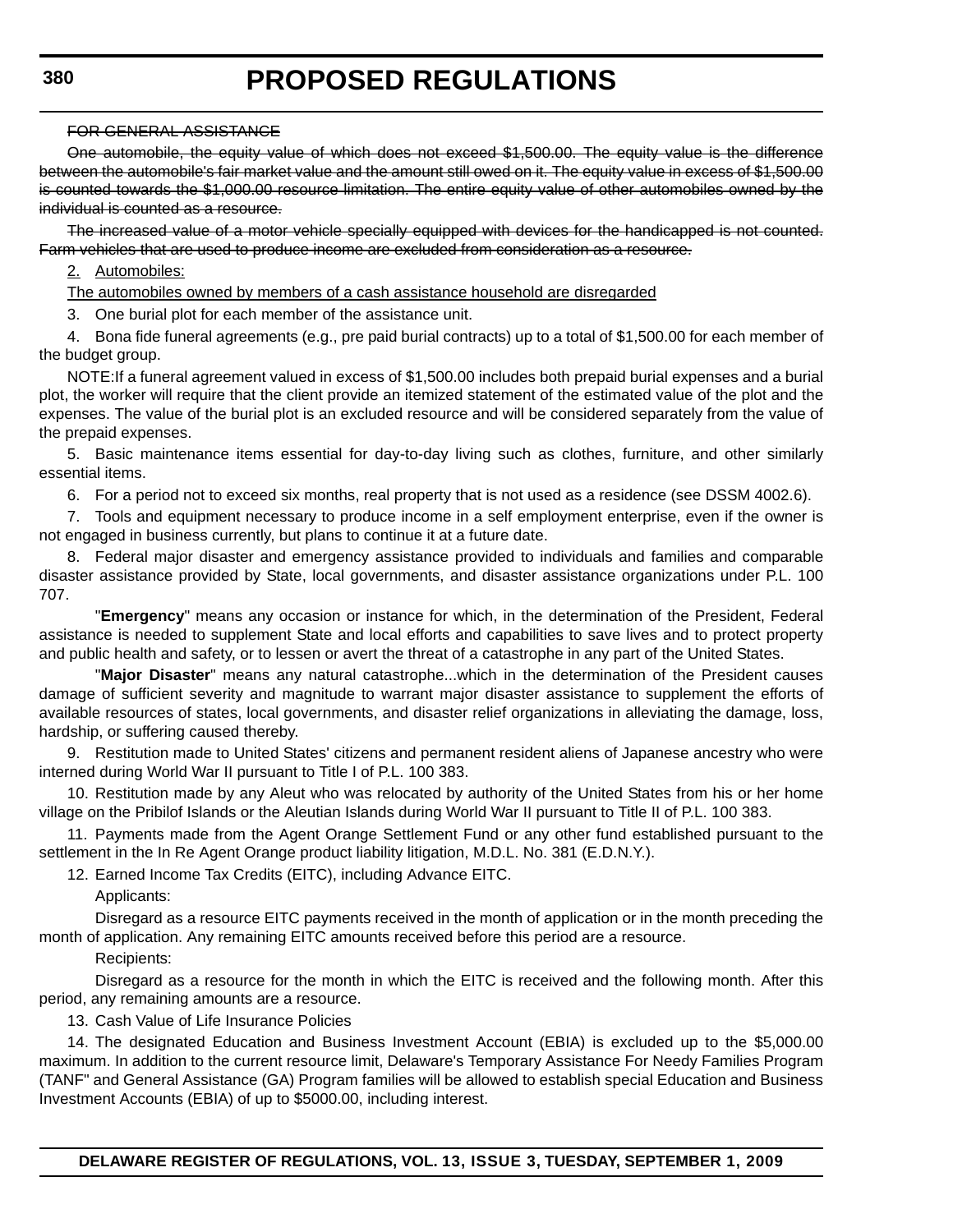~~FOR GENERAL ASSISTANCE~~

~~One automobile, the equity value of which does not exceed $1,500.00. The equity value is the difference between the automobile's fair market value and the amount still owed on it. The equity value in excess of $1,500.00 is counted towards the $1,000.00 resource limitation. The entire equity value of other automobiles owned by the individual is counted as a resource.~~

~~The increased value of a motor vehicle specially equipped with devices for the handicapped is not counted. Farm vehicles that are used to produce income are excluded from consideration as a resource.~~

<u>2. Automobiles:</u>

<u>The automobiles owned by members of a cash assistance household are disregarded</u>

3. One burial plot for each member of the assistance unit.

4. Bona fide funeral agreements (e.g., pre paid burial contracts) up to a total of $1,500.00 for each member of the budget group.

NOTE:If a funeral agreement valued in excess of $1,500.00 includes both prepaid burial expenses and a burial plot, the worker will require that the client provide an itemized statement of the estimated value of the plot and the expenses. The value of the burial plot is an excluded resource and will be considered separately from the value of the prepaid expenses.

5. Basic maintenance items essential for day-to-day living such as clothes, furniture, and other similarly essential items.

6. For a period not to exceed six months, real property that is not used as a residence (see DSSM 4002.6).

7. Tools and equipment necessary to produce income in a self employment enterprise, even if the owner is not engaged in business currently, but plans to continue it at a future date.

8. Federal major disaster and emergency assistance provided to individuals and families and comparable disaster assistance provided by State, local governments, and disaster assistance organizations under P.L. 100 707.

"**Emergency**" means any occasion or instance for which, in the determination of the President, Federal assistance is needed to supplement State and local efforts and capabilities to save lives and to protect property and public health and safety, or to lessen or avert the threat of a catastrophe in any part of the United States.

"**Major Disaster**" means any natural catastrophe...which in the determination of the President causes damage of sufficient severity and magnitude to warrant major disaster assistance to supplement the efforts of available resources of states, local governments, and disaster relief organizations in alleviating the damage, loss, hardship, or suffering caused thereby.

9. Restitution made to United States' citizens and permanent resident aliens of Japanese ancestry who were interned during World War II pursuant to Title I of P.L. 100 383.

10. Restitution made by any Aleut who was relocated by authority of the United States from his or her home village on the Pribilof Islands or the Aleutian Islands during World War II pursuant to Title II of P.L. 100 383.

11. Payments made from the Agent Orange Settlement Fund or any other fund established pursuant to the settlement in the In Re Agent Orange product liability litigation, M.D.L. No. 381 (E.D.N.Y.).

12. Earned Income Tax Credits (EITC), including Advance EITC.

Applicants:

Disregard as a resource EITC payments received in the month of application or in the month preceding the month of application. Any remaining EITC amounts received before this period are a resource.

Recipients:

Disregard as a resource for the month in which the EITC is received and the following month. After this period, any remaining amounts are a resource.

13. Cash Value of Life Insurance Policies

14. The designated Education and Business Investment Account (EBIA) is excluded up to the $5,000.00 maximum. In addition to the current resource limit, Delaware's Temporary Assistance For Needy Families Program (TANF" and General Assistance (GA) Program families will be allowed to establish special Education and Business Investment Accounts (EBIA) of up to $5000.00, including interest.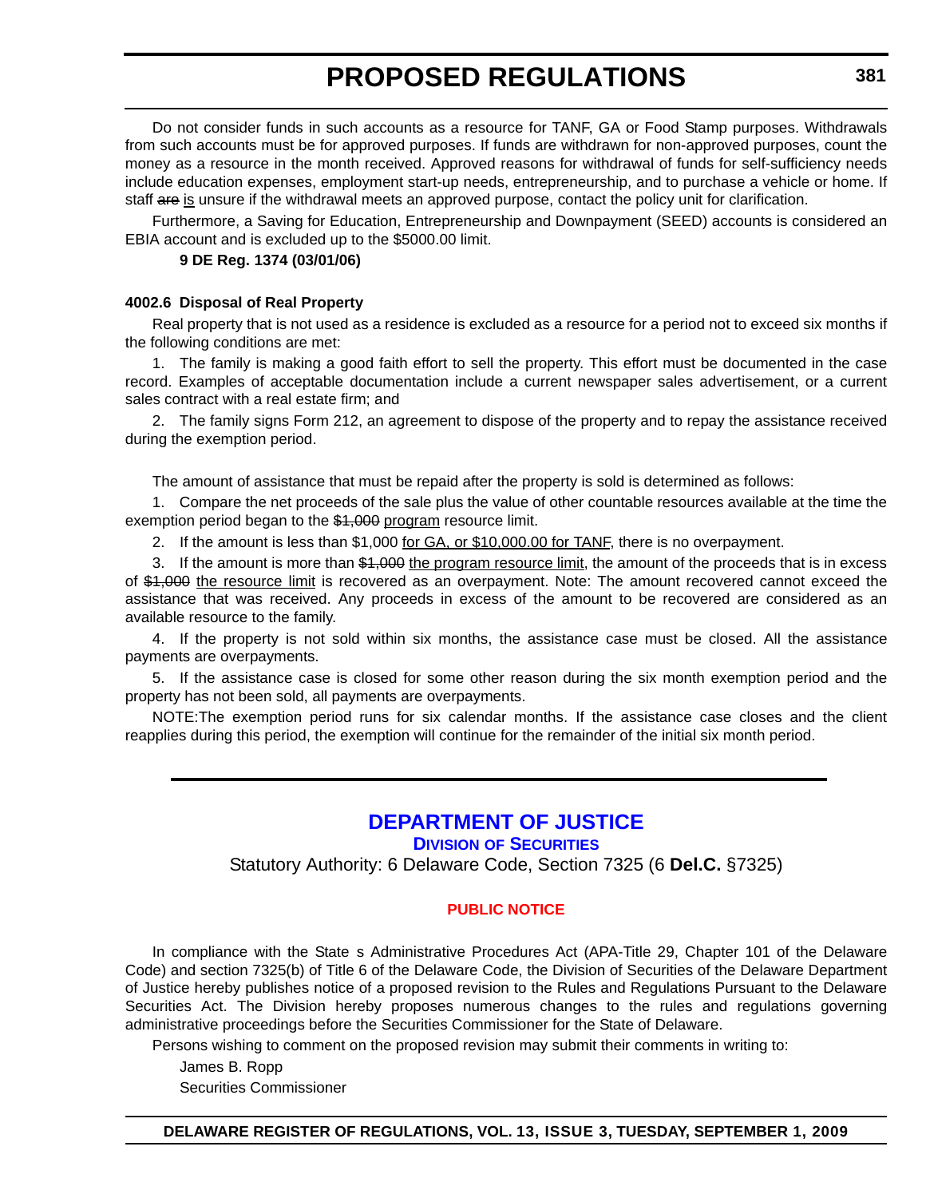Do not consider funds in such accounts as a resource for TANF, GA or Food Stamp purposes. Withdrawals from such accounts must be for approved purposes. If funds are withdrawn for non-approved purposes, count the money as a resource in the month received. Approved reasons for withdrawal of funds for self-sufficiency needs include education expenses, employment start-up needs, entrepreneurship, and to purchase a vehicle or home. If staff ~~are~~ is unsure if the withdrawal meets an approved purpose, contact the policy unit for clarification.

Furthermore, a Saving for Education, Entrepreneurship and Downpayment (SEED) accounts is considered an EBIA account and is excluded up to the $5000.00 limit.

**9 DE Reg. 1374 (03/01/06)**

**4002.6 Disposal of Real Property**

Real property that is not used as a residence is excluded as a resource for a period not to exceed six months if the following conditions are met:

1. The family is making a good faith effort to sell the property. This effort must be documented in the case record. Examples of acceptable documentation include a current newspaper sales advertisement, or a current sales contract with a real estate firm; and

2. The family signs Form 212, an agreement to dispose of the property and to repay the assistance received during the exemption period.

The amount of assistance that must be repaid after the property is sold is determined as follows:

1. Compare the net proceeds of the sale plus the value of other countable resources available at the time the exemption period began to the ~~$1,000~~ program resource limit.

2. If the amount is less than $1,000 for GA, or $10,000.00 for TANF, there is no overpayment.

3. If the amount is more than ~~$1,000~~ the program resource limit, the amount of the proceeds that is in excess of ~~$1,000~~ the resource limit is recovered as an overpayment. Note: The amount recovered cannot exceed the assistance that was received. Any proceeds in excess of the amount to be recovered are considered as an available resource to the family.

4. If the property is not sold within six months, the assistance case must be closed. All the assistance payments are overpayments.

5. If the assistance case is closed for some other reason during the six month exemption period and the property has not been sold, all payments are overpayments.

NOTE:The exemption period runs for six calendar months. If the assistance case closes and the client reapplies during this period, the exemption will continue for the remainder of the initial six month period.

---

## DEPARTMENT OF JUSTICE

### DIVISION OF SECURITIES

Statutory Authority: 6 Delaware Code, Section 7325 (6 **Del.C.** §7325)

#### PUBLIC NOTICE

In compliance with the State s Administrative Procedures Act (APA-Title 29, Chapter 101 of the Delaware Code) and section 7325(b) of Title 6 of the Delaware Code, the Division of Securities of the Delaware Department of Justice hereby publishes notice of a proposed revision to the Rules and Regulations Pursuant to the Delaware Securities Act. The Division hereby proposes numerous changes to the rules and regulations governing administrative proceedings before the Securities Commissioner for the State of Delaware.

Persons wishing to comment on the proposed revision may submit their comments in writing to:

James B. Ropp  
Securities Commissioner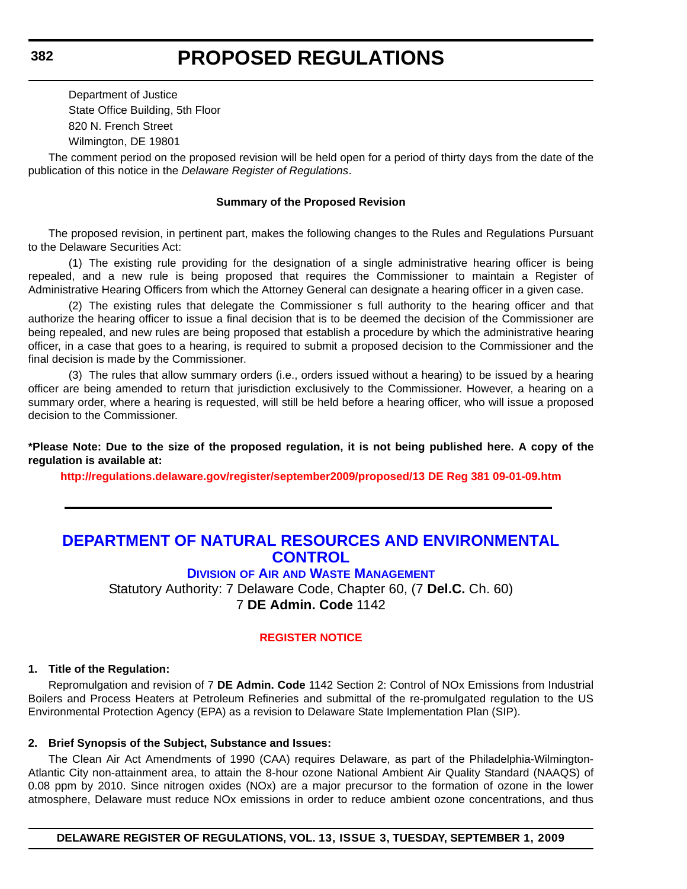Department of Justice

State Office Building, 5th Floor

820 N. French Street

Wilmington, DE 19801

The comment period on the proposed revision will be held open for a period of thirty days from the date of the publication of this notice in the *Delaware Register of Regulations*.

**Summary of the Proposed Revision**

The proposed revision, in pertinent part, makes the following changes to the Rules and Regulations Pursuant to the Delaware Securities Act:

(1) The existing rule providing for the designation of a single administrative hearing officer is being repealed, and a new rule is being proposed that requires the Commissioner to maintain a Register of Administrative Hearing Officers from which the Attorney General can designate a hearing officer in a given case.

(2) The existing rules that delegate the Commissioner s full authority to the hearing officer and that authorize the hearing officer to issue a final decision that is to be deemed the decision of the Commissioner are being repealed, and new rules are being proposed that establish a procedure by which the administrative hearing officer, in a case that goes to a hearing, is required to submit a proposed decision to the Commissioner and the final decision is made by the Commissioner.

(3) The rules that allow summary orders (i.e., orders issued without a hearing) to be issued by a hearing officer are being amended to return that jurisdiction exclusively to the Commissioner. However, a hearing on a summary order, where a hearing is requested, will still be held before a hearing officer, who will issue a proposed decision to the Commissioner.

**\*Please Note: Due to the size of the proposed regulation, it is not being published here. A copy of the regulation is available at:**

**http://regulations.delaware.gov/register/september2009/proposed/13 DE Reg 381 09-01-09.htm**

---

## DEPARTMENT OF NATURAL RESOURCES AND ENVIRONMENTAL CONTROL

### DIVISION OF AIR AND WASTE MANAGEMENT

Statutory Authority: 7 Delaware Code, Chapter 60, (7 **Del.C.** Ch. 60)

7 **DE Admin. Code** 1142

**REGISTER NOTICE**

**1. Title of the Regulation:**

Repromulgation and revision of 7 **DE Admin. Code** 1142 Section 2: Control of NOx Emissions from Industrial Boilers and Process Heaters at Petroleum Refineries and submittal of the re-promulgated regulation to the US Environmental Protection Agency (EPA) as a revision to Delaware State Implementation Plan (SIP).

**2. Brief Synopsis of the Subject, Substance and Issues:**

The Clean Air Act Amendments of 1990 (CAA) requires Delaware, as part of the Philadelphia-Wilmington-Atlantic City non-attainment area, to attain the 8-hour ozone National Ambient Air Quality Standard (NAAQS) of 0.08 ppm by 2010. Since nitrogen oxides (NOx) are a major precursor to the formation of ozone in the lower atmosphere, Delaware must reduce NOx emissions in order to reduce ambient ozone concentrations, and thus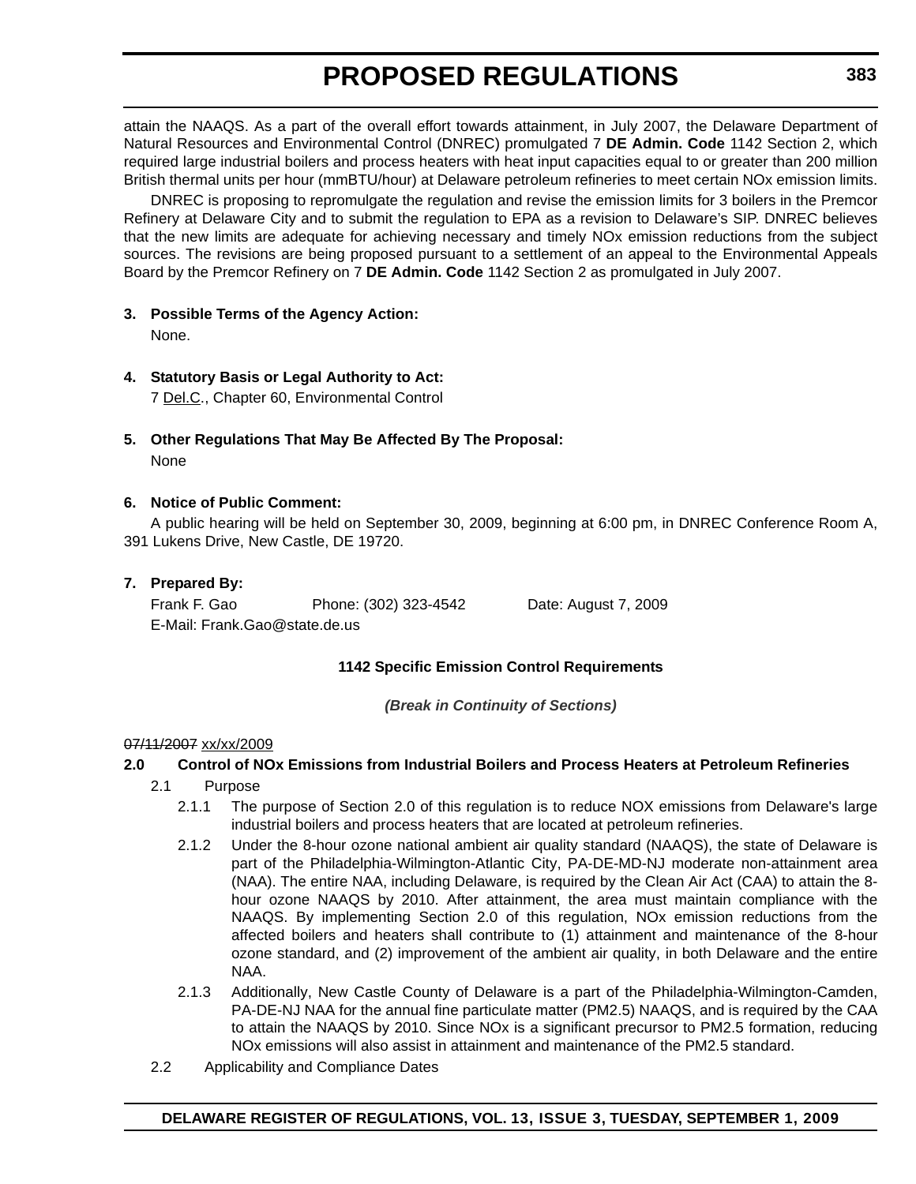attain the NAAQS. As a part of the overall effort towards attainment, in July 2007, the Delaware Department of Natural Resources and Environmental Control (DNREC) promulgated 7 **DE Admin. Code** 1142 Section 2, which required large industrial boilers and process heaters with heat input capacities equal to or greater than 200 million British thermal units per hour (mmBTU/hour) at Delaware petroleum refineries to meet certain NOx emission limits.

DNREC is proposing to repromulgate the regulation and revise the emission limits for 3 boilers in the Premcor Refinery at Delaware City and to submit the regulation to EPA as a revision to Delaware's SIP. DNREC believes that the new limits are adequate for achieving necessary and timely NOx emission reductions from the subject sources. The revisions are being proposed pursuant to a settlement of an appeal to the Environmental Appeals Board by the Premcor Refinery on 7 **DE Admin. Code** 1142 Section 2 as promulgated in July 2007.

**3. Possible Terms of the Agency Action:**

None.

**4. Statutory Basis or Legal Authority to Act:**

7 Del.C., Chapter 60, Environmental Control

**5. Other Regulations That May Be Affected By The Proposal:**

None

**6. Notice of Public Comment:**

A public hearing will be held on September 30, 2009, beginning at 6:00 pm, in DNREC Conference Room A, 391 Lukens Drive, New Castle, DE 19720.

**7. Prepared By:**

Frank F. Gao Phone: (302) 323-4542 Date: August 7, 2009
E-Mail: Frank.Gao@state.de.us

**1142 Specific Emission Control Requirements**

***(Break in Continuity of Sections)***

~~07/11/2007~~ xx/xx/2009

**2.0 Control of NOx Emissions from Industrial Boilers and Process Heaters at Petroleum Refineries**

2.1 Purpose

2.1.1 The purpose of Section 2.0 of this regulation is to reduce NOX emissions from Delaware's large industrial boilers and process heaters that are located at petroleum refineries.

2.1.2 Under the 8-hour ozone national ambient air quality standard (NAAQS), the state of Delaware is part of the Philadelphia-Wilmington-Atlantic City, PA-DE-MD-NJ moderate non-attainment area (NAA). The entire NAA, including Delaware, is required by the Clean Air Act (CAA) to attain the 8-hour ozone NAAQS by 2010. After attainment, the area must maintain compliance with the NAAQS. By implementing Section 2.0 of this regulation, NOx emission reductions from the affected boilers and heaters shall contribute to (1) attainment and maintenance of the 8-hour ozone standard, and (2) improvement of the ambient air quality, in both Delaware and the entire NAA.

2.1.3 Additionally, New Castle County of Delaware is a part of the Philadelphia-Wilmington-Camden, PA-DE-NJ NAA for the annual fine particulate matter (PM2.5) NAAQS, and is required by the CAA to attain the NAAQS by 2010. Since NOx is a significant precursor to PM2.5 formation, reducing NOx emissions will also assist in attainment and maintenance of the PM2.5 standard.

2.2 Applicability and Compliance Dates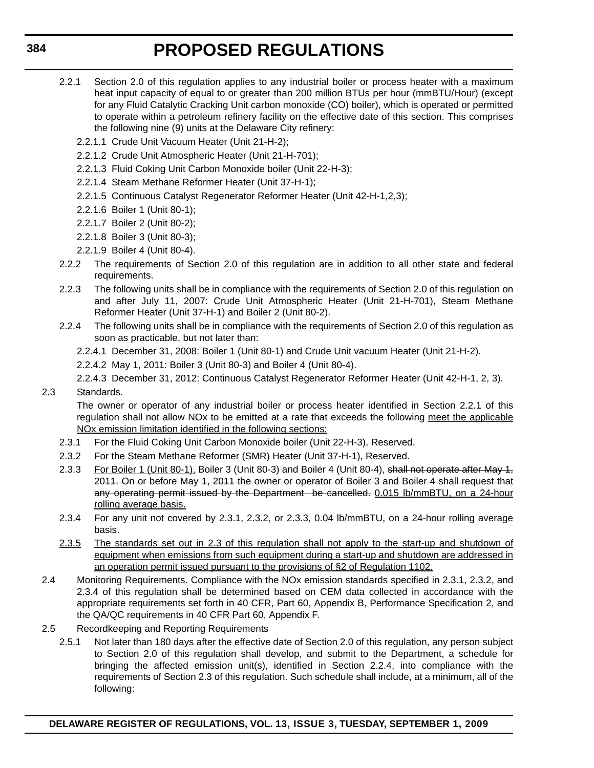2.2.1 Section 2.0 of this regulation applies to any industrial boiler or process heater with a maximum heat input capacity of equal to or greater than 200 million BTUs per hour (mmBTU/Hour) (except for any Fluid Catalytic Cracking Unit carbon monoxide (CO) boiler), which is operated or permitted to operate within a petroleum refinery facility on the effective date of this section. This comprises the following nine (9) units at the Delaware City refinery:

2.2.1.1 Crude Unit Vacuum Heater (Unit 21-H-2);

2.2.1.2 Crude Unit Atmospheric Heater (Unit 21-H-701);

2.2.1.3 Fluid Coking Unit Carbon Monoxide boiler (Unit 22-H-3);

2.2.1.4 Steam Methane Reformer Heater (Unit 37-H-1);

2.2.1.5 Continuous Catalyst Regenerator Reformer Heater (Unit 42-H-1,2,3);

2.2.1.6 Boiler 1 (Unit 80-1);

2.2.1.7 Boiler 2 (Unit 80-2);

2.2.1.8 Boiler 3 (Unit 80-3);

2.2.1.9 Boiler 4 (Unit 80-4).

2.2.2 The requirements of Section 2.0 of this regulation are in addition to all other state and federal requirements.

2.2.3 The following units shall be in compliance with the requirements of Section 2.0 of this regulation on and after July 11, 2007: Crude Unit Atmospheric Heater (Unit 21-H-701), Steam Methane Reformer Heater (Unit 37-H-1) and Boiler 2 (Unit 80-2).

2.2.4 The following units shall be in compliance with the requirements of Section 2.0 of this regulation as soon as practicable, but not later than:

2.2.4.1 December 31, 2008: Boiler 1 (Unit 80-1) and Crude Unit vacuum Heater (Unit 21-H-2).

2.2.4.2 May 1, 2011: Boiler 3 (Unit 80-3) and Boiler 4 (Unit 80-4).

2.2.4.3 December 31, 2012: Continuous Catalyst Regenerator Reformer Heater (Unit 42-H-1, 2, 3).

2.3 Standards.

The owner or operator of any industrial boiler or process heater identified in Section 2.2.1 of this regulation shall ~~not allow NOx to be emitted at a rate that exceeds the following~~ <u>meet the applicable NOx emission limitation identified in the following sections:</u>

2.3.1 For the Fluid Coking Unit Carbon Monoxide boiler (Unit 22-H-3), Reserved.

2.3.2 For the Steam Methane Reformer (SMR) Heater (Unit 37-H-1), Reserved.

2.3.3 <u>For Boiler 1 (Unit 80-1),</u> Boiler 3 (Unit 80-3) and Boiler 4 (Unit 80-4), ~~shall not operate after May 1, 2011. On or before May 1, 2011 the owner or operator of Boiler 3 and Boiler 4 shall request that any operating permit issued by the Department be cancelled.~~ <u>0.015 lb/mmBTU, on a 24-hour rolling average basis.</u>

2.3.4 For any unit not covered by 2.3.1, 2.3.2, or 2.3.3, 0.04 lb/mmBTU, on a 24-hour rolling average basis.

<u>2.3.5</u> <u>The standards set out in 2.3 of this regulation shall not apply to the start-up and shutdown of equipment when emissions from such equipment during a start-up and shutdown are addressed in an operation permit issued pursuant to the provisions of §2 of Regulation 1102.</u>

2.4 Monitoring Requirements. Compliance with the NOx emission standards specified in 2.3.1, 2.3.2, and 2.3.4 of this regulation shall be determined based on CEM data collected in accordance with the appropriate requirements set forth in 40 CFR, Part 60, Appendix B, Performance Specification 2, and the QA/QC requirements in 40 CFR Part 60, Appendix F.

2.5 Recordkeeping and Reporting Requirements

2.5.1 Not later than 180 days after the effective date of Section 2.0 of this regulation, any person subject to Section 2.0 of this regulation shall develop, and submit to the Department, a schedule for bringing the affected emission unit(s), identified in Section 2.2.4, into compliance with the requirements of Section 2.3 of this regulation. Such schedule shall include, at a minimum, all of the following: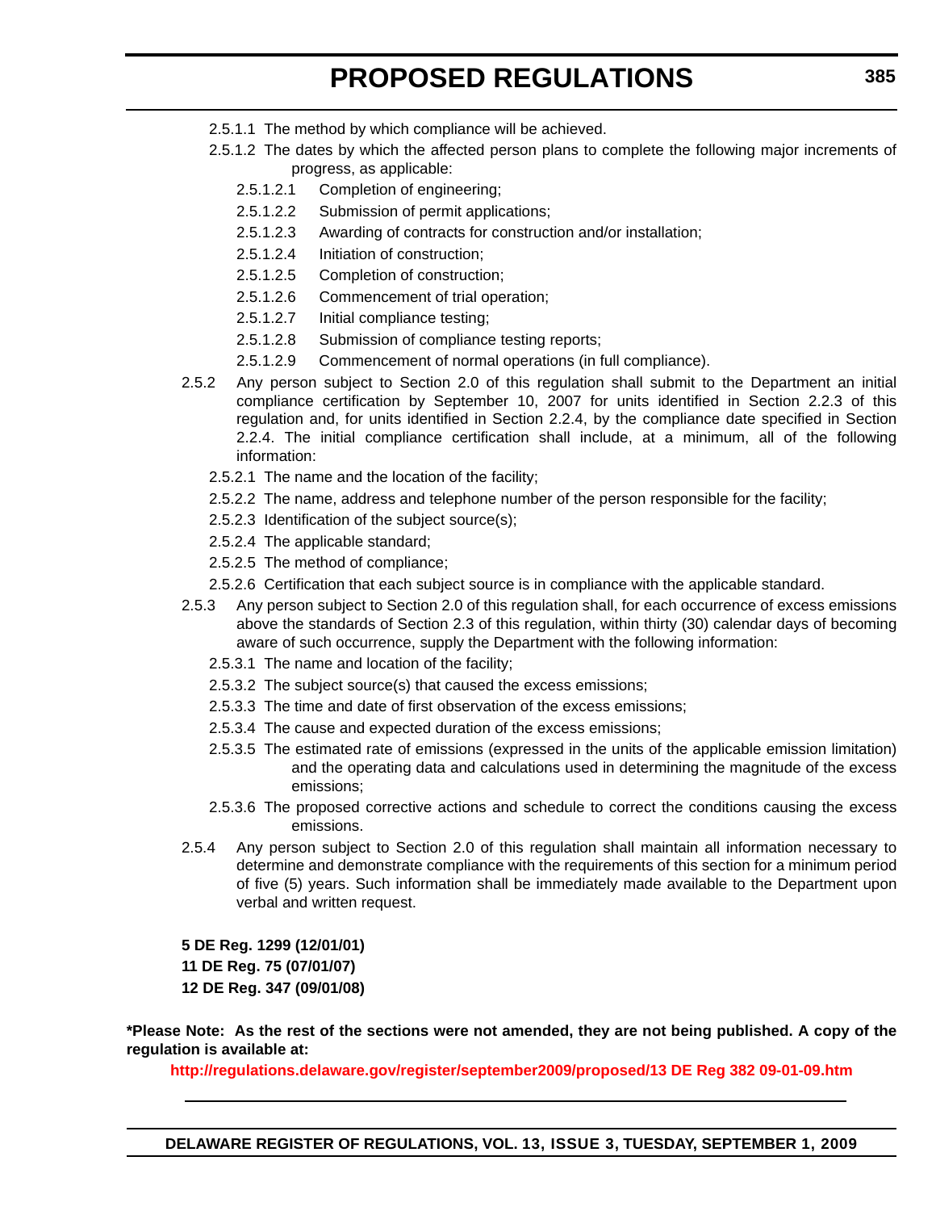2.5.1.1 The method by which compliance will be achieved.

2.5.1.2 The dates by which the affected person plans to complete the following major increments of progress, as applicable:

2.5.1.2.1 Completion of engineering;

2.5.1.2.2 Submission of permit applications;

2.5.1.2.3 Awarding of contracts for construction and/or installation;

2.5.1.2.4 Initiation of construction;

2.5.1.2.5 Completion of construction;

2.5.1.2.6 Commencement of trial operation;

2.5.1.2.7 Initial compliance testing;

2.5.1.2.8 Submission of compliance testing reports;

2.5.1.2.9 Commencement of normal operations (in full compliance).

2.5.2 Any person subject to Section 2.0 of this regulation shall submit to the Department an initial compliance certification by September 10, 2007 for units identified in Section 2.2.3 of this regulation and, for units identified in Section 2.2.4, by the compliance date specified in Section 2.2.4. The initial compliance certification shall include, at a minimum, all of the following information:

2.5.2.1 The name and the location of the facility;

2.5.2.2 The name, address and telephone number of the person responsible for the facility;

2.5.2.3 Identification of the subject source(s);

2.5.2.4 The applicable standard;

2.5.2.5 The method of compliance;

2.5.2.6 Certification that each subject source is in compliance with the applicable standard.

2.5.3 Any person subject to Section 2.0 of this regulation shall, for each occurrence of excess emissions above the standards of Section 2.3 of this regulation, within thirty (30) calendar days of becoming aware of such occurrence, supply the Department with the following information:

2.5.3.1 The name and location of the facility;

2.5.3.2 The subject source(s) that caused the excess emissions;

2.5.3.3 The time and date of first observation of the excess emissions;

2.5.3.4 The cause and expected duration of the excess emissions;

2.5.3.5 The estimated rate of emissions (expressed in the units of the applicable emission limitation) and the operating data and calculations used in determining the magnitude of the excess emissions;

2.5.3.6 The proposed corrective actions and schedule to correct the conditions causing the excess emissions.

2.5.4 Any person subject to Section 2.0 of this regulation shall maintain all information necessary to determine and demonstrate compliance with the requirements of this section for a minimum period of five (5) years. Such information shall be immediately made available to the Department upon verbal and written request.

**5 DE Reg. 1299 (12/01/01)**
**11 DE Reg. 75 (07/01/07)**
**12 DE Reg. 347 (09/01/08)**

***Please Note: As the rest of the sections were not amended, they are not being published. A copy of the regulation is available at:**

**http://regulations.delaware.gov/register/september2009/proposed/13 DE Reg 382 09-01-09.htm**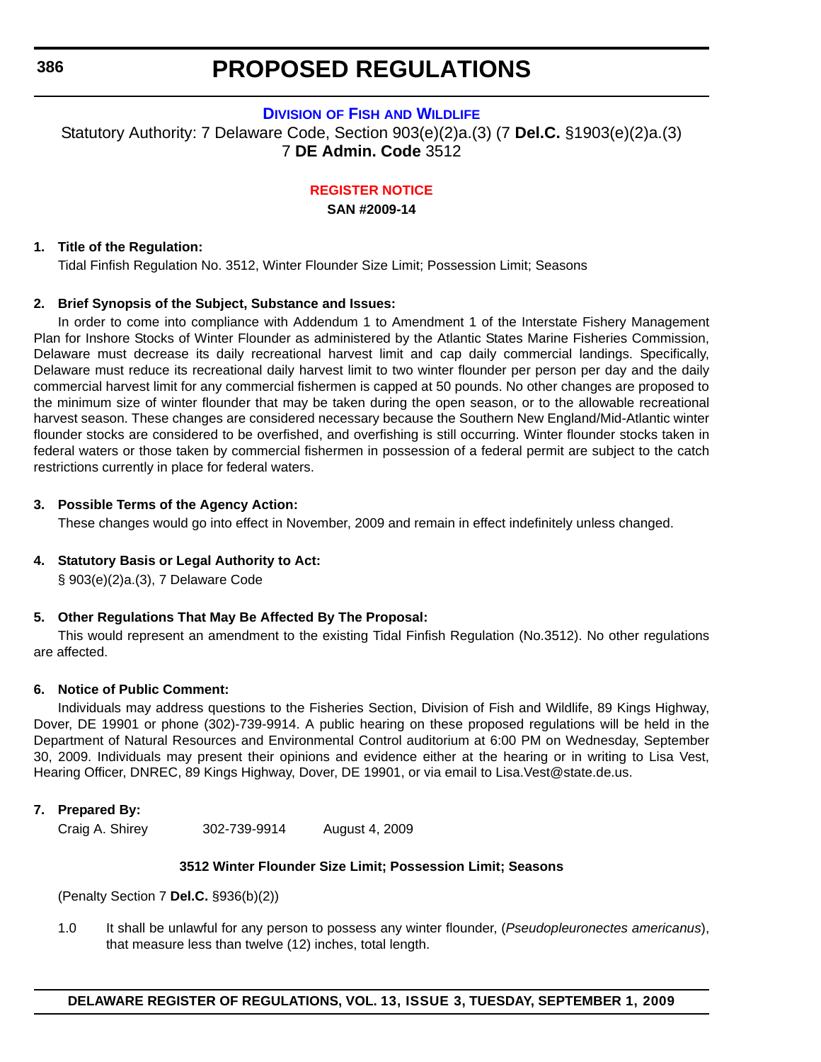# PROPOSED REGULATIONS

## DIVISION OF FISH AND WILDLIFE

Statutory Authority: 7 Delaware Code, Section 903(e)(2)a.(3) (7 **Del.C.** §1903(e)(2)a.(3)
7 **DE Admin. Code** 3512

### REGISTER NOTICE

**SAN #2009-14**

**1. Title of the Regulation:**

Tidal Finfish Regulation No. 3512, Winter Flounder Size Limit; Possession Limit; Seasons

**2. Brief Synopsis of the Subject, Substance and Issues:**

In order to come into compliance with Addendum 1 to Amendment 1 of the Interstate Fishery Management Plan for Inshore Stocks of Winter Flounder as administered by the Atlantic States Marine Fisheries Commission, Delaware must decrease its daily recreational harvest limit and cap daily commercial landings. Specifically, Delaware must reduce its recreational daily harvest limit to two winter flounder per person per day and the daily commercial harvest limit for any commercial fishermen is capped at 50 pounds. No other changes are proposed to the minimum size of winter flounder that may be taken during the open season, or to the allowable recreational harvest season. These changes are considered necessary because the Southern New England/Mid-Atlantic winter flounder stocks are considered to be overfished, and overfishing is still occurring. Winter flounder stocks taken in federal waters or those taken by commercial fishermen in possession of a federal permit are subject to the catch restrictions currently in place for federal waters.

**3. Possible Terms of the Agency Action:**

These changes would go into effect in November, 2009 and remain in effect indefinitely unless changed.

**4. Statutory Basis or Legal Authority to Act:**

§ 903(e)(2)a.(3), 7 Delaware Code

**5. Other Regulations That May Be Affected By The Proposal:**

This would represent an amendment to the existing Tidal Finfish Regulation (No.3512). No other regulations are affected.

**6. Notice of Public Comment:**

Individuals may address questions to the Fisheries Section, Division of Fish and Wildlife, 89 Kings Highway, Dover, DE 19901 or phone (302)-739-9914. A public hearing on these proposed regulations will be held in the Department of Natural Resources and Environmental Control auditorium at 6:00 PM on Wednesday, September 30, 2009. Individuals may present their opinions and evidence either at the hearing or in writing to Lisa Vest, Hearing Officer, DNREC, 89 Kings Highway, Dover, DE 19901, or via email to Lisa.Vest@state.de.us.

**7. Prepared By:**

Craig A. Shirey    302-739-9914    August 4, 2009

**3512 Winter Flounder Size Limit; Possession Limit; Seasons**

(Penalty Section 7 **Del.C.** §936(b)(2))

1.0 It shall be unlawful for any person to possess any winter flounder, (*Pseudopleuronectes americanus*), that measure less than twelve (12) inches, total length.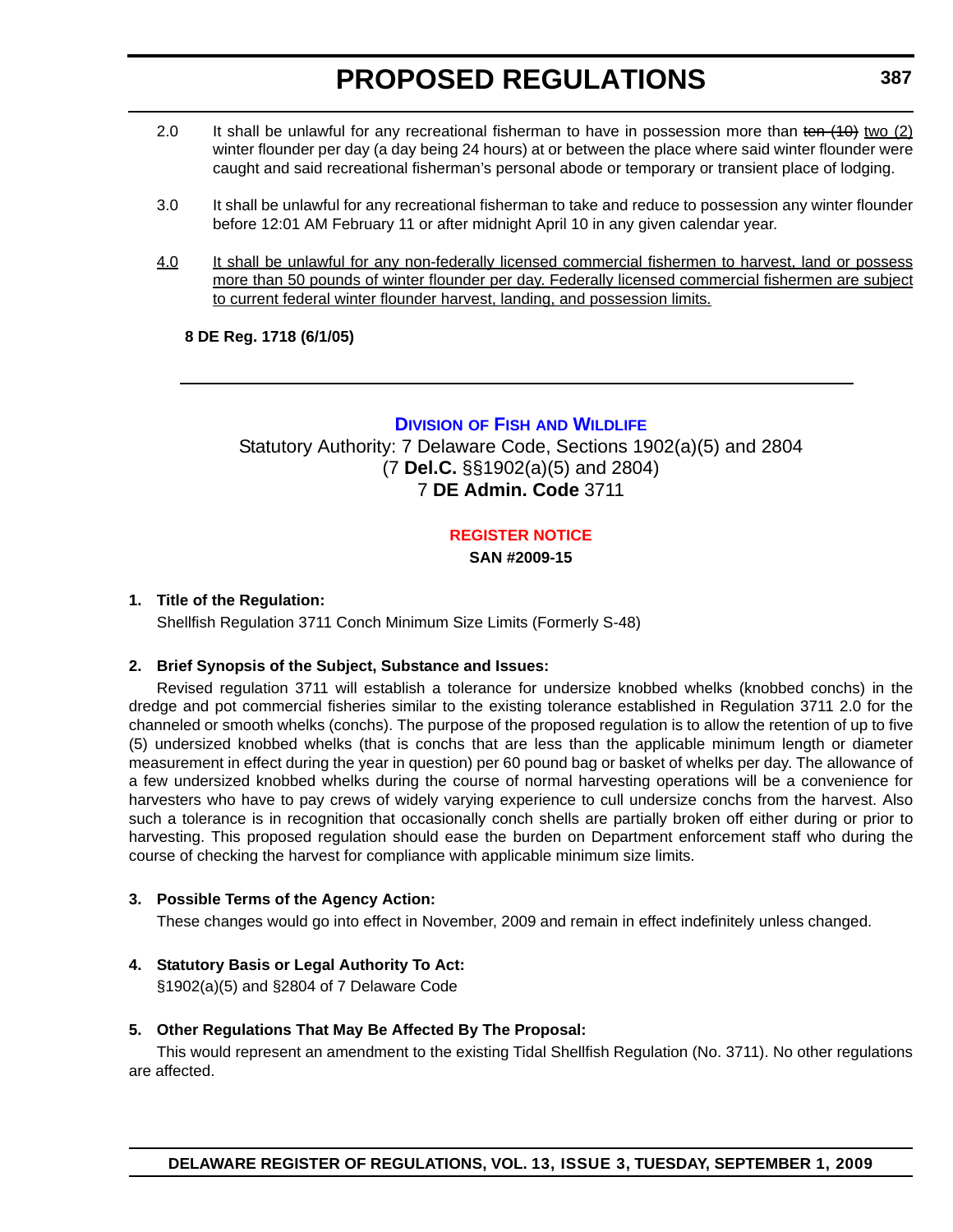2.0 It shall be unlawful for any recreational fisherman to have in possession more than ~~ten (10)~~ two (2) winter flounder per day (a day being 24 hours) at or between the place where said winter flounder were caught and said recreational fisherman's personal abode or temporary or transient place of lodging.

3.0 It shall be unlawful for any recreational fisherman to take and reduce to possession any winter flounder before 12:01 AM February 11 or after midnight April 10 in any given calendar year.

4.0 It shall be unlawful for any non-federally licensed commercial fishermen to harvest, land or possess more than 50 pounds of winter flounder per day. Federally licensed commercial fishermen are subject to current federal winter flounder harvest, landing, and possession limits.

**8 DE Reg. 1718 (6/1/05)**

---

## DIVISION OF FISH AND WILDLIFE

Statutory Authority: 7 Delaware Code, Sections 1902(a)(5) and 2804 (7 **Del.C.** §§1902(a)(5) and 2804)
7 **DE Admin. Code** 3711

### REGISTER NOTICE

**SAN #2009-15**

**1. Title of the Regulation:**

Shellfish Regulation 3711 Conch Minimum Size Limits (Formerly S-48)

**2. Brief Synopsis of the Subject, Substance and Issues:**

Revised regulation 3711 will establish a tolerance for undersize knobbed whelks (knobbed conchs) in the dredge and pot commercial fisheries similar to the existing tolerance established in Regulation 3711 2.0 for the channeled or smooth whelks (conchs). The purpose of the proposed regulation is to allow the retention of up to five (5) undersized knobbed whelks (that is conchs that are less than the applicable minimum length or diameter measurement in effect during the year in question) per 60 pound bag or basket of whelks per day. The allowance of a few undersized knobbed whelks during the course of normal harvesting operations will be a convenience for harvesters who have to pay crews of widely varying experience to cull undersize conchs from the harvest. Also such a tolerance is in recognition that occasionally conch shells are partially broken off either during or prior to harvesting. This proposed regulation should ease the burden on Department enforcement staff who during the course of checking the harvest for compliance with applicable minimum size limits.

**3. Possible Terms of the Agency Action:**

These changes would go into effect in November, 2009 and remain in effect indefinitely unless changed.

**4. Statutory Basis or Legal Authority To Act:**

§1902(a)(5) and §2804 of 7 Delaware Code

**5. Other Regulations That May Be Affected By The Proposal:**

This would represent an amendment to the existing Tidal Shellfish Regulation (No. 3711). No other regulations are affected.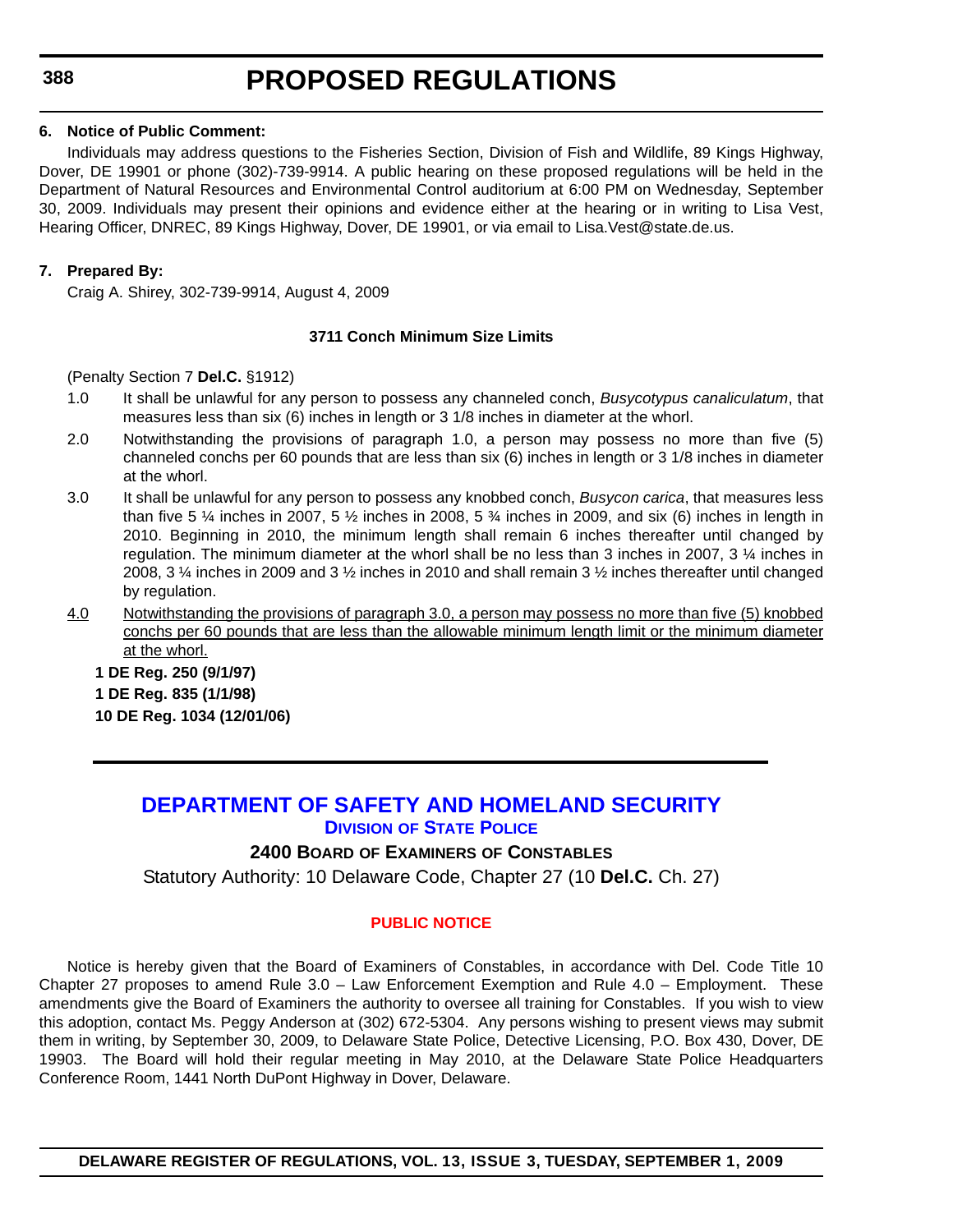**6. Notice of Public Comment:**

Individuals may address questions to the Fisheries Section, Division of Fish and Wildlife, 89 Kings Highway, Dover, DE 19901 or phone (302)-739-9914. A public hearing on these proposed regulations will be held in the Department of Natural Resources and Environmental Control auditorium at 6:00 PM on Wednesday, September 30, 2009. Individuals may present their opinions and evidence either at the hearing or in writing to Lisa Vest, Hearing Officer, DNREC, 89 Kings Highway, Dover, DE 19901, or via email to Lisa.Vest@state.de.us.

**7. Prepared By:**

Craig A. Shirey, 302-739-9914, August 4, 2009

**3711 Conch Minimum Size Limits**

(Penalty Section 7 **Del.C.** §1912)

1.0 It shall be unlawful for any person to possess any channeled conch, *Busycotypus canaliculatum*, that measures less than six (6) inches in length or 3 1/8 inches in diameter at the whorl.

2.0 Notwithstanding the provisions of paragraph 1.0, a person may possess no more than five (5) channeled conchs per 60 pounds that are less than six (6) inches in length or 3 1/8 inches in diameter at the whorl.

3.0 It shall be unlawful for any person to possess any knobbed conch, *Busycon carica*, that measures less than five 5 ¼ inches in 2007, 5 ½ inches in 2008, 5 ¾ inches in 2009, and six (6) inches in length in 2010. Beginning in 2010, the minimum length shall remain 6 inches thereafter until changed by regulation. The minimum diameter at the whorl shall be no less than 3 inches in 2007, 3 ¼ inches in 2008, 3 ¼ inches in 2009 and 3 ½ inches in 2010 and shall remain 3 ½ inches thereafter until changed by regulation.

<u>4.0 Notwithstanding the provisions of paragraph 3.0, a person may possess no more than five (5) knobbed conchs per 60 pounds that are less than the allowable minimum length limit or the minimum diameter at the whorl.</u>

**1 DE Reg. 250 (9/1/97)**
**1 DE Reg. 835 (1/1/98)**
**10 DE Reg. 1034 (12/01/06)**

---

## DEPARTMENT OF SAFETY AND HOMELAND SECURITY

### DIVISION OF STATE POLICE

### 2400 BOARD OF EXAMINERS OF CONSTABLES

Statutory Authority: 10 Delaware Code, Chapter 27 (10 **Del.C.** Ch. 27)

**PUBLIC NOTICE**

Notice is hereby given that the Board of Examiners of Constables, in accordance with Del. Code Title 10 Chapter 27 proposes to amend Rule 3.0 – Law Enforcement Exemption and Rule 4.0 – Employment. These amendments give the Board of Examiners the authority to oversee all training for Constables. If you wish to view this adoption, contact Ms. Peggy Anderson at (302) 672-5304. Any persons wishing to present views may submit them in writing, by September 30, 2009, to Delaware State Police, Detective Licensing, P.O. Box 430, Dover, DE 19903. The Board will hold their regular meeting in May 2010, at the Delaware State Police Headquarters Conference Room, 1441 North DuPont Highway in Dover, Delaware.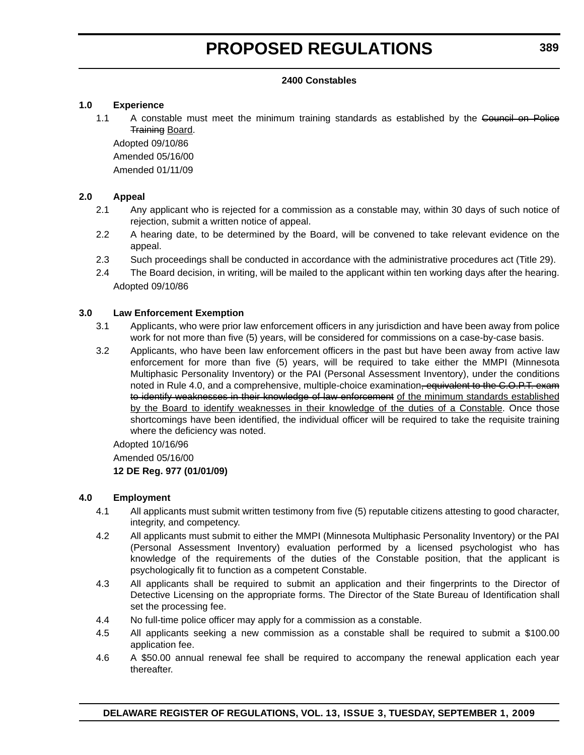## 2400 Constables

### 1.0 Experience

1.1 A constable must meet the minimum training standards as established by the ~~Council on Police Training~~ Board.

Adopted 09/10/86

Amended 05/16/00

Amended 01/11/09

### 2.0 Appeal

2.1 Any applicant who is rejected for a commission as a constable may, within 30 days of such notice of rejection, submit a written notice of appeal.

2.2 A hearing date, to be determined by the Board, will be convened to take relevant evidence on the appeal.

2.3 Such proceedings shall be conducted in accordance with the administrative procedures act (Title 29).

2.4 The Board decision, in writing, will be mailed to the applicant within ten working days after the hearing.

Adopted 09/10/86

### 3.0 Law Enforcement Exemption

3.1 Applicants, who were prior law enforcement officers in any jurisdiction and have been away from police work for not more than five (5) years, will be considered for commissions on a case-by-case basis.

3.2 Applicants, who have been law enforcement officers in the past but have been away from active law enforcement for more than five (5) years, will be required to take either the MMPI (Minnesota Multiphasic Personality Inventory) or the PAI (Personal Assessment Inventory), under the conditions noted in Rule 4.0, and a comprehensive, multiple-choice examination~~, equivalent to the C.O.P.T. exam to identify weaknesses in their knowledge of law enforcement~~ of the minimum standards established by the Board to identify weaknesses in their knowledge of the duties of a Constable. Once those shortcomings have been identified, the individual officer will be required to take the requisite training where the deficiency was noted.

Adopted 10/16/96

Amended 05/16/00

**12 DE Reg. 977 (01/01/09)**

### 4.0 Employment

4.1 All applicants must submit written testimony from five (5) reputable citizens attesting to good character, integrity, and competency.

4.2 All applicants must submit to either the MMPI (Minnesota Multiphasic Personality Inventory) or the PAI (Personal Assessment Inventory) evaluation performed by a licensed psychologist who has knowledge of the requirements of the duties of the Constable position, that the applicant is psychologically fit to function as a competent Constable.

4.3 All applicants shall be required to submit an application and their fingerprints to the Director of Detective Licensing on the appropriate forms. The Director of the State Bureau of Identification shall set the processing fee.

4.4 No full-time police officer may apply for a commission as a constable.

4.5 All applicants seeking a new commission as a constable shall be required to submit a $100.00 application fee.

4.6 A $50.00 annual renewal fee shall be required to accompany the renewal application each year thereafter.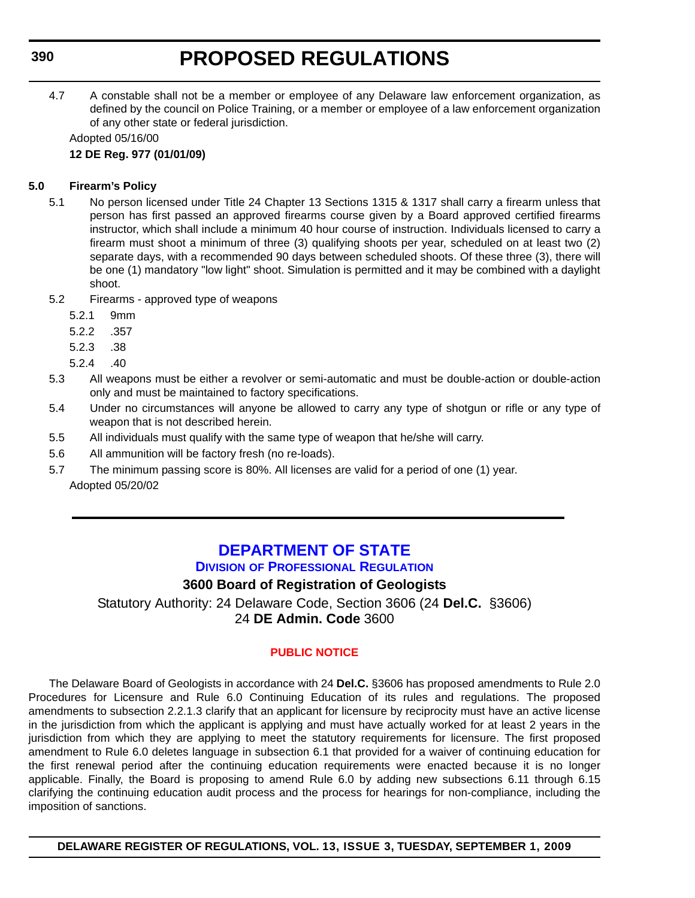4.7 A constable shall not be a member or employee of any Delaware law enforcement organization, as defined by the council on Police Training, or a member or employee of a law enforcement organization of any other state or federal jurisdiction.

Adopted 05/16/00

**12 DE Reg. 977 (01/01/09)**

**5.0 Firearm's Policy**

5.1 No person licensed under Title 24 Chapter 13 Sections 1315 & 1317 shall carry a firearm unless that person has first passed an approved firearms course given by a Board approved certified firearms instructor, which shall include a minimum 40 hour course of instruction. Individuals licensed to carry a firearm must shoot a minimum of three (3) qualifying shoots per year, scheduled on at least two (2) separate days, with a recommended 90 days between scheduled shoots. Of these three (3), there will be one (1) mandatory "low light" shoot. Simulation is permitted and it may be combined with a daylight shoot.

5.2 Firearms - approved type of weapons

5.2.1 9mm

5.2.2 .357

5.2.3 .38

5.2.4 .40

5.3 All weapons must be either a revolver or semi-automatic and must be double-action or double-action only and must be maintained to factory specifications.

5.4 Under no circumstances will anyone be allowed to carry any type of shotgun or rifle or any type of weapon that is not described herein.

5.5 All individuals must qualify with the same type of weapon that he/she will carry.

5.6 All ammunition will be factory fresh (no re-loads).

5.7 The minimum passing score is 80%. All licenses are valid for a period of one (1) year.

Adopted 05/20/02

---

# DEPARTMENT OF STATE

## Division of Professional Regulation

### 3600 Board of Registration of Geologists

Statutory Authority: 24 Delaware Code, Section 3606 (24 **Del.C.** §3606)
24 **DE Admin. Code** 3600

#### PUBLIC NOTICE

The Delaware Board of Geologists in accordance with 24 **Del.C.** §3606 has proposed amendments to Rule 2.0 Procedures for Licensure and Rule 6.0 Continuing Education of its rules and regulations. The proposed amendments to subsection 2.2.1.3 clarify that an applicant for licensure by reciprocity must have an active license in the jurisdiction from which the applicant is applying and must have actually worked for at least 2 years in the jurisdiction from which they are applying to meet the statutory requirements for licensure. The first proposed amendment to Rule 6.0 deletes language in subsection 6.1 that provided for a waiver of continuing education for the first renewal period after the continuing education requirements were enacted because it is no longer applicable. Finally, the Board is proposing to amend Rule 6.0 by adding new subsections 6.11 through 6.15 clarifying the continuing education audit process and the process for hearings for non-compliance, including the imposition of sanctions.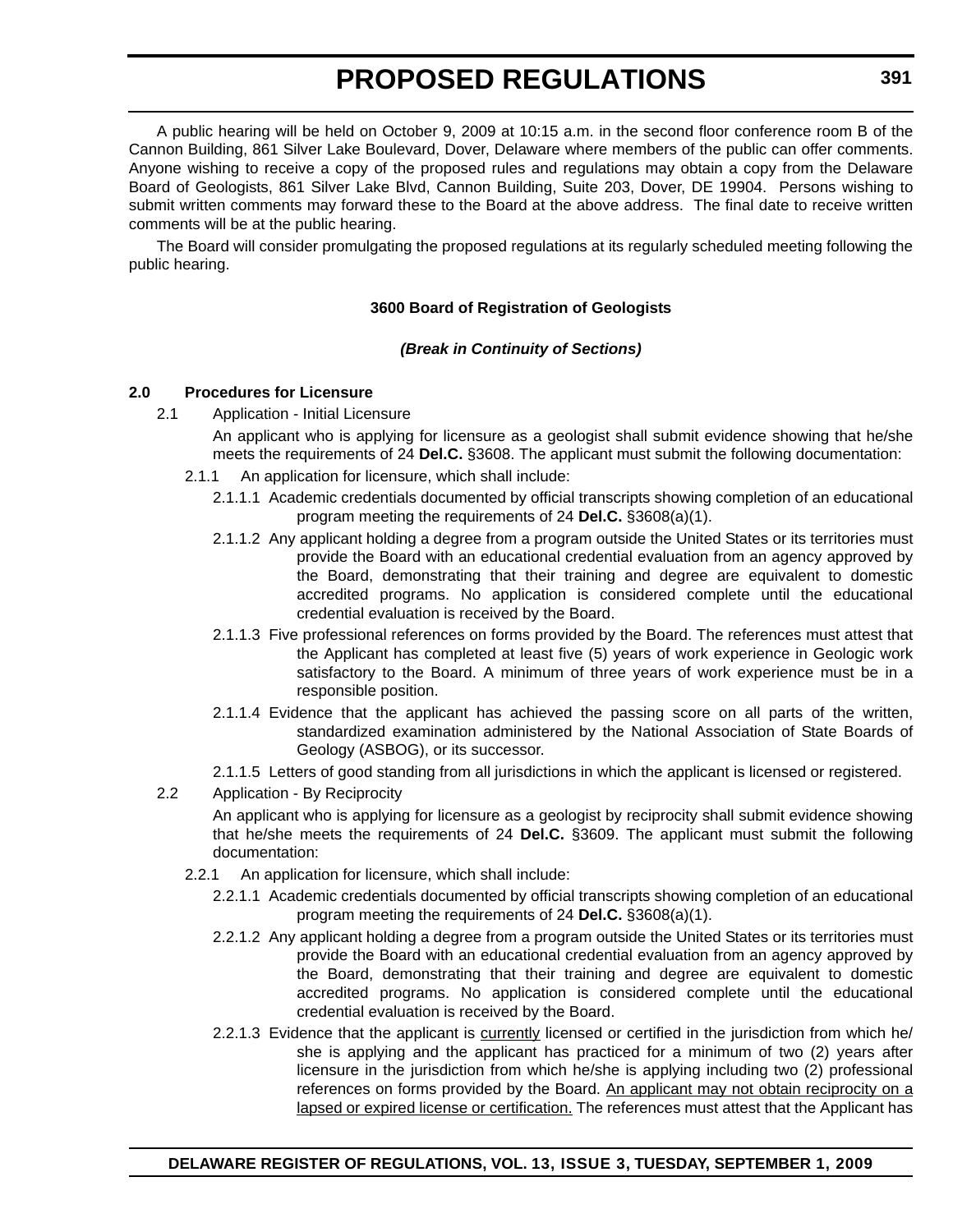A public hearing will be held on October 9, 2009 at 10:15 a.m. in the second floor conference room B of the Cannon Building, 861 Silver Lake Boulevard, Dover, Delaware where members of the public can offer comments. Anyone wishing to receive a copy of the proposed rules and regulations may obtain a copy from the Delaware Board of Geologists, 861 Silver Lake Blvd, Cannon Building, Suite 203, Dover, DE 19904. Persons wishing to submit written comments may forward these to the Board at the above address. The final date to receive written comments will be at the public hearing.

The Board will consider promulgating the proposed regulations at its regularly scheduled meeting following the public hearing.

**3600 Board of Registration of Geologists**

***(Break in Continuity of Sections)***

**2.0 Procedures for Licensure**

2.1 Application - Initial Licensure

An applicant who is applying for licensure as a geologist shall submit evidence showing that he/she meets the requirements of 24 **Del.C.** §3608. The applicant must submit the following documentation:

2.1.1 An application for licensure, which shall include:

2.1.1.1 Academic credentials documented by official transcripts showing completion of an educational program meeting the requirements of 24 **Del.C.** §3608(a)(1).

2.1.1.2 Any applicant holding a degree from a program outside the United States or its territories must provide the Board with an educational credential evaluation from an agency approved by the Board, demonstrating that their training and degree are equivalent to domestic accredited programs. No application is considered complete until the educational credential evaluation is received by the Board.

2.1.1.3 Five professional references on forms provided by the Board. The references must attest that the Applicant has completed at least five (5) years of work experience in Geologic work satisfactory to the Board. A minimum of three years of work experience must be in a responsible position.

2.1.1.4 Evidence that the applicant has achieved the passing score on all parts of the written, standardized examination administered by the National Association of State Boards of Geology (ASBOG), or its successor.

2.1.1.5 Letters of good standing from all jurisdictions in which the applicant is licensed or registered.

2.2 Application - By Reciprocity

An applicant who is applying for licensure as a geologist by reciprocity shall submit evidence showing that he/she meets the requirements of 24 **Del.C.** §3609. The applicant must submit the following documentation:

2.2.1 An application for licensure, which shall include:

2.2.1.1 Academic credentials documented by official transcripts showing completion of an educational program meeting the requirements of 24 **Del.C.** §3608(a)(1).

2.2.1.2 Any applicant holding a degree from a program outside the United States or its territories must provide the Board with an educational credential evaluation from an agency approved by the Board, demonstrating that their training and degree are equivalent to domestic accredited programs. No application is considered complete until the educational credential evaluation is received by the Board.

2.2.1.3 Evidence that the applicant is <u>currently</u> licensed or certified in the jurisdiction from which he/she is applying and the applicant has practiced for a minimum of two (2) years after licensure in the jurisdiction from which he/she is applying including two (2) professional references on forms provided by the Board. <u>An applicant may not obtain reciprocity on a lapsed or expired license or certification.</u> The references must attest that the Applicant has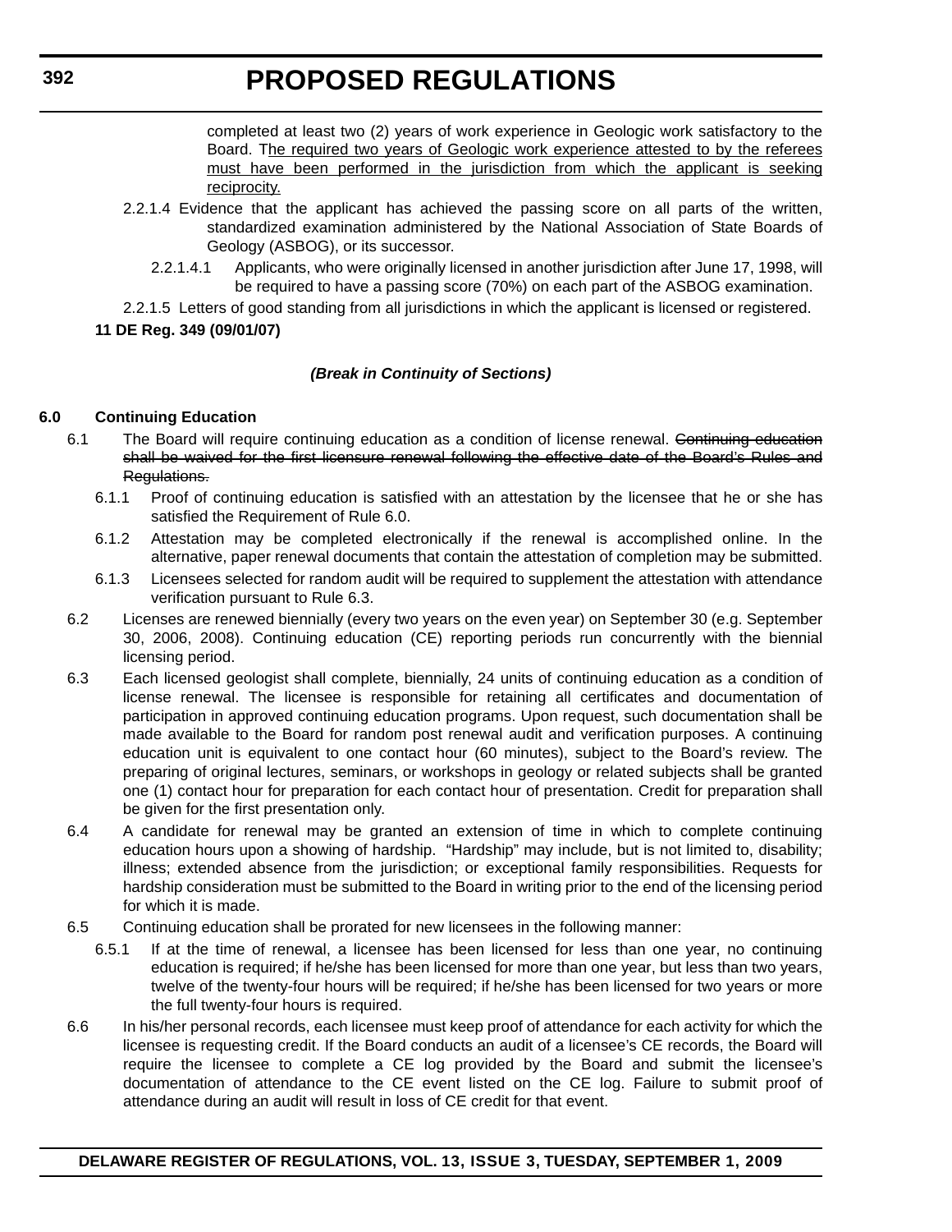completed at least two (2) years of work experience in Geologic work satisfactory to the Board. T<u>he required two years of Geologic work experience attested to by the referees must have been performed in the jurisdiction from which the applicant is seeking reciprocity.</u>

2.2.1.4 Evidence that the applicant has achieved the passing score on all parts of the written, standardized examination administered by the National Association of State Boards of Geology (ASBOG), or its successor.

2.2.1.4.1 Applicants, who were originally licensed in another jurisdiction after June 17, 1998, will be required to have a passing score (70%) on each part of the ASBOG examination.

2.2.1.5 Letters of good standing from all jurisdictions in which the applicant is licensed or registered.

**11 DE Reg. 349 (09/01/07)**

***(Break in Continuity of Sections)***

**6.0 Continuing Education**

6.1 The Board will require continuing education as a condition of license renewal. ~~Continuing education shall be waived for the first licensure renewal following the effective date of the Board's Rules and Regulations.~~

6.1.1 Proof of continuing education is satisfied with an attestation by the licensee that he or she has satisfied the Requirement of Rule 6.0.

6.1.2 Attestation may be completed electronically if the renewal is accomplished online. In the alternative, paper renewal documents that contain the attestation of completion may be submitted.

6.1.3 Licensees selected for random audit will be required to supplement the attestation with attendance verification pursuant to Rule 6.3.

6.2 Licenses are renewed biennially (every two years on the even year) on September 30 (e.g. September 30, 2006, 2008). Continuing education (CE) reporting periods run concurrently with the biennial licensing period.

6.3 Each licensed geologist shall complete, biennially, 24 units of continuing education as a condition of license renewal. The licensee is responsible for retaining all certificates and documentation of participation in approved continuing education programs. Upon request, such documentation shall be made available to the Board for random post renewal audit and verification purposes. A continuing education unit is equivalent to one contact hour (60 minutes), subject to the Board's review. The preparing of original lectures, seminars, or workshops in geology or related subjects shall be granted one (1) contact hour for preparation for each contact hour of presentation. Credit for preparation shall be given for the first presentation only.

6.4 A candidate for renewal may be granted an extension of time in which to complete continuing education hours upon a showing of hardship. "Hardship" may include, but is not limited to, disability; illness; extended absence from the jurisdiction; or exceptional family responsibilities. Requests for hardship consideration must be submitted to the Board in writing prior to the end of the licensing period for which it is made.

6.5 Continuing education shall be prorated for new licensees in the following manner:

6.5.1 If at the time of renewal, a licensee has been licensed for less than one year, no continuing education is required; if he/she has been licensed for more than one year, but less than two years, twelve of the twenty-four hours will be required; if he/she has been licensed for two years or more the full twenty-four hours is required.

6.6 In his/her personal records, each licensee must keep proof of attendance for each activity for which the licensee is requesting credit. If the Board conducts an audit of a licensee's CE records, the Board will require the licensee to complete a CE log provided by the Board and submit the licensee's documentation of attendance to the CE event listed on the CE log. Failure to submit proof of attendance during an audit will result in loss of CE credit for that event.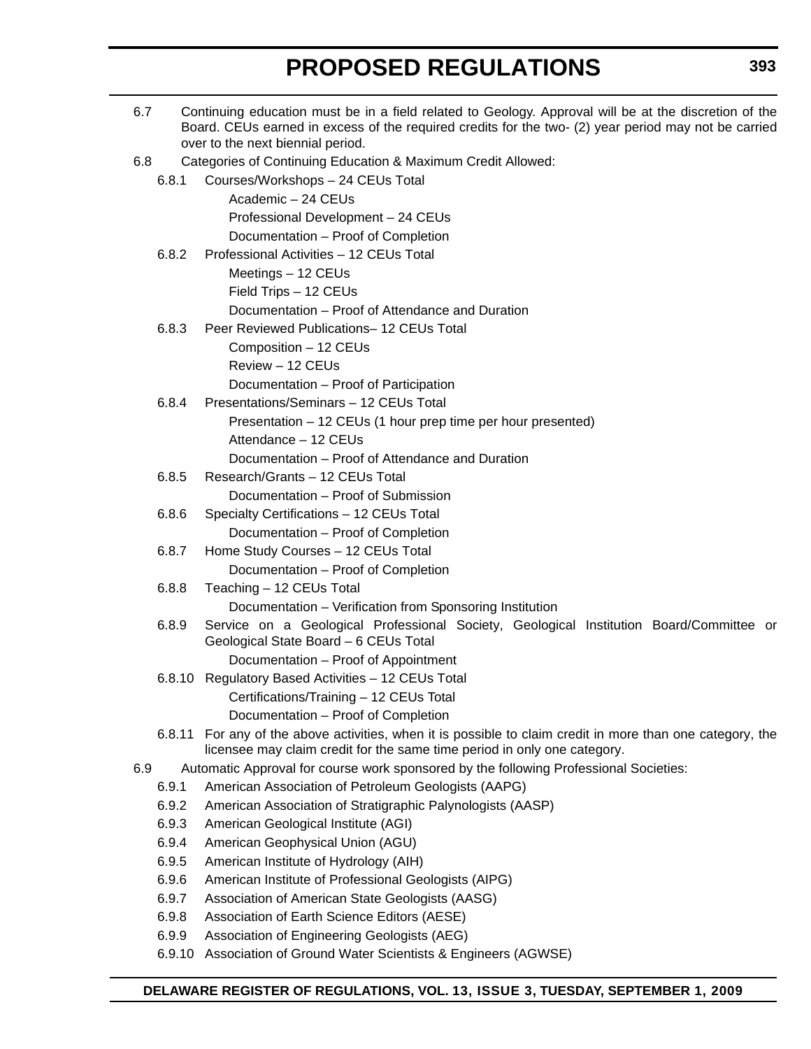6.7 Continuing education must be in a field related to Geology. Approval will be at the discretion of the Board. CEUs earned in excess of the required credits for the two- (2) year period may not be carried over to the next biennial period.

6.8 Categories of Continuing Education & Maximum Credit Allowed:

6.8.1 Courses/Workshops – 24 CEUs Total

Academic – 24 CEUs

Professional Development – 24 CEUs

Documentation – Proof of Completion

6.8.2 Professional Activities – 12 CEUs Total

Meetings – 12 CEUs

Field Trips – 12 CEUs

Documentation – Proof of Attendance and Duration

6.8.3 Peer Reviewed Publications– 12 CEUs Total

Composition – 12 CEUs

Review – 12 CEUs

Documentation – Proof of Participation

6.8.4 Presentations/Seminars – 12 CEUs Total

Presentation – 12 CEUs (1 hour prep time per hour presented)

Attendance – 12 CEUs

Documentation – Proof of Attendance and Duration

6.8.5 Research/Grants – 12 CEUs Total

Documentation – Proof of Submission

6.8.6 Specialty Certifications – 12 CEUs Total

Documentation – Proof of Completion

6.8.7 Home Study Courses – 12 CEUs Total

Documentation – Proof of Completion

6.8.8 Teaching – 12 CEUs Total

Documentation – Verification from Sponsoring Institution

6.8.9 Service on a Geological Professional Society, Geological Institution Board/Committee or Geological State Board – 6 CEUs Total

Documentation – Proof of Appointment

6.8.10 Regulatory Based Activities – 12 CEUs Total

Certifications/Training – 12 CEUs Total

Documentation – Proof of Completion

6.8.11 For any of the above activities, when it is possible to claim credit in more than one category, the licensee may claim credit for the same time period in only one category.

6.9 Automatic Approval for course work sponsored by the following Professional Societies:

6.9.1 American Association of Petroleum Geologists (AAPG)

6.9.2 American Association of Stratigraphic Palynologists (AASP)

6.9.3 American Geological Institute (AGI)

6.9.4 American Geophysical Union (AGU)

6.9.5 American Institute of Hydrology (AIH)

6.9.6 American Institute of Professional Geologists (AIPG)

6.9.7 Association of American State Geologists (AASG)

6.9.8 Association of Earth Science Editors (AESE)

6.9.9 Association of Engineering Geologists (AEG)

6.9.10 Association of Ground Water Scientists & Engineers (AGWSE)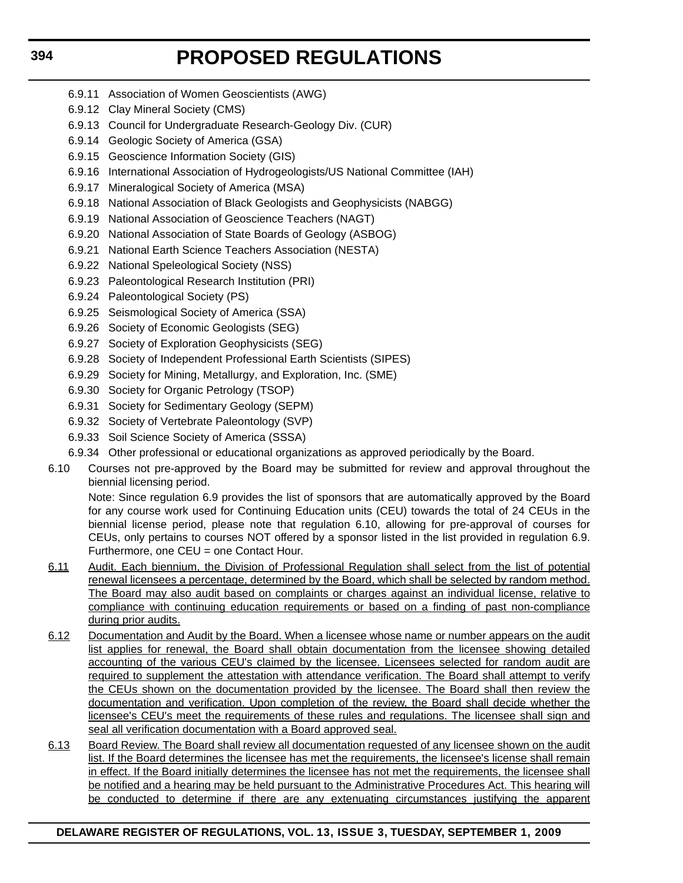6.9.11 Association of Women Geoscientists (AWG)

6.9.12 Clay Mineral Society (CMS)

6.9.13 Council for Undergraduate Research-Geology Div. (CUR)

6.9.14 Geologic Society of America (GSA)

6.9.15 Geoscience Information Society (GIS)

6.9.16 International Association of Hydrogeologists/US National Committee (IAH)

6.9.17 Mineralogical Society of America (MSA)

6.9.18 National Association of Black Geologists and Geophysicists (NABGG)

6.9.19 National Association of Geoscience Teachers (NAGT)

6.9.20 National Association of State Boards of Geology (ASBOG)

6.9.21 National Earth Science Teachers Association (NESTA)

6.9.22 National Speleological Society (NSS)

6.9.23 Paleontological Research Institution (PRI)

6.9.24 Paleontological Society (PS)

6.9.25 Seismological Society of America (SSA)

6.9.26 Society of Economic Geologists (SEG)

6.9.27 Society of Exploration Geophysicists (SEG)

6.9.28 Society of Independent Professional Earth Scientists (SIPES)

6.9.29 Society for Mining, Metallurgy, and Exploration, Inc. (SME)

6.9.30 Society for Organic Petrology (TSOP)

6.9.31 Society for Sedimentary Geology (SEPM)

6.9.32 Society of Vertebrate Paleontology (SVP)

6.9.33 Soil Science Society of America (SSSA)

6.9.34 Other professional or educational organizations as approved periodically by the Board.

6.10 Courses not pre-approved by the Board may be submitted for review and approval throughout the biennial licensing period.

Note: Since regulation 6.9 provides the list of sponsors that are automatically approved by the Board for any course work used for Continuing Education units (CEU) towards the total of 24 CEUs in the biennial license period, please note that regulation 6.10, allowing for pre-approval of courses for CEUs, only pertains to courses NOT offered by a sponsor listed in the list provided in regulation 6.9. Furthermore, one CEU = one Contact Hour.

<u>6.11</u> <u>Audit. Each biennium, the Division of Professional Regulation shall select from the list of potential renewal licensees a percentage, determined by the Board, which shall be selected by random method. The Board may also audit based on complaints or charges against an individual license, relative to compliance with continuing education requirements or based on a finding of past non-compliance during prior audits.</u>

<u>6.12</u> <u>Documentation and Audit by the Board. When a licensee whose name or number appears on the audit list applies for renewal, the Board shall obtain documentation from the licensee showing detailed accounting of the various CEU's claimed by the licensee. Licensees selected for random audit are required to supplement the attestation with attendance verification. The Board shall attempt to verify the CEUs shown on the documentation provided by the licensee. The Board shall then review the documentation and verification. Upon completion of the review, the Board shall decide whether the licensee's CEU's meet the requirements of these rules and regulations. The licensee shall sign and seal all verification documentation with a Board approved seal.</u>

<u>6.13</u> <u>Board Review. The Board shall review all documentation requested of any licensee shown on the audit list. If the Board determines the licensee has met the requirements, the licensee's license shall remain in effect. If the Board initially determines the licensee has not met the requirements, the licensee shall be notified and a hearing may be held pursuant to the Administrative Procedures Act. This hearing will be conducted to determine if there are any extenuating circumstances justifying the apparent</u>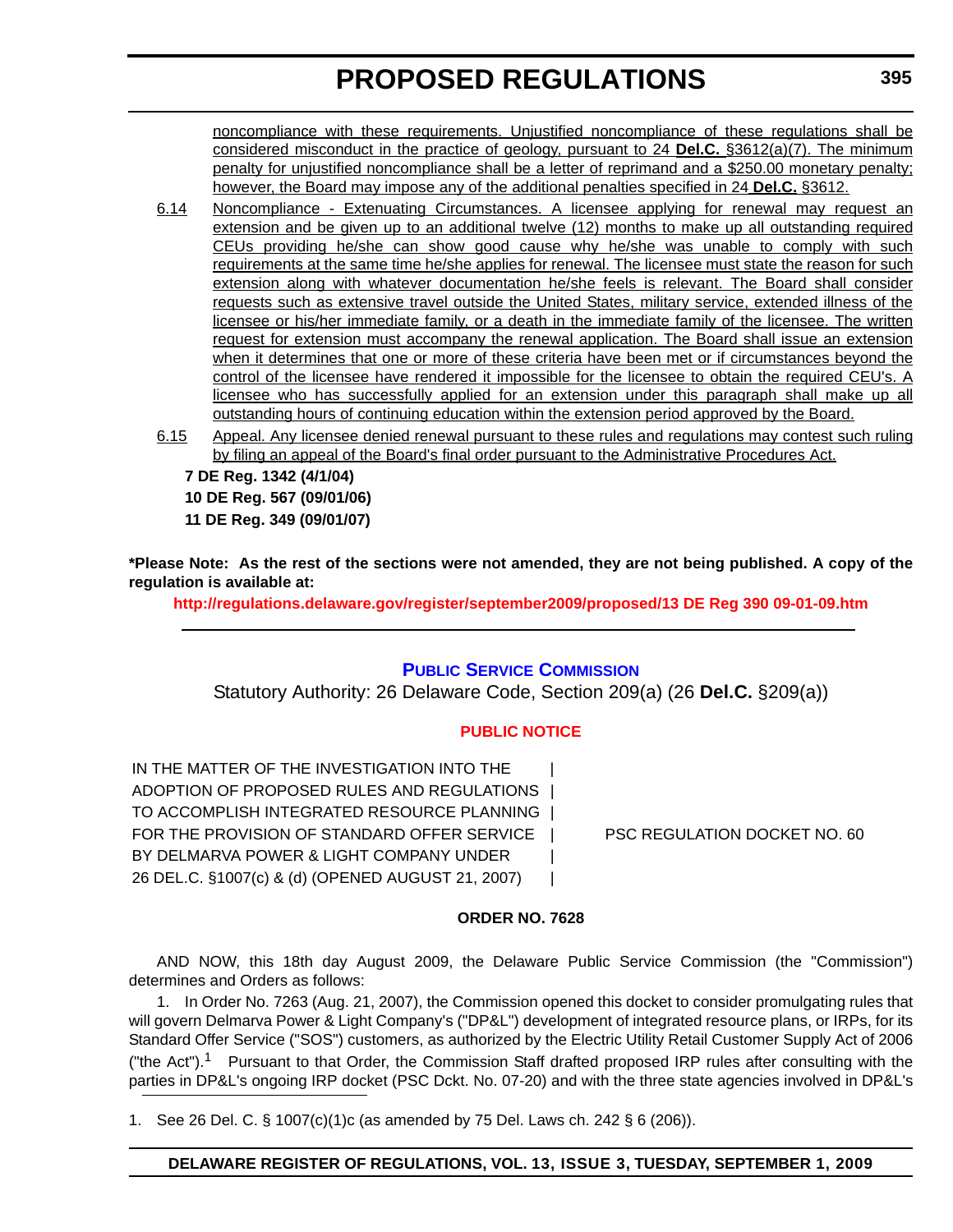noncompliance with these requirements. Unjustified noncompliance of these regulations shall be considered misconduct in the practice of geology, pursuant to 24 **Del.C.** §3612(a)(7). The minimum penalty for unjustified noncompliance shall be a letter of reprimand and a $250.00 monetary penalty; however, the Board may impose any of the additional penalties specified in 24 **Del.C.** §3612.

6.14 Noncompliance - Extenuating Circumstances. A licensee applying for renewal may request an extension and be given up to an additional twelve (12) months to make up all outstanding required CEUs providing he/she can show good cause why he/she was unable to comply with such requirements at the same time he/she applies for renewal. The licensee must state the reason for such extension along with whatever documentation he/she feels is relevant. The Board shall consider requests such as extensive travel outside the United States, military service, extended illness of the licensee or his/her immediate family, or a death in the immediate family of the licensee. The written request for extension must accompany the renewal application. The Board shall issue an extension when it determines that one or more of these criteria have been met or if circumstances beyond the control of the licensee have rendered it impossible for the licensee to obtain the required CEU's. A licensee who has successfully applied for an extension under this paragraph shall make up all outstanding hours of continuing education within the extension period approved by the Board.

6.15 Appeal. Any licensee denied renewal pursuant to these rules and regulations may contest such ruling by filing an appeal of the Board's final order pursuant to the Administrative Procedures Act.

**7 DE Reg. 1342 (4/1/04)**
**10 DE Reg. 567 (09/01/06)**
**11 DE Reg. 349 (09/01/07)**

**\*Please Note: As the rest of the sections were not amended, they are not being published. A copy of the regulation is available at:**

**http://regulations.delaware.gov/register/september2009/proposed/13 DE Reg 390 09-01-09.htm**

---

## Public Service Commission

Statutory Authority: 26 Delaware Code, Section 209(a) (26 **Del.C.** §209(a))

### PUBLIC NOTICE

| | |
|---|---|
| IN THE MATTER OF THE INVESTIGATION INTO THE ADOPTION OF PROPOSED RULES AND REGULATIONS TO ACCOMPLISH INTEGRATED RESOURCE PLANNING FOR THE PROVISION OF STANDARD OFFER SERVICE BY DELMARVA POWER & LIGHT COMPANY UNDER 26 DEL.C. §1007(c) & (d) (OPENED AUGUST 21, 2007) | PSC REGULATION DOCKET NO. 60 |

**ORDER NO. 7628**

AND NOW, this 18th day August 2009, the Delaware Public Service Commission (the "Commission") determines and Orders as follows:

1. In Order No. 7263 (Aug. 21, 2007), the Commission opened this docket to consider promulgating rules that will govern Delmarva Power & Light Company's ("DP&L") development of integrated resource plans, or IRPs, for its Standard Offer Service ("SOS") customers, as authorized by the Electric Utility Retail Customer Supply Act of 2006 ("the Act").[1] Pursuant to that Order, the Commission Staff drafted proposed IRP rules after consulting with the parties in DP&L's ongoing IRP docket (PSC Dckt. No. 07-20) and with the three state agencies involved in DP&L's

1. See 26 Del. C. § 1007(c)(1)c (as amended by 75 Del. Laws ch. 242 § 6 (206)).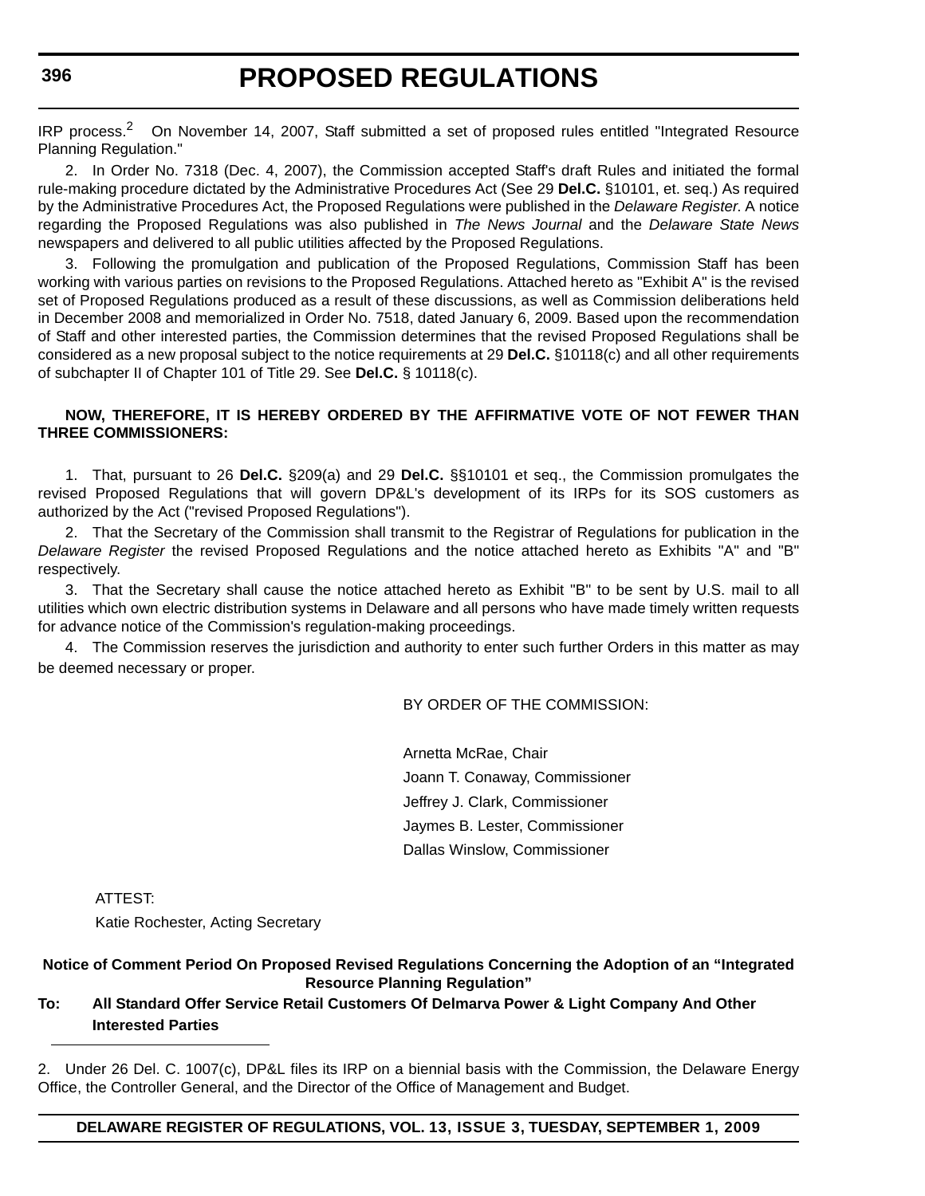IRP process.[2] On November 14, 2007, Staff submitted a set of proposed rules entitled "Integrated Resource Planning Regulation."

2. In Order No. 7318 (Dec. 4, 2007), the Commission accepted Staff's draft Rules and initiated the formal rule-making procedure dictated by the Administrative Procedures Act (See 29 **Del.C.** §10101, et. seq.) As required by the Administrative Procedures Act, the Proposed Regulations were published in the *Delaware Register*. A notice regarding the Proposed Regulations was also published in *The News Journal* and the *Delaware State News* newspapers and delivered to all public utilities affected by the Proposed Regulations.

3. Following the promulgation and publication of the Proposed Regulations, Commission Staff has been working with various parties on revisions to the Proposed Regulations. Attached hereto as "Exhibit A" is the revised set of Proposed Regulations produced as a result of these discussions, as well as Commission deliberations held in December 2008 and memorialized in Order No. 7518, dated January 6, 2009. Based upon the recommendation of Staff and other interested parties, the Commission determines that the revised Proposed Regulations shall be considered as a new proposal subject to the notice requirements at 29 **Del.C.** §10118(c) and all other requirements of subchapter II of Chapter 101 of Title 29. See **Del.C.** § 10118(c).

**NOW, THEREFORE, IT IS HEREBY ORDERED BY THE AFFIRMATIVE VOTE OF NOT FEWER THAN THREE COMMISSIONERS:**

1. That, pursuant to 26 **Del.C.** §209(a) and 29 **Del.C.** §§10101 et seq., the Commission promulgates the revised Proposed Regulations that will govern DP&L's development of its IRPs for its SOS customers as authorized by the Act ("revised Proposed Regulations").

2. That the Secretary of the Commission shall transmit to the Registrar of Regulations for publication in the *Delaware Register* the revised Proposed Regulations and the notice attached hereto as Exhibits "A" and "B" respectively.

3. That the Secretary shall cause the notice attached hereto as Exhibit "B" to be sent by U.S. mail to all utilities which own electric distribution systems in Delaware and all persons who have made timely written requests for advance notice of the Commission's regulation-making proceedings.

4. The Commission reserves the jurisdiction and authority to enter such further Orders in this matter as may be deemed necessary or proper.

BY ORDER OF THE COMMISSION:

Arnetta McRae, Chair
Joann T. Conaway, Commissioner
Jeffrey J. Clark, Commissioner
Jaymes B. Lester, Commissioner
Dallas Winslow, Commissioner

ATTEST:
Katie Rochester, Acting Secretary

**Notice of Comment Period On Proposed Revised Regulations Concerning the Adoption of an "Integrated Resource Planning Regulation"**

**To: All Standard Offer Service Retail Customers Of Delmarva Power & Light Company And Other Interested Parties**

---

2. Under 26 Del. C. 1007(c), DP&L files its IRP on a biennial basis with the Commission, the Delaware Energy Office, the Controller General, and the Director of the Office of Management and Budget.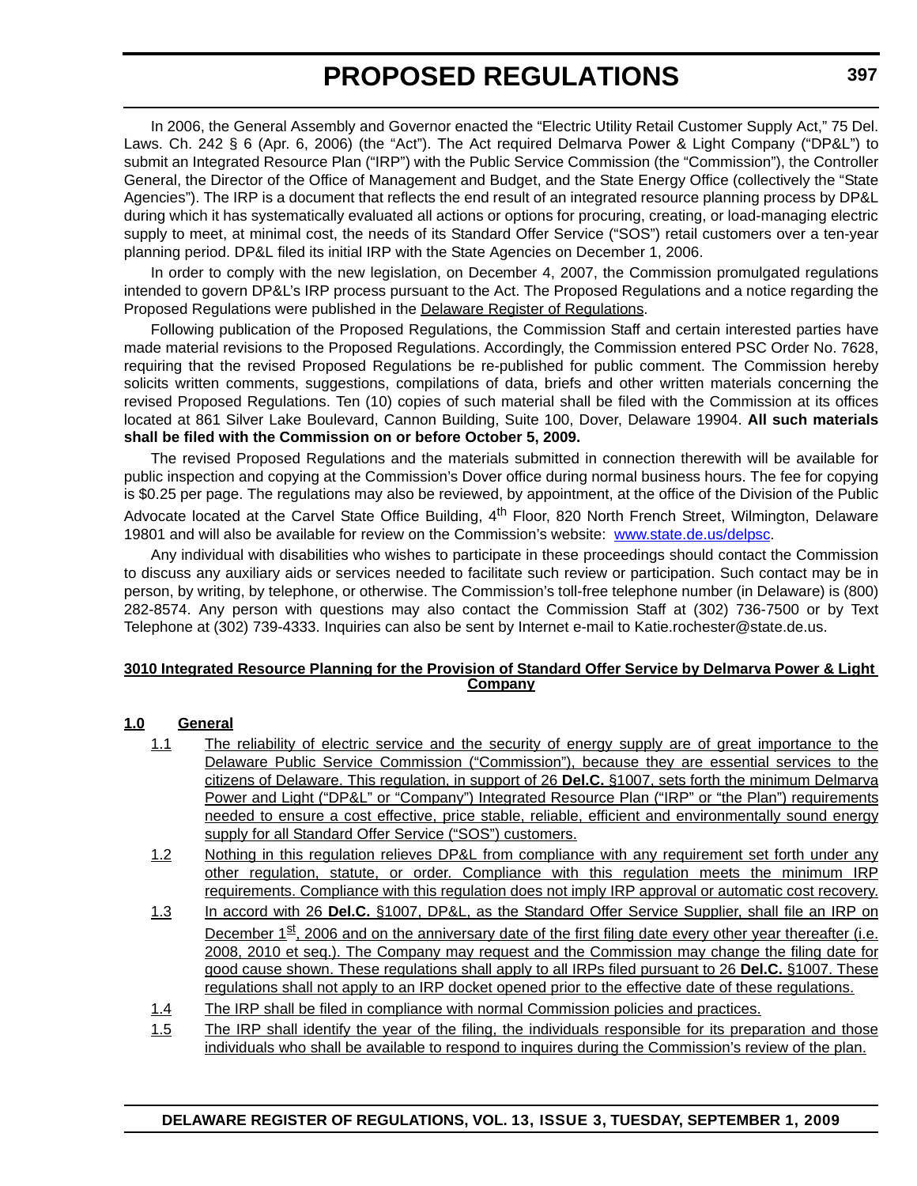In 2006, the General Assembly and Governor enacted the "Electric Utility Retail Customer Supply Act," 75 Del. Laws. Ch. 242 § 6 (Apr. 6, 2006) (the "Act"). The Act required Delmarva Power & Light Company ("DP&L") to submit an Integrated Resource Plan ("IRP") with the Public Service Commission (the "Commission"), the Controller General, the Director of the Office of Management and Budget, and the State Energy Office (collectively the "State Agencies"). The IRP is a document that reflects the end result of an integrated resource planning process by DP&L during which it has systematically evaluated all actions or options for procuring, creating, or load-managing electric supply to meet, at minimal cost, the needs of its Standard Offer Service ("SOS") retail customers over a ten-year planning period. DP&L filed its initial IRP with the State Agencies on December 1, 2006.

In order to comply with the new legislation, on December 4, 2007, the Commission promulgated regulations intended to govern DP&L's IRP process pursuant to the Act. The Proposed Regulations and a notice regarding the Proposed Regulations were published in the Delaware Register of Regulations.

Following publication of the Proposed Regulations, the Commission Staff and certain interested parties have made material revisions to the Proposed Regulations. Accordingly, the Commission entered PSC Order No. 7628, requiring that the revised Proposed Regulations be re-published for public comment. The Commission hereby solicits written comments, suggestions, compilations of data, briefs and other written materials concerning the revised Proposed Regulations. Ten (10) copies of such material shall be filed with the Commission at its offices located at 861 Silver Lake Boulevard, Cannon Building, Suite 100, Dover, Delaware 19904. **All such materials shall be filed with the Commission on or before October 5, 2009.**

The revised Proposed Regulations and the materials submitted in connection therewith will be available for public inspection and copying at the Commission's Dover office during normal business hours. The fee for copying is $0.25 per page. The regulations may also be reviewed, by appointment, at the office of the Division of the Public Advocate located at the Carvel State Office Building, 4th Floor, 820 North French Street, Wilmington, Delaware 19801 and will also be available for review on the Commission's website: www.state.de.us/delpsc.

Any individual with disabilities who wishes to participate in these proceedings should contact the Commission to discuss any auxiliary aids or services needed to facilitate such review or participation. Such contact may be in person, by writing, by telephone, or otherwise. The Commission's toll-free telephone number (in Delaware) is (800) 282-8574. Any person with questions may also contact the Commission Staff at (302) 736-7500 or by Text Telephone at (302) 739-4333. Inquiries can also be sent by Internet e-mail to Katie.rochester@state.de.us.

**3010 Integrated Resource Planning for the Provision of Standard Offer Service by Delmarva Power & Light Company**

**1.0 General**

1.1 The reliability of electric service and the security of energy supply are of great importance to the Delaware Public Service Commission ("Commission"), because they are essential services to the citizens of Delaware. This regulation, in support of 26 **Del.C.** §1007, sets forth the minimum Delmarva Power and Light ("DP&L" or "Company") Integrated Resource Plan ("IRP" or "the Plan") requirements needed to ensure a cost effective, price stable, reliable, efficient and environmentally sound energy supply for all Standard Offer Service ("SOS") customers.

1.2 Nothing in this regulation relieves DP&L from compliance with any requirement set forth under any other regulation, statute, or order. Compliance with this regulation meets the minimum IRP requirements. Compliance with this regulation does not imply IRP approval or automatic cost recovery.

1.3 In accord with 26 **Del.C.** §1007, DP&L, as the Standard Offer Service Supplier, shall file an IRP on December 1st, 2006 and on the anniversary date of the first filing date every other year thereafter (i.e. 2008, 2010 et seq.). The Company may request and the Commission may change the filing date for good cause shown. These regulations shall apply to all IRPs filed pursuant to 26 **Del.C.** §1007. These regulations shall not apply to an IRP docket opened prior to the effective date of these regulations.

1.4 The IRP shall be filed in compliance with normal Commission policies and practices.

1.5 The IRP shall identify the year of the filing, the individuals responsible for its preparation and those individuals who shall be available to respond to inquires during the Commission's review of the plan.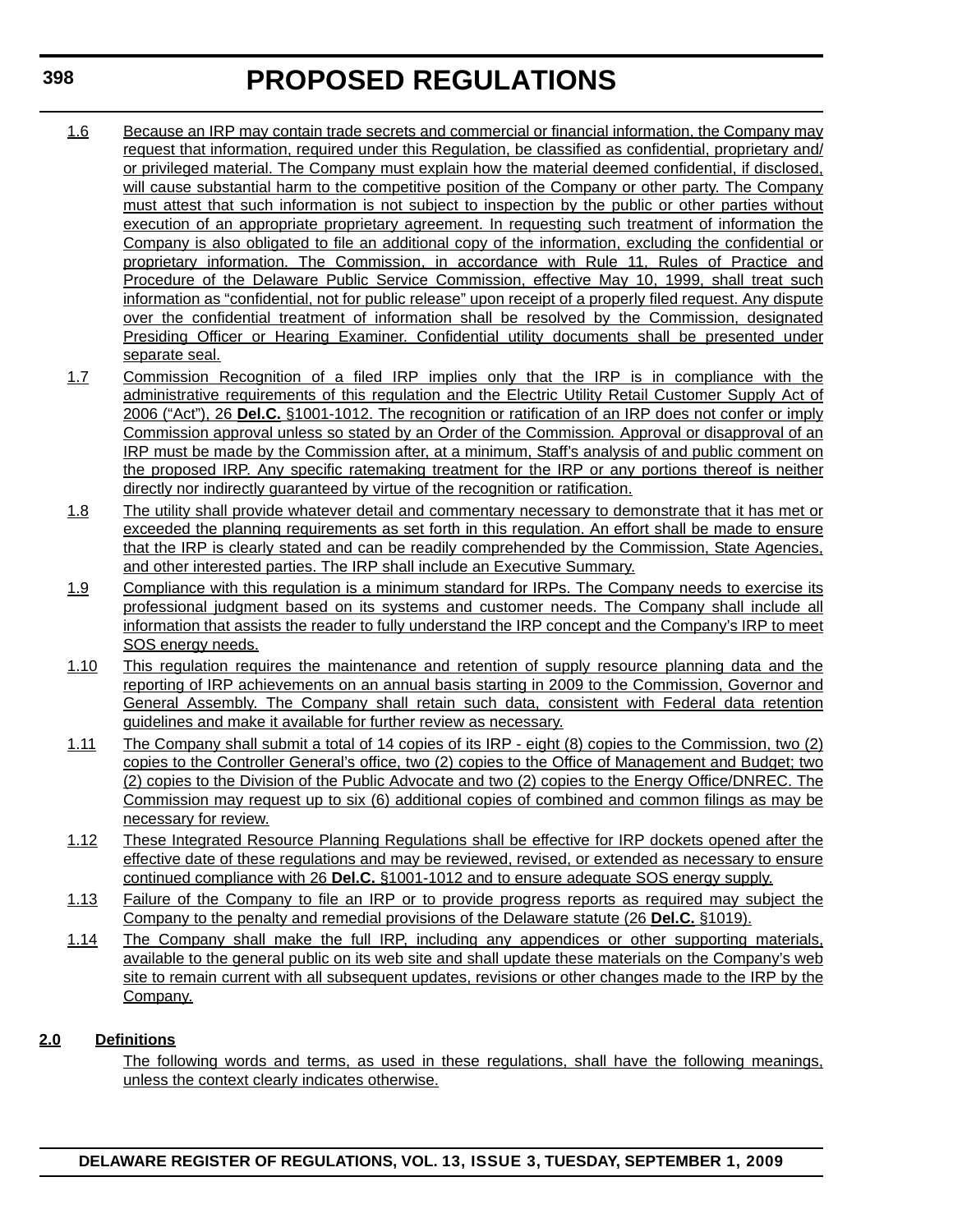1.6 Because an IRP may contain trade secrets and commercial or financial information, the Company may request that information, required under this Regulation, be classified as confidential, proprietary and/ or privileged material. The Company must explain how the material deemed confidential, if disclosed, will cause substantial harm to the competitive position of the Company or other party. The Company must attest that such information is not subject to inspection by the public or other parties without execution of an appropriate proprietary agreement. In requesting such treatment of information the Company is also obligated to file an additional copy of the information, excluding the confidential or proprietary information. The Commission, in accordance with Rule 11, Rules of Practice and Procedure of the Delaware Public Service Commission, effective May 10, 1999, shall treat such information as "confidential, not for public release" upon receipt of a properly filed request. Any dispute over the confidential treatment of information shall be resolved by the Commission, designated Presiding Officer or Hearing Examiner. Confidential utility documents shall be presented under separate seal.

1.7 Commission Recognition of a filed IRP implies only that the IRP is in compliance with the administrative requirements of this regulation and the Electric Utility Retail Customer Supply Act of 2006 ("Act"), 26 **Del.C.** §1001-1012. The recognition or ratification of an IRP does not confer or imply Commission approval unless so stated by an Order of the Commission. Approval or disapproval of an IRP must be made by the Commission after, at a minimum, Staff's analysis of and public comment on the proposed IRP. Any specific ratemaking treatment for the IRP or any portions thereof is neither directly nor indirectly guaranteed by virtue of the recognition or ratification.

1.8 The utility shall provide whatever detail and commentary necessary to demonstrate that it has met or exceeded the planning requirements as set forth in this regulation. An effort shall be made to ensure that the IRP is clearly stated and can be readily comprehended by the Commission, State Agencies, and other interested parties. The IRP shall include an Executive Summary.

1.9 Compliance with this regulation is a minimum standard for IRPs. The Company needs to exercise its professional judgment based on its systems and customer needs. The Company shall include all information that assists the reader to fully understand the IRP concept and the Company's IRP to meet SOS energy needs.

1.10 This regulation requires the maintenance and retention of supply resource planning data and the reporting of IRP achievements on an annual basis starting in 2009 to the Commission, Governor and General Assembly. The Company shall retain such data, consistent with Federal data retention guidelines and make it available for further review as necessary.

1.11 The Company shall submit a total of 14 copies of its IRP - eight (8) copies to the Commission, two (2) copies to the Controller General's office, two (2) copies to the Office of Management and Budget; two (2) copies to the Division of the Public Advocate and two (2) copies to the Energy Office/DNREC. The Commission may request up to six (6) additional copies of combined and common filings as may be necessary for review.

1.12 These Integrated Resource Planning Regulations shall be effective for IRP dockets opened after the effective date of these regulations and may be reviewed, revised, or extended as necessary to ensure continued compliance with 26 **Del.C.** §1001-1012 and to ensure adequate SOS energy supply.

1.13 Failure of the Company to file an IRP or to provide progress reports as required may subject the Company to the penalty and remedial provisions of the Delaware statute (26 **Del.C.** §1019).

1.14 The Company shall make the full IRP, including any appendices or other supporting materials, available to the general public on its web site and shall update these materials on the Company's web site to remain current with all subsequent updates, revisions or other changes made to the IRP by the Company.

**2.0 Definitions**

The following words and terms, as used in these regulations, shall have the following meanings, unless the context clearly indicates otherwise.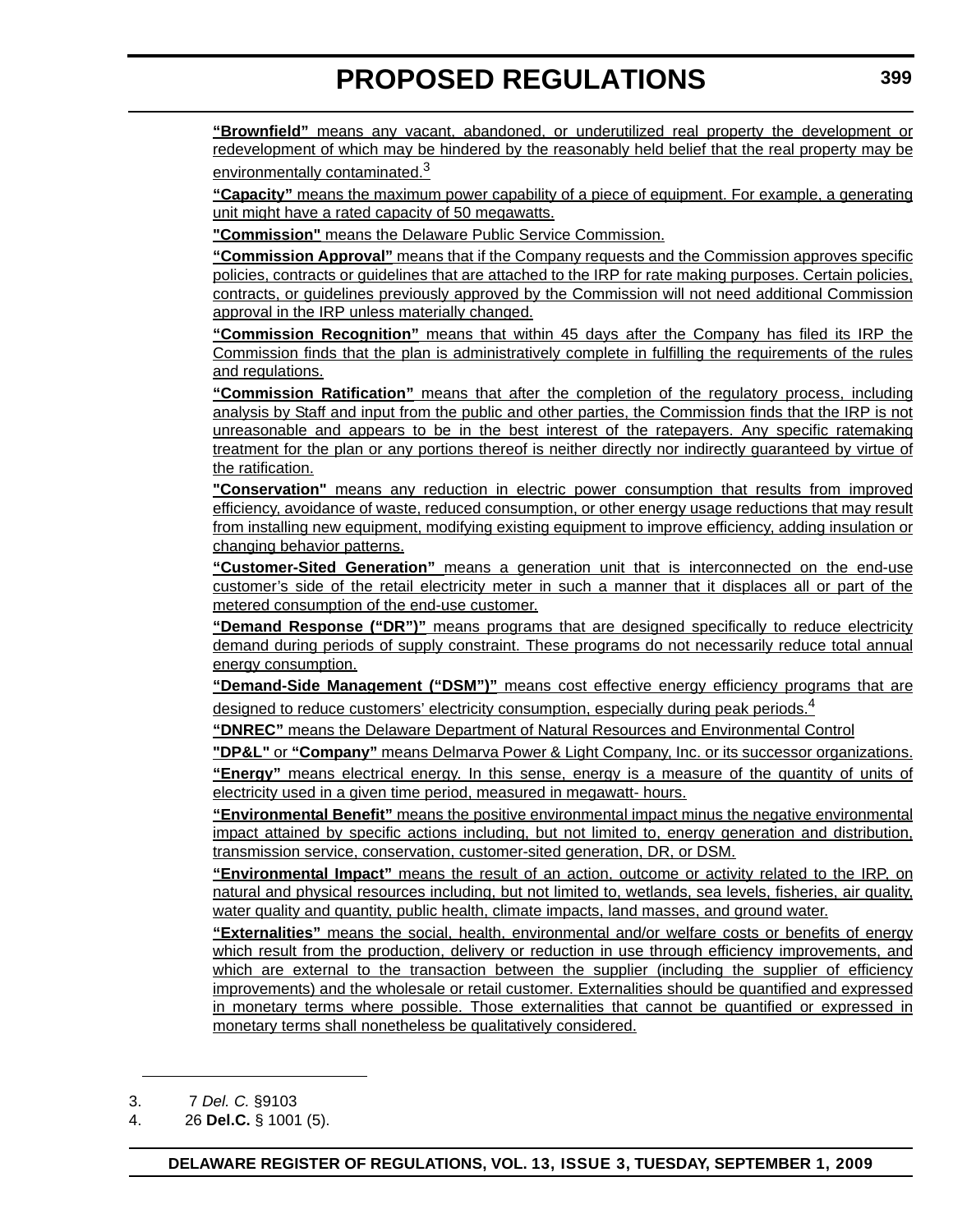**“Brownfield”** means any vacant, abandoned, or underutilized real property the development or redevelopment of which may be hindered by the reasonably held belief that the real property may be environmentally contaminated.[3]

**“Capacity”** means the maximum power capability of a piece of equipment. For example, a generating unit might have a rated capacity of 50 megawatts.

**"Commission"** means the Delaware Public Service Commission.

**“Commission Approval”** means that if the Company requests and the Commission approves specific policies, contracts or guidelines that are attached to the IRP for rate making purposes. Certain policies, contracts, or guidelines previously approved by the Commission will not need additional Commission approval in the IRP unless materially changed.

**“Commission Recognition”** means that within 45 days after the Company has filed its IRP the Commission finds that the plan is administratively complete in fulfilling the requirements of the rules and regulations.

**“Commission Ratification”** means that after the completion of the regulatory process, including analysis by Staff and input from the public and other parties, the Commission finds that the IRP is not unreasonable and appears to be in the best interest of the ratepayers. Any specific ratemaking treatment for the plan or any portions thereof is neither directly nor indirectly guaranteed by virtue of the ratification.

**"Conservation"** means any reduction in electric power consumption that results from improved efficiency, avoidance of waste, reduced consumption, or other energy usage reductions that may result from installing new equipment, modifying existing equipment to improve efficiency, adding insulation or changing behavior patterns.

**“Customer-Sited Generation”** means a generation unit that is interconnected on the end-use customer’s side of the retail electricity meter in such a manner that it displaces all or part of the metered consumption of the end-use customer.

**“Demand Response (“DR”)”** means programs that are designed specifically to reduce electricity demand during periods of supply constraint. These programs do not necessarily reduce total annual energy consumption.

**“Demand-Side Management (“DSM”)”** means cost effective energy efficiency programs that are designed to reduce customers’ electricity consumption, especially during peak periods.[4]

**“DNREC”** means the Delaware Department of Natural Resources and Environmental Control

**"DP&L"** or **“Company”** means Delmarva Power & Light Company, Inc. or its successor organizations.

**“Energy”** means electrical energy. In this sense, energy is a measure of the quantity of units of electricity used in a given time period, measured in megawatt- hours.

**“Environmental Benefit”** means the positive environmental impact minus the negative environmental impact attained by specific actions including, but not limited to, energy generation and distribution, transmission service, conservation, customer-sited generation, DR, or DSM.

**“Environmental Impact”** means the result of an action, outcome or activity related to the IRP, on natural and physical resources including, but not limited to, wetlands, sea levels, fisheries, air quality, water quality and quantity, public health, climate impacts, land masses, and ground water.

**“Externalities”** means the social, health, environmental and/or welfare costs or benefits of energy which result from the production, delivery or reduction in use through efficiency improvements, and which are external to the transaction between the supplier (including the supplier of efficiency improvements) and the wholesale or retail customer. Externalities should be quantified and expressed in monetary terms where possible. Those externalities that cannot be quantified or expressed in monetary terms shall nonetheless be qualitatively considered.

---

3. 7 *Del. C.* §9103
4. 26 **Del.C.** § 1001 (5).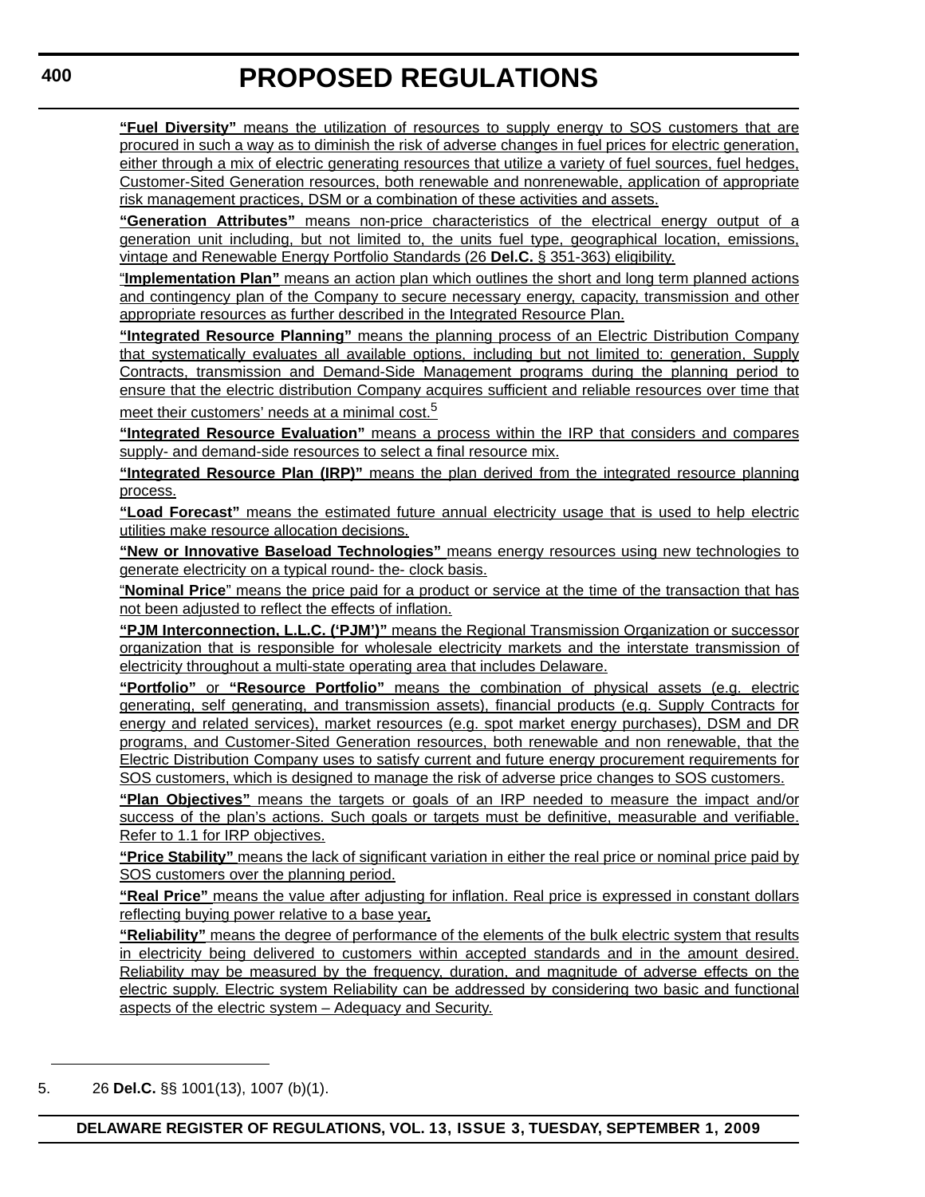**"Fuel Diversity"** means the utilization of resources to supply energy to SOS customers that are procured in such a way as to diminish the risk of adverse changes in fuel prices for electric generation, either through a mix of electric generating resources that utilize a variety of fuel sources, fuel hedges, Customer-Sited Generation resources, both renewable and nonrenewable, application of appropriate risk management practices, DSM or a combination of these activities and assets.

**"Generation Attributes"** means non-price characteristics of the electrical energy output of a generation unit including, but not limited to, the units fuel type, geographical location, emissions, vintage and Renewable Energy Portfolio Standards (26 **Del.C.** § 351-363) eligibility.

"**Implementation Plan"** means an action plan which outlines the short and long term planned actions and contingency plan of the Company to secure necessary energy, capacity, transmission and other appropriate resources as further described in the Integrated Resource Plan.

**"Integrated Resource Planning"** means the planning process of an Electric Distribution Company that systematically evaluates all available options, including but not limited to: generation, Supply Contracts, transmission and Demand-Side Management programs during the planning period to ensure that the electric distribution Company acquires sufficient and reliable resources over time that meet their customers' needs at a minimal cost.[5]

**"Integrated Resource Evaluation"** means a process within the IRP that considers and compares supply- and demand-side resources to select a final resource mix.

**"Integrated Resource Plan (IRP)"** means the plan derived from the integrated resource planning process.

**"Load Forecast"** means the estimated future annual electricity usage that is used to help electric utilities make resource allocation decisions.

**"New or Innovative Baseload Technologies"** means energy resources using new technologies to generate electricity on a typical round- the- clock basis.

"**Nominal Price**" means the price paid for a product or service at the time of the transaction that has not been adjusted to reflect the effects of inflation.

**"PJM Interconnection, L.L.C. ('PJM')"** means the Regional Transmission Organization or successor organization that is responsible for wholesale electricity markets and the interstate transmission of electricity throughout a multi-state operating area that includes Delaware.

**"Portfolio"** or **"Resource Portfolio"** means the combination of physical assets (e.g. electric generating, self generating, and transmission assets), financial products (e.g. Supply Contracts for energy and related services), market resources (e.g. spot market energy purchases), DSM and DR programs, and Customer-Sited Generation resources, both renewable and non renewable, that the Electric Distribution Company uses to satisfy current and future energy procurement requirements for SOS customers, which is designed to manage the risk of adverse price changes to SOS customers.

**"Plan Objectives"** means the targets or goals of an IRP needed to measure the impact and/or success of the plan's actions. Such goals or targets must be definitive, measurable and verifiable. Refer to 1.1 for IRP objectives.

**"Price Stability"** means the lack of significant variation in either the real price or nominal price paid by SOS customers over the planning period.

**"Real Price"** means the value after adjusting for inflation. Real price is expressed in constant dollars reflecting buying power relative to a base year**.**

**"Reliability"** means the degree of performance of the elements of the bulk electric system that results in electricity being delivered to customers within accepted standards and in the amount desired. Reliability may be measured by the frequency, duration, and magnitude of adverse effects on the electric supply. Electric system Reliability can be addressed by considering two basic and functional aspects of the electric system – Adequacy and Security.

---

5. 26 **Del.C.** §§ 1001(13), 1007 (b)(1).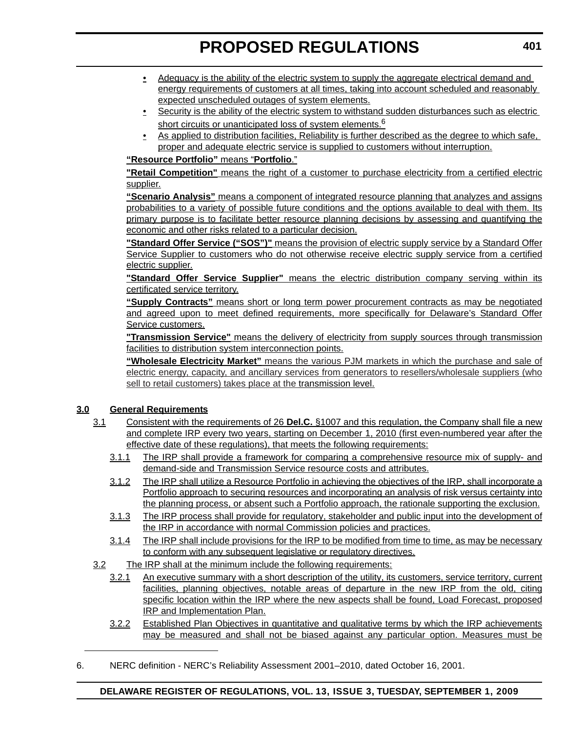- Adequacy is the ability of the electric system to supply the aggregate electrical demand and energy requirements of customers at all times, taking into account scheduled and reasonably expected unscheduled outages of system elements.
- Security is the ability of the electric system to withstand sudden disturbances such as electric short circuits or unanticipated loss of system elements.[6]
- As applied to distribution facilities, Reliability is further described as the degree to which safe, proper and adequate electric service is supplied to customers without interruption.

**"Resource Portfolio"** means "**Portfolio**."

**"Retail Competition"** means the right of a customer to purchase electricity from a certified electric supplier.

**"Scenario Analysis"** means a component of integrated resource planning that analyzes and assigns probabilities to a variety of possible future conditions and the options available to deal with them. Its primary purpose is to facilitate better resource planning decisions by assessing and quantifying the economic and other risks related to a particular decision.

**"Standard Offer Service ("SOS")"** means the provision of electric supply service by a Standard Offer Service Supplier to customers who do not otherwise receive electric supply service from a certified electric supplier.

**"Standard Offer Service Supplier"** means the electric distribution company serving within its certificated service territory.

**"Supply Contracts"** means short or long term power procurement contracts as may be negotiated and agreed upon to meet defined requirements, more specifically for Delaware's Standard Offer Service customers.

**"Transmission Service"** means the delivery of electricity from supply sources through transmission facilities to distribution system interconnection points.

**"Wholesale Electricity Market"** means the various PJM markets in which the purchase and sale of electric energy, capacity, and ancillary services from generators to resellers/wholesale suppliers (who sell to retail customers) takes place at the transmission level.

## 3.0 General Requirements

3.1 Consistent with the requirements of 26 **Del.C.** §1007 and this regulation, the Company shall file a new and complete IRP every two years, starting on December 1, 2010 (first even-numbered year after the effective date of these regulations), that meets the following requirements:

3.1.1 The IRP shall provide a framework for comparing a comprehensive resource mix of supply- and demand-side and Transmission Service resource costs and attributes.

3.1.2 The IRP shall utilize a Resource Portfolio in achieving the objectives of the IRP, shall incorporate a Portfolio approach to securing resources and incorporating an analysis of risk versus certainty into the planning process, or absent such a Portfolio approach, the rationale supporting the exclusion.

3.1.3 The IRP process shall provide for regulatory, stakeholder and public input into the development of the IRP in accordance with normal Commission policies and practices.

3.1.4 The IRP shall include provisions for the IRP to be modified from time to time, as may be necessary to conform with any subsequent legislative or regulatory directives.

3.2 The IRP shall at the minimum include the following requirements:

3.2.1 An executive summary with a short description of the utility, its customers, service territory, current facilities, planning objectives, notable areas of departure in the new IRP from the old, citing specific location within the IRP where the new aspects shall be found, Load Forecast, proposed IRP and Implementation Plan.

3.2.2 Established Plan Objectives in quantitative and qualitative terms by which the IRP achievements may be measured and shall not be biased against any particular option. Measures must be

6. NERC definition - NERC's Reliability Assessment 2001–2010, dated October 16, 2001.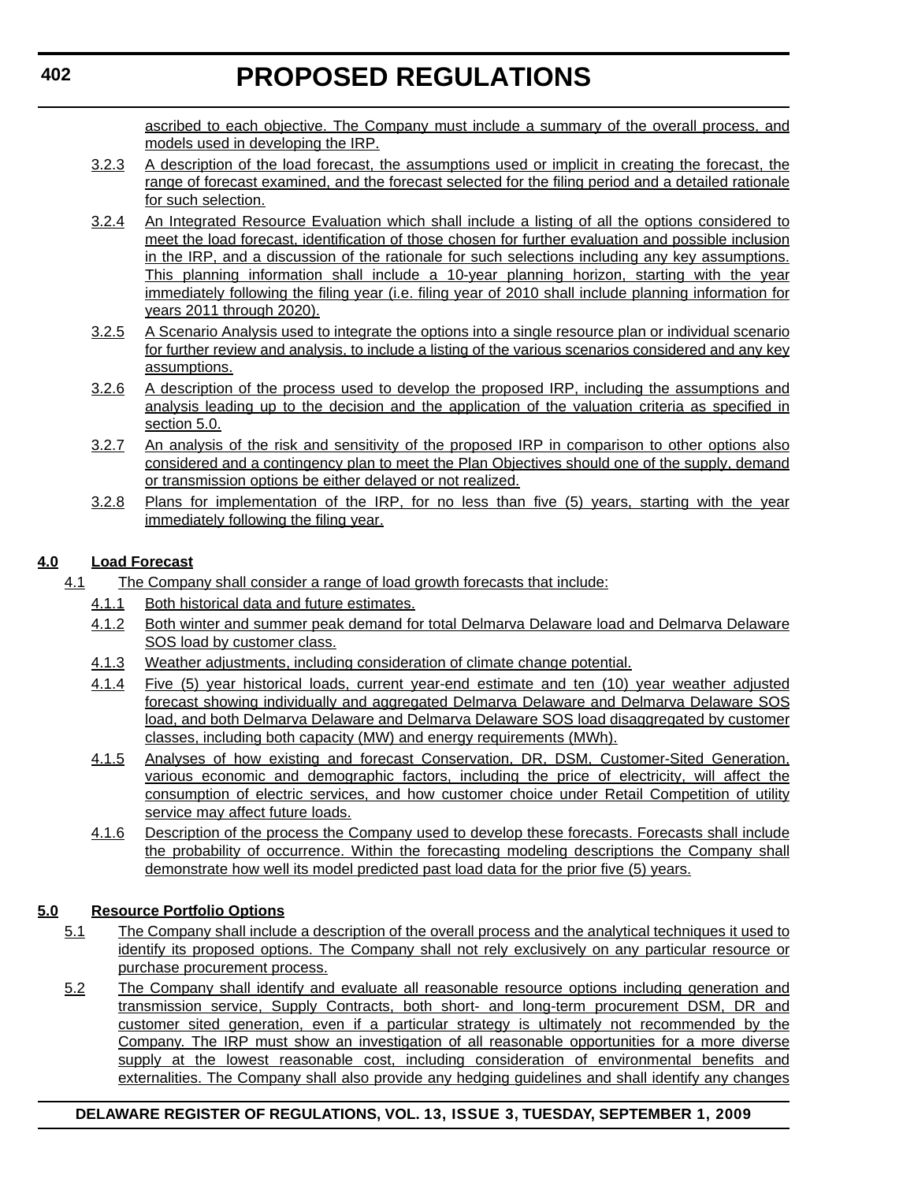ascribed to each objective. The Company must include a summary of the overall process, and models used in developing the IRP.

3.2.3 A description of the load forecast, the assumptions used or implicit in creating the forecast, the range of forecast examined, and the forecast selected for the filing period and a detailed rationale for such selection.

3.2.4 An Integrated Resource Evaluation which shall include a listing of all the options considered to meet the load forecast, identification of those chosen for further evaluation and possible inclusion in the IRP, and a discussion of the rationale for such selections including any key assumptions. This planning information shall include a 10-year planning horizon, starting with the year immediately following the filing year (i.e. filing year of 2010 shall include planning information for years 2011 through 2020).

3.2.5 A Scenario Analysis used to integrate the options into a single resource plan or individual scenario for further review and analysis, to include a listing of the various scenarios considered and any key assumptions.

3.2.6 A description of the process used to develop the proposed IRP, including the assumptions and analysis leading up to the decision and the application of the valuation criteria as specified in section 5.0.

3.2.7 An analysis of the risk and sensitivity of the proposed IRP in comparison to other options also considered and a contingency plan to meet the Plan Objectives should one of the supply, demand or transmission options be either delayed or not realized.

3.2.8 Plans for implementation of the IRP, for no less than five (5) years, starting with the year immediately following the filing year.

**4.0 Load Forecast**

4.1 The Company shall consider a range of load growth forecasts that include:

4.1.1 Both historical data and future estimates.

4.1.2 Both winter and summer peak demand for total Delmarva Delaware load and Delmarva Delaware SOS load by customer class.

4.1.3 Weather adjustments, including consideration of climate change potential.

4.1.4 Five (5) year historical loads, current year-end estimate and ten (10) year weather adjusted forecast showing individually and aggregated Delmarva Delaware and Delmarva Delaware SOS load, and both Delmarva Delaware and Delmarva Delaware SOS load disaggregated by customer classes, including both capacity (MW) and energy requirements (MWh).

4.1.5 Analyses of how existing and forecast Conservation, DR, DSM, Customer-Sited Generation, various economic and demographic factors, including the price of electricity, will affect the consumption of electric services, and how customer choice under Retail Competition of utility service may affect future loads.

4.1.6 Description of the process the Company used to develop these forecasts. Forecasts shall include the probability of occurrence. Within the forecasting modeling descriptions the Company shall demonstrate how well its model predicted past load data for the prior five (5) years.

**5.0 Resource Portfolio Options**

5.1 The Company shall include a description of the overall process and the analytical techniques it used to identify its proposed options. The Company shall not rely exclusively on any particular resource or purchase procurement process.

5.2 The Company shall identify and evaluate all reasonable resource options including generation and transmission service, Supply Contracts, both short- and long-term procurement DSM, DR and customer sited generation, even if a particular strategy is ultimately not recommended by the Company. The IRP must show an investigation of all reasonable opportunities for a more diverse supply at the lowest reasonable cost, including consideration of environmental benefits and externalities. The Company shall also provide any hedging guidelines and shall identify any changes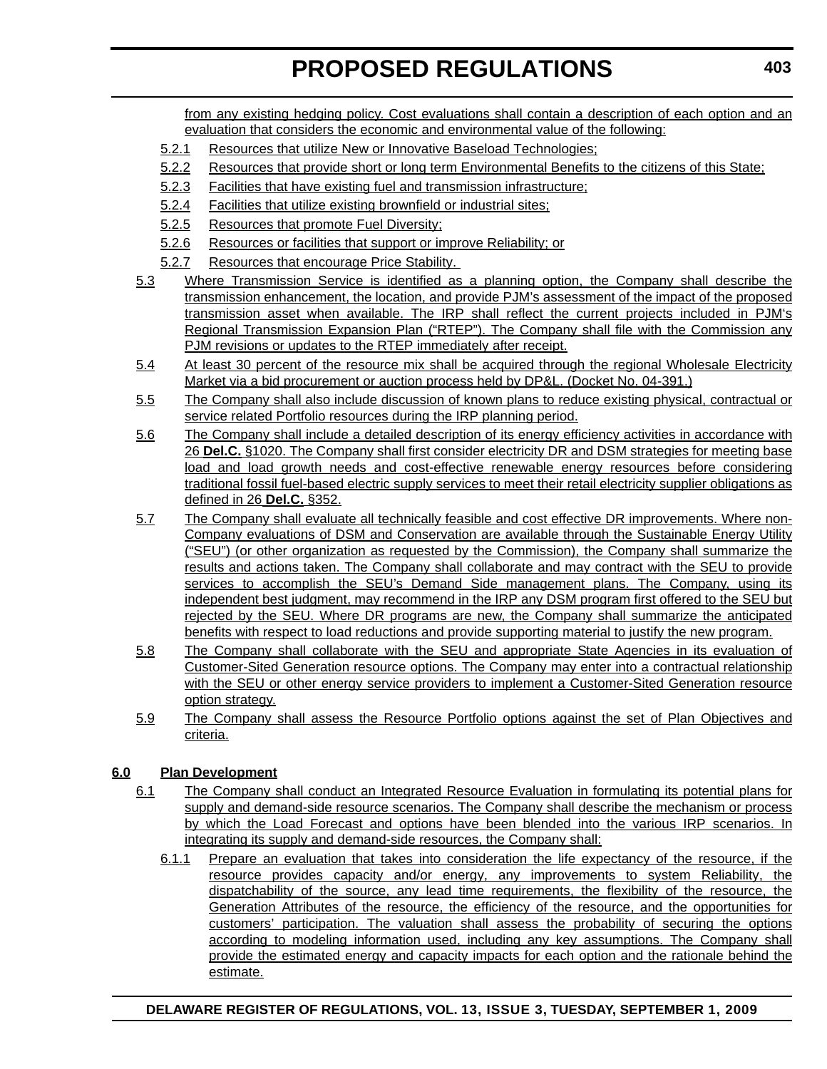from any existing hedging policy. Cost evaluations shall contain a description of each option and an evaluation that considers the economic and environmental value of the following:

5.2.1 Resources that utilize New or Innovative Baseload Technologies;

5.2.2 Resources that provide short or long term Environmental Benefits to the citizens of this State;

5.2.3 Facilities that have existing fuel and transmission infrastructure;

5.2.4 Facilities that utilize existing brownfield or industrial sites;

5.2.5 Resources that promote Fuel Diversity;

5.2.6 Resources or facilities that support or improve Reliability; or

5.2.7 Resources that encourage Price Stability.

5.3 Where Transmission Service is identified as a planning option, the Company shall describe the transmission enhancement, the location, and provide PJM's assessment of the impact of the proposed transmission asset when available. The IRP shall reflect the current projects included in PJM's Regional Transmission Expansion Plan ("RTEP"). The Company shall file with the Commission any PJM revisions or updates to the RTEP immediately after receipt.

5.4 At least 30 percent of the resource mix shall be acquired through the regional Wholesale Electricity Market via a bid procurement or auction process held by DP&L. (Docket No. 04-391.)

5.5 The Company shall also include discussion of known plans to reduce existing physical, contractual or service related Portfolio resources during the IRP planning period.

5.6 The Company shall include a detailed description of its energy efficiency activities in accordance with 26 **Del.C.** §1020. The Company shall first consider electricity DR and DSM strategies for meeting base load and load growth needs and cost-effective renewable energy resources before considering traditional fossil fuel-based electric supply services to meet their retail electricity supplier obligations as defined in 26 **Del.C.** §352.

5.7 The Company shall evaluate all technically feasible and cost effective DR improvements. Where non-Company evaluations of DSM and Conservation are available through the Sustainable Energy Utility ("SEU") (or other organization as requested by the Commission), the Company shall summarize the results and actions taken. The Company shall collaborate and may contract with the SEU to provide services to accomplish the SEU's Demand Side management plans. The Company, using its independent best judgment, may recommend in the IRP any DSM program first offered to the SEU but rejected by the SEU. Where DR programs are new, the Company shall summarize the anticipated benefits with respect to load reductions and provide supporting material to justify the new program.

5.8 The Company shall collaborate with the SEU and appropriate State Agencies in its evaluation of Customer-Sited Generation resource options. The Company may enter into a contractual relationship with the SEU or other energy service providers to implement a Customer-Sited Generation resource option strategy.

5.9 The Company shall assess the Resource Portfolio options against the set of Plan Objectives and criteria.

**6.0 Plan Development**

6.1 The Company shall conduct an Integrated Resource Evaluation in formulating its potential plans for supply and demand-side resource scenarios. The Company shall describe the mechanism or process by which the Load Forecast and options have been blended into the various IRP scenarios. In integrating its supply and demand-side resources, the Company shall:

6.1.1 Prepare an evaluation that takes into consideration the life expectancy of the resource, if the resource provides capacity and/or energy, any improvements to system Reliability, the dispatchability of the source, any lead time requirements, the flexibility of the resource, the Generation Attributes of the resource, the efficiency of the resource, and the opportunities for customers' participation. The valuation shall assess the probability of securing the options according to modeling information used, including any key assumptions. The Company shall provide the estimated energy and capacity impacts for each option and the rationale behind the estimate.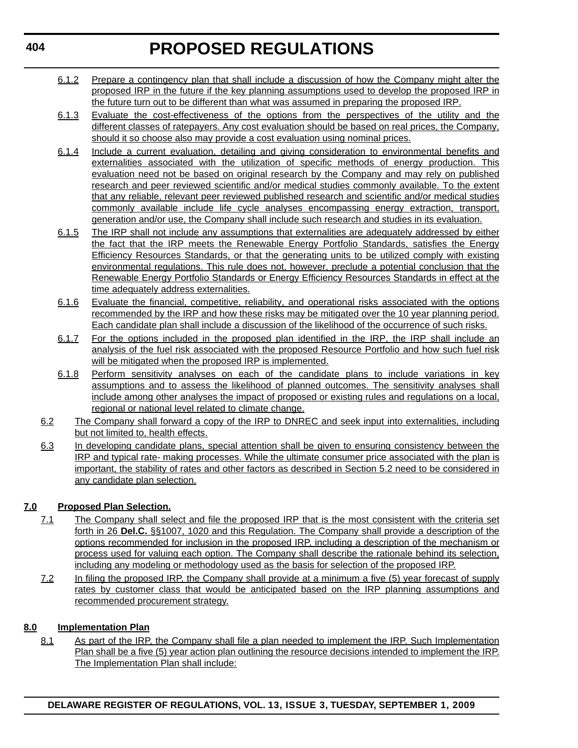6.1.2 Prepare a contingency plan that shall include a discussion of how the Company might alter the proposed IRP in the future if the key planning assumptions used to develop the proposed IRP in the future turn out to be different than what was assumed in preparing the proposed IRP.

6.1.3 Evaluate the cost-effectiveness of the options from the perspectives of the utility and the different classes of ratepayers. Any cost evaluation should be based on real prices, the Company, should it so choose also may provide a cost evaluation using nominal prices.

6.1.4 Include a current evaluation, detailing and giving consideration to environmental benefits and externalities associated with the utilization of specific methods of energy production. This evaluation need not be based on original research by the Company and may rely on published research and peer reviewed scientific and/or medical studies commonly available. To the extent that any reliable, relevant peer reviewed published research and scientific and/or medical studies commonly available include life cycle analyses encompassing energy extraction, transport, generation and/or use, the Company shall include such research and studies in its evaluation.

6.1.5 The IRP shall not include any assumptions that externalities are adequately addressed by either the fact that the IRP meets the Renewable Energy Portfolio Standards, satisfies the Energy Efficiency Resources Standards, or that the generating units to be utilized comply with existing environmental regulations. This rule does not, however, preclude a potential conclusion that the Renewable Energy Portfolio Standards or Energy Efficiency Resources Standards in effect at the time adequately address externalities.

6.1.6 Evaluate the financial, competitive, reliability, and operational risks associated with the options recommended by the IRP and how these risks may be mitigated over the 10 year planning period. Each candidate plan shall include a discussion of the likelihood of the occurrence of such risks.

6.1.7 For the options included in the proposed plan identified in the IRP, the IRP shall include an analysis of the fuel risk associated with the proposed Resource Portfolio and how such fuel risk will be mitigated when the proposed IRP is implemented.

6.1.8 Perform sensitivity analyses on each of the candidate plans to include variations in key assumptions and to assess the likelihood of planned outcomes. The sensitivity analyses shall include among other analyses the impact of proposed or existing rules and regulations on a local, regional or national level related to climate change.

6.2 The Company shall forward a copy of the IRP to DNREC and seek input into externalities, including but not limited to, health effects.

6.3 In developing candidate plans, special attention shall be given to ensuring consistency between the IRP and typical rate- making processes. While the ultimate consumer price associated with the plan is important, the stability of rates and other factors as described in Section 5.2 need to be considered in any candidate plan selection.

**7.0 Proposed Plan Selection.**

7.1 The Company shall select and file the proposed IRP that is the most consistent with the criteria set forth in 26 **Del.C.** §§1007, 1020 and this Regulation. The Company shall provide a description of the options recommended for inclusion in the proposed IRP, including a description of the mechanism or process used for valuing each option. The Company shall describe the rationale behind its selection, including any modeling or methodology used as the basis for selection of the proposed IRP.

7.2 In filing the proposed IRP, the Company shall provide at a minimum a five (5) year forecast of supply rates by customer class that would be anticipated based on the IRP planning assumptions and recommended procurement strategy.

**8.0 Implementation Plan**

8.1 As part of the IRP, the Company shall file a plan needed to implement the IRP. Such Implementation Plan shall be a five (5) year action plan outlining the resource decisions intended to implement the IRP. The Implementation Plan shall include: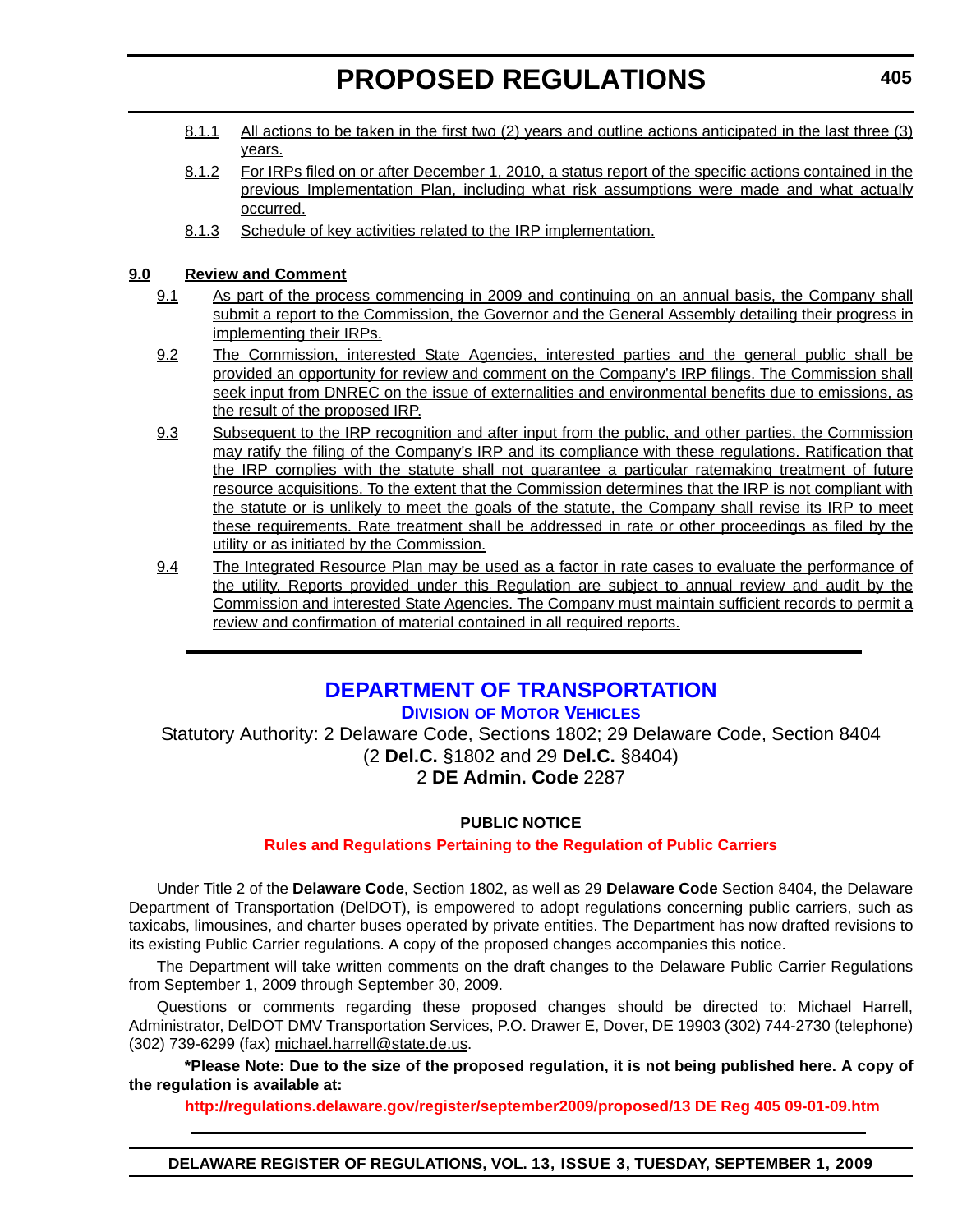8.1.1 All actions to be taken in the first two (2) years and outline actions anticipated in the last three (3) years.

8.1.2 For IRPs filed on or after December 1, 2010, a status report of the specific actions contained in the previous Implementation Plan, including what risk assumptions were made and what actually occurred.

8.1.3 Schedule of key activities related to the IRP implementation.

**9.0 Review and Comment**

9.1 As part of the process commencing in 2009 and continuing on an annual basis, the Company shall submit a report to the Commission, the Governor and the General Assembly detailing their progress in implementing their IRPs.

9.2 The Commission, interested State Agencies, interested parties and the general public shall be provided an opportunity for review and comment on the Company's IRP filings. The Commission shall seek input from DNREC on the issue of externalities and environmental benefits due to emissions, as the result of the proposed IRP.

9.3 Subsequent to the IRP recognition and after input from the public, and other parties, the Commission may ratify the filing of the Company's IRP and its compliance with these regulations. Ratification that the IRP complies with the statute shall not guarantee a particular ratemaking treatment of future resource acquisitions. To the extent that the Commission determines that the IRP is not compliant with the statute or is unlikely to meet the goals of the statute, the Company shall revise its IRP to meet these requirements. Rate treatment shall be addressed in rate or other proceedings as filed by the utility or as initiated by the Commission.

9.4 The Integrated Resource Plan may be used as a factor in rate cases to evaluate the performance of the utility. Reports provided under this Regulation are subject to annual review and audit by the Commission and interested State Agencies. The Company must maintain sufficient records to permit a review and confirmation of material contained in all required reports.

---

# DEPARTMENT OF TRANSPORTATION

## DIVISION OF MOTOR VEHICLES

Statutory Authority: 2 Delaware Code, Sections 1802; 29 Delaware Code, Section 8404
(2 **Del.C.** §1802 and 29 **Del.C.** §8404)
2 **DE Admin. Code** 2287

**PUBLIC NOTICE**

**Rules and Regulations Pertaining to the Regulation of Public Carriers**

Under Title 2 of the **Delaware Code**, Section 1802, as well as 29 **Delaware Code** Section 8404, the Delaware Department of Transportation (DelDOT), is empowered to adopt regulations concerning public carriers, such as taxicabs, limousines, and charter buses operated by private entities. The Department has now drafted revisions to its existing Public Carrier regulations. A copy of the proposed changes accompanies this notice.

The Department will take written comments on the draft changes to the Delaware Public Carrier Regulations from September 1, 2009 through September 30, 2009.

Questions or comments regarding these proposed changes should be directed to: Michael Harrell, Administrator, DelDOT DMV Transportation Services, P.O. Drawer E, Dover, DE 19903 (302) 744-2730 (telephone) (302) 739-6299 (fax) michael.harrell@state.de.us.

**\*Please Note: Due to the size of the proposed regulation, it is not being published here. A copy of the regulation is available at:**

**http://regulations.delaware.gov/register/september2009/proposed/13 DE Reg 405 09-01-09.htm**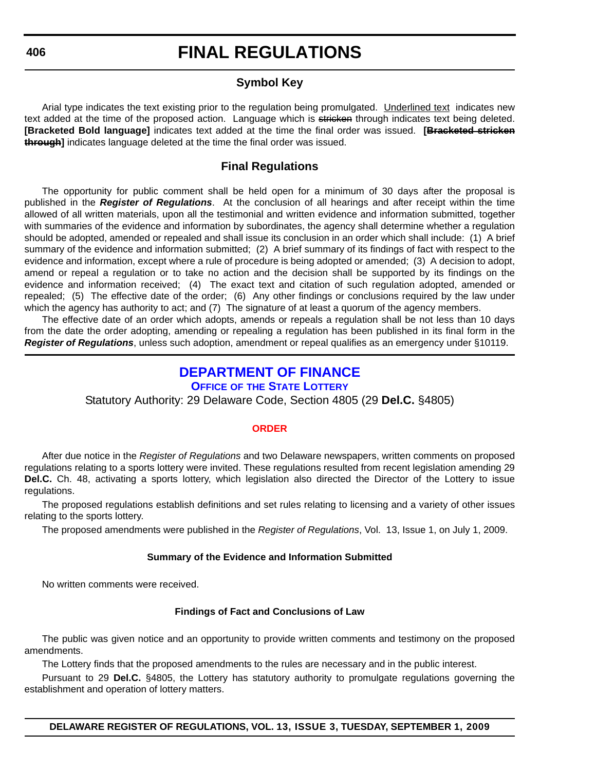# FINAL REGULATIONS

## Symbol Key

Arial type indicates the text existing prior to the regulation being promulgated. Underlined text indicates new text added at the time of the proposed action. Language which is ~~stricken~~ through indicates text being deleted. **[Bracketed Bold language]** indicates text added at the time the final order was issued. **[~~Bracketed stricken through~~]** indicates language deleted at the time the final order was issued.

## Final Regulations

The opportunity for public comment shall be held open for a minimum of 30 days after the proposal is published in the ***Register of Regulations***. At the conclusion of all hearings and after receipt within the time allowed of all written materials, upon all the testimonial and written evidence and information submitted, together with summaries of the evidence and information by subordinates, the agency shall determine whether a regulation should be adopted, amended or repealed and shall issue its conclusion in an order which shall include: (1) A brief summary of the evidence and information submitted; (2) A brief summary of its findings of fact with respect to the evidence and information, except where a rule of procedure is being adopted or amended; (3) A decision to adopt, amend or repeal a regulation or to take no action and the decision shall be supported by its findings on the evidence and information received; (4) The exact text and citation of such regulation adopted, amended or repealed; (5) The effective date of the order; (6) Any other findings or conclusions required by the law under which the agency has authority to act; and (7) The signature of at least a quorum of the agency members.

The effective date of an order which adopts, amends or repeals a regulation shall be not less than 10 days from the date the order adopting, amending or repealing a regulation has been published in its final form in the ***Register of Regulations***, unless such adoption, amendment or repeal qualifies as an emergency under §10119.

## DEPARTMENT OF FINANCE

### OFFICE OF THE STATE LOTTERY

Statutory Authority: 29 Delaware Code, Section 4805 (29 **Del.C.** §4805)

#### ORDER

After due notice in the *Register of Regulations* and two Delaware newspapers, written comments on proposed regulations relating to a sports lottery were invited. These regulations resulted from recent legislation amending 29 **Del.C.** Ch. 48, activating a sports lottery, which legislation also directed the Director of the Lottery to issue regulations.

The proposed regulations establish definitions and set rules relating to licensing and a variety of other issues relating to the sports lottery.

The proposed amendments were published in the *Register of Regulations*, Vol. 13, Issue 1, on July 1, 2009.

**Summary of the Evidence and Information Submitted**

No written comments were received.

**Findings of Fact and Conclusions of Law**

The public was given notice and an opportunity to provide written comments and testimony on the proposed amendments.

The Lottery finds that the proposed amendments to the rules are necessary and in the public interest.

Pursuant to 29 **Del.C.** §4805, the Lottery has statutory authority to promulgate regulations governing the establishment and operation of lottery matters.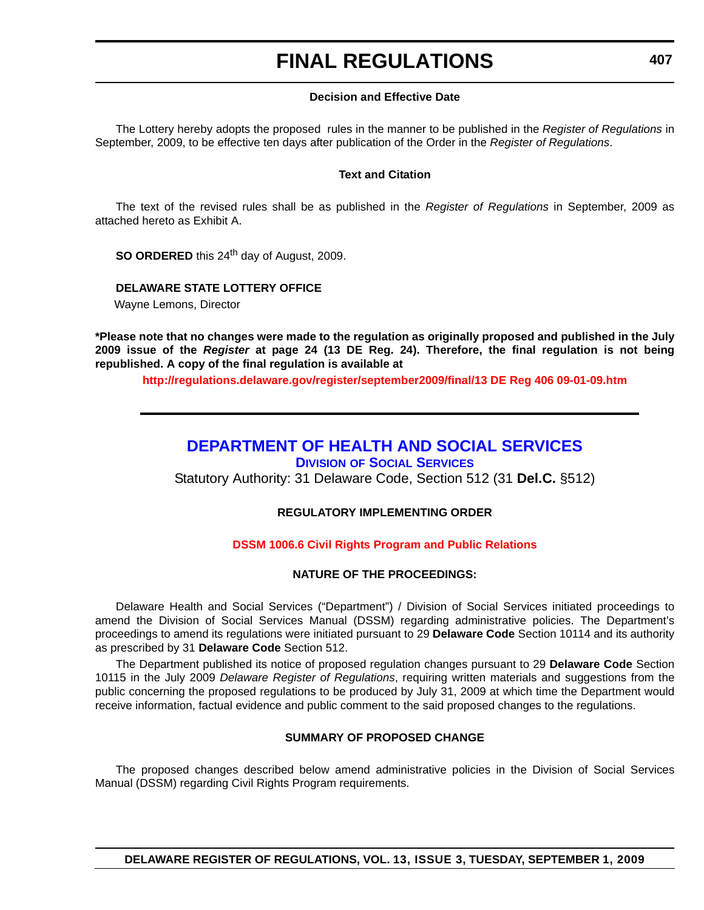#### Decision and Effective Date

The Lottery hereby adopts the proposed rules in the manner to be published in the *Register of Regulations* in September, 2009, to be effective ten days after publication of the Order in the *Register of Regulations*.

#### Text and Citation

The text of the revised rules shall be as published in the *Register of Regulations* in September, 2009 as attached hereto as Exhibit A.

**SO ORDERED** this 24th day of August, 2009.

**DELAWARE STATE LOTTERY OFFICE**
Wayne Lemons, Director

**\*Please note that no changes were made to the regulation as originally proposed and published in the July 2009 issue of the *Register* at page 24 (13 DE Reg. 24). Therefore, the final regulation is not being republished. A copy of the final regulation is available at**

**http://regulations.delaware.gov/register/september2009/final/13 DE Reg 406 09-01-09.htm**

---

## DEPARTMENT OF HEALTH AND SOCIAL SERVICES

### DIVISION OF SOCIAL SERVICES

Statutory Authority: 31 Delaware Code, Section 512 (31 **Del.C.** §512)

#### REGULATORY IMPLEMENTING ORDER

**DSSM 1006.6 Civil Rights Program and Public Relations**

#### NATURE OF THE PROCEEDINGS:

Delaware Health and Social Services ("Department") / Division of Social Services initiated proceedings to amend the Division of Social Services Manual (DSSM) regarding administrative policies. The Department's proceedings to amend its regulations were initiated pursuant to 29 **Delaware Code** Section 10114 and its authority as prescribed by 31 **Delaware Code** Section 512.

The Department published its notice of proposed regulation changes pursuant to 29 **Delaware Code** Section 10115 in the July 2009 *Delaware Register of Regulations*, requiring written materials and suggestions from the public concerning the proposed regulations to be produced by July 31, 2009 at which time the Department would receive information, factual evidence and public comment to the said proposed changes to the regulations.

#### SUMMARY OF PROPOSED CHANGE

The proposed changes described below amend administrative policies in the Division of Social Services Manual (DSSM) regarding Civil Rights Program requirements.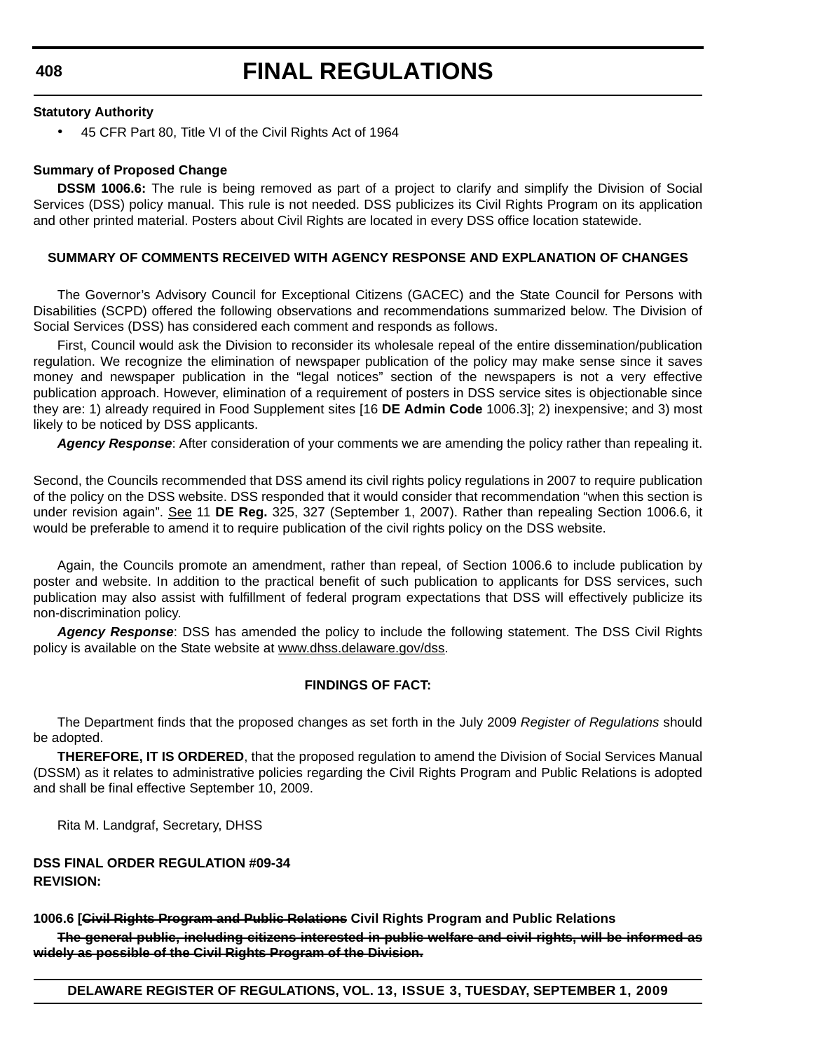**Statutory Authority**

- 45 CFR Part 80, Title VI of the Civil Rights Act of 1964

**Summary of Proposed Change**

**DSSM 1006.6:** The rule is being removed as part of a project to clarify and simplify the Division of Social Services (DSS) policy manual. This rule is not needed. DSS publicizes its Civil Rights Program on its application and other printed material. Posters about Civil Rights are located in every DSS office location statewide.

**SUMMARY OF COMMENTS RECEIVED WITH AGENCY RESPONSE AND EXPLANATION OF CHANGES**

The Governor's Advisory Council for Exceptional Citizens (GACEC) and the State Council for Persons with Disabilities (SCPD) offered the following observations and recommendations summarized below. The Division of Social Services (DSS) has considered each comment and responds as follows.

First, Council would ask the Division to reconsider its wholesale repeal of the entire dissemination/publication regulation. We recognize the elimination of newspaper publication of the policy may make sense since it saves money and newspaper publication in the "legal notices" section of the newspapers is not a very effective publication approach. However, elimination of a requirement of posters in DSS service sites is objectionable since they are: 1) already required in Food Supplement sites [16 **DE Admin Code** 1006.3]; 2) inexpensive; and 3) most likely to be noticed by DSS applicants.

***Agency Response***: After consideration of your comments we are amending the policy rather than repealing it.

Second, the Councils recommended that DSS amend its civil rights policy regulations in 2007 to require publication of the policy on the DSS website. DSS responded that it would consider that recommendation "when this section is under revision again". See 11 **DE Reg.** 325, 327 (September 1, 2007). Rather than repealing Section 1006.6, it would be preferable to amend it to require publication of the civil rights policy on the DSS website.

Again, the Councils promote an amendment, rather than repeal, of Section 1006.6 to include publication by poster and website. In addition to the practical benefit of such publication to applicants for DSS services, such publication may also assist with fulfillment of federal program expectations that DSS will effectively publicize its non-discrimination policy.

***Agency Response***: DSS has amended the policy to include the following statement. The DSS Civil Rights policy is available on the State website at www.dhss.delaware.gov/dss.

**FINDINGS OF FACT:**

The Department finds that the proposed changes as set forth in the July 2009 *Register of Regulations* should be adopted.

**THEREFORE, IT IS ORDERED**, that the proposed regulation to amend the Division of Social Services Manual (DSSM) as it relates to administrative policies regarding the Civil Rights Program and Public Relations is adopted and shall be final effective September 10, 2009.

Rita M. Landgraf, Secretary, DHSS

**DSS FINAL ORDER REGULATION #09-34**
**REVISION:**

**1006.6 [~~Civil Rights Program and Public Relations~~ Civil Rights Program and Public Relations**

**~~The general public, including citizens interested in public welfare and civil rights, will be informed as widely as possible of the Civil Rights Program of the Division.~~**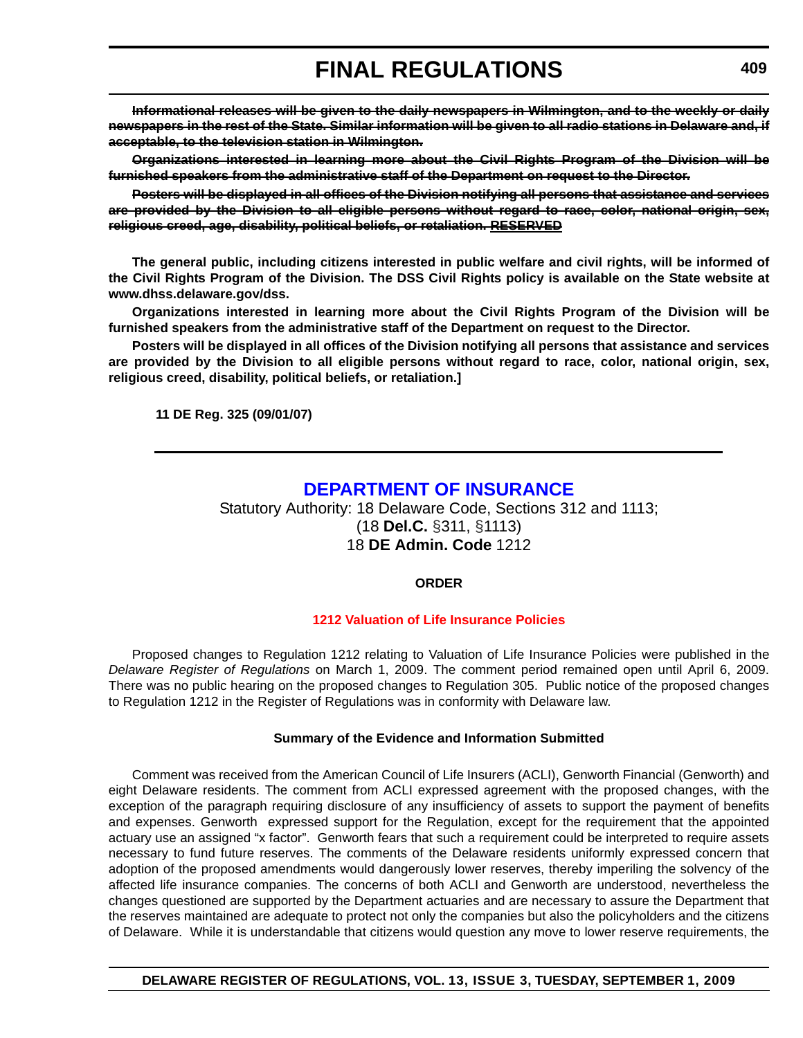~~**Informational releases will be given to the daily newspapers in Wilmington, and to the weekly or daily newspapers in the rest of the State. Similar information will be given to all radio stations in Delaware and, if acceptable, to the television station in Wilmington.**~~

~~**Organizations interested in learning more about the Civil Rights Program of the Division will be furnished speakers from the administrative staff of the Department on request to the Director.**~~

~~**Posters will be displayed in all offices of the Division notifying all persons that assistance and services are provided by the Division to all eligible persons without regard to race, color, national origin, sex, religious creed, age, disability, political beliefs, or retaliation.**~~ **RESERVED**

**The general public, including citizens interested in public welfare and civil rights, will be informed of the Civil Rights Program of the Division. The DSS Civil Rights policy is available on the State website at www.dhss.delaware.gov/dss.**

**Organizations interested in learning more about the Civil Rights Program of the Division will be furnished speakers from the administrative staff of the Department on request to the Director.**

**Posters will be displayed in all offices of the Division notifying all persons that assistance and services are provided by the Division to all eligible persons without regard to race, color, national origin, sex, religious creed, disability, political beliefs, or retaliation.]**

**11 DE Reg. 325 (09/01/07)**

---

## DEPARTMENT OF INSURANCE

Statutory Authority: 18 Delaware Code, Sections 312 and 1113;
(18 **Del.C.** §311, §1113)
18 **DE Admin. Code** 1212

**ORDER**

### 1212 Valuation of Life Insurance Policies

Proposed changes to Regulation 1212 relating to Valuation of Life Insurance Policies were published in the *Delaware Register of Regulations* on March 1, 2009. The comment period remained open until April 6, 2009. There was no public hearing on the proposed changes to Regulation 305. Public notice of the proposed changes to Regulation 1212 in the Register of Regulations was in conformity with Delaware law.

**Summary of the Evidence and Information Submitted**

Comment was received from the American Council of Life Insurers (ACLI), Genworth Financial (Genworth) and eight Delaware residents. The comment from ACLI expressed agreement with the proposed changes, with the exception of the paragraph requiring disclosure of any insufficiency of assets to support the payment of benefits and expenses. Genworth expressed support for the Regulation, except for the requirement that the appointed actuary use an assigned "x factor". Genworth fears that such a requirement could be interpreted to require assets necessary to fund future reserves. The comments of the Delaware residents uniformly expressed concern that adoption of the proposed amendments would dangerously lower reserves, thereby imperiling the solvency of the affected life insurance companies. The concerns of both ACLI and Genworth are understood, nevertheless the changes questioned are supported by the Department actuaries and are necessary to assure the Department that the reserves maintained are adequate to protect not only the companies but also the policyholders and the citizens of Delaware. While it is understandable that citizens would question any move to lower reserve requirements, the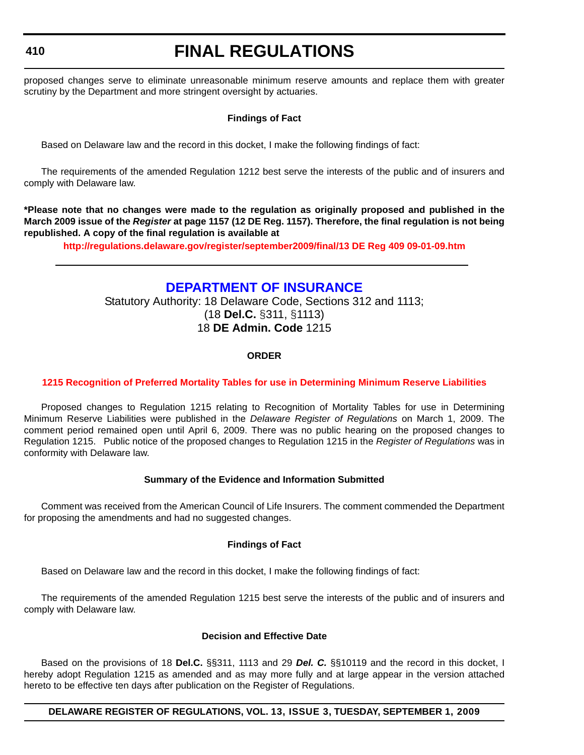proposed changes serve to eliminate unreasonable minimum reserve amounts and replace them with greater scrutiny by the Department and more stringent oversight by actuaries.

**Findings of Fact**

Based on Delaware law and the record in this docket, I make the following findings of fact:

The requirements of the amended Regulation 1212 best serve the interests of the public and of insurers and comply with Delaware law.

**\*Please note that no changes were made to the regulation as originally proposed and published in the March 2009 issue of the *Register* at page 1157 (12 DE Reg. 1157). Therefore, the final regulation is not being republished. A copy of the final regulation is available at**

**http://regulations.delaware.gov/register/september2009/final/13 DE Reg 409 09-01-09.htm**

---

## DEPARTMENT OF INSURANCE

Statutory Authority: 18 Delaware Code, Sections 312 and 1113;
(18 **Del.C.** §311, §1113)
18 **DE Admin. Code** 1215

**ORDER**

**1215 Recognition of Preferred Mortality Tables for use in Determining Minimum Reserve Liabilities**

Proposed changes to Regulation 1215 relating to Recognition of Mortality Tables for use in Determining Minimum Reserve Liabilities were published in the *Delaware Register of Regulations* on March 1, 2009. The comment period remained open until April 6, 2009. There was no public hearing on the proposed changes to Regulation 1215. Public notice of the proposed changes to Regulation 1215 in the *Register of Regulations* was in conformity with Delaware law.

**Summary of the Evidence and Information Submitted**

Comment was received from the American Council of Life Insurers. The comment commended the Department for proposing the amendments and had no suggested changes.

**Findings of Fact**

Based on Delaware law and the record in this docket, I make the following findings of fact:

The requirements of the amended Regulation 1215 best serve the interests of the public and of insurers and comply with Delaware law.

**Decision and Effective Date**

Based on the provisions of 18 **Del.C.** §§311, 1113 and 29 ***Del. C.*** §§10119 and the record in this docket, I hereby adopt Regulation 1215 as amended and as may more fully and at large appear in the version attached hereto to be effective ten days after publication on the Register of Regulations.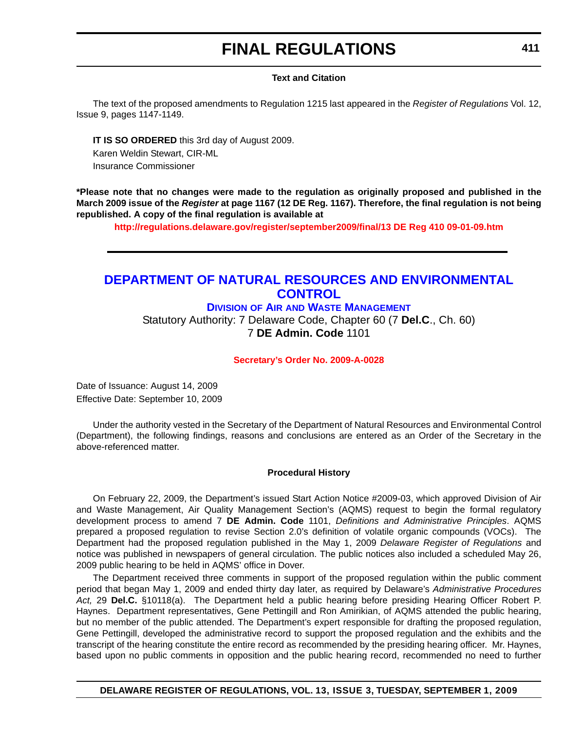**Text and Citation**

The text of the proposed amendments to Regulation 1215 last appeared in the *Register of Regulations* Vol. 12, Issue 9, pages 1147-1149.

**IT IS SO ORDERED** this 3rd day of August 2009.
Karen Weldin Stewart, CIR-ML
Insurance Commissioner

**\*Please note that no changes were made to the regulation as originally proposed and published in the March 2009 issue of the *Register* at page 1167 (12 DE Reg. 1167). Therefore, the final regulation is not being republished. A copy of the final regulation is available at**

**http://regulations.delaware.gov/register/september2009/final/13 DE Reg 410 09-01-09.htm**

---

# DEPARTMENT OF NATURAL RESOURCES AND ENVIRONMENTAL CONTROL

## DIVISION OF AIR AND WASTE MANAGEMENT

Statutory Authority: 7 Delaware Code, Chapter 60 (7 **Del.C**., Ch. 60)
7 **DE Admin. Code** 1101

**Secretary's Order No. 2009-A-0028**

Date of Issuance: August 14, 2009
Effective Date: September 10, 2009

Under the authority vested in the Secretary of the Department of Natural Resources and Environmental Control (Department), the following findings, reasons and conclusions are entered as an Order of the Secretary in the above-referenced matter.

**Procedural History**

On February 22, 2009, the Department's issued Start Action Notice #2009-03, which approved Division of Air and Waste Management, Air Quality Management Section's (AQMS) request to begin the formal regulatory development process to amend 7 **DE Admin. Code** 1101, *Definitions and Administrative Principles*. AQMS prepared a proposed regulation to revise Section 2.0's definition of volatile organic compounds (VOCs). The Department had the proposed regulation published in the May 1, 2009 *Delaware Register of Regulations* and notice was published in newspapers of general circulation. The public notices also included a scheduled May 26, 2009 public hearing to be held in AQMS' office in Dover.

The Department received three comments in support of the proposed regulation within the public comment period that began May 1, 2009 and ended thirty day later, as required by Delaware's *Administrative Procedures Act,* 29 **Del.C.** §10118(a). The Department held a public hearing before presiding Hearing Officer Robert P. Haynes. Department representatives, Gene Pettingill and Ron Amirikian, of AQMS attended the public hearing, but no member of the public attended. The Department's expert responsible for drafting the proposed regulation, Gene Pettingill, developed the administrative record to support the proposed regulation and the exhibits and the transcript of the hearing constitute the entire record as recommended by the presiding hearing officer. Mr. Haynes, based upon no public comments in opposition and the public hearing record, recommended no need to further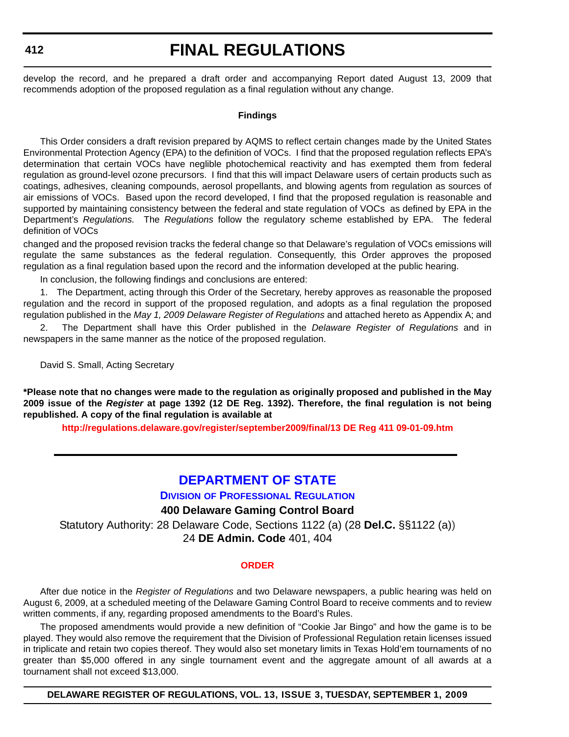develop the record, and he prepared a draft order and accompanying Report dated August 13, 2009 that recommends adoption of the proposed regulation as a final regulation without any change.

**Findings**

This Order considers a draft revision prepared by AQMS to reflect certain changes made by the United States Environmental Protection Agency (EPA) to the definition of VOCs. I find that the proposed regulation reflects EPA's determination that certain VOCs have neglible photochemical reactivity and has exempted them from federal regulation as ground-level ozone precursors. I find that this will impact Delaware users of certain products such as coatings, adhesives, cleaning compounds, aerosol propellants, and blowing agents from regulation as sources of air emissions of VOCs. Based upon the record developed, I find that the proposed regulation is reasonable and supported by maintaining consistency between the federal and state regulation of VOCs as defined by EPA in the Department's *Regulations.* The *Regulations* follow the regulatory scheme established by EPA. The federal definition of VOCs

changed and the proposed revision tracks the federal change so that Delaware's regulation of VOCs emissions will regulate the same substances as the federal regulation. Consequently, this Order approves the proposed regulation as a final regulation based upon the record and the information developed at the public hearing.

In conclusion, the following findings and conclusions are entered:

1. The Department, acting through this Order of the Secretary, hereby approves as reasonable the proposed regulation and the record in support of the proposed regulation, and adopts as a final regulation the proposed regulation published in the *May 1, 2009 Delaware Register of Regulations* and attached hereto as Appendix A; and

2. The Department shall have this Order published in the *Delaware Register of Regulations* and in newspapers in the same manner as the notice of the proposed regulation.

David S. Small, Acting Secretary

**\*Please note that no changes were made to the regulation as originally proposed and published in the May 2009 issue of the *Register* at page 1392 (12 DE Reg. 1392). Therefore, the final regulation is not being republished. A copy of the final regulation is available at**

**http://regulations.delaware.gov/register/september2009/final/13 DE Reg 411 09-01-09.htm**

---

# DEPARTMENT OF STATE

## DIVISION OF PROFESSIONAL REGULATION

### 400 Delaware Gaming Control Board

Statutory Authority: 28 Delaware Code, Sections 1122 (a) (28 **Del.C.** §§1122 (a))
24 **DE Admin. Code** 401, 404

#### ORDER

After due notice in the *Register of Regulations* and two Delaware newspapers, a public hearing was held on August 6, 2009, at a scheduled meeting of the Delaware Gaming Control Board to receive comments and to review written comments, if any, regarding proposed amendments to the Board's Rules.

The proposed amendments would provide a new definition of "Cookie Jar Bingo" and how the game is to be played. They would also remove the requirement that the Division of Professional Regulation retain licenses issued in triplicate and retain two copies thereof. They would also set monetary limits in Texas Hold'em tournaments of no greater than $5,000 offered in any single tournament event and the aggregate amount of all awards at a tournament shall not exceed $13,000.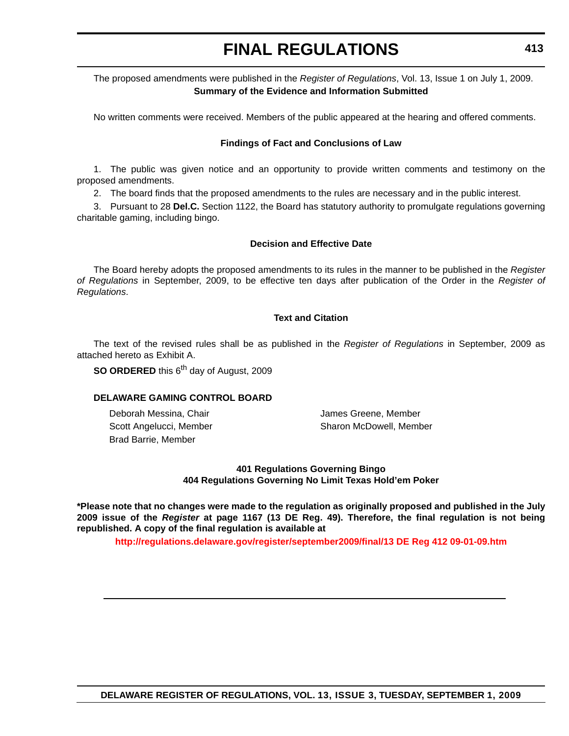The proposed amendments were published in the *Register of Regulations*, Vol. 13, Issue 1 on July 1, 2009.

**Summary of the Evidence and Information Submitted**

No written comments were received. Members of the public appeared at the hearing and offered comments.

**Findings of Fact and Conclusions of Law**

1. The public was given notice and an opportunity to provide written comments and testimony on the proposed amendments.

2. The board finds that the proposed amendments to the rules are necessary and in the public interest.

3. Pursuant to 28 **Del.C.** Section 1122, the Board has statutory authority to promulgate regulations governing charitable gaming, including bingo.

**Decision and Effective Date**

The Board hereby adopts the proposed amendments to its rules in the manner to be published in the *Register of Regulations* in September, 2009, to be effective ten days after publication of the Order in the *Register of Regulations*.

**Text and Citation**

The text of the revised rules shall be as published in the *Register of Regulations* in September, 2009 as attached hereto as Exhibit A.

**SO ORDERED** this 6th day of August, 2009

**DELAWARE GAMING CONTROL BOARD**

Deborah Messina, Chair
Scott Angelucci, Member
Brad Barrie, Member
James Greene, Member
Sharon McDowell, Member

**401 Regulations Governing Bingo**
**404 Regulations Governing No Limit Texas Hold'em Poker**

**\*Please note that no changes were made to the regulation as originally proposed and published in the July 2009 issue of the *Register* at page 1167 (13 DE Reg. 49). Therefore, the final regulation is not being republished. A copy of the final regulation is available at**

**http://regulations.delaware.gov/register/september2009/final/13 DE Reg 412 09-01-09.htm**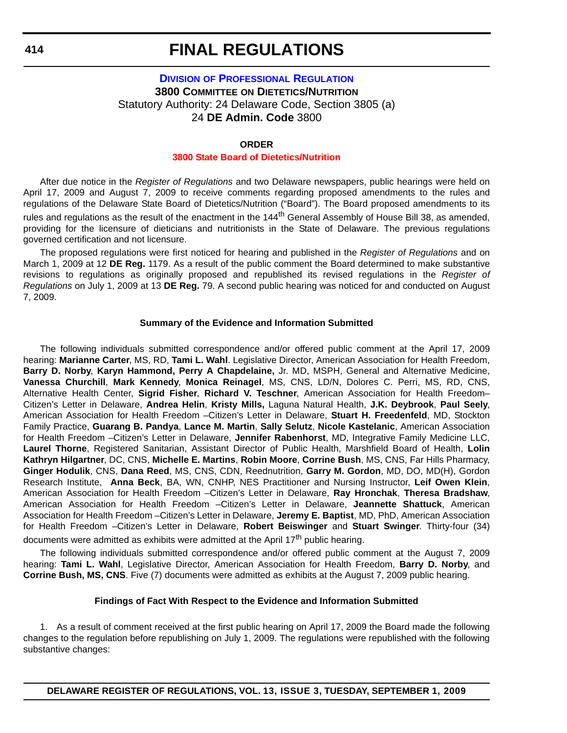# FINAL REGULATIONS

**DIVISION OF PROFESSIONAL REGULATION**

**3800 COMMITTEE ON DIETETICS/NUTRITION**

Statutory Authority: 24 Delaware Code, Section 3805 (a)

24 **DE Admin. Code** 3800

**ORDER**

**3800 State Board of Dietetics/Nutrition**

After due notice in the *Register of Regulations* and two Delaware newspapers, public hearings were held on April 17, 2009 and August 7, 2009 to receive comments regarding proposed amendments to the rules and regulations of the Delaware State Board of Dietetics/Nutrition ("Board"). The Board proposed amendments to its rules and regulations as the result of the enactment in the 144th General Assembly of House Bill 38, as amended, providing for the licensure of dieticians and nutritionists in the State of Delaware. The previous regulations governed certification and not licensure.

The proposed regulations were first noticed for hearing and published in the *Register of Regulations* and on March 1, 2009 at 12 **DE Reg.** 1179. As a result of the public comment the Board determined to make substantive revisions to regulations as originally proposed and republished its revised regulations in the *Register of Regulations* on July 1, 2009 at 13 **DE Reg.** 79. A second public hearing was noticed for and conducted on August 7, 2009.

**Summary of the Evidence and Information Submitted**

The following individuals submitted correspondence and/or offered public comment at the April 17, 2009 hearing: **Marianne Carter**, MS, RD, **Tami L. Wahl**. Legislative Director, American Association for Health Freedom, **Barry D. Norby**, **Karyn Hammond, Perry A Chapdelaine,** Jr. MD, MSPH, General and Alternative Medicine, **Vanessa Churchill**, **Mark Kennedy**, **Monica Reinagel**, MS, CNS, LD/N, Dolores C. Perri, MS, RD, CNS, Alternative Health Center, **Sigrid Fisher**, **Richard V. Teschner**, American Association for Health Freedom–Citizen's Letter in Delaware, **Andrea Helin**, **Kristy Mills,** Laguna Natural Health, **J.K. Deybrook**, **Paul Seely**, American Association for Health Freedom –Citizen's Letter in Delaware, **Stuart H. Freedenfeld**, MD, Stockton Family Practice, **Guarang B. Pandya**, **Lance M. Martin**, **Sally Selutz**, **Nicole Kastelanic**, American Association for Health Freedom –Citizen's Letter in Delaware, **Jennifer Rabenhorst**, MD, Integrative Family Medicine LLC, **Laurel Thorne**, Registered Sanitarian, Assistant Director of Public Health, Marshfield Board of Health, **Lolin Kathryn Hilgartner**, DC, CNS, **Michelle E. Martins**, **Robin Moore**, **Corrine Bush**, MS, CNS, Far Hills Pharmacy, **Ginger Hodulik**, CNS, **Dana Reed**, MS, CNS, CDN, Reednutrition, **Garry M. Gordon**, MD, DO, MD(H), Gordon Research Institute, **Anna Beck**, BA, WN, CNHP, NES Practitioner and Nursing Instructor, **Leif Owen Klein**, American Association for Health Freedom –Citizen's Letter in Delaware, **Ray Hronchak**, **Theresa Bradshaw**, American Association for Health Freedom –Citizen's Letter in Delaware, **Jeannette Shattuck**, American Association for Health Freedom –Citizen's Letter in Delaware, **Jeremy E. Baptist**, MD, PhD, American Association for Health Freedom –Citizen's Letter in Delaware, **Robert Beiswinger** and **Stuart Swinger**. Thirty-four (34) documents were admitted as exhibits were admitted at the April 17th public hearing.

The following individuals submitted correspondence and/or offered public comment at the August 7, 2009 hearing: **Tami L. Wahl**, Legislative Director, American Association for Health Freedom, **Barry D. Norby**, and **Corrine Bush, MS, CNS**. Five (7) documents were admitted as exhibits at the August 7, 2009 public hearing.

**Findings of Fact With Respect to the Evidence and Information Submitted**

1. As a result of comment received at the first public hearing on April 17, 2009 the Board made the following changes to the regulation before republishing on July 1, 2009. The regulations were republished with the following substantive changes: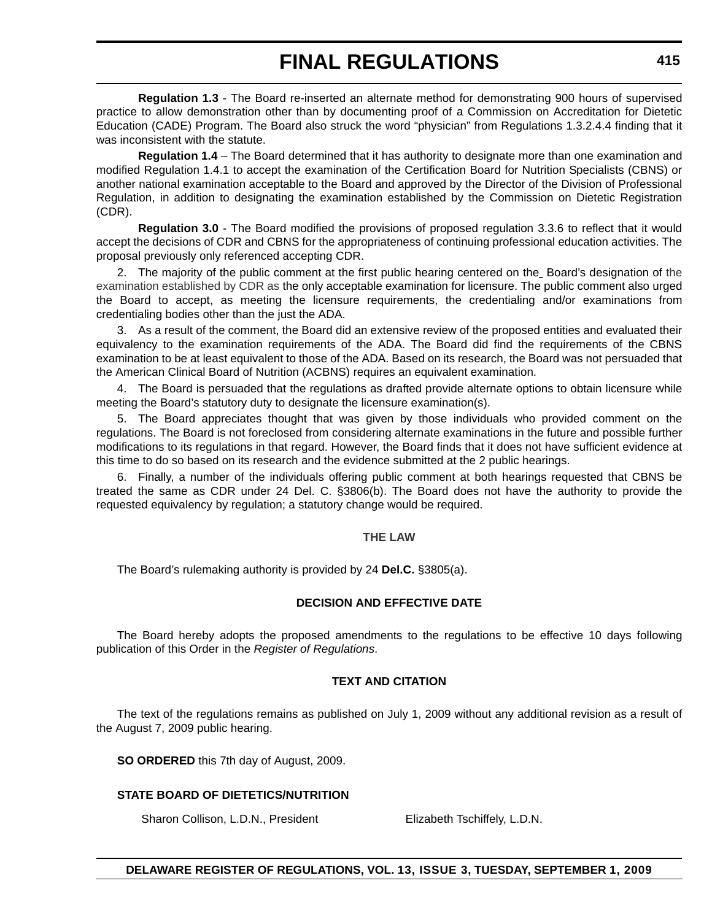**Regulation 1.3** - The Board re-inserted an alternate method for demonstrating 900 hours of supervised practice to allow demonstration other than by documenting proof of a Commission on Accreditation for Dietetic Education (CADE) Program. The Board also struck the word "physician" from Regulations 1.3.2.4.4 finding that it was inconsistent with the statute.

**Regulation 1.4** – The Board determined that it has authority to designate more than one examination and modified Regulation 1.4.1 to accept the examination of the Certification Board for Nutrition Specialists (CBNS) or another national examination acceptable to the Board and approved by the Director of the Division of Professional Regulation, in addition to designating the examination established by the Commission on Dietetic Registration (CDR).

**Regulation 3.0** - The Board modified the provisions of proposed regulation 3.3.6 to reflect that it would accept the decisions of CDR and CBNS for the appropriateness of continuing professional education activities. The proposal previously only referenced accepting CDR.

2. The majority of the public comment at the first public hearing centered on the Board's designation of the examination established by CDR as the only acceptable examination for licensure. The public comment also urged the Board to accept, as meeting the licensure requirements, the credentialing and/or examinations from credentialing bodies other than the just the ADA.

3. As a result of the comment, the Board did an extensive review of the proposed entities and evaluated their equivalency to the examination requirements of the ADA. The Board did find the requirements of the CBNS examination to be at least equivalent to those of the ADA. Based on its research, the Board was not persuaded that the American Clinical Board of Nutrition (ACBNS) requires an equivalent examination.

4. The Board is persuaded that the regulations as drafted provide alternate options to obtain licensure while meeting the Board's statutory duty to designate the licensure examination(s).

5. The Board appreciates thought that was given by those individuals who provided comment on the regulations. The Board is not foreclosed from considering alternate examinations in the future and possible further modifications to its regulations in that regard. However, the Board finds that it does not have sufficient evidence at this time to do so based on its research and the evidence submitted at the 2 public hearings.

6. Finally, a number of the individuals offering public comment at both hearings requested that CBNS be treated the same as CDR under 24 Del. C. §3806(b). The Board does not have the authority to provide the requested equivalency by regulation; a statutory change would be required.

**THE LAW**

The Board's rulemaking authority is provided by 24 **Del.C.** §3805(a).

**DECISION AND EFFECTIVE DATE**

The Board hereby adopts the proposed amendments to the regulations to be effective 10 days following publication of this Order in the *Register of Regulations*.

**TEXT AND CITATION**

The text of the regulations remains as published on July 1, 2009 without any additional revision as a result of the August 7, 2009 public hearing.

**SO ORDERED** this 7th day of August, 2009.

**STATE BOARD OF DIETETICS/NUTRITION**

Sharon Collison, L.D.N., President    Elizabeth Tschiffely, L.D.N.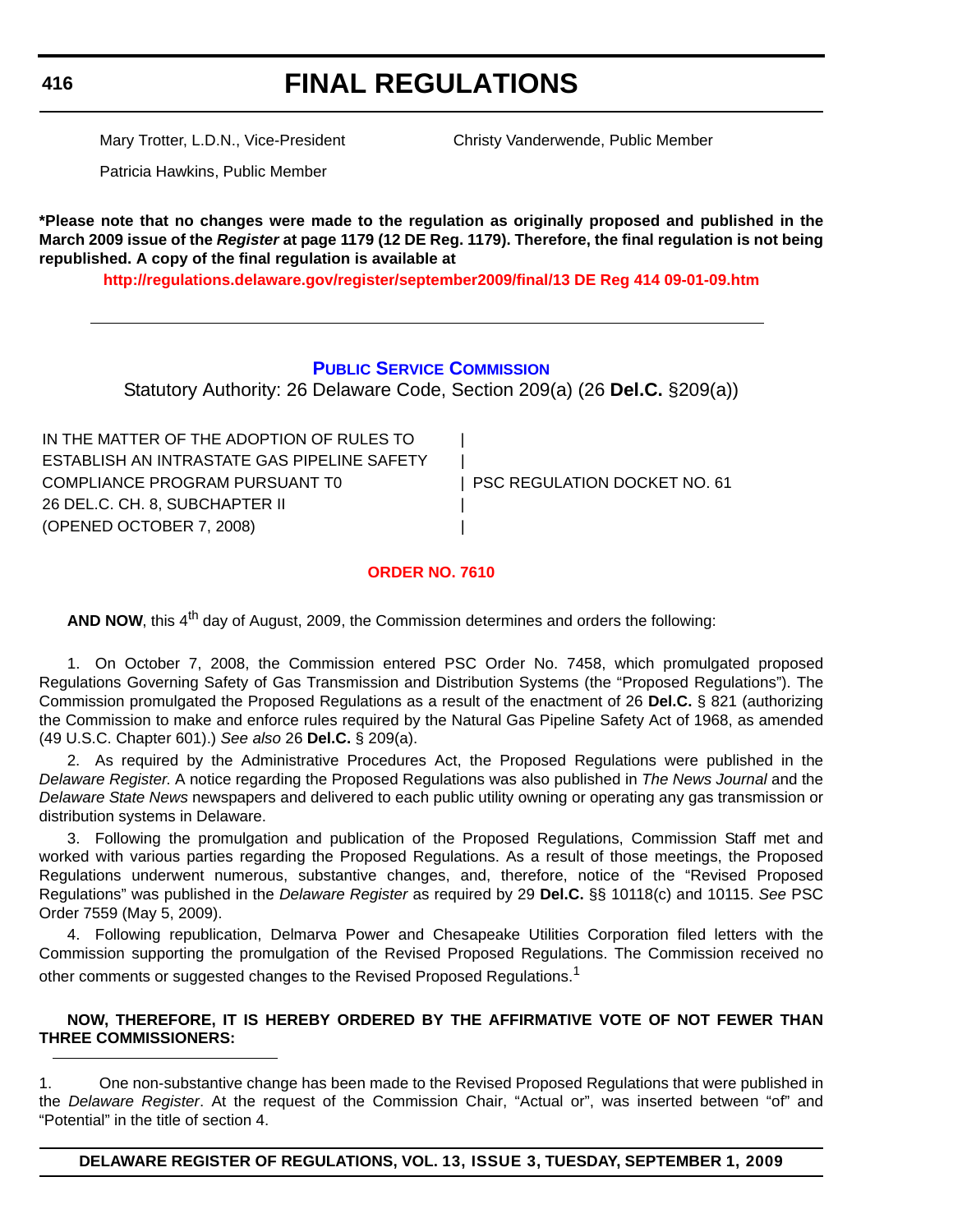Mary Trotter, L.D.N., Vice-President

Christy Vanderwende, Public Member

Patricia Hawkins, Public Member

**\*Please note that no changes were made to the regulation as originally proposed and published in the March 2009 issue of the *Register* at page 1179 (12 DE Reg. 1179). Therefore, the final regulation is not being republished. A copy of the final regulation is available at**

**http://regulations.delaware.gov/register/september2009/final/13 DE Reg 414 09-01-09.htm**

---

## PUBLIC SERVICE COMMISSION

Statutory Authority: 26 Delaware Code, Section 209(a) (26 **Del.C.** §209(a))

| | |
|---|---|
| IN THE MATTER OF THE ADOPTION OF RULES TO ESTABLISH AN INTRASTATE GAS PIPELINE SAFETY COMPLIANCE PROGRAM PURSUANT T0 26 DEL.C. CH. 8, SUBCHAPTER II (OPENED OCTOBER 7, 2008) | PSC REGULATION DOCKET NO. 61 |

### ORDER NO. 7610

**AND NOW**, this 4th day of August, 2009, the Commission determines and orders the following:

1. On October 7, 2008, the Commission entered PSC Order No. 7458, which promulgated proposed Regulations Governing Safety of Gas Transmission and Distribution Systems (the "Proposed Regulations"). The Commission promulgated the Proposed Regulations as a result of the enactment of 26 **Del.C.** § 821 (authorizing the Commission to make and enforce rules required by the Natural Gas Pipeline Safety Act of 1968, as amended (49 U.S.C. Chapter 601).) *See also* 26 **Del.C.** § 209(a).

2. As required by the Administrative Procedures Act, the Proposed Regulations were published in the *Delaware Register*. A notice regarding the Proposed Regulations was also published in *The News Journal* and the *Delaware State News* newspapers and delivered to each public utility owning or operating any gas transmission or distribution systems in Delaware.

3. Following the promulgation and publication of the Proposed Regulations, Commission Staff met and worked with various parties regarding the Proposed Regulations. As a result of those meetings, the Proposed Regulations underwent numerous, substantive changes, and, therefore, notice of the "Revised Proposed Regulations" was published in the *Delaware Register* as required by 29 **Del.C.** §§ 10118(c) and 10115. *See* PSC Order 7559 (May 5, 2009).

4. Following republication, Delmarva Power and Chesapeake Utilities Corporation filed letters with the Commission supporting the promulgation of the Revised Proposed Regulations. The Commission received no other comments or suggested changes to the Revised Proposed Regulations.[1]

**NOW, THEREFORE, IT IS HEREBY ORDERED BY THE AFFIRMATIVE VOTE OF NOT FEWER THAN THREE COMMISSIONERS:**

---

1. One non-substantive change has been made to the Revised Proposed Regulations that were published in the *Delaware Register*. At the request of the Commission Chair, "Actual or", was inserted between "of" and "Potential" in the title of section 4.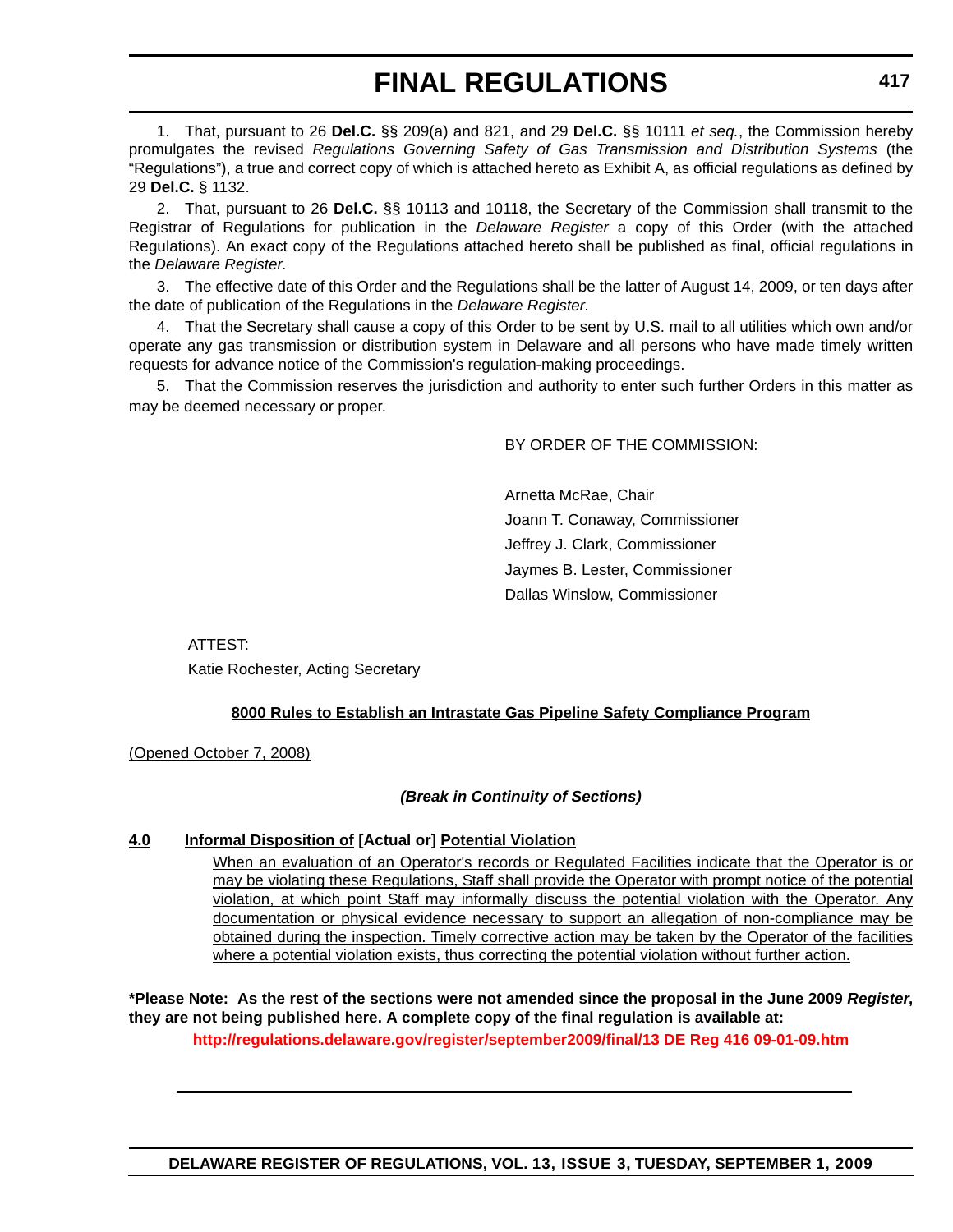1. That, pursuant to 26 **Del.C.** §§ 209(a) and 821, and 29 **Del.C.** §§ 10111 *et seq.*, the Commission hereby promulgates the revised *Regulations Governing Safety of Gas Transmission and Distribution Systems* (the "Regulations"), a true and correct copy of which is attached hereto as Exhibit A, as official regulations as defined by 29 **Del.C.** § 1132.

2. That, pursuant to 26 **Del.C.** §§ 10113 and 10118, the Secretary of the Commission shall transmit to the Registrar of Regulations for publication in the *Delaware Register* a copy of this Order (with the attached Regulations). An exact copy of the Regulations attached hereto shall be published as final, official regulations in the *Delaware Register.*

3. The effective date of this Order and the Regulations shall be the latter of August 14, 2009, or ten days after the date of publication of the Regulations in the *Delaware Register.*

4. That the Secretary shall cause a copy of this Order to be sent by U.S. mail to all utilities which own and/or operate any gas transmission or distribution system in Delaware and all persons who have made timely written requests for advance notice of the Commission's regulation-making proceedings.

5. That the Commission reserves the jurisdiction and authority to enter such further Orders in this matter as may be deemed necessary or proper.

BY ORDER OF THE COMMISSION:

Arnetta McRae, Chair
Joann T. Conaway, Commissioner
Jeffrey J. Clark, Commissioner
Jaymes B. Lester, Commissioner
Dallas Winslow, Commissioner

ATTEST:
Katie Rochester, Acting Secretary

**8000 Rules to Establish an Intrastate Gas Pipeline Safety Compliance Program**

(Opened October 7, 2008)

***(Break in Continuity of Sections)***

**4.0 Informal Disposition of [Actual or] Potential Violation**

When an evaluation of an Operator's records or Regulated Facilities indicate that the Operator is or may be violating these Regulations, Staff shall provide the Operator with prompt notice of the potential violation, at which point Staff may informally discuss the potential violation with the Operator. Any documentation or physical evidence necessary to support an allegation of non-compliance may be obtained during the inspection. Timely corrective action may be taken by the Operator of the facilities where a potential violation exists, thus correcting the potential violation without further action.

**\*Please Note: As the rest of the sections were not amended since the proposal in the June 2009 *Register*, they are not being published here. A complete copy of the final regulation is available at:**

**http://regulations.delaware.gov/register/september2009/final/13 DE Reg 416 09-01-09.htm**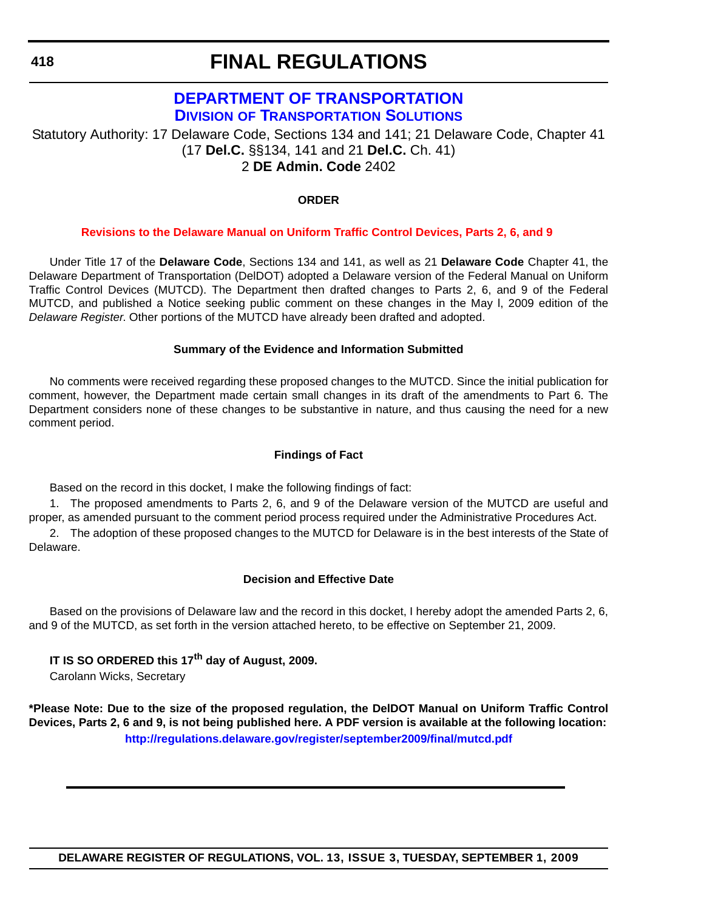# FINAL REGULATIONS

## DEPARTMENT OF TRANSPORTATION

### DIVISION OF TRANSPORTATION SOLUTIONS

Statutory Authority: 17 Delaware Code, Sections 134 and 141; 21 Delaware Code, Chapter 41 (17 **Del.C.** §§134, 141 and 21 **Del.C.** Ch. 41)
2 **DE Admin. Code** 2402

**ORDER**

**Revisions to the Delaware Manual on Uniform Traffic Control Devices, Parts 2, 6, and 9**

Under Title 17 of the **Delaware Code**, Sections 134 and 141, as well as 21 **Delaware Code** Chapter 41, the Delaware Department of Transportation (DelDOT) adopted a Delaware version of the Federal Manual on Uniform Traffic Control Devices (MUTCD). The Department then drafted changes to Parts 2, 6, and 9 of the Federal MUTCD, and published a Notice seeking public comment on these changes in the May l, 2009 edition of the *Delaware Register*. Other portions of the MUTCD have already been drafted and adopted.

**Summary of the Evidence and Information Submitted**

No comments were received regarding these proposed changes to the MUTCD. Since the initial publication for comment, however, the Department made certain small changes in its draft of the amendments to Part 6. The Department considers none of these changes to be substantive in nature, and thus causing the need for a new comment period.

**Findings of Fact**

Based on the record in this docket, I make the following findings of fact:

1. The proposed amendments to Parts 2, 6, and 9 of the Delaware version of the MUTCD are useful and proper, as amended pursuant to the comment period process required under the Administrative Procedures Act.

2. The adoption of these proposed changes to the MUTCD for Delaware is in the best interests of the State of Delaware.

**Decision and Effective Date**

Based on the provisions of Delaware law and the record in this docket, I hereby adopt the amended Parts 2, 6, and 9 of the MUTCD, as set forth in the version attached hereto, to be effective on September 21, 2009.

**IT IS SO ORDERED this 17th day of August, 2009.**
Carolann Wicks, Secretary

**\*Please Note: Due to the size of the proposed regulation, the DelDOT Manual on Uniform Traffic Control Devices, Parts 2, 6 and 9, is not being published here. A PDF version is available at the following location:**
**http://regulations.delaware.gov/register/september2009/final/mutcd.pdf**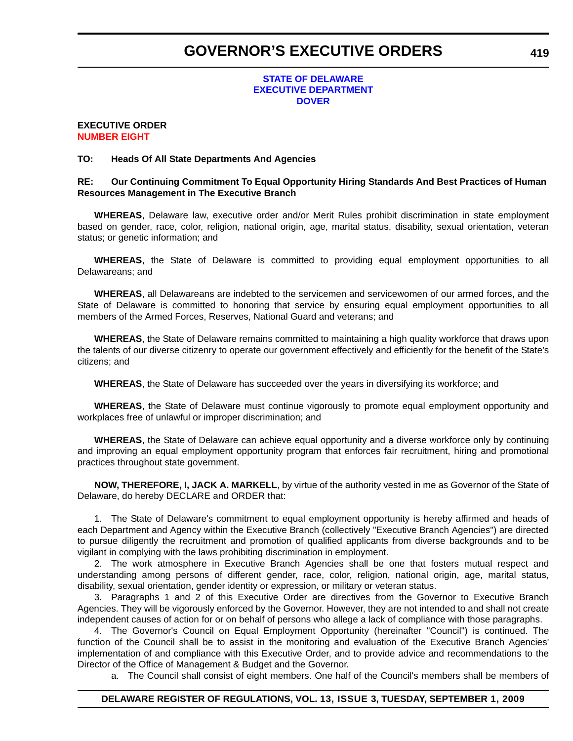# GOVERNOR'S EXECUTIVE ORDERS

**STATE OF DELAWARE**
**EXECUTIVE DEPARTMENT**
**DOVER**

**EXECUTIVE ORDER**
**NUMBER EIGHT**

**TO: Heads Of All State Departments And Agencies**

**RE: Our Continuing Commitment To Equal Opportunity Hiring Standards And Best Practices of Human Resources Management in The Executive Branch**

**WHEREAS**, Delaware law, executive order and/or Merit Rules prohibit discrimination in state employment based on gender, race, color, religion, national origin, age, marital status, disability, sexual orientation, veteran status; or genetic information; and

**WHEREAS**, the State of Delaware is committed to providing equal employment opportunities to all Delawareans; and

**WHEREAS**, all Delawareans are indebted to the servicemen and servicewomen of our armed forces, and the State of Delaware is committed to honoring that service by ensuring equal employment opportunities to all members of the Armed Forces, Reserves, National Guard and veterans; and

**WHEREAS**, the State of Delaware remains committed to maintaining a high quality workforce that draws upon the talents of our diverse citizenry to operate our government effectively and efficiently for the benefit of the State's citizens; and

**WHEREAS**, the State of Delaware has succeeded over the years in diversifying its workforce; and

**WHEREAS**, the State of Delaware must continue vigorously to promote equal employment opportunity and workplaces free of unlawful or improper discrimination; and

**WHEREAS**, the State of Delaware can achieve equal opportunity and a diverse workforce only by continuing and improving an equal employment opportunity program that enforces fair recruitment, hiring and promotional practices throughout state government.

**NOW, THEREFORE, I, JACK A. MARKELL**, by virtue of the authority vested in me as Governor of the State of Delaware, do hereby DECLARE and ORDER that:

1. The State of Delaware's commitment to equal employment opportunity is hereby affirmed and heads of each Department and Agency within the Executive Branch (collectively "Executive Branch Agencies") are directed to pursue diligently the recruitment and promotion of qualified applicants from diverse backgrounds and to be vigilant in complying with the laws prohibiting discrimination in employment.
2. The work atmosphere in Executive Branch Agencies shall be one that fosters mutual respect and understanding among persons of different gender, race, color, religion, national origin, age, marital status, disability, sexual orientation, gender identity or expression, or military or veteran status.
3. Paragraphs 1 and 2 of this Executive Order are directives from the Governor to Executive Branch Agencies. They will be vigorously enforced by the Governor. However, they are not intended to and shall not create independent causes of action for or on behalf of persons who allege a lack of compliance with those paragraphs.
4. The Governor's Council on Equal Employment Opportunity (hereinafter "Council") is continued. The function of the Council shall be to assist in the monitoring and evaluation of the Executive Branch Agencies' implementation of and compliance with this Executive Order, and to provide advice and recommendations to the Director of the Office of Management & Budget and the Governor.
   a. The Council shall consist of eight members. One half of the Council's members shall be members of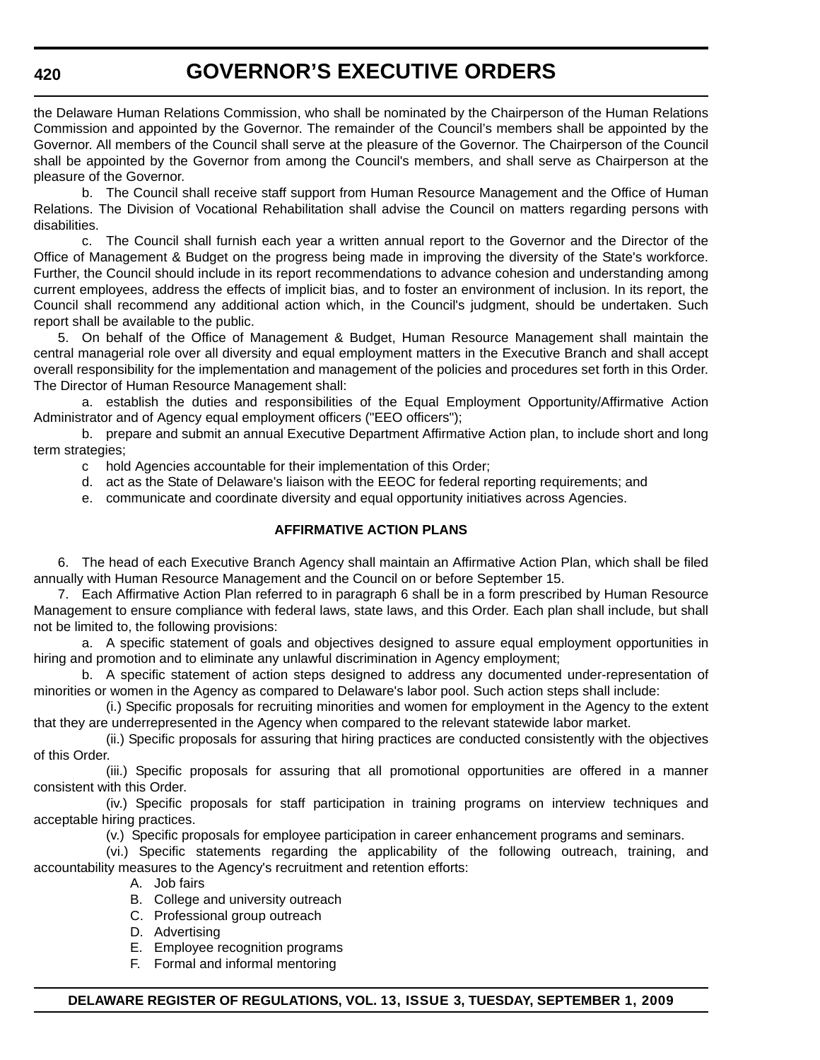the Delaware Human Relations Commission, who shall be nominated by the Chairperson of the Human Relations Commission and appointed by the Governor. The remainder of the Council's members shall be appointed by the Governor. All members of the Council shall serve at the pleasure of the Governor. The Chairperson of the Council shall be appointed by the Governor from among the Council's members, and shall serve as Chairperson at the pleasure of the Governor.

b. The Council shall receive staff support from Human Resource Management and the Office of Human Relations. The Division of Vocational Rehabilitation shall advise the Council on matters regarding persons with disabilities.

c. The Council shall furnish each year a written annual report to the Governor and the Director of the Office of Management & Budget on the progress being made in improving the diversity of the State's workforce. Further, the Council should include in its report recommendations to advance cohesion and understanding among current employees, address the effects of implicit bias, and to foster an environment of inclusion. In its report, the Council shall recommend any additional action which, in the Council's judgment, should be undertaken. Such report shall be available to the public.

5. On behalf of the Office of Management & Budget, Human Resource Management shall maintain the central managerial role over all diversity and equal employment matters in the Executive Branch and shall accept overall responsibility for the implementation and management of the policies and procedures set forth in this Order. The Director of Human Resource Management shall:

a. establish the duties and responsibilities of the Equal Employment Opportunity/Affirmative Action Administrator and of Agency equal employment officers ("EEO officers");

b. prepare and submit an annual Executive Department Affirmative Action plan, to include short and long term strategies;

c hold Agencies accountable for their implementation of this Order;

d. act as the State of Delaware's liaison with the EEOC for federal reporting requirements; and

e. communicate and coordinate diversity and equal opportunity initiatives across Agencies.

**AFFIRMATIVE ACTION PLANS**

6. The head of each Executive Branch Agency shall maintain an Affirmative Action Plan, which shall be filed annually with Human Resource Management and the Council on or before September 15.

7. Each Affirmative Action Plan referred to in paragraph 6 shall be in a form prescribed by Human Resource Management to ensure compliance with federal laws, state laws, and this Order. Each plan shall include, but shall not be limited to, the following provisions:

a. A specific statement of goals and objectives designed to assure equal employment opportunities in hiring and promotion and to eliminate any unlawful discrimination in Agency employment;

b. A specific statement of action steps designed to address any documented under-representation of minorities or women in the Agency as compared to Delaware's labor pool. Such action steps shall include:

(i.) Specific proposals for recruiting minorities and women for employment in the Agency to the extent that they are underrepresented in the Agency when compared to the relevant statewide labor market.

(ii.) Specific proposals for assuring that hiring practices are conducted consistently with the objectives of this Order.

(iii.) Specific proposals for assuring that all promotional opportunities are offered in a manner consistent with this Order.

(iv.) Specific proposals for staff participation in training programs on interview techniques and acceptable hiring practices.

(v.) Specific proposals for employee participation in career enhancement programs and seminars.

(vi.) Specific statements regarding the applicability of the following outreach, training, and accountability measures to the Agency's recruitment and retention efforts:

A. Job fairs
B. College and university outreach
C. Professional group outreach
D. Advertising
E. Employee recognition programs
F. Formal and informal mentoring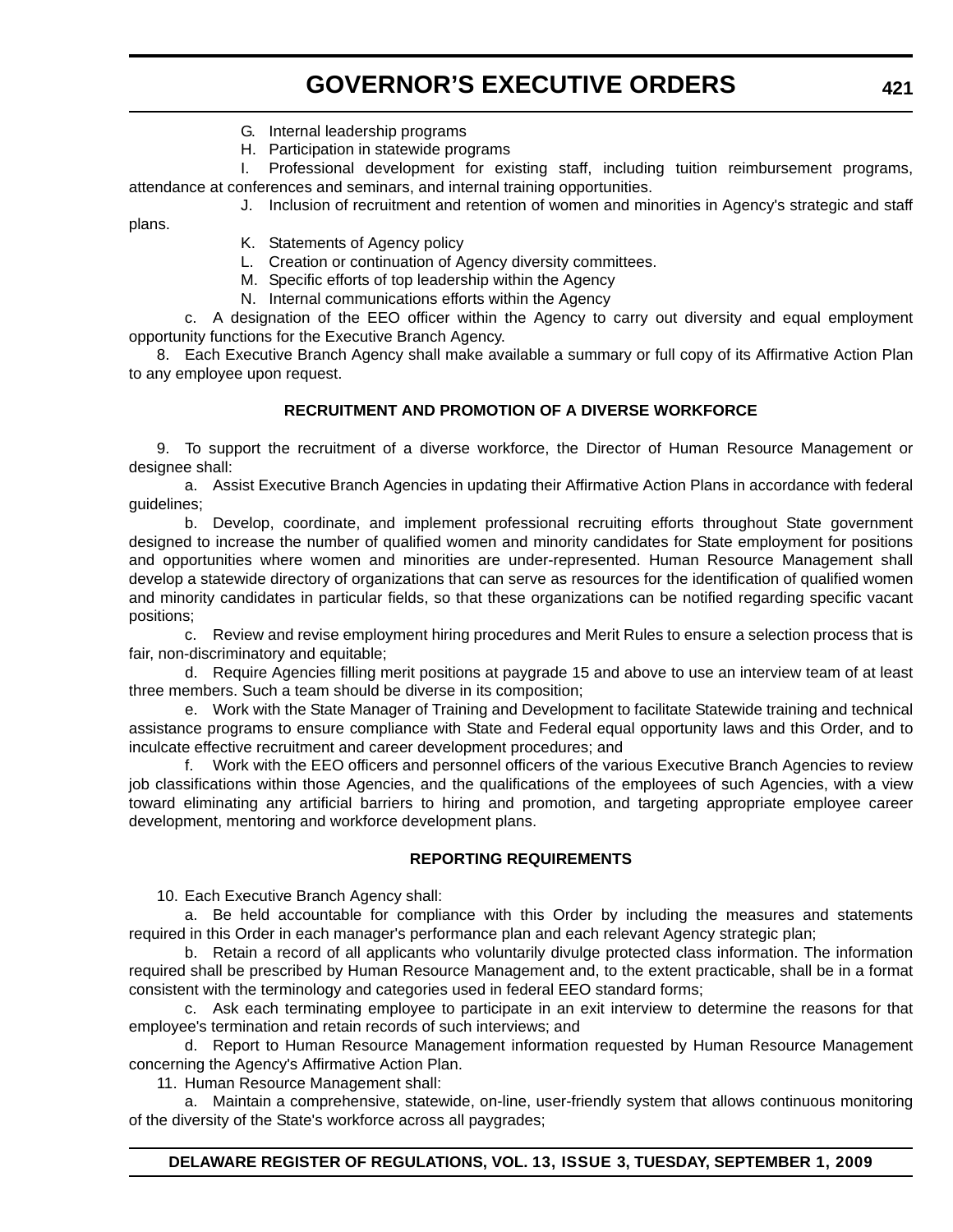G. Internal leadership programs

H. Participation in statewide programs

I. Professional development for existing staff, including tuition reimbursement programs, attendance at conferences and seminars, and internal training opportunities.

J. Inclusion of recruitment and retention of women and minorities in Agency's strategic and staff plans.

K. Statements of Agency policy

L. Creation or continuation of Agency diversity committees.

M. Specific efforts of top leadership within the Agency

N. Internal communications efforts within the Agency

c. A designation of the EEO officer within the Agency to carry out diversity and equal employment opportunity functions for the Executive Branch Agency.

8. Each Executive Branch Agency shall make available a summary or full copy of its Affirmative Action Plan to any employee upon request.

**RECRUITMENT AND PROMOTION OF A DIVERSE WORKFORCE**

9. To support the recruitment of a diverse workforce, the Director of Human Resource Management or designee shall:

a. Assist Executive Branch Agencies in updating their Affirmative Action Plans in accordance with federal guidelines;

b. Develop, coordinate, and implement professional recruiting efforts throughout State government designed to increase the number of qualified women and minority candidates for State employment for positions and opportunities where women and minorities are under-represented. Human Resource Management shall develop a statewide directory of organizations that can serve as resources for the identification of qualified women and minority candidates in particular fields, so that these organizations can be notified regarding specific vacant positions;

c. Review and revise employment hiring procedures and Merit Rules to ensure a selection process that is fair, non-discriminatory and equitable;

d. Require Agencies filling merit positions at paygrade 15 and above to use an interview team of at least three members. Such a team should be diverse in its composition;

e. Work with the State Manager of Training and Development to facilitate Statewide training and technical assistance programs to ensure compliance with State and Federal equal opportunity laws and this Order, and to inculcate effective recruitment and career development procedures; and

f. Work with the EEO officers and personnel officers of the various Executive Branch Agencies to review job classifications within those Agencies, and the qualifications of the employees of such Agencies, with a view toward eliminating any artificial barriers to hiring and promotion, and targeting appropriate employee career development, mentoring and workforce development plans.

**REPORTING REQUIREMENTS**

10. Each Executive Branch Agency shall:

a. Be held accountable for compliance with this Order by including the measures and statements required in this Order in each manager's performance plan and each relevant Agency strategic plan;

b. Retain a record of all applicants who voluntarily divulge protected class information. The information required shall be prescribed by Human Resource Management and, to the extent practicable, shall be in a format consistent with the terminology and categories used in federal EEO standard forms;

c. Ask each terminating employee to participate in an exit interview to determine the reasons for that employee's termination and retain records of such interviews; and

d. Report to Human Resource Management information requested by Human Resource Management concerning the Agency's Affirmative Action Plan.

11. Human Resource Management shall:

a. Maintain a comprehensive, statewide, on-line, user-friendly system that allows continuous monitoring of the diversity of the State's workforce across all paygrades;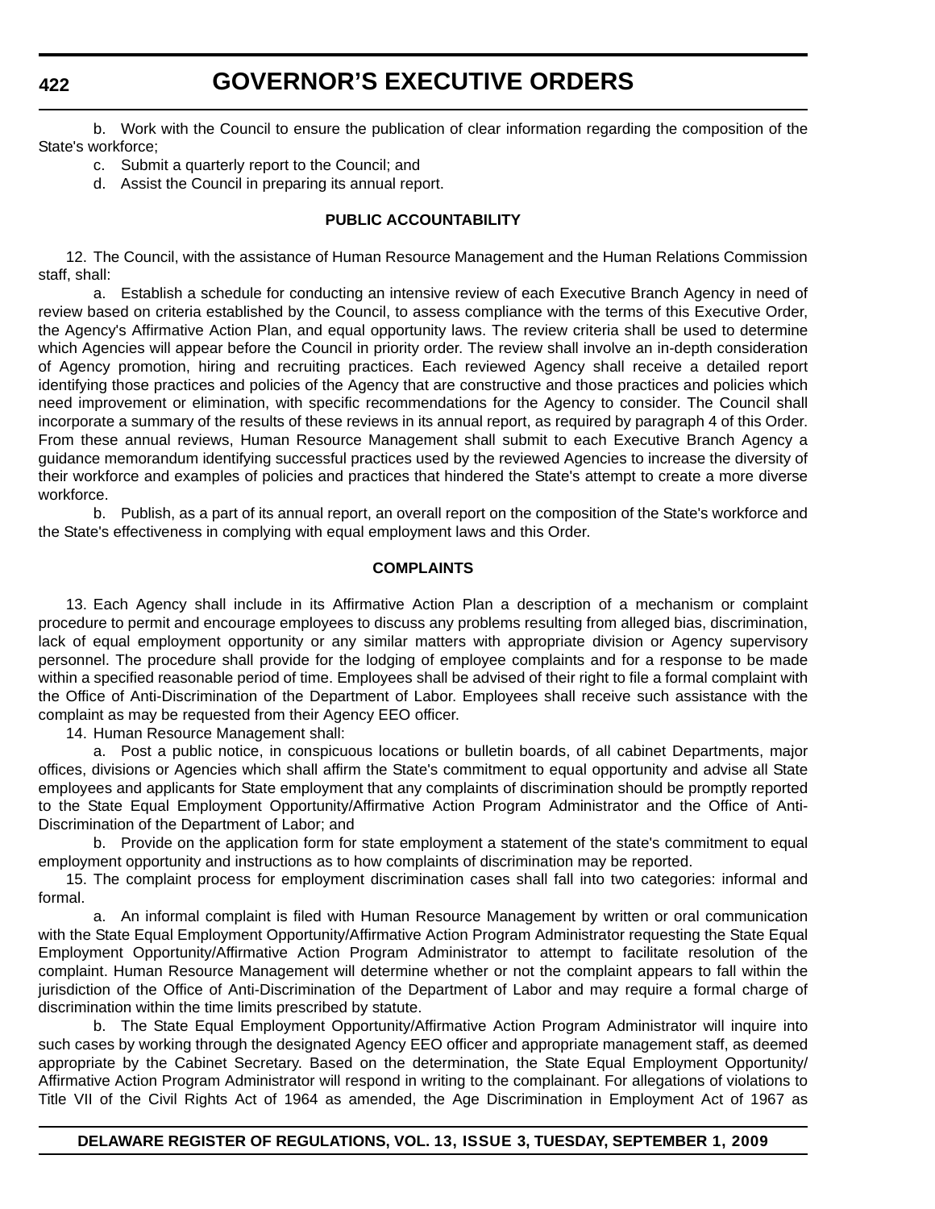b. Work with the Council to ensure the publication of clear information regarding the composition of the State's workforce;

c. Submit a quarterly report to the Council; and

d. Assist the Council in preparing its annual report.

**PUBLIC ACCOUNTABILITY**

12. The Council, with the assistance of Human Resource Management and the Human Relations Commission staff, shall:

a. Establish a schedule for conducting an intensive review of each Executive Branch Agency in need of review based on criteria established by the Council, to assess compliance with the terms of this Executive Order, the Agency's Affirmative Action Plan, and equal opportunity laws. The review criteria shall be used to determine which Agencies will appear before the Council in priority order. The review shall involve an in-depth consideration of Agency promotion, hiring and recruiting practices. Each reviewed Agency shall receive a detailed report identifying those practices and policies of the Agency that are constructive and those practices and policies which need improvement or elimination, with specific recommendations for the Agency to consider. The Council shall incorporate a summary of the results of these reviews in its annual report, as required by paragraph 4 of this Order. From these annual reviews, Human Resource Management shall submit to each Executive Branch Agency a guidance memorandum identifying successful practices used by the reviewed Agencies to increase the diversity of their workforce and examples of policies and practices that hindered the State's attempt to create a more diverse workforce.

b. Publish, as a part of its annual report, an overall report on the composition of the State's workforce and the State's effectiveness in complying with equal employment laws and this Order.

**COMPLAINTS**

13. Each Agency shall include in its Affirmative Action Plan a description of a mechanism or complaint procedure to permit and encourage employees to discuss any problems resulting from alleged bias, discrimination, lack of equal employment opportunity or any similar matters with appropriate division or Agency supervisory personnel. The procedure shall provide for the lodging of employee complaints and for a response to be made within a specified reasonable period of time. Employees shall be advised of their right to file a formal complaint with the Office of Anti-Discrimination of the Department of Labor. Employees shall receive such assistance with the complaint as may be requested from their Agency EEO officer.

14. Human Resource Management shall:

a. Post a public notice, in conspicuous locations or bulletin boards, of all cabinet Departments, major offices, divisions or Agencies which shall affirm the State's commitment to equal opportunity and advise all State employees and applicants for State employment that any complaints of discrimination should be promptly reported to the State Equal Employment Opportunity/Affirmative Action Program Administrator and the Office of Anti-Discrimination of the Department of Labor; and

b. Provide on the application form for state employment a statement of the state's commitment to equal employment opportunity and instructions as to how complaints of discrimination may be reported.

15. The complaint process for employment discrimination cases shall fall into two categories: informal and formal.

a. An informal complaint is filed with Human Resource Management by written or oral communication with the State Equal Employment Opportunity/Affirmative Action Program Administrator requesting the State Equal Employment Opportunity/Affirmative Action Program Administrator to attempt to facilitate resolution of the complaint. Human Resource Management will determine whether or not the complaint appears to fall within the jurisdiction of the Office of Anti-Discrimination of the Department of Labor and may require a formal charge of discrimination within the time limits prescribed by statute.

b. The State Equal Employment Opportunity/Affirmative Action Program Administrator will inquire into such cases by working through the designated Agency EEO officer and appropriate management staff, as deemed appropriate by the Cabinet Secretary. Based on the determination, the State Equal Employment Opportunity/ Affirmative Action Program Administrator will respond in writing to the complainant. For allegations of violations to Title VII of the Civil Rights Act of 1964 as amended, the Age Discrimination in Employment Act of 1967 as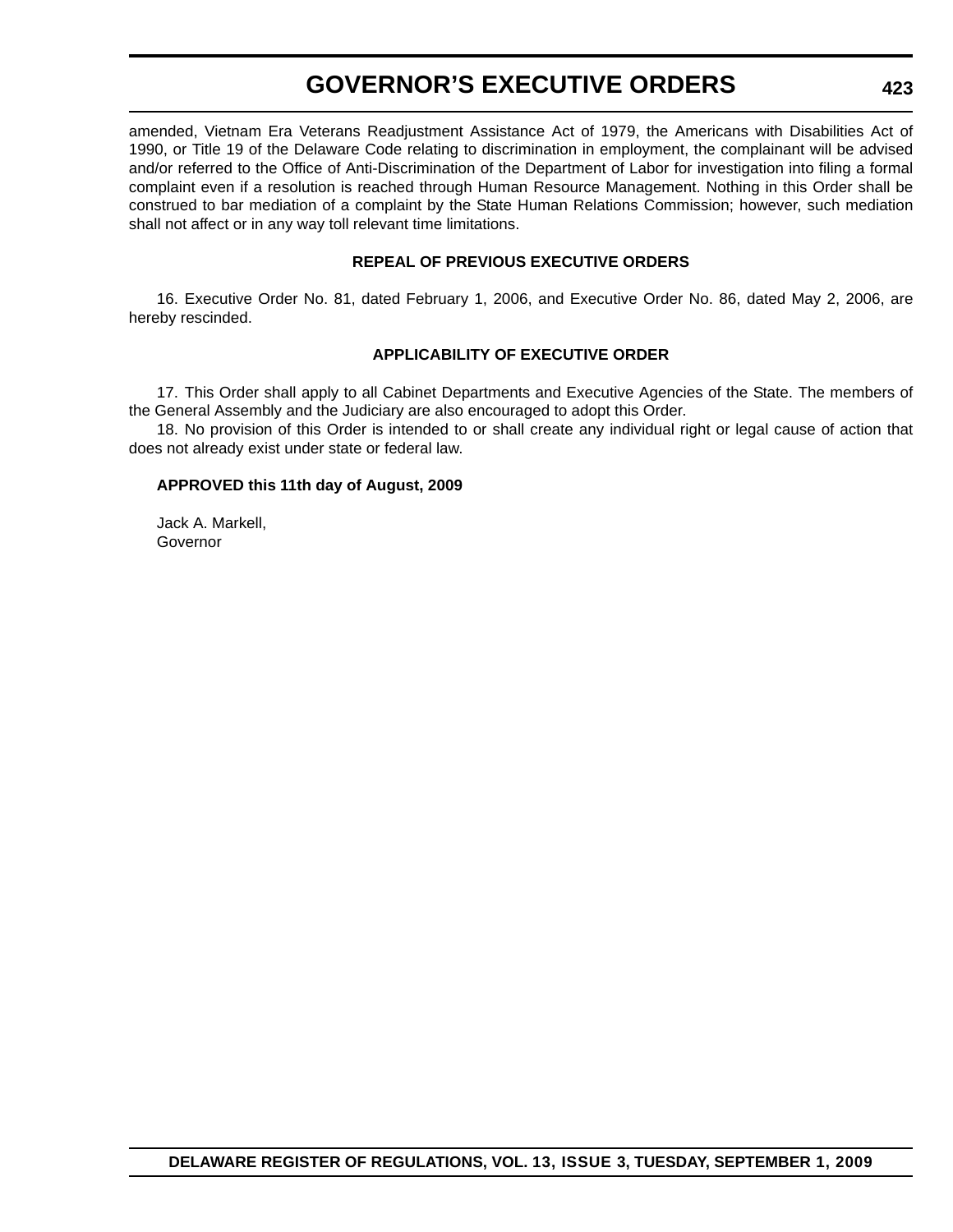amended, Vietnam Era Veterans Readjustment Assistance Act of 1979, the Americans with Disabilities Act of 1990, or Title 19 of the Delaware Code relating to discrimination in employment, the complainant will be advised and/or referred to the Office of Anti-Discrimination of the Department of Labor for investigation into filing a formal complaint even if a resolution is reached through Human Resource Management. Nothing in this Order shall be construed to bar mediation of a complaint by the State Human Relations Commission; however, such mediation shall not affect or in any way toll relevant time limitations.

**REPEAL OF PREVIOUS EXECUTIVE ORDERS**

16. Executive Order No. 81, dated February 1, 2006, and Executive Order No. 86, dated May 2, 2006, are hereby rescinded.

**APPLICABILITY OF EXECUTIVE ORDER**

17. This Order shall apply to all Cabinet Departments and Executive Agencies of the State. The members of the General Assembly and the Judiciary are also encouraged to adopt this Order.

18. No provision of this Order is intended to or shall create any individual right or legal cause of action that does not already exist under state or federal law.

**APPROVED this 11th day of August, 2009**

Jack A. Markell,
Governor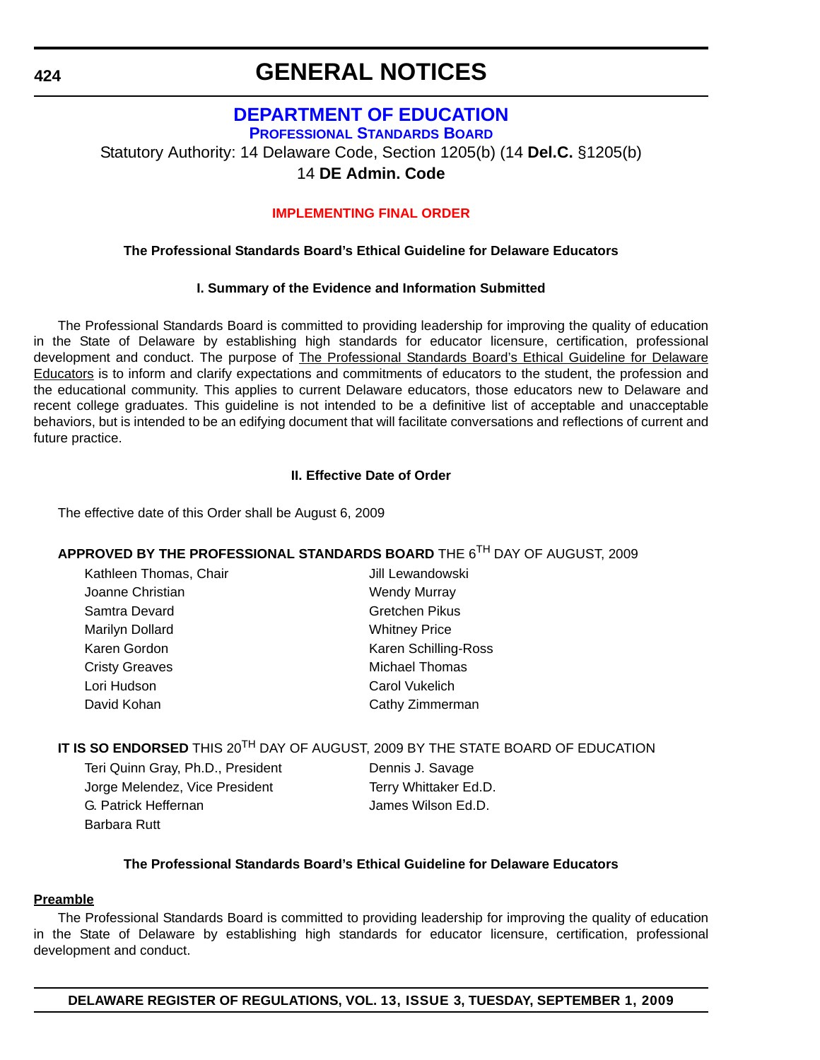# GENERAL NOTICES

## DEPARTMENT OF EDUCATION

### PROFESSIONAL STANDARDS BOARD

Statutory Authority: 14 Delaware Code, Section 1205(b) (14 **Del.C.** §1205(b)

14 **DE Admin. Code**

### IMPLEMENTING FINAL ORDER

**The Professional Standards Board's Ethical Guideline for Delaware Educators**

**I. Summary of the Evidence and Information Submitted**

The Professional Standards Board is committed to providing leadership for improving the quality of education in the State of Delaware by establishing high standards for educator licensure, certification, professional development and conduct. The purpose of The Professional Standards Board's Ethical Guideline for Delaware Educators is to inform and clarify expectations and commitments of educators to the student, the profession and the educational community. This applies to current Delaware educators, those educators new to Delaware and recent college graduates. This guideline is not intended to be a definitive list of acceptable and unacceptable behaviors, but is intended to be an edifying document that will facilitate conversations and reflections of current and future practice.

**II. Effective Date of Order**

The effective date of this Order shall be August 6, 2009

**APPROVED BY THE PROFESSIONAL STANDARDS BOARD** THE 6TH DAY OF AUGUST, 2009

Kathleen Thomas, Chair
Joanne Christian
Samtra Devard
Marilyn Dollard
Karen Gordon
Cristy Greaves
Lori Hudson
David Kohan
Jill Lewandowski
Wendy Murray
Gretchen Pikus
Whitney Price
Karen Schilling-Ross
Michael Thomas
Carol Vukelich
Cathy Zimmerman

**IT IS SO ENDORSED** THIS 20TH DAY OF AUGUST, 2009 BY THE STATE BOARD OF EDUCATION

Teri Quinn Gray, Ph.D., President
Jorge Melendez, Vice President
G. Patrick Heffernan
Barbara Rutt
Dennis J. Savage
Terry Whittaker Ed.D.
James Wilson Ed.D.

**The Professional Standards Board's Ethical Guideline for Delaware Educators**

**Preamble**

The Professional Standards Board is committed to providing leadership for improving the quality of education in the State of Delaware by establishing high standards for educator licensure, certification, professional development and conduct.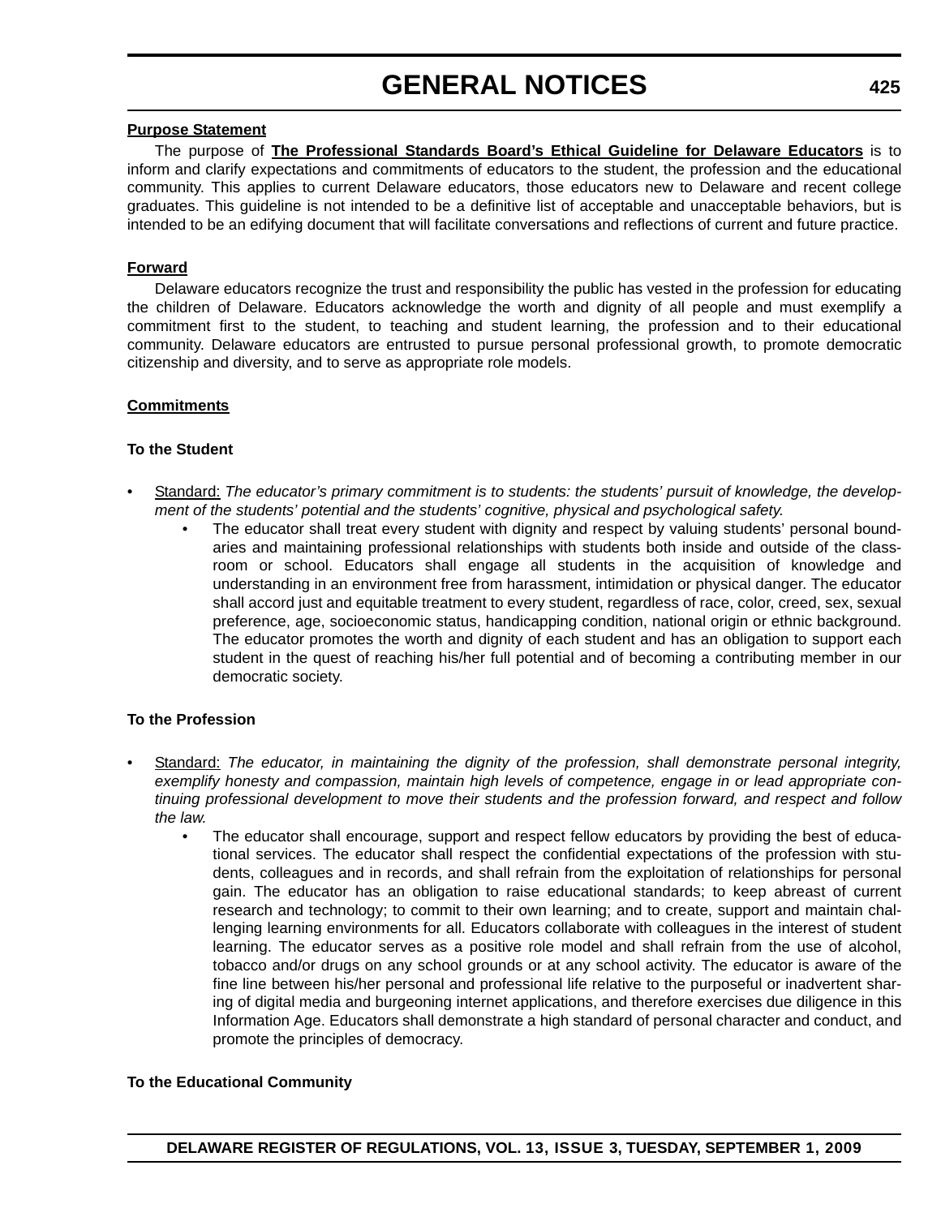**Purpose Statement**

The purpose of **The Professional Standards Board's Ethical Guideline for Delaware Educators** is to inform and clarify expectations and commitments of educators to the student, the profession and the educational community. This applies to current Delaware educators, those educators new to Delaware and recent college graduates. This guideline is not intended to be a definitive list of acceptable and unacceptable behaviors, but is intended to be an edifying document that will facilitate conversations and reflections of current and future practice.

**Forward**

Delaware educators recognize the trust and responsibility the public has vested in the profession for educating the children of Delaware. Educators acknowledge the worth and dignity of all people and must exemplify a commitment first to the student, to teaching and student learning, the profession and to their educational community. Delaware educators are entrusted to pursue personal professional growth, to promote democratic citizenship and diversity, and to serve as appropriate role models.

**Commitments**

**To the Student**

- Standard: *The educator's primary commitment is to students: the students' pursuit of knowledge, the development of the students' potential and the students' cognitive, physical and psychological safety.*
  - The educator shall treat every student with dignity and respect by valuing students' personal boundaries and maintaining professional relationships with students both inside and outside of the classroom or school. Educators shall engage all students in the acquisition of knowledge and understanding in an environment free from harassment, intimidation or physical danger. The educator shall accord just and equitable treatment to every student, regardless of race, color, creed, sex, sexual preference, age, socioeconomic status, handicapping condition, national origin or ethnic background. The educator promotes the worth and dignity of each student and has an obligation to support each student in the quest of reaching his/her full potential and of becoming a contributing member in our democratic society.

**To the Profession**

- Standard: *The educator, in maintaining the dignity of the profession, shall demonstrate personal integrity, exemplify honesty and compassion, maintain high levels of competence, engage in or lead appropriate continuing professional development to move their students and the profession forward, and respect and follow the law.*
  - The educator shall encourage, support and respect fellow educators by providing the best of educational services. The educator shall respect the confidential expectations of the profession with students, colleagues and in records, and shall refrain from the exploitation of relationships for personal gain. The educator has an obligation to raise educational standards; to keep abreast of current research and technology; to commit to their own learning; and to create, support and maintain challenging learning environments for all. Educators collaborate with colleagues in the interest of student learning. The educator serves as a positive role model and shall refrain from the use of alcohol, tobacco and/or drugs on any school grounds or at any school activity. The educator is aware of the fine line between his/her personal and professional life relative to the purposeful or inadvertent sharing of digital media and burgeoning internet applications, and therefore exercises due diligence in this Information Age. Educators shall demonstrate a high standard of personal character and conduct, and promote the principles of democracy.

**To the Educational Community**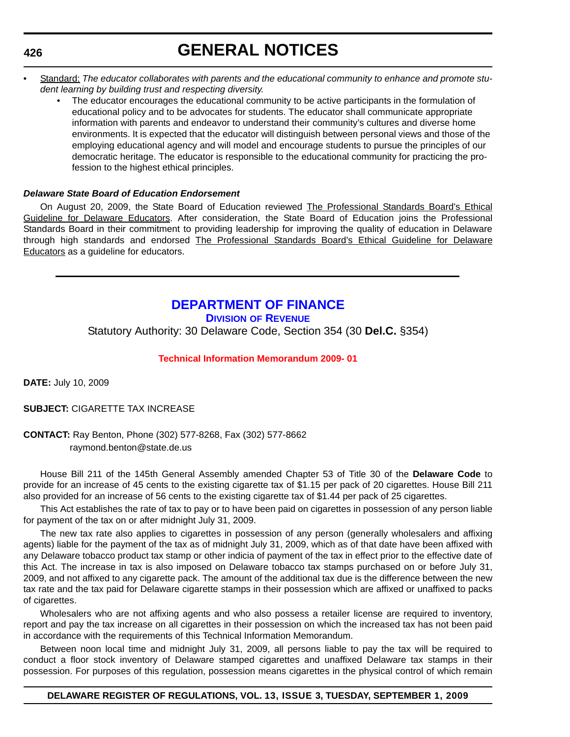- Standard: *The educator collaborates with parents and the educational community to enhance and promote student learning by building trust and respecting diversity.*
    - The educator encourages the educational community to be active participants in the formulation of educational policy and to be advocates for students. The educator shall communicate appropriate information with parents and endeavor to understand their community's cultures and diverse home environments. It is expected that the educator will distinguish between personal views and those of the employing educational agency and will model and encourage students to pursue the principles of our democratic heritage. The educator is responsible to the educational community for practicing the profession to the highest ethical principles.

***Delaware State Board of Education Endorsement***

On August 20, 2009, the State Board of Education reviewed The Professional Standards Board's Ethical Guideline for Delaware Educators. After consideration, the State Board of Education joins the Professional Standards Board in their commitment to providing leadership for improving the quality of education in Delaware through high standards and endorsed The Professional Standards Board's Ethical Guideline for Delaware Educators as a guideline for educators.

---

## DEPARTMENT OF FINANCE

### DIVISION OF REVENUE

Statutory Authority: 30 Delaware Code, Section 354 (30 **Del.C.** §354)

#### Technical Information Memorandum 2009- 01

**DATE:** July 10, 2009

**SUBJECT:** CIGARETTE TAX INCREASE

**CONTACT:** Ray Benton, Phone (302) 577-8268, Fax (302) 577-8662
raymond.benton@state.de.us

House Bill 211 of the 145th General Assembly amended Chapter 53 of Title 30 of the **Delaware Code** to provide for an increase of 45 cents to the existing cigarette tax of $1.15 per pack of 20 cigarettes. House Bill 211 also provided for an increase of 56 cents to the existing cigarette tax of $1.44 per pack of 25 cigarettes.

This Act establishes the rate of tax to pay or to have been paid on cigarettes in possession of any person liable for payment of the tax on or after midnight July 31, 2009.

The new tax rate also applies to cigarettes in possession of any person (generally wholesalers and affixing agents) liable for the payment of the tax as of midnight July 31, 2009, which as of that date have been affixed with any Delaware tobacco product tax stamp or other indicia of payment of the tax in effect prior to the effective date of this Act. The increase in tax is also imposed on Delaware tobacco tax stamps purchased on or before July 31, 2009, and not affixed to any cigarette pack. The amount of the additional tax due is the difference between the new tax rate and the tax paid for Delaware cigarette stamps in their possession which are affixed or unaffixed to packs of cigarettes.

Wholesalers who are not affixing agents and who also possess a retailer license are required to inventory, report and pay the tax increase on all cigarettes in their possession on which the increased tax has not been paid in accordance with the requirements of this Technical Information Memorandum.

Between noon local time and midnight July 31, 2009, all persons liable to pay the tax will be required to conduct a floor stock inventory of Delaware stamped cigarettes and unaffixed Delaware tax stamps in their possession. For purposes of this regulation, possession means cigarettes in the physical control of which remain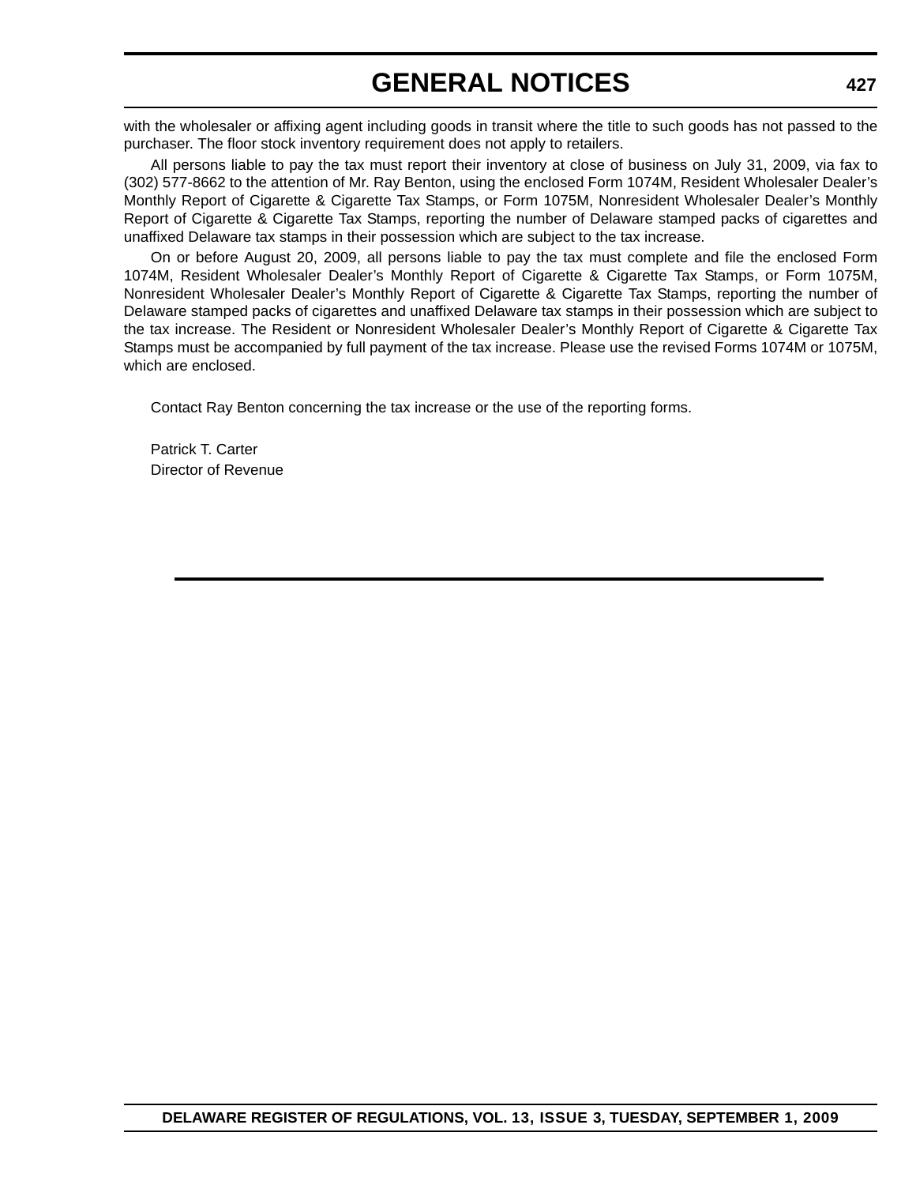with the wholesaler or affixing agent including goods in transit where the title to such goods has not passed to the purchaser. The floor stock inventory requirement does not apply to retailers.

All persons liable to pay the tax must report their inventory at close of business on July 31, 2009, via fax to (302) 577-8662 to the attention of Mr. Ray Benton, using the enclosed Form 1074M, Resident Wholesaler Dealer's Monthly Report of Cigarette & Cigarette Tax Stamps, or Form 1075M, Nonresident Wholesaler Dealer's Monthly Report of Cigarette & Cigarette Tax Stamps, reporting the number of Delaware stamped packs of cigarettes and unaffixed Delaware tax stamps in their possession which are subject to the tax increase.

On or before August 20, 2009, all persons liable to pay the tax must complete and file the enclosed Form 1074M, Resident Wholesaler Dealer's Monthly Report of Cigarette & Cigarette Tax Stamps, or Form 1075M, Nonresident Wholesaler Dealer's Monthly Report of Cigarette & Cigarette Tax Stamps, reporting the number of Delaware stamped packs of cigarettes and unaffixed Delaware tax stamps in their possession which are subject to the tax increase. The Resident or Nonresident Wholesaler Dealer's Monthly Report of Cigarette & Cigarette Tax Stamps must be accompanied by full payment of the tax increase. Please use the revised Forms 1074M or 1075M, which are enclosed.

Contact Ray Benton concerning the tax increase or the use of the reporting forms.

Patrick T. Carter
Director of Revenue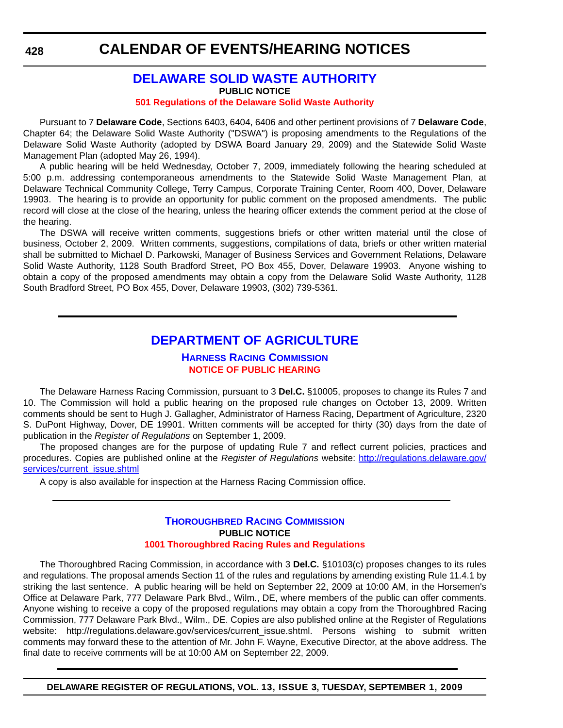# CALENDAR OF EVENTS/HEARING NOTICES

## DELAWARE SOLID WASTE AUTHORITY

**PUBLIC NOTICE**

**501 Regulations of the Delaware Solid Waste Authority**

Pursuant to 7 **Delaware Code**, Sections 6403, 6404, 6406 and other pertinent provisions of 7 **Delaware Code**, Chapter 64; the Delaware Solid Waste Authority ("DSWA") is proposing amendments to the Regulations of the Delaware Solid Waste Authority (adopted by DSWA Board January 29, 2009) and the Statewide Solid Waste Management Plan (adopted May 26, 1994).

A public hearing will be held Wednesday, October 7, 2009, immediately following the hearing scheduled at 5:00 p.m. addressing contemporaneous amendments to the Statewide Solid Waste Management Plan, at Delaware Technical Community College, Terry Campus, Corporate Training Center, Room 400, Dover, Delaware 19903. The hearing is to provide an opportunity for public comment on the proposed amendments. The public record will close at the close of the hearing, unless the hearing officer extends the comment period at the close of the hearing.

The DSWA will receive written comments, suggestions briefs or other written material until the close of business, October 2, 2009. Written comments, suggestions, compilations of data, briefs or other written material shall be submitted to Michael D. Parkowski, Manager of Business Services and Government Relations, Delaware Solid Waste Authority, 1128 South Bradford Street, PO Box 455, Dover, Delaware 19903. Anyone wishing to obtain a copy of the proposed amendments may obtain a copy from the Delaware Solid Waste Authority, 1128 South Bradford Street, PO Box 455, Dover, Delaware 19903, (302) 739-5361.

---

## DEPARTMENT OF AGRICULTURE

### HARNESS RACING COMMISSION

**NOTICE OF PUBLIC HEARING**

The Delaware Harness Racing Commission, pursuant to 3 **Del.C.** §10005, proposes to change its Rules 7 and 10. The Commission will hold a public hearing on the proposed rule changes on October 13, 2009. Written comments should be sent to Hugh J. Gallagher, Administrator of Harness Racing, Department of Agriculture, 2320 S. DuPont Highway, Dover, DE 19901. Written comments will be accepted for thirty (30) days from the date of publication in the *Register of Regulations* on September 1, 2009.

The proposed changes are for the purpose of updating Rule 7 and reflect current policies, practices and procedures. Copies are published online at the *Register of Regulations* website: [http://regulations.delaware.gov/services/current_issue.shtml](http://regulations.delaware.gov/services/current_issue.shtml)

A copy is also available for inspection at the Harness Racing Commission office.

---

### THOROUGHBRED RACING COMMISSION

**PUBLIC NOTICE**

**1001 Thoroughbred Racing Rules and Regulations**

The Thoroughbred Racing Commission, in accordance with 3 **Del.C.** §10103(c) proposes changes to its rules and regulations. The proposal amends Section 11 of the rules and regulations by amending existing Rule 11.4.1 by striking the last sentence. A public hearing will be held on September 22, 2009 at 10:00 AM, in the Horsemen's Office at Delaware Park, 777 Delaware Park Blvd., Wilm., DE, where members of the public can offer comments. Anyone wishing to receive a copy of the proposed regulations may obtain a copy from the Thoroughbred Racing Commission, 777 Delaware Park Blvd., Wilm., DE. Copies are also published online at the Register of Regulations website: http://regulations.delaware.gov/services/current_issue.shtml. Persons wishing to submit written comments may forward these to the attention of Mr. John F. Wayne, Executive Director, at the above address. The final date to receive comments will be at 10:00 AM on September 22, 2009.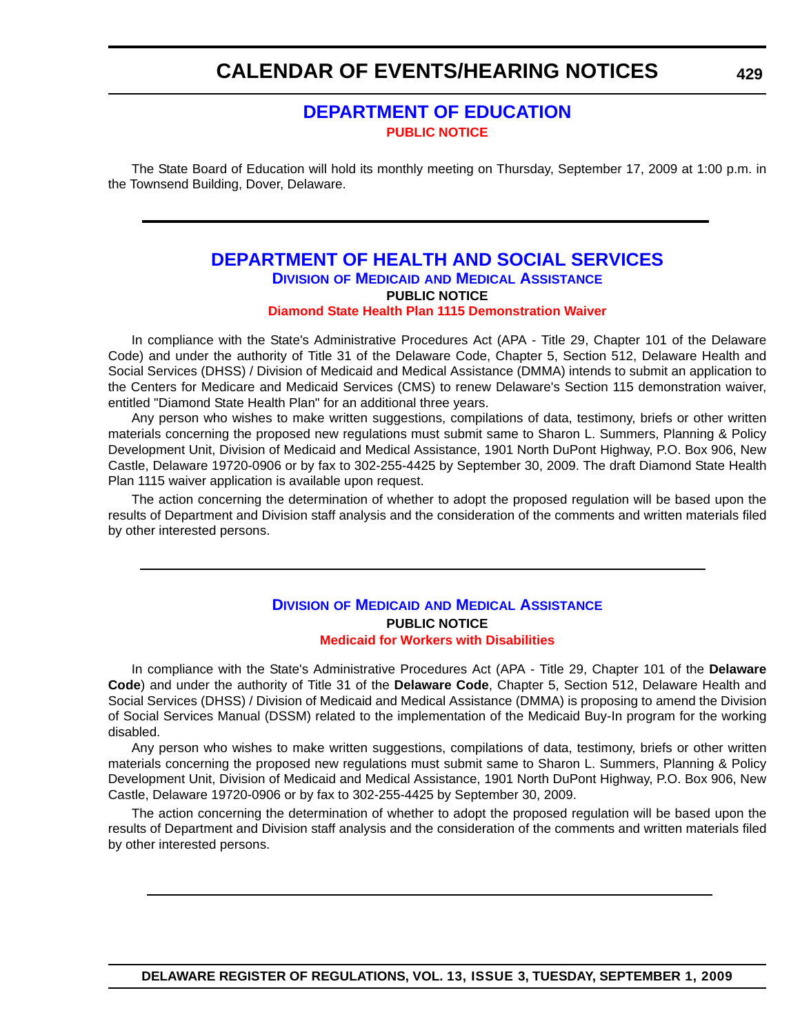# DEPARTMENT OF EDUCATION

**PUBLIC NOTICE**

The State Board of Education will hold its monthly meeting on Thursday, September 17, 2009 at 1:00 p.m. in the Townsend Building, Dover, Delaware.

---

# DEPARTMENT OF HEALTH AND SOCIAL SERVICES

## DIVISION OF MEDICAID AND MEDICAL ASSISTANCE

**PUBLIC NOTICE**

**Diamond State Health Plan 1115 Demonstration Waiver**

In compliance with the State's Administrative Procedures Act (APA - Title 29, Chapter 101 of the Delaware Code) and under the authority of Title 31 of the Delaware Code, Chapter 5, Section 512, Delaware Health and Social Services (DHSS) / Division of Medicaid and Medical Assistance (DMMA) intends to submit an application to the Centers for Medicare and Medicaid Services (CMS) to renew Delaware's Section 115 demonstration waiver, entitled "Diamond State Health Plan" for an additional three years.

Any person who wishes to make written suggestions, compilations of data, testimony, briefs or other written materials concerning the proposed new regulations must submit same to Sharon L. Summers, Planning & Policy Development Unit, Division of Medicaid and Medical Assistance, 1901 North DuPont Highway, P.O. Box 906, New Castle, Delaware 19720-0906 or by fax to 302-255-4425 by September 30, 2009. The draft Diamond State Health Plan 1115 waiver application is available upon request.

The action concerning the determination of whether to adopt the proposed regulation will be based upon the results of Department and Division staff analysis and the consideration of the comments and written materials filed by other interested persons.

---

## DIVISION OF MEDICAID AND MEDICAL ASSISTANCE

**PUBLIC NOTICE**

**Medicaid for Workers with Disabilities**

In compliance with the State's Administrative Procedures Act (APA - Title 29, Chapter 101 of the **Delaware Code**) and under the authority of Title 31 of the **Delaware Code**, Chapter 5, Section 512, Delaware Health and Social Services (DHSS) / Division of Medicaid and Medical Assistance (DMMA) is proposing to amend the Division of Social Services Manual (DSSM) related to the implementation of the Medicaid Buy-In program for the working disabled.

Any person who wishes to make written suggestions, compilations of data, testimony, briefs or other written materials concerning the proposed new regulations must submit same to Sharon L. Summers, Planning & Policy Development Unit, Division of Medicaid and Medical Assistance, 1901 North DuPont Highway, P.O. Box 906, New Castle, Delaware 19720-0906 or by fax to 302-255-4425 by September 30, 2009.

The action concerning the determination of whether to adopt the proposed regulation will be based upon the results of Department and Division staff analysis and the consideration of the comments and written materials filed by other interested persons.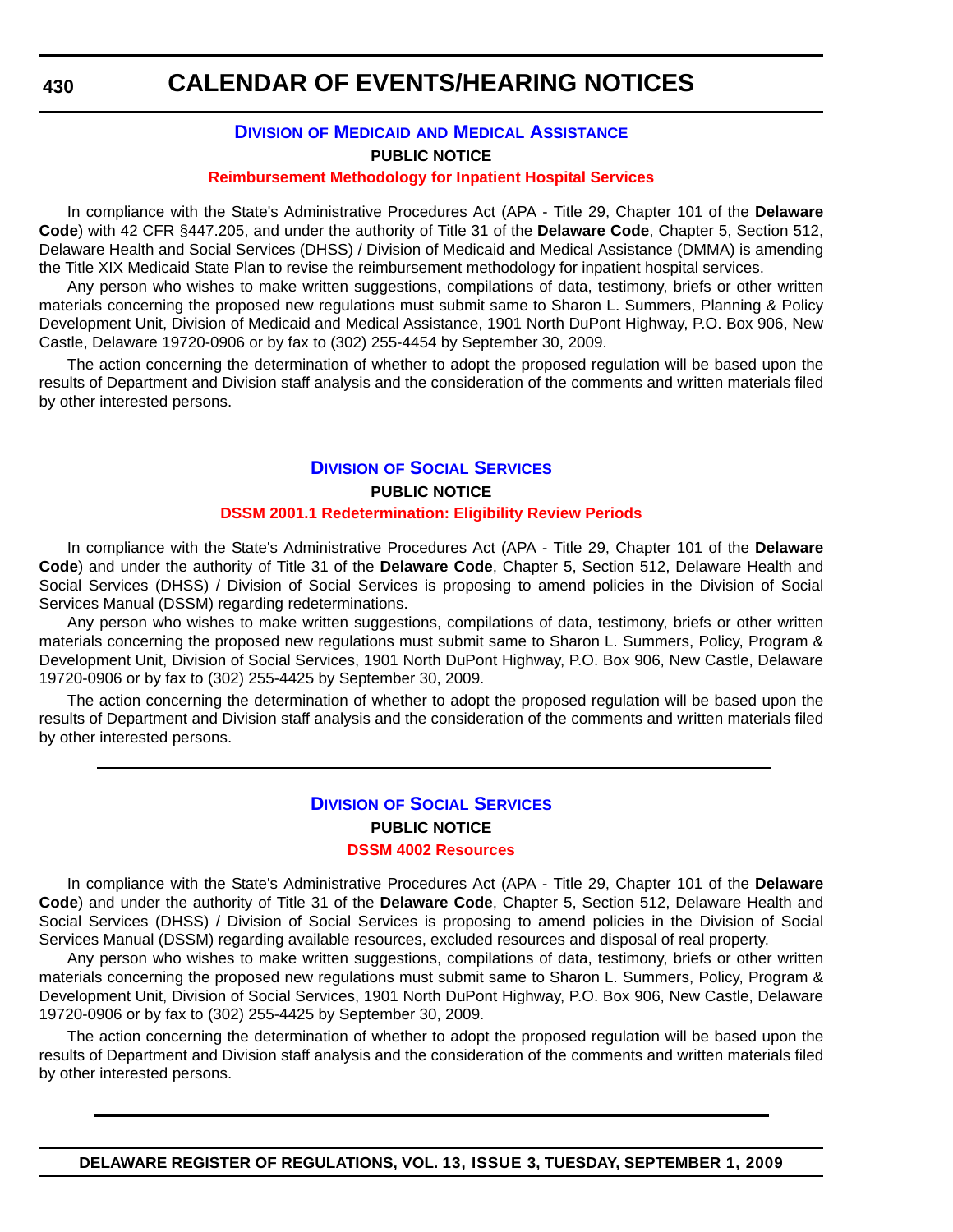# CALENDAR OF EVENTS/HEARING NOTICES

## DIVISION OF MEDICAID AND MEDICAL ASSISTANCE

**PUBLIC NOTICE**

**Reimbursement Methodology for Inpatient Hospital Services**

In compliance with the State's Administrative Procedures Act (APA - Title 29, Chapter 101 of the **Delaware Code**) with 42 CFR §447.205, and under the authority of Title 31 of the **Delaware Code**, Chapter 5, Section 512, Delaware Health and Social Services (DHSS) / Division of Medicaid and Medical Assistance (DMMA) is amending the Title XIX Medicaid State Plan to revise the reimbursement methodology for inpatient hospital services.

Any person who wishes to make written suggestions, compilations of data, testimony, briefs or other written materials concerning the proposed new regulations must submit same to Sharon L. Summers, Planning & Policy Development Unit, Division of Medicaid and Medical Assistance, 1901 North DuPont Highway, P.O. Box 906, New Castle, Delaware 19720-0906 or by fax to (302) 255-4454 by September 30, 2009.

The action concerning the determination of whether to adopt the proposed regulation will be based upon the results of Department and Division staff analysis and the consideration of the comments and written materials filed by other interested persons.

---

## DIVISION OF SOCIAL SERVICES

**PUBLIC NOTICE**

**DSSM 2001.1 Redetermination: Eligibility Review Periods**

In compliance with the State's Administrative Procedures Act (APA - Title 29, Chapter 101 of the **Delaware Code**) and under the authority of Title 31 of the **Delaware Code**, Chapter 5, Section 512, Delaware Health and Social Services (DHSS) / Division of Social Services is proposing to amend policies in the Division of Social Services Manual (DSSM) regarding redeterminations.

Any person who wishes to make written suggestions, compilations of data, testimony, briefs or other written materials concerning the proposed new regulations must submit same to Sharon L. Summers, Policy, Program & Development Unit, Division of Social Services, 1901 North DuPont Highway, P.O. Box 906, New Castle, Delaware 19720-0906 or by fax to (302) 255-4425 by September 30, 2009.

The action concerning the determination of whether to adopt the proposed regulation will be based upon the results of Department and Division staff analysis and the consideration of the comments and written materials filed by other interested persons.

---

## DIVISION OF SOCIAL SERVICES

**PUBLIC NOTICE**

**DSSM 4002 Resources**

In compliance with the State's Administrative Procedures Act (APA - Title 29, Chapter 101 of the **Delaware Code**) and under the authority of Title 31 of the **Delaware Code**, Chapter 5, Section 512, Delaware Health and Social Services (DHSS) / Division of Social Services is proposing to amend policies in the Division of Social Services Manual (DSSM) regarding available resources, excluded resources and disposal of real property.

Any person who wishes to make written suggestions, compilations of data, testimony, briefs or other written materials concerning the proposed new regulations must submit same to Sharon L. Summers, Policy, Program & Development Unit, Division of Social Services, 1901 North DuPont Highway, P.O. Box 906, New Castle, Delaware 19720-0906 or by fax to (302) 255-4425 by September 30, 2009.

The action concerning the determination of whether to adopt the proposed regulation will be based upon the results of Department and Division staff analysis and the consideration of the comments and written materials filed by other interested persons.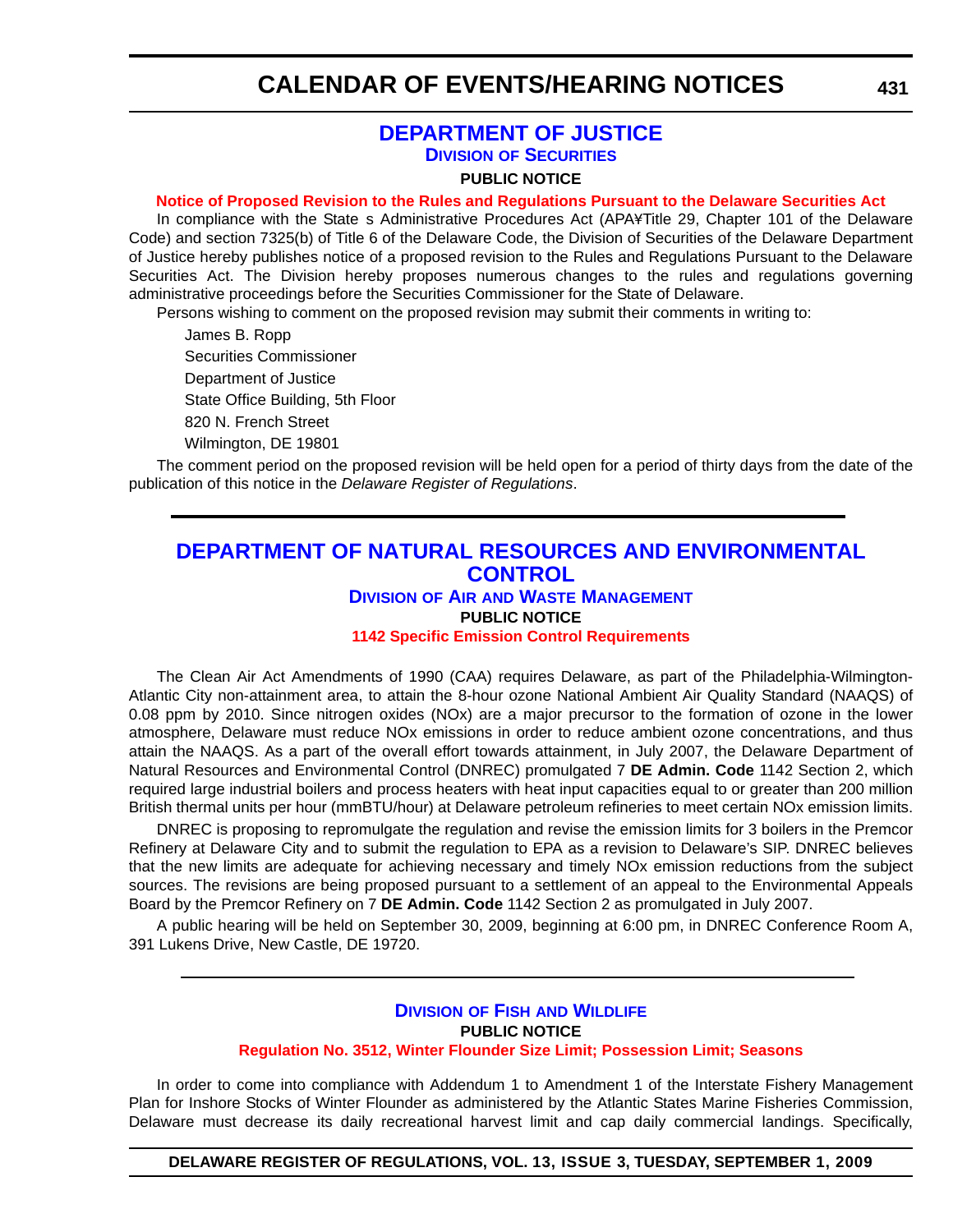# DEPARTMENT OF JUSTICE

## Division of Securities

**PUBLIC NOTICE**

**Notice of Proposed Revision to the Rules and Regulations Pursuant to the Delaware Securities Act**

In compliance with the State s Administrative Procedures Act (APA¥Title 29, Chapter 101 of the Delaware Code) and section 7325(b) of Title 6 of the Delaware Code, the Division of Securities of the Delaware Department of Justice hereby publishes notice of a proposed revision to the Rules and Regulations Pursuant to the Delaware Securities Act. The Division hereby proposes numerous changes to the rules and regulations governing administrative proceedings before the Securities Commissioner for the State of Delaware.

Persons wishing to comment on the proposed revision may submit their comments in writing to:

James B. Ropp
Securities Commissioner
Department of Justice
State Office Building, 5th Floor
820 N. French Street
Wilmington, DE 19801

The comment period on the proposed revision will be held open for a period of thirty days from the date of the publication of this notice in the *Delaware Register of Regulations*.

---

# DEPARTMENT OF NATURAL RESOURCES AND ENVIRONMENTAL CONTROL

## Division of Air and Waste Management

**PUBLIC NOTICE**

**1142 Specific Emission Control Requirements**

The Clean Air Act Amendments of 1990 (CAA) requires Delaware, as part of the Philadelphia-Wilmington-Atlantic City non-attainment area, to attain the 8-hour ozone National Ambient Air Quality Standard (NAAQS) of 0.08 ppm by 2010. Since nitrogen oxides (NOx) are a major precursor to the formation of ozone in the lower atmosphere, Delaware must reduce NOx emissions in order to reduce ambient ozone concentrations, and thus attain the NAAQS. As a part of the overall effort towards attainment, in July 2007, the Delaware Department of Natural Resources and Environmental Control (DNREC) promulgated 7 **DE Admin. Code** 1142 Section 2, which required large industrial boilers and process heaters with heat input capacities equal to or greater than 200 million British thermal units per hour (mmBTU/hour) at Delaware petroleum refineries to meet certain NOx emission limits.

DNREC is proposing to repromulgate the regulation and revise the emission limits for 3 boilers in the Premcor Refinery at Delaware City and to submit the regulation to EPA as a revision to Delaware's SIP. DNREC believes that the new limits are adequate for achieving necessary and timely NOx emission reductions from the subject sources. The revisions are being proposed pursuant to a settlement of an appeal to the Environmental Appeals Board by the Premcor Refinery on 7 **DE Admin. Code** 1142 Section 2 as promulgated in July 2007.

A public hearing will be held on September 30, 2009, beginning at 6:00 pm, in DNREC Conference Room A, 391 Lukens Drive, New Castle, DE 19720.

---

## Division of Fish and Wildlife

**PUBLIC NOTICE**

**Regulation No. 3512, Winter Flounder Size Limit; Possession Limit; Seasons**

In order to come into compliance with Addendum 1 to Amendment 1 of the Interstate Fishery Management Plan for Inshore Stocks of Winter Flounder as administered by the Atlantic States Marine Fisheries Commission, Delaware must decrease its daily recreational harvest limit and cap daily commercial landings. Specifically,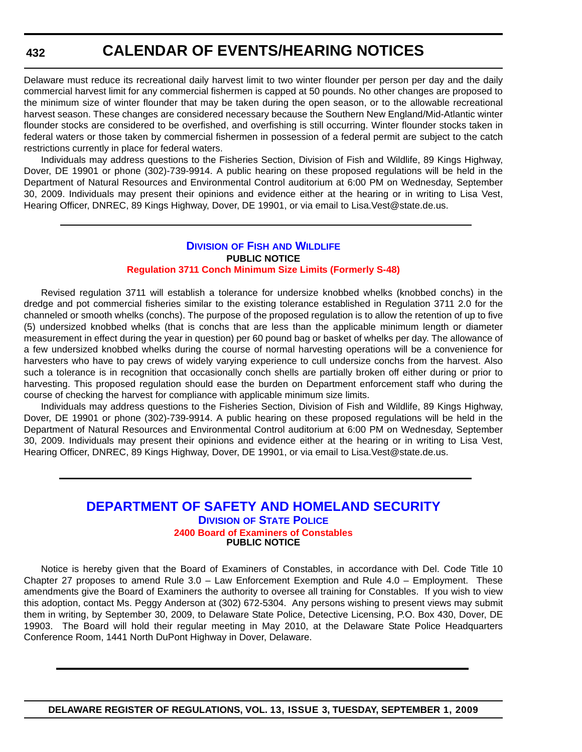Delaware must reduce its recreational daily harvest limit to two winter flounder per person per day and the daily commercial harvest limit for any commercial fishermen is capped at 50 pounds. No other changes are proposed to the minimum size of winter flounder that may be taken during the open season, or to the allowable recreational harvest season. These changes are considered necessary because the Southern New England/Mid-Atlantic winter flounder stocks are considered to be overfished, and overfishing is still occurring. Winter flounder stocks taken in federal waters or those taken by commercial fishermen in possession of a federal permit are subject to the catch restrictions currently in place for federal waters.

Individuals may address questions to the Fisheries Section, Division of Fish and Wildlife, 89 Kings Highway, Dover, DE 19901 or phone (302)-739-9914. A public hearing on these proposed regulations will be held in the Department of Natural Resources and Environmental Control auditorium at 6:00 PM on Wednesday, September 30, 2009. Individuals may present their opinions and evidence either at the hearing or in writing to Lisa Vest, Hearing Officer, DNREC, 89 Kings Highway, Dover, DE 19901, or via email to Lisa.Vest@state.de.us.

---

### Division of Fish and Wildlife

**PUBLIC NOTICE**

**Regulation 3711 Conch Minimum Size Limits (Formerly S-48)**

Revised regulation 3711 will establish a tolerance for undersize knobbed whelks (knobbed conchs) in the dredge and pot commercial fisheries similar to the existing tolerance established in Regulation 3711 2.0 for the channeled or smooth whelks (conchs). The purpose of the proposed regulation is to allow the retention of up to five (5) undersized knobbed whelks (that is conchs that are less than the applicable minimum length or diameter measurement in effect during the year in question) per 60 pound bag or basket of whelks per day. The allowance of a few undersized knobbed whelks during the course of normal harvesting operations will be a convenience for harvesters who have to pay crews of widely varying experience to cull undersize conchs from the harvest. Also such a tolerance is in recognition that occasionally conch shells are partially broken off either during or prior to harvesting. This proposed regulation should ease the burden on Department enforcement staff who during the course of checking the harvest for compliance with applicable minimum size limits.

Individuals may address questions to the Fisheries Section, Division of Fish and Wildlife, 89 Kings Highway, Dover, DE 19901 or phone (302)-739-9914. A public hearing on these proposed regulations will be held in the Department of Natural Resources and Environmental Control auditorium at 6:00 PM on Wednesday, September 30, 2009. Individuals may present their opinions and evidence either at the hearing or in writing to Lisa Vest, Hearing Officer, DNREC, 89 Kings Highway, Dover, DE 19901, or via email to Lisa.Vest@state.de.us.

---

## DEPARTMENT OF SAFETY AND HOMELAND SECURITY

### Division of State Police

**2400 Board of Examiners of Constables**

**PUBLIC NOTICE**

Notice is hereby given that the Board of Examiners of Constables, in accordance with Del. Code Title 10 Chapter 27 proposes to amend Rule 3.0 – Law Enforcement Exemption and Rule 4.0 – Employment. These amendments give the Board of Examiners the authority to oversee all training for Constables. If you wish to view this adoption, contact Ms. Peggy Anderson at (302) 672-5304. Any persons wishing to present views may submit them in writing, by September 30, 2009, to Delaware State Police, Detective Licensing, P.O. Box 430, Dover, DE 19903. The Board will hold their regular meeting in May 2010, at the Delaware State Police Headquarters Conference Room, 1441 North DuPont Highway in Dover, Delaware.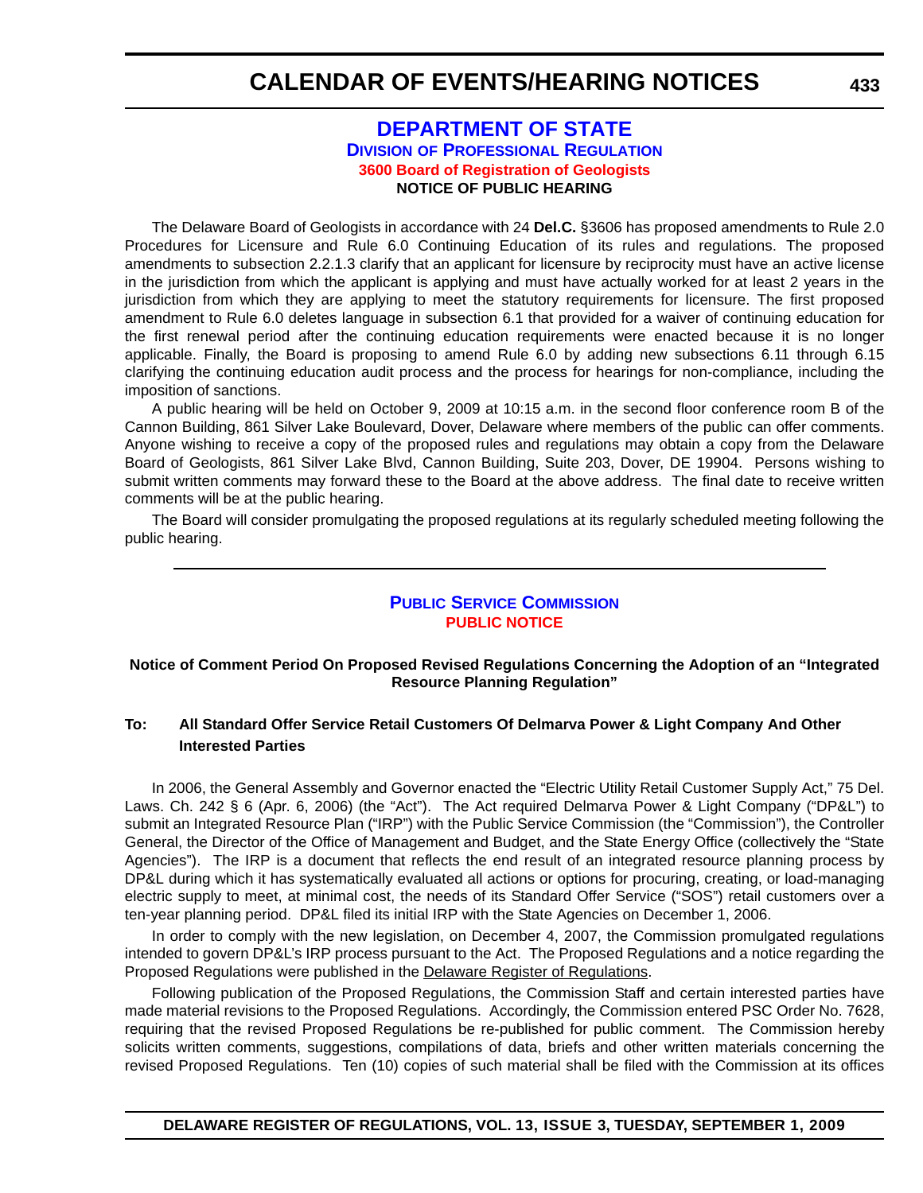# DEPARTMENT OF STATE

## DIVISION OF PROFESSIONAL REGULATION

### 3600 Board of Registration of Geologists

**NOTICE OF PUBLIC HEARING**

The Delaware Board of Geologists in accordance with 24 **Del.C.** §3606 has proposed amendments to Rule 2.0 Procedures for Licensure and Rule 6.0 Continuing Education of its rules and regulations. The proposed amendments to subsection 2.2.1.3 clarify that an applicant for licensure by reciprocity must have an active license in the jurisdiction from which the applicant is applying and must have actually worked for at least 2 years in the jurisdiction from which they are applying to meet the statutory requirements for licensure. The first proposed amendment to Rule 6.0 deletes language in subsection 6.1 that provided for a waiver of continuing education for the first renewal period after the continuing education requirements were enacted because it is no longer applicable. Finally, the Board is proposing to amend Rule 6.0 by adding new subsections 6.11 through 6.15 clarifying the continuing education audit process and the process for hearings for non-compliance, including the imposition of sanctions.

A public hearing will be held on October 9, 2009 at 10:15 a.m. in the second floor conference room B of the Cannon Building, 861 Silver Lake Boulevard, Dover, Delaware where members of the public can offer comments. Anyone wishing to receive a copy of the proposed rules and regulations may obtain a copy from the Delaware Board of Geologists, 861 Silver Lake Blvd, Cannon Building, Suite 203, Dover, DE 19904. Persons wishing to submit written comments may forward these to the Board at the above address. The final date to receive written comments will be at the public hearing.

The Board will consider promulgating the proposed regulations at its regularly scheduled meeting following the public hearing.

---

## PUBLIC SERVICE COMMISSION

**PUBLIC NOTICE**

**Notice of Comment Period On Proposed Revised Regulations Concerning the Adoption of an "Integrated Resource Planning Regulation"**

**To: All Standard Offer Service Retail Customers Of Delmarva Power & Light Company And Other Interested Parties**

In 2006, the General Assembly and Governor enacted the "Electric Utility Retail Customer Supply Act," 75 Del. Laws. Ch. 242 § 6 (Apr. 6, 2006) (the "Act"). The Act required Delmarva Power & Light Company ("DP&L") to submit an Integrated Resource Plan ("IRP") with the Public Service Commission (the "Commission"), the Controller General, the Director of the Office of Management and Budget, and the State Energy Office (collectively the "State Agencies"). The IRP is a document that reflects the end result of an integrated resource planning process by DP&L during which it has systematically evaluated all actions or options for procuring, creating, or load-managing electric supply to meet, at minimal cost, the needs of its Standard Offer Service ("SOS") retail customers over a ten-year planning period. DP&L filed its initial IRP with the State Agencies on December 1, 2006.

In order to comply with the new legislation, on December 4, 2007, the Commission promulgated regulations intended to govern DP&L's IRP process pursuant to the Act. The Proposed Regulations and a notice regarding the Proposed Regulations were published in the Delaware Register of Regulations.

Following publication of the Proposed Regulations, the Commission Staff and certain interested parties have made material revisions to the Proposed Regulations. Accordingly, the Commission entered PSC Order No. 7628, requiring that the revised Proposed Regulations be re-published for public comment. The Commission hereby solicits written comments, suggestions, compilations of data, briefs and other written materials concerning the revised Proposed Regulations. Ten (10) copies of such material shall be filed with the Commission at its offices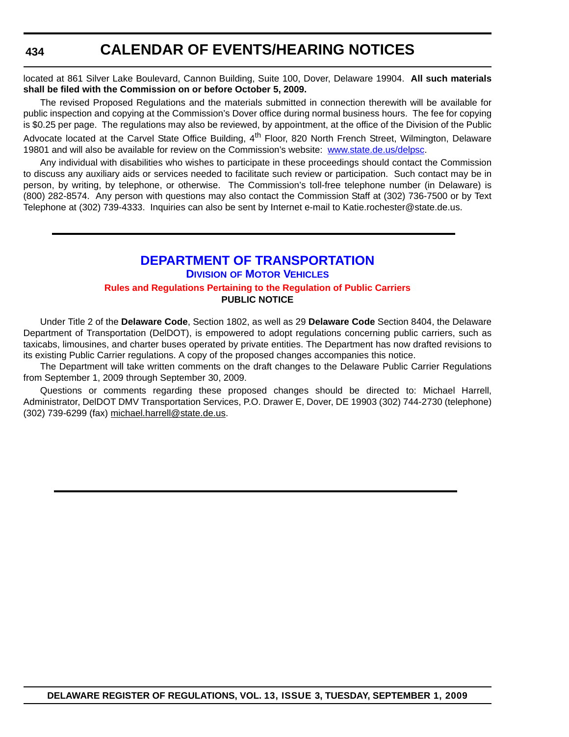located at 861 Silver Lake Boulevard, Cannon Building, Suite 100, Dover, Delaware 19904. **All such materials shall be filed with the Commission on or before October 5, 2009.**

The revised Proposed Regulations and the materials submitted in connection therewith will be available for public inspection and copying at the Commission's Dover office during normal business hours. The fee for copying is $0.25 per page. The regulations may also be reviewed, by appointment, at the office of the Division of the Public Advocate located at the Carvel State Office Building, 4th Floor, 820 North French Street, Wilmington, Delaware 19801 and will also be available for review on the Commission's website: [www.state.de.us/delpsc](www.state.de.us/delpsc).

Any individual with disabilities who wishes to participate in these proceedings should contact the Commission to discuss any auxiliary aids or services needed to facilitate such review or participation. Such contact may be in person, by writing, by telephone, or otherwise. The Commission's toll-free telephone number (in Delaware) is (800) 282-8574. Any person with questions may also contact the Commission Staff at (302) 736-7500 or by Text Telephone at (302) 739-4333. Inquiries can also be sent by Internet e-mail to Katie.rochester@state.de.us.

---

# DEPARTMENT OF TRANSPORTATION

## DIVISION OF MOTOR VEHICLES

### Rules and Regulations Pertaining to the Regulation of Public Carriers

**PUBLIC NOTICE**

Under Title 2 of the **Delaware Code**, Section 1802, as well as 29 **Delaware Code** Section 8404, the Delaware Department of Transportation (DelDOT), is empowered to adopt regulations concerning public carriers, such as taxicabs, limousines, and charter buses operated by private entities. The Department has now drafted revisions to its existing Public Carrier regulations. A copy of the proposed changes accompanies this notice.

The Department will take written comments on the draft changes to the Delaware Public Carrier Regulations from September 1, 2009 through September 30, 2009.

Questions or comments regarding these proposed changes should be directed to: Michael Harrell, Administrator, DelDOT DMV Transportation Services, P.O. Drawer E, Dover, DE 19903 (302) 744-2730 (telephone) (302) 739-6299 (fax) michael.harrell@state.de.us.